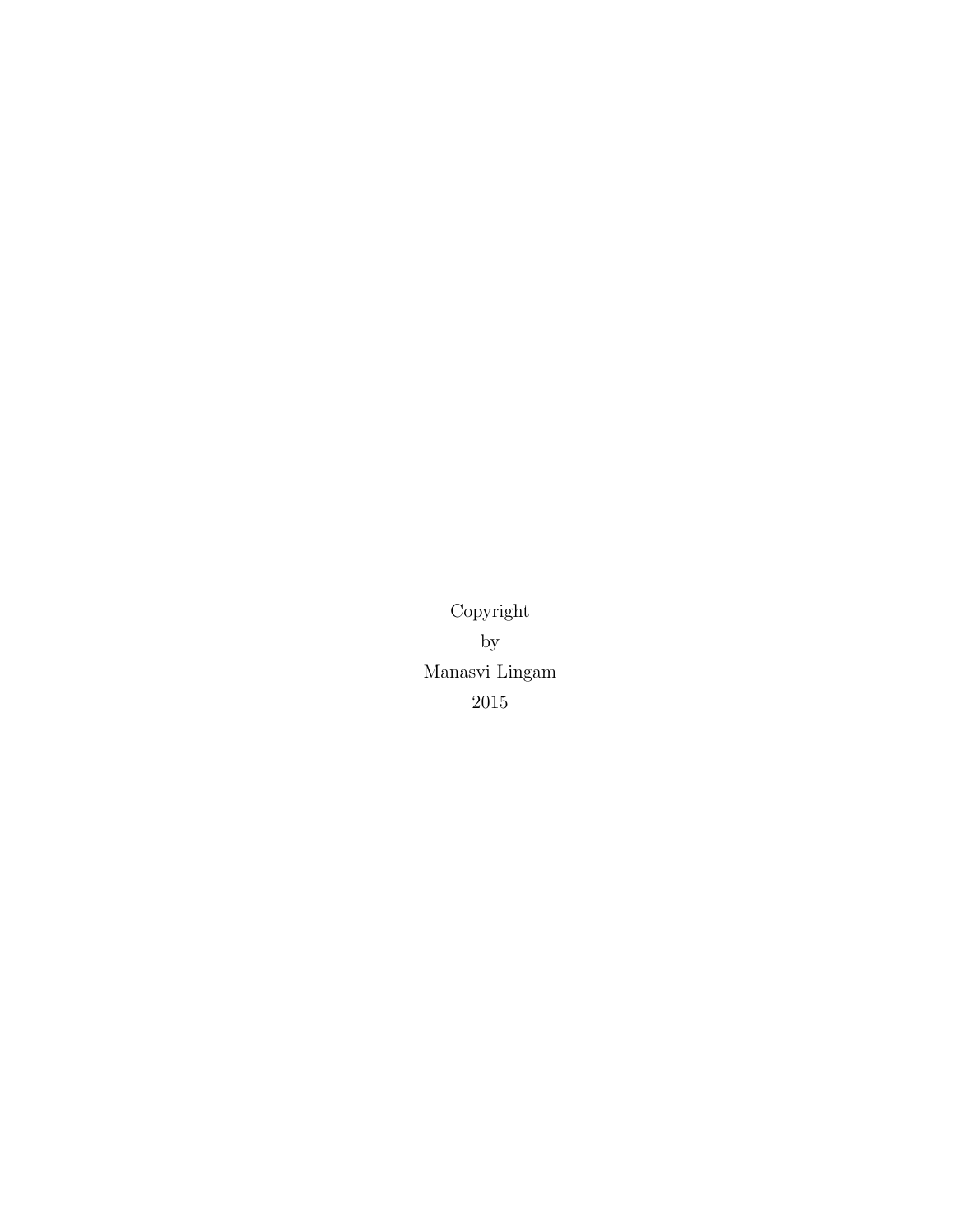Copyright

by

Manasvi Lingam

2015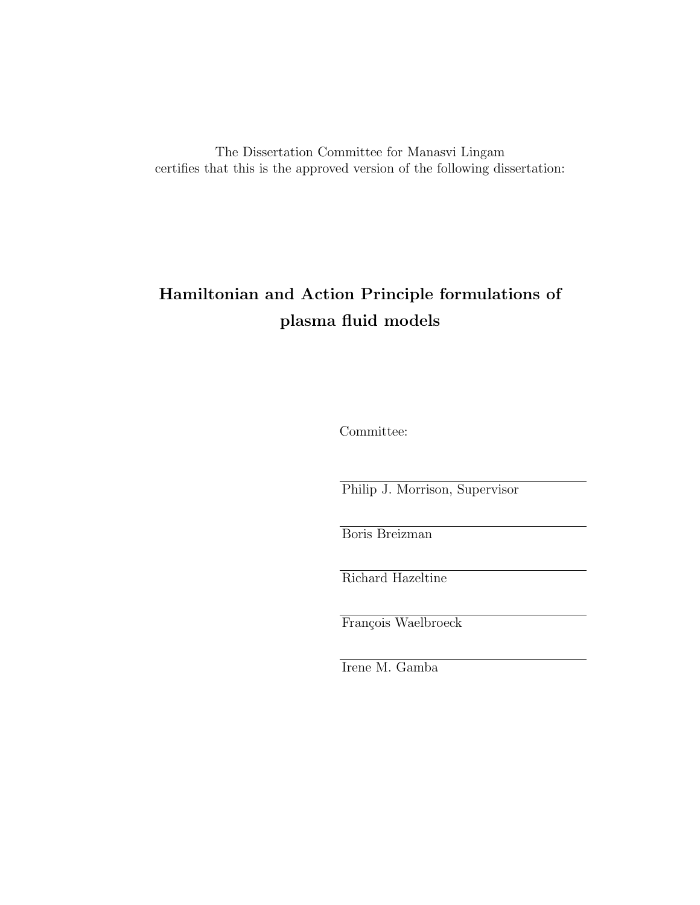The Dissertation Committee for Manasvi Lingam
certifies that this is the approved version of the following dissertation:

**Hamiltonian and Action Principle formulations of plasma fluid models**

Committee:

Philip J. Morrison, Supervisor

Boris Breizman

Richard Hazeltine

François Waelbroeck

Irene M. Gamba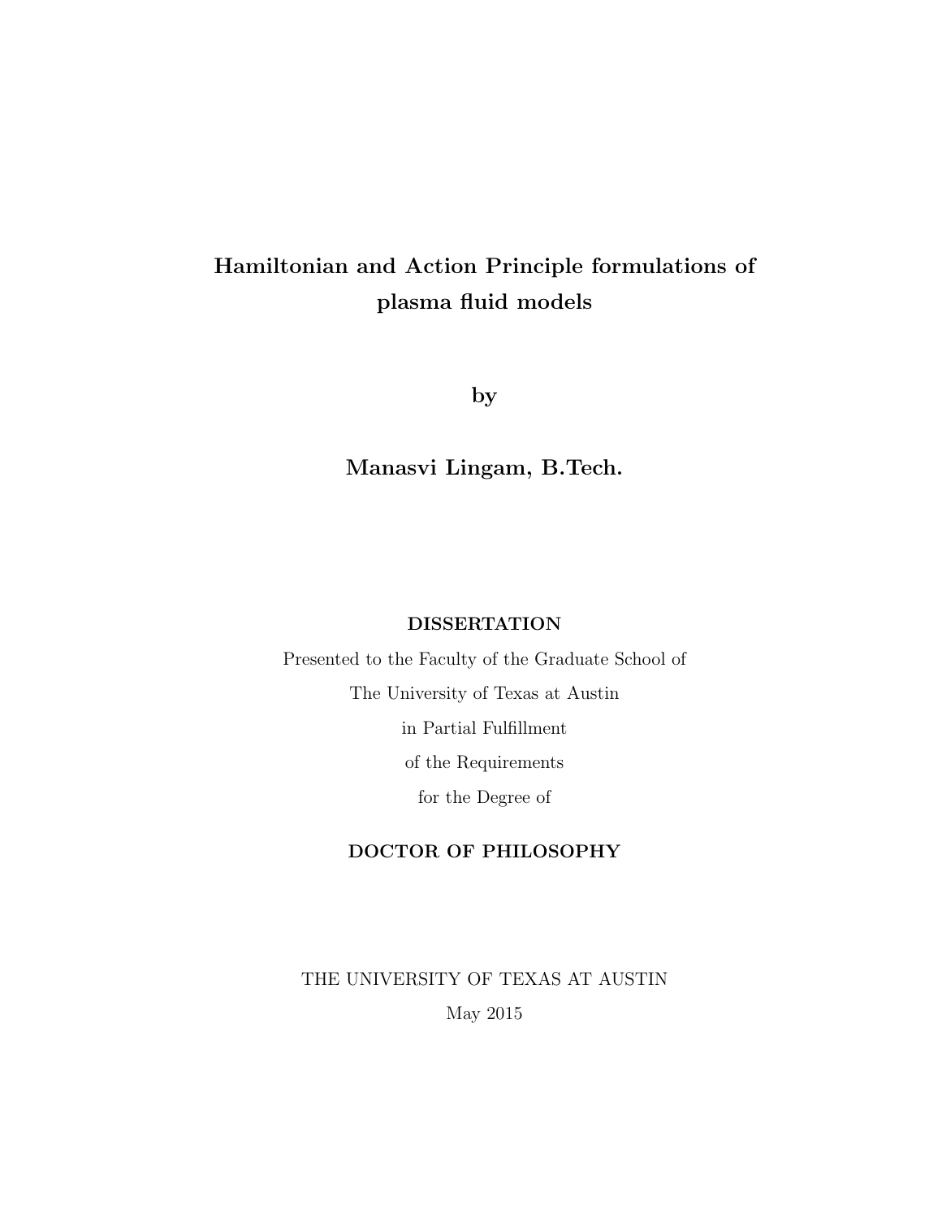# Hamiltonian and Action Principle formulations of plasma fluid models

by

**Manasvi Lingam, B.Tech.**

**DISSERTATION**

Presented to the Faculty of the Graduate School of

The University of Texas at Austin

in Partial Fulfillment

of the Requirements

for the Degree of

**DOCTOR OF PHILOSOPHY**

THE UNIVERSITY OF TEXAS AT AUSTIN

May 2015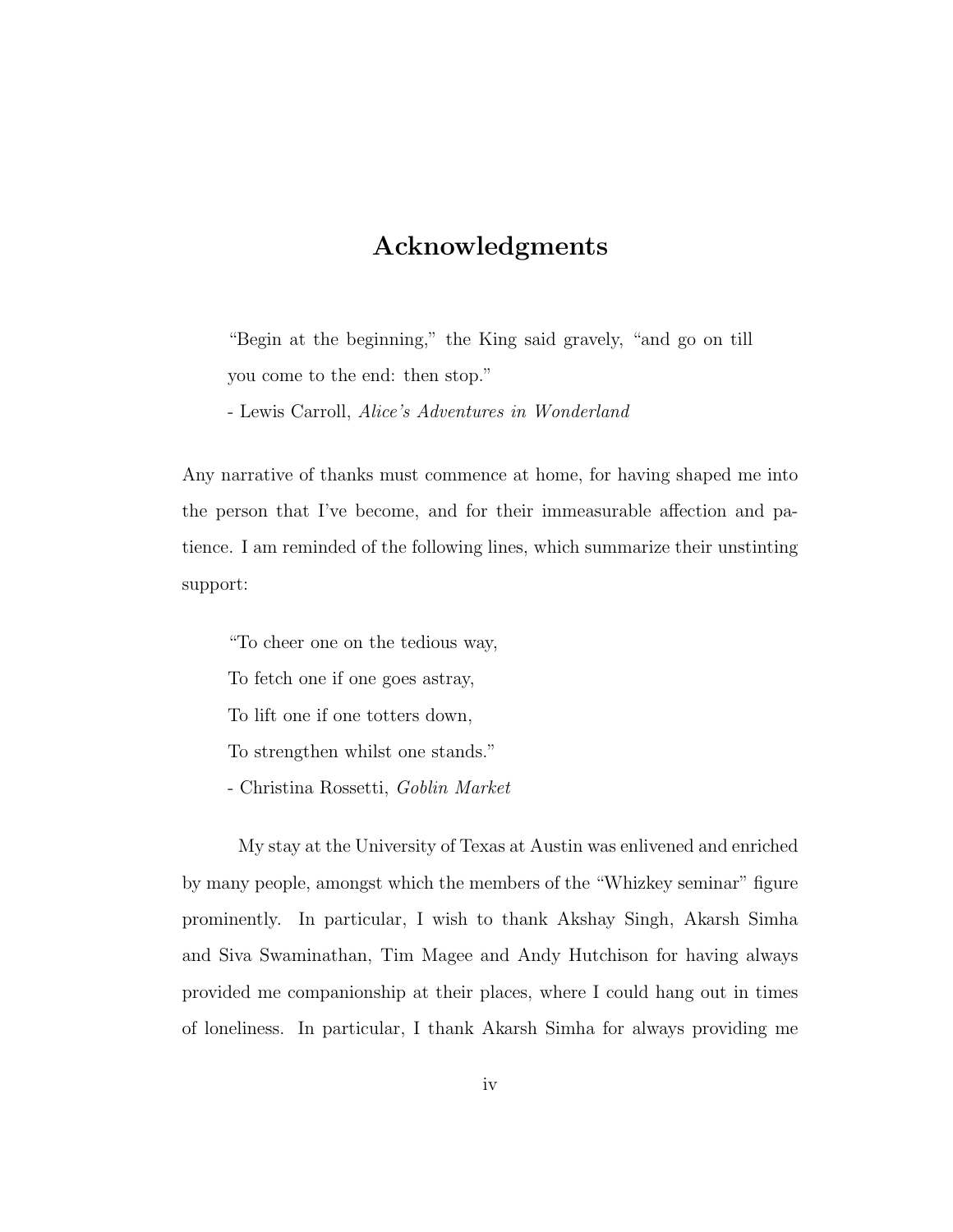# Acknowledgments

> "Begin at the beginning," the King said gravely, "and go on till you come to the end: then stop."
>
> \- Lewis Carroll, *Alice's Adventures in Wonderland*

Any narrative of thanks must commence at home, for having shaped me into the person that I've become, and for their immeasurable affection and patience. I am reminded of the following lines, which summarize their unstinting support:

> "To cheer one on the tedious way,
> To fetch one if one goes astray,
> To lift one if one totters down,
> To strengthen whilst one stands."
>
> \- Christina Rossetti, *Goblin Market*

My stay at the University of Texas at Austin was enlivened and enriched by many people, amongst which the members of the "Whizkey seminar" figure prominently. In particular, I wish to thank Akshay Singh, Akarsh Simha and Siva Swaminathan, Tim Magee and Andy Hutchison for having always provided me companionship at their places, where I could hang out in times of loneliness. In particular, I thank Akarsh Simha for always providing me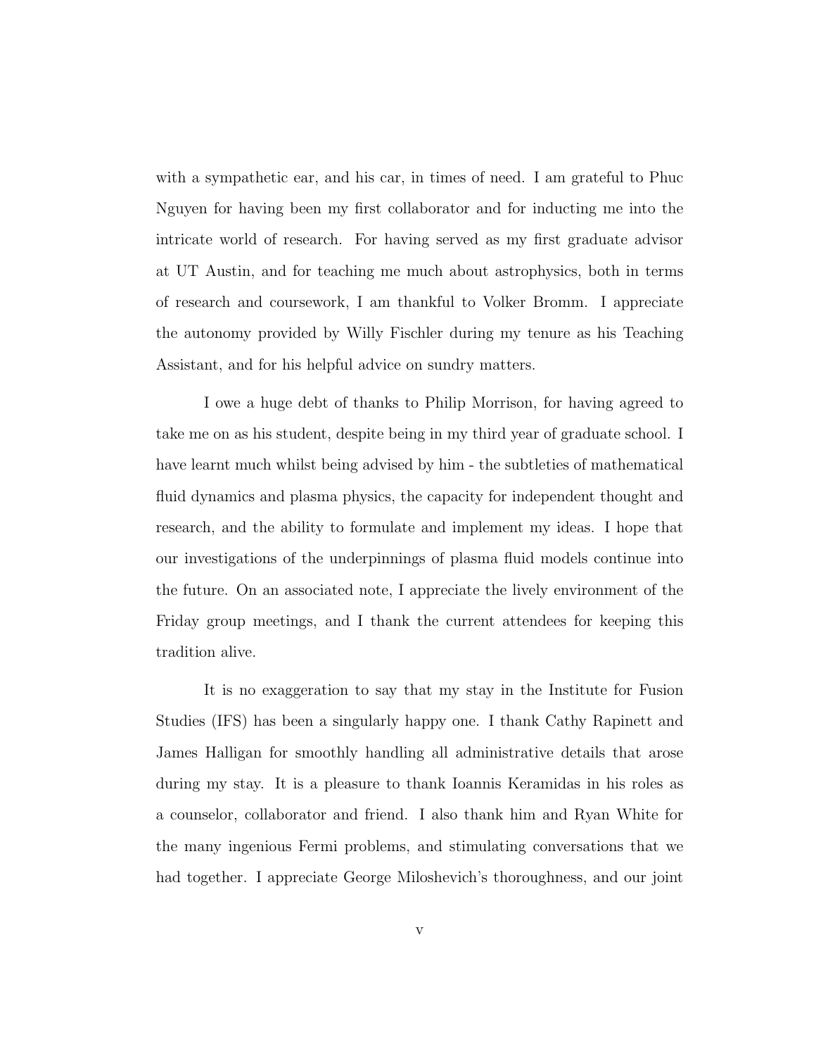with a sympathetic ear, and his car, in times of need. I am grateful to Phuc Nguyen for having been my first collaborator and for inducting me into the intricate world of research. For having served as my first graduate advisor at UT Austin, and for teaching me much about astrophysics, both in terms of research and coursework, I am thankful to Volker Bromm. I appreciate the autonomy provided by Willy Fischler during my tenure as his Teaching Assistant, and for his helpful advice on sundry matters.

I owe a huge debt of thanks to Philip Morrison, for having agreed to take me on as his student, despite being in my third year of graduate school. I have learnt much whilst being advised by him - the subtleties of mathematical fluid dynamics and plasma physics, the capacity for independent thought and research, and the ability to formulate and implement my ideas. I hope that our investigations of the underpinnings of plasma fluid models continue into the future. On an associated note, I appreciate the lively environment of the Friday group meetings, and I thank the current attendees for keeping this tradition alive.

It is no exaggeration to say that my stay in the Institute for Fusion Studies (IFS) has been a singularly happy one. I thank Cathy Rapinett and James Halligan for smoothly handling all administrative details that arose during my stay. It is a pleasure to thank Ioannis Keramidas in his roles as a counselor, collaborator and friend. I also thank him and Ryan White for the many ingenious Fermi problems, and stimulating conversations that we had together. I appreciate George Miloshevich's thoroughness, and our joint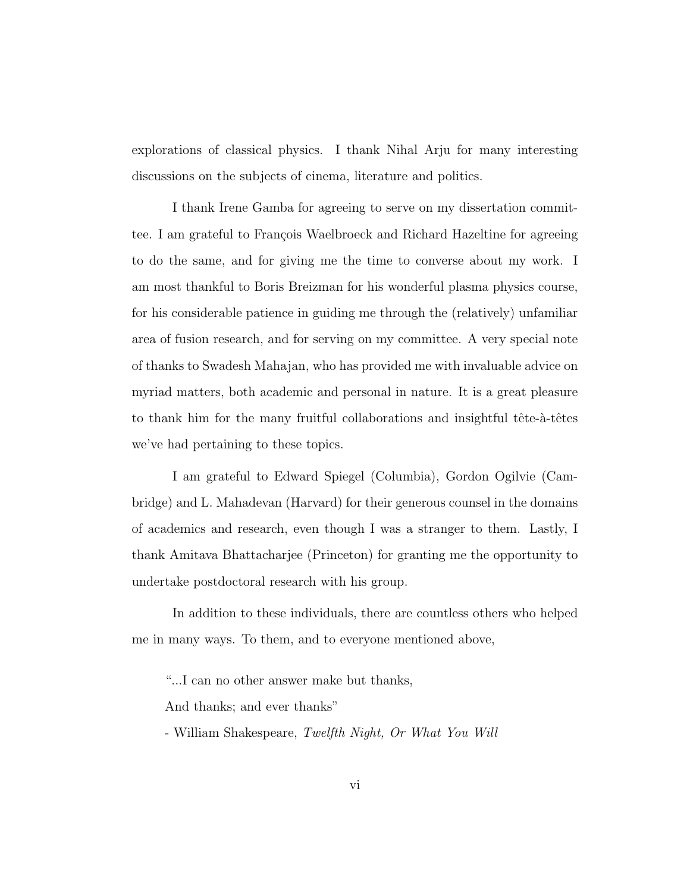explorations of classical physics. I thank Nihal Arju for many interesting discussions on the subjects of cinema, literature and politics.

I thank Irene Gamba for agreeing to serve on my dissertation committee. I am grateful to François Waelbroeck and Richard Hazeltine for agreeing to do the same, and for giving me the time to converse about my work. I am most thankful to Boris Breizman for his wonderful plasma physics course, for his considerable patience in guiding me through the (relatively) unfamiliar area of fusion research, and for serving on my committee. A very special note of thanks to Swadesh Mahajan, who has provided me with invaluable advice on myriad matters, both academic and personal in nature. It is a great pleasure to thank him for the many fruitful collaborations and insightful tête-à-têtes we've had pertaining to these topics.

I am grateful to Edward Spiegel (Columbia), Gordon Ogilvie (Cambridge) and L. Mahadevan (Harvard) for their generous counsel in the domains of academics and research, even though I was a stranger to them. Lastly, I thank Amitava Bhattacharjee (Princeton) for granting me the opportunity to undertake postdoctoral research with his group.

In addition to these individuals, there are countless others who helped me in many ways. To them, and to everyone mentioned above,

"...I can no other answer make but thanks,

And thanks; and ever thanks"

- William Shakespeare, *Twelfth Night, Or What You Will*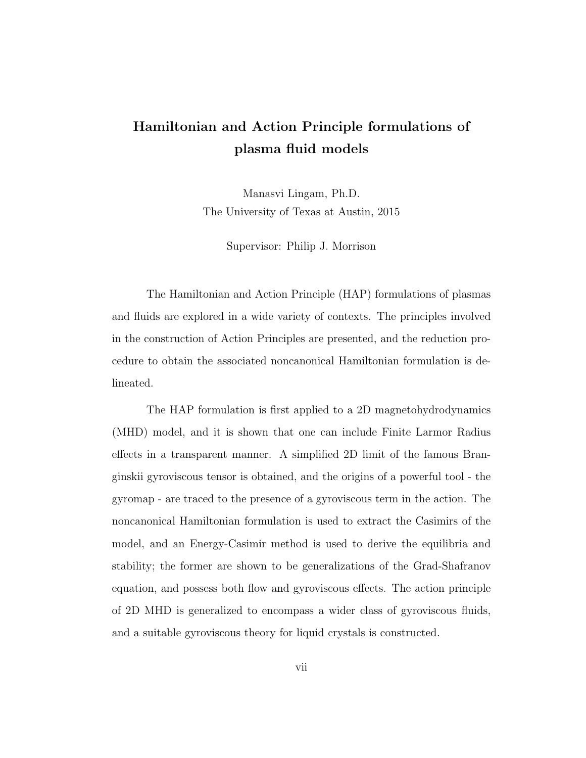# Hamiltonian and Action Principle formulations of plasma fluid models

Manasvi Lingam, Ph.D.
The University of Texas at Austin, 2015

Supervisor: Philip J. Morrison

The Hamiltonian and Action Principle (HAP) formulations of plasmas and fluids are explored in a wide variety of contexts. The principles involved in the construction of Action Principles are presented, and the reduction procedure to obtain the associated noncanonical Hamiltonian formulation is delineated.

The HAP formulation is first applied to a 2D magnetohydrodynamics (MHD) model, and it is shown that one can include Finite Larmor Radius effects in a transparent manner. A simplified 2D limit of the famous Braginskii gyroviscous tensor is obtained, and the origins of a powerful tool - the gyromap - are traced to the presence of a gyroviscous term in the action. The noncanonical Hamiltonian formulation is used to extract the Casimirs of the model, and an Energy-Casimir method is used to derive the equilibria and stability; the former are shown to be generalizations of the Grad-Shafranov equation, and possess both flow and gyroviscous effects. The action principle of 2D MHD is generalized to encompass a wider class of gyroviscous fluids, and a suitable gyroviscous theory for liquid crystals is constructed.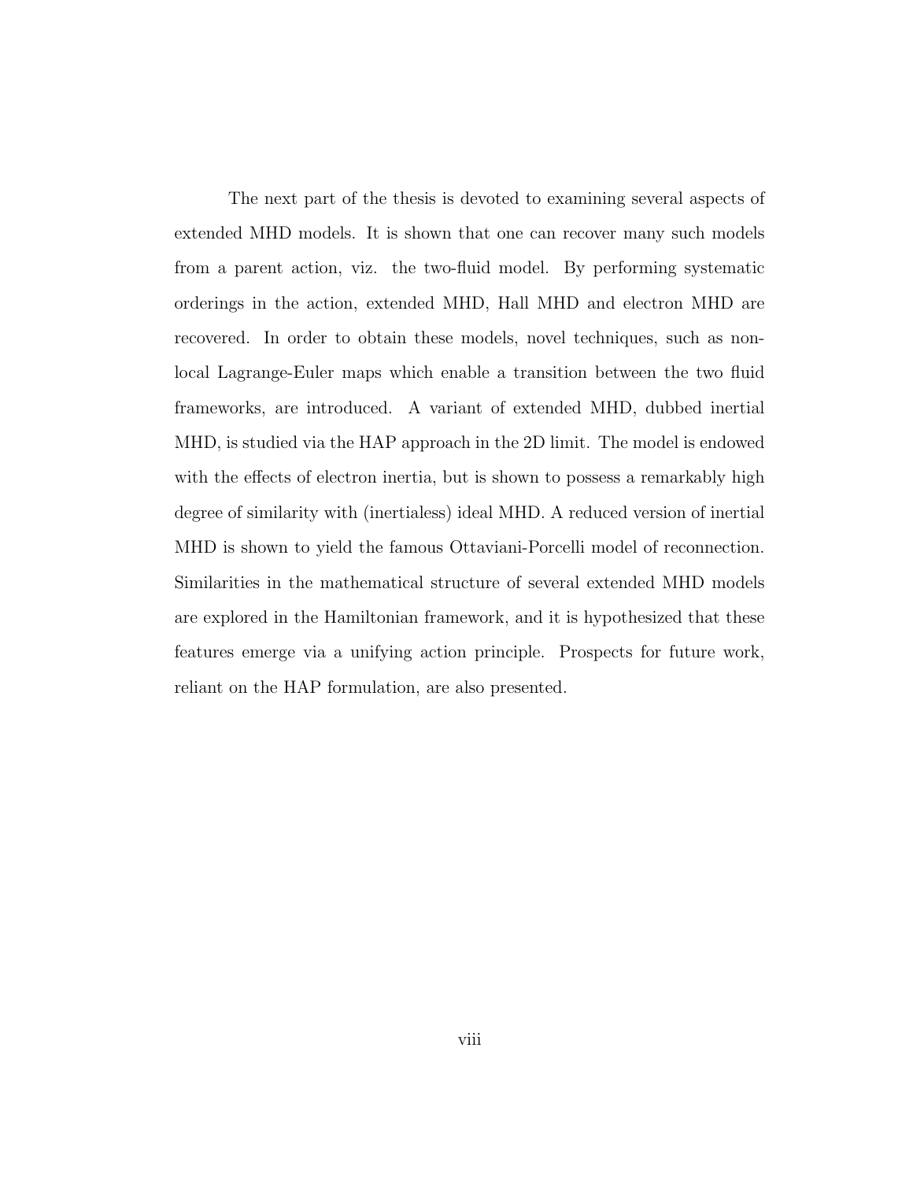The next part of the thesis is devoted to examining several aspects of extended MHD models. It is shown that one can recover many such models from a parent action, viz. the two-fluid model. By performing systematic orderings in the action, extended MHD, Hall MHD and electron MHD are recovered. In order to obtain these models, novel techniques, such as non-local Lagrange-Euler maps which enable a transition between the two fluid frameworks, are introduced. A variant of extended MHD, dubbed inertial MHD, is studied via the HAP approach in the 2D limit. The model is endowed with the effects of electron inertia, but is shown to possess a remarkably high degree of similarity with (inertialess) ideal MHD. A reduced version of inertial MHD is shown to yield the famous Ottaviani-Porcelli model of reconnection. Similarities in the mathematical structure of several extended MHD models are explored in the Hamiltonian framework, and it is hypothesized that these features emerge via a unifying action principle. Prospects for future work, reliant on the HAP formulation, are also presented.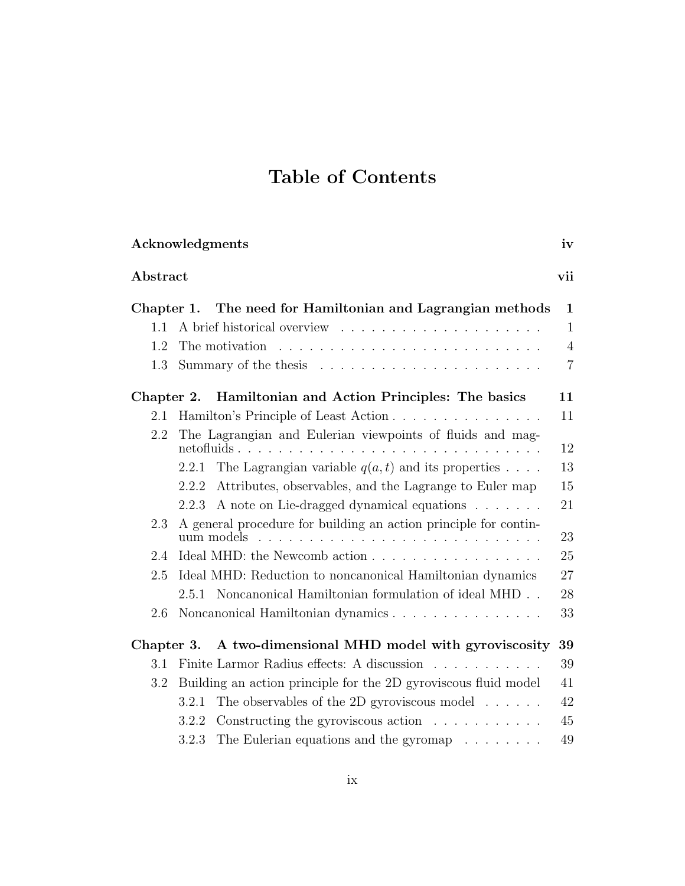# Table of Contents

| | |
|---|---|
| **Acknowledgments** | **iv** |
| **Abstract** | **vii** |
| **Chapter 1. The need for Hamiltonian and Lagrangian methods** | **1** |
| 1.1 A brief historical overview | 1 |
| 1.2 The motivation | 4 |
| 1.3 Summary of the thesis | 7 |
| **Chapter 2. Hamiltonian and Action Principles: The basics** | **11** |
| 2.1 Hamilton's Principle of Least Action | 11 |
| 2.2 The Lagrangian and Eulerian viewpoints of fluids and magnetofluids | 12 |
| 2.2.1 The Lagrangian variable $q(a, t)$ and its properties | 13 |
| 2.2.2 Attributes, observables, and the Lagrange to Euler map | 15 |
| 2.2.3 A note on Lie-dragged dynamical equations | 21 |
| 2.3 A general procedure for building an action principle for continuum models | 23 |
| 2.4 Ideal MHD: the Newcomb action | 25 |
| 2.5 Ideal MHD: Reduction to noncanonical Hamiltonian dynamics | 27 |
| 2.5.1 Noncanonical Hamiltonian formulation of ideal MHD | 28 |
| 2.6 Noncanonical Hamiltonian dynamics | 33 |
| **Chapter 3. A two-dimensional MHD model with gyroviscosity** | **39** |
| 3.1 Finite Larmor Radius effects: A discussion | 39 |
| 3.2 Building an action principle for the 2D gyroviscous fluid model | 41 |
| 3.2.1 The observables of the 2D gyroviscous model | 42 |
| 3.2.2 Constructing the gyroviscous action | 45 |
| 3.2.3 The Eulerian equations and the gyromap | 49 |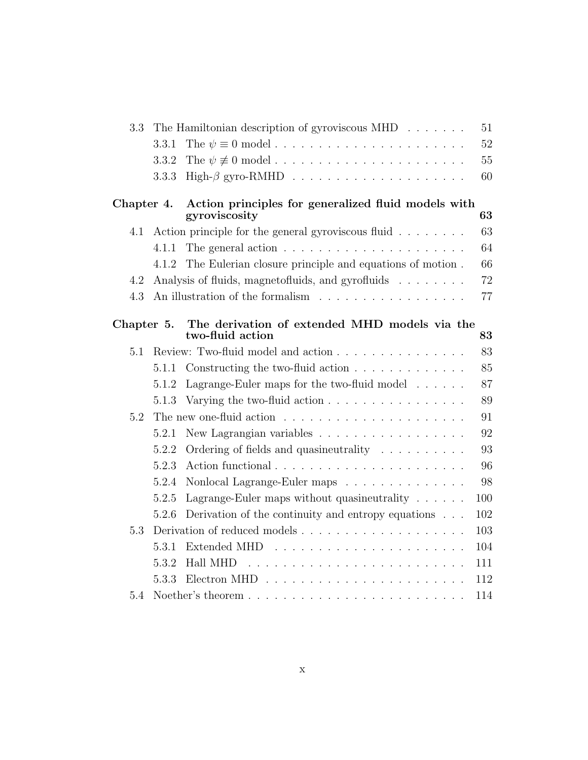3.3 The Hamiltonian description of gyroviscous MHD . . . . . . . 51

  3.3.1 The $\psi \equiv 0$ model . . . . . . . . . . . . . . . . . . . . . 52

  3.3.2 The $\psi \not\equiv 0$ model . . . . . . . . . . . . . . . . . . . . . 55

  3.3.3 High-$\beta$ gyro-RMHD . . . . . . . . . . . . . . . . . . . . 60

**Chapter 4. Action principles for generalized fluid models with gyroviscosity 63**

4.1 Action principle for the general gyroviscous fluid . . . . . . . . 63

  4.1.1 The general action . . . . . . . . . . . . . . . . . . . . . 64

  4.1.2 The Eulerian closure principle and equations of motion . 66

4.2 Analysis of fluids, magnetofluids, and gyrofluids . . . . . . . . 72

4.3 An illustration of the formalism . . . . . . . . . . . . . . . . . 77

**Chapter 5. The derivation of extended MHD models via the two-fluid action 83**

5.1 Review: Two-fluid model and action . . . . . . . . . . . . . . . 83

  5.1.1 Constructing the two-fluid action . . . . . . . . . . . . . 85

  5.1.2 Lagrange-Euler maps for the two-fluid model . . . . . . 87

  5.1.3 Varying the two-fluid action . . . . . . . . . . . . . . . . 89

5.2 The new one-fluid action . . . . . . . . . . . . . . . . . . . . . 91

  5.2.1 New Lagrangian variables . . . . . . . . . . . . . . . . . 92

  5.2.2 Ordering of fields and quasineutrality . . . . . . . . . . 93

  5.2.3 Action functional . . . . . . . . . . . . . . . . . . . . . . 96

  5.2.4 Nonlocal Lagrange-Euler maps . . . . . . . . . . . . . . 98

  5.2.5 Lagrange-Euler maps without quasineutrality . . . . . . 100

  5.2.6 Derivation of the continuity and entropy equations . . . 102

5.3 Derivation of reduced models . . . . . . . . . . . . . . . . . . . 103

  5.3.1 Extended MHD . . . . . . . . . . . . . . . . . . . . . . 104

  5.3.2 Hall MHD . . . . . . . . . . . . . . . . . . . . . . . . . 111

  5.3.3 Electron MHD . . . . . . . . . . . . . . . . . . . . . . . 112

5.4 Noether's theorem . . . . . . . . . . . . . . . . . . . . . . . . . 114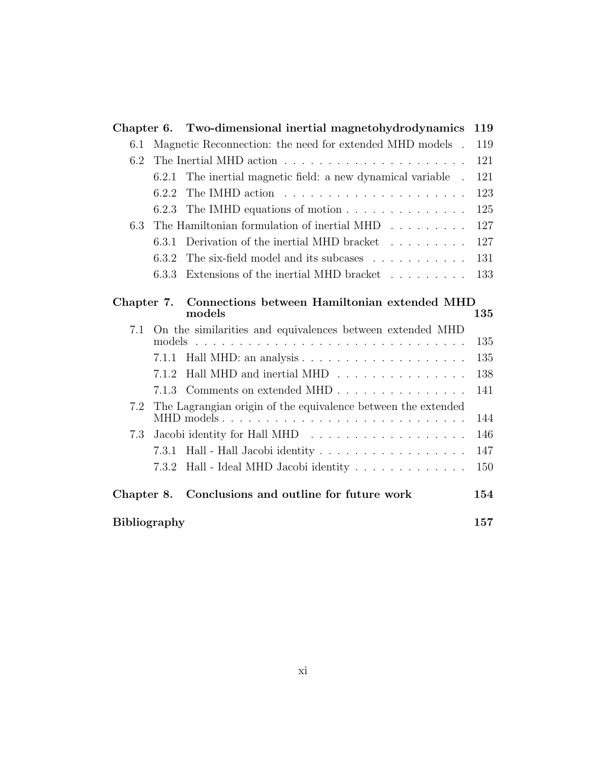**Chapter 6. Two-dimensional inertial magnetohydrodynamics** **119**

- 6.1 Magnetic Reconnection: the need for extended MHD models . 119
- 6.2 The Inertial MHD action . . . . . . . . . . . . . . . . . . . . . 121
  - 6.2.1 The inertial magnetic field: a new dynamical variable . 121
  - 6.2.2 The IMHD action . . . . . . . . . . . . . . . . . . . . 123
  - 6.2.3 The IMHD equations of motion . . . . . . . . . . . . . 125
- 6.3 The Hamiltonian formulation of inertial MHD . . . . . . . . . 127
  - 6.3.1 Derivation of the inertial MHD bracket . . . . . . . . . 127
  - 6.3.2 The six-field model and its subcases . . . . . . . . . . . 131
  - 6.3.3 Extensions of the inertial MHD bracket . . . . . . . . . 133

**Chapter 7. Connections between Hamiltonian extended MHD models** **135**

- 7.1 On the similarities and equivalences between extended MHD models . . . . . . . . . . . . . . . . . . . . . . . . . . . . . . . 135
  - 7.1.1 Hall MHD: an analysis . . . . . . . . . . . . . . . . . . 135
  - 7.1.2 Hall MHD and inertial MHD . . . . . . . . . . . . . . . 138
  - 7.1.3 Comments on extended MHD . . . . . . . . . . . . . . . 141
- 7.2 The Lagrangian origin of the equivalence between the extended MHD models . . . . . . . . . . . . . . . . . . . . . . . . . . . . 144
- 7.3 Jacobi identity for Hall MHD . . . . . . . . . . . . . . . . . . 146
  - 7.3.1 Hall - Hall Jacobi identity . . . . . . . . . . . . . . . . . 147
  - 7.3.2 Hall - Ideal MHD Jacobi identity . . . . . . . . . . . . . 150

**Chapter 8. Conclusions and outline for future work** **154**

**Bibliography** **157**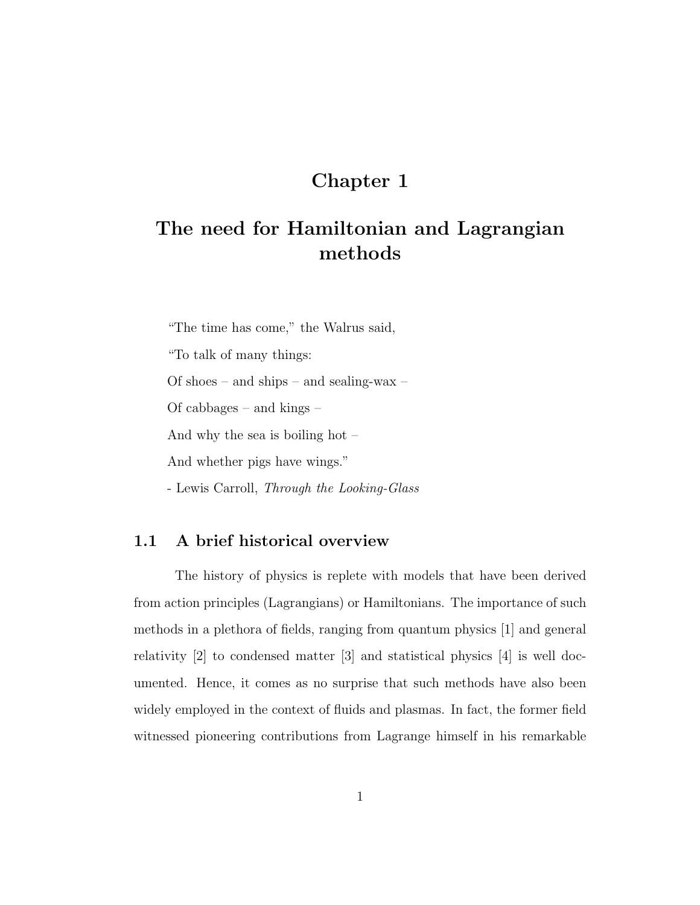# Chapter 1

# The need for Hamiltonian and Lagrangian methods

"The time has come," the Walrus said,

"To talk of many things:

Of shoes – and ships – and sealing-wax –

Of cabbages – and kings –

And why the sea is boiling hot –

And whether pigs have wings."

- Lewis Carroll, *Through the Looking-Glass*

## 1.1 A brief historical overview

The history of physics is replete with models that have been derived from action principles (Lagrangians) or Hamiltonians. The importance of such methods in a plethora of fields, ranging from quantum physics [1] and general relativity [2] to condensed matter [3] and statistical physics [4] is well documented. Hence, it comes as no surprise that such methods have also been widely employed in the context of fluids and plasmas. In fact, the former field witnessed pioneering contributions from Lagrange himself in his remarkable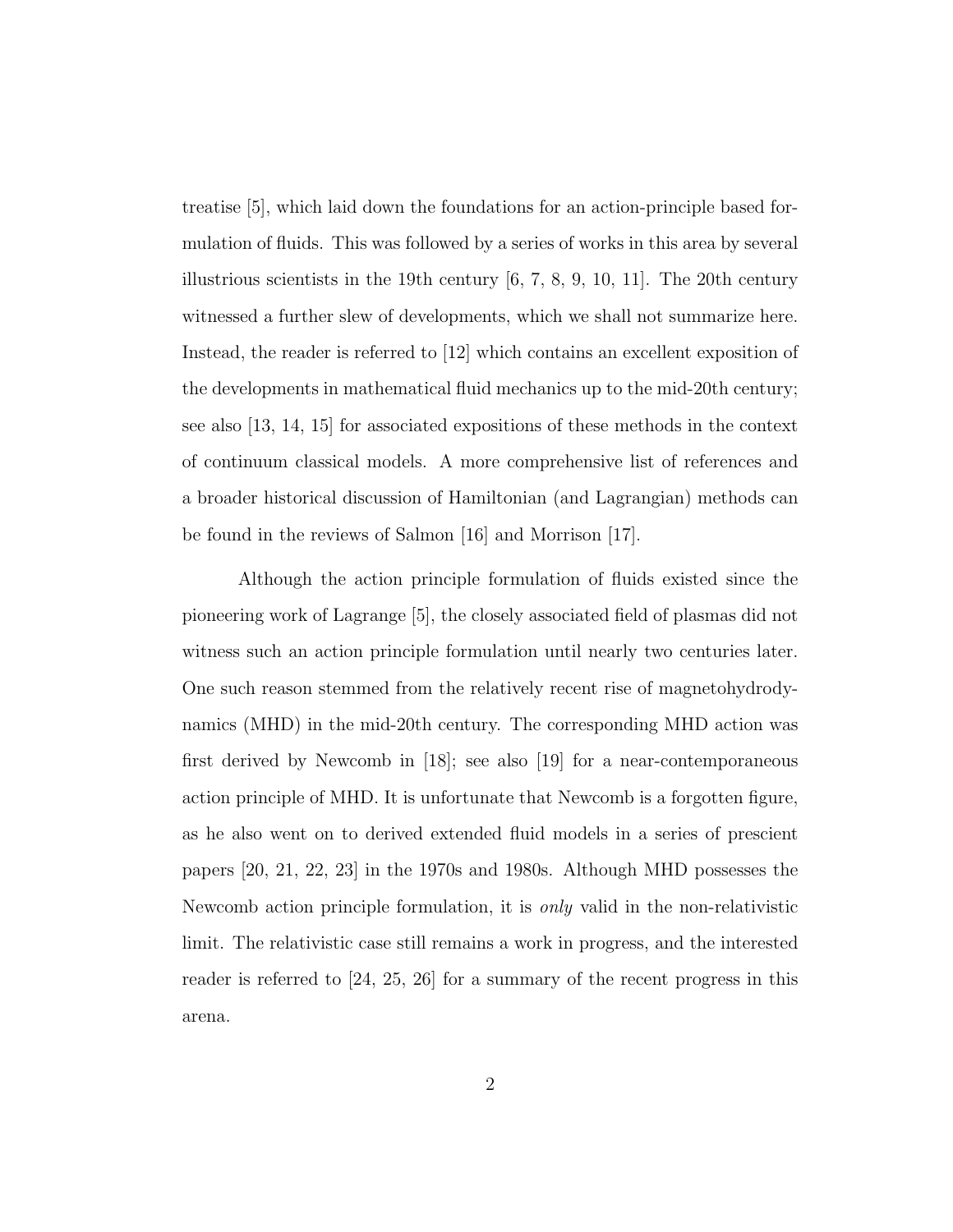treatise [5], which laid down the foundations for an action-principle based formulation of fluids. This was followed by a series of works in this area by several illustrious scientists in the 19th century [6, 7, 8, 9, 10, 11]. The 20th century witnessed a further slew of developments, which we shall not summarize here. Instead, the reader is referred to [12] which contains an excellent exposition of the developments in mathematical fluid mechanics up to the mid-20th century; see also [13, 14, 15] for associated expositions of these methods in the context of continuum classical models. A more comprehensive list of references and a broader historical discussion of Hamiltonian (and Lagrangian) methods can be found in the reviews of Salmon [16] and Morrison [17].

Although the action principle formulation of fluids existed since the pioneering work of Lagrange [5], the closely associated field of plasmas did not witness such an action principle formulation until nearly two centuries later. One such reason stemmed from the relatively recent rise of magnetohydrodynamics (MHD) in the mid-20th century. The corresponding MHD action was first derived by Newcomb in [18]; see also [19] for a near-contemporaneous action principle of MHD. It is unfortunate that Newcomb is a forgotten figure, as he also went on to derived extended fluid models in a series of prescient papers [20, 21, 22, 23] in the 1970s and 1980s. Although MHD possesses the Newcomb action principle formulation, it is *only* valid in the non-relativistic limit. The relativistic case still remains a work in progress, and the interested reader is referred to [24, 25, 26] for a summary of the recent progress in this arena.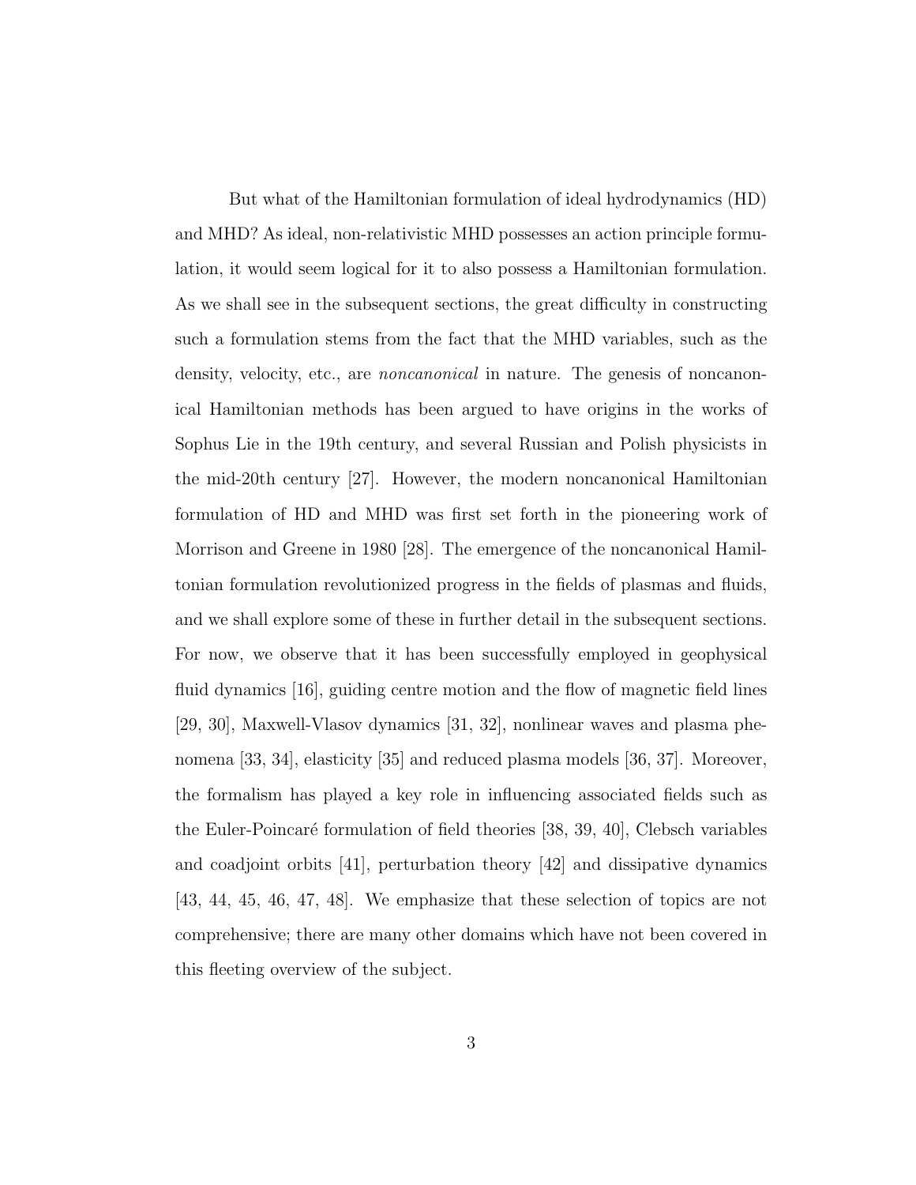But what of the Hamiltonian formulation of ideal hydrodynamics (HD) and MHD? As ideal, non-relativistic MHD possesses an action principle formulation, it would seem logical for it to also possess a Hamiltonian formulation. As we shall see in the subsequent sections, the great difficulty in constructing such a formulation stems from the fact that the MHD variables, such as the density, velocity, etc., are *noncanonical* in nature. The genesis of noncanonical Hamiltonian methods has been argued to have origins in the works of Sophus Lie in the 19th century, and several Russian and Polish physicists in the mid-20th century [27]. However, the modern noncanonical Hamiltonian formulation of HD and MHD was first set forth in the pioneering work of Morrison and Greene in 1980 [28]. The emergence of the noncanonical Hamiltonian formulation revolutionized progress in the fields of plasmas and fluids, and we shall explore some of these in further detail in the subsequent sections. For now, we observe that it has been successfully employed in geophysical fluid dynamics [16], guiding centre motion and the flow of magnetic field lines [29, 30], Maxwell-Vlasov dynamics [31, 32], nonlinear waves and plasma phenomena [33, 34], elasticity [35] and reduced plasma models [36, 37]. Moreover, the formalism has played a key role in influencing associated fields such as the Euler-Poincaré formulation of field theories [38, 39, 40], Clebsch variables and coadjoint orbits [41], perturbation theory [42] and dissipative dynamics [43, 44, 45, 46, 47, 48]. We emphasize that these selection of topics are not comprehensive; there are many other domains which have not been covered in this fleeting overview of the subject.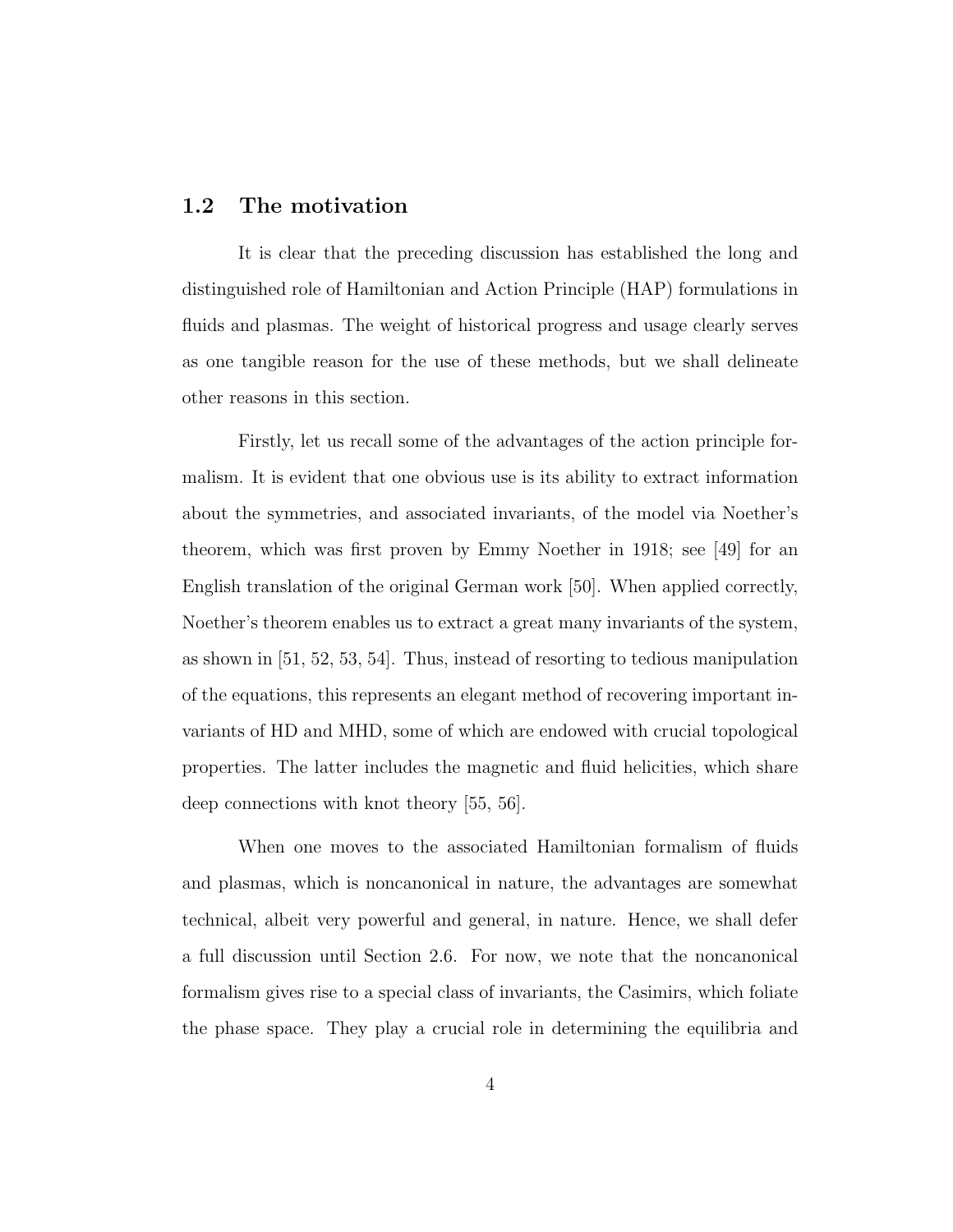## 1.2 The motivation

It is clear that the preceding discussion has established the long and distinguished role of Hamiltonian and Action Principle (HAP) formulations in fluids and plasmas. The weight of historical progress and usage clearly serves as one tangible reason for the use of these methods, but we shall delineate other reasons in this section.

Firstly, let us recall some of the advantages of the action principle formalism. It is evident that one obvious use is its ability to extract information about the symmetries, and associated invariants, of the model via Noether's theorem, which was first proven by Emmy Noether in 1918; see [49] for an English translation of the original German work [50]. When applied correctly, Noether's theorem enables us to extract a great many invariants of the system, as shown in [51, 52, 53, 54]. Thus, instead of resorting to tedious manipulation of the equations, this represents an elegant method of recovering important invariants of HD and MHD, some of which are endowed with crucial topological properties. The latter includes the magnetic and fluid helicities, which share deep connections with knot theory [55, 56].

When one moves to the associated Hamiltonian formalism of fluids and plasmas, which is noncanonical in nature, the advantages are somewhat technical, albeit very powerful and general, in nature. Hence, we shall defer a full discussion until Section 2.6. For now, we note that the noncanonical formalism gives rise to a special class of invariants, the Casimirs, which foliate the phase space. They play a crucial role in determining the equilibria and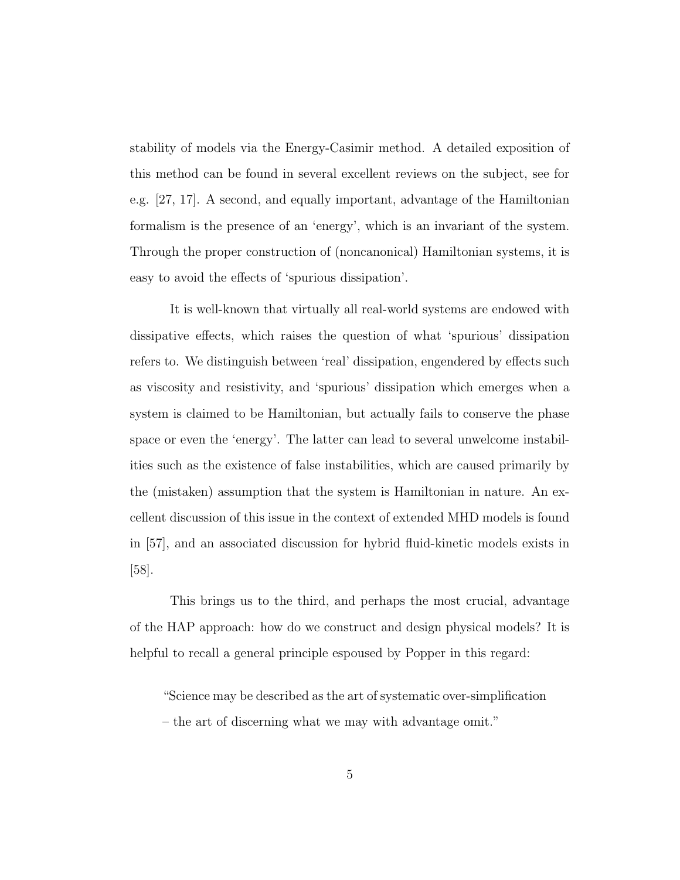stability of models via the Energy-Casimir method. A detailed exposition of this method can be found in several excellent reviews on the subject, see for e.g. [27, 17]. A second, and equally important, advantage of the Hamiltonian formalism is the presence of an 'energy', which is an invariant of the system. Through the proper construction of (noncanonical) Hamiltonian systems, it is easy to avoid the effects of 'spurious dissipation'.

It is well-known that virtually all real-world systems are endowed with dissipative effects, which raises the question of what 'spurious' dissipation refers to. We distinguish between 'real' dissipation, engendered by effects such as viscosity and resistivity, and 'spurious' dissipation which emerges when a system is claimed to be Hamiltonian, but actually fails to conserve the phase space or even the 'energy'. The latter can lead to several unwelcome instabilities such as the existence of false instabilities, which are caused primarily by the (mistaken) assumption that the system is Hamiltonian in nature. An excellent discussion of this issue in the context of extended MHD models is found in [57], and an associated discussion for hybrid fluid-kinetic models exists in [58].

This brings us to the third, and perhaps the most crucial, advantage of the HAP approach: how do we construct and design physical models? It is helpful to recall a general principle espoused by Popper in this regard:

> "Science may be described as the art of systematic over-simplification – the art of discerning what we may with advantage omit."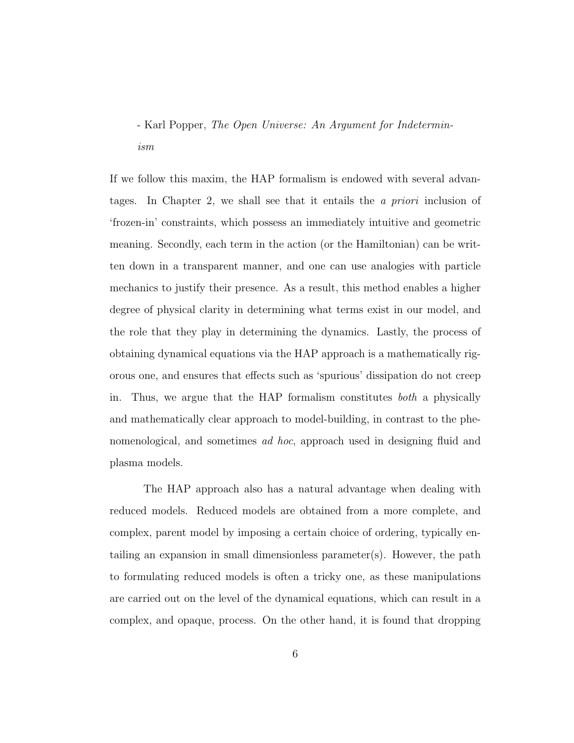- Karl Popper, *The Open Universe: An Argument for Indeterminism*

If we follow this maxim, the HAP formalism is endowed with several advantages. In Chapter 2, we shall see that it entails the *a priori* inclusion of 'frozen-in' constraints, which possess an immediately intuitive and geometric meaning. Secondly, each term in the action (or the Hamiltonian) can be written down in a transparent manner, and one can use analogies with particle mechanics to justify their presence. As a result, this method enables a higher degree of physical clarity in determining what terms exist in our model, and the role that they play in determining the dynamics. Lastly, the process of obtaining dynamical equations via the HAP approach is a mathematically rigorous one, and ensures that effects such as 'spurious' dissipation do not creep in. Thus, we argue that the HAP formalism constitutes *both* a physically and mathematically clear approach to model-building, in contrast to the phenomenological, and sometimes *ad hoc*, approach used in designing fluid and plasma models.

The HAP approach also has a natural advantage when dealing with reduced models. Reduced models are obtained from a more complete, and complex, parent model by imposing a certain choice of ordering, typically entailing an expansion in small dimensionless parameter(s). However, the path to formulating reduced models is often a tricky one, as these manipulations are carried out on the level of the dynamical equations, which can result in a complex, and opaque, process. On the other hand, it is found that dropping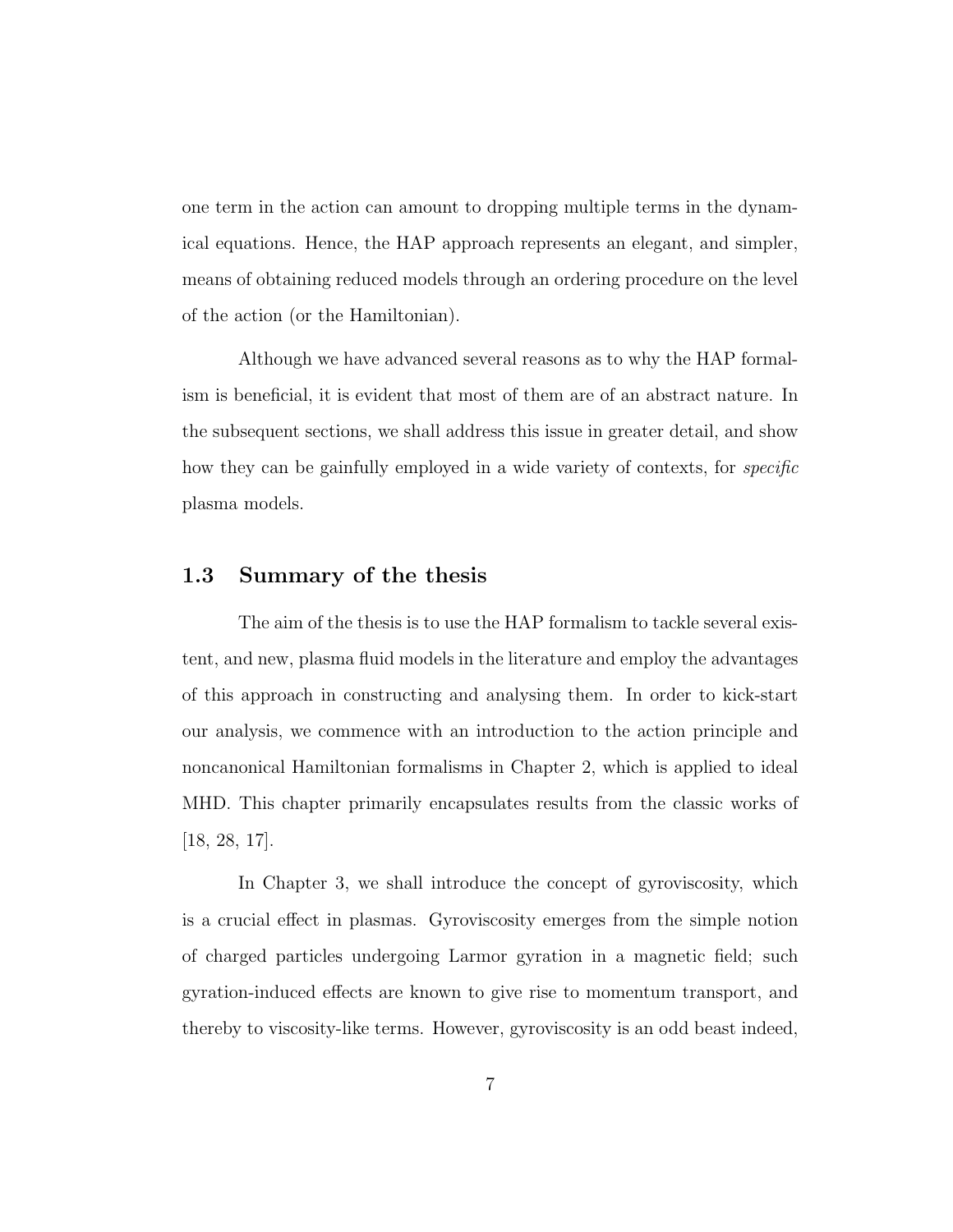one term in the action can amount to dropping multiple terms in the dynamical equations. Hence, the HAP approach represents an elegant, and simpler, means of obtaining reduced models through an ordering procedure on the level of the action (or the Hamiltonian).

Although we have advanced several reasons as to why the HAP formalism is beneficial, it is evident that most of them are of an abstract nature. In the subsequent sections, we shall address this issue in greater detail, and show how they can be gainfully employed in a wide variety of contexts, for *specific* plasma models.

## 1.3 Summary of the thesis

The aim of the thesis is to use the HAP formalism to tackle several existent, and new, plasma fluid models in the literature and employ the advantages of this approach in constructing and analysing them. In order to kick-start our analysis, we commence with an introduction to the action principle and noncanonical Hamiltonian formalisms in Chapter 2, which is applied to ideal MHD. This chapter primarily encapsulates results from the classic works of [18, 28, 17].

In Chapter 3, we shall introduce the concept of gyroviscosity, which is a crucial effect in plasmas. Gyroviscosity emerges from the simple notion of charged particles undergoing Larmor gyration in a magnetic field; such gyration-induced effects are known to give rise to momentum transport, and thereby to viscosity-like terms. However, gyroviscosity is an odd beast indeed,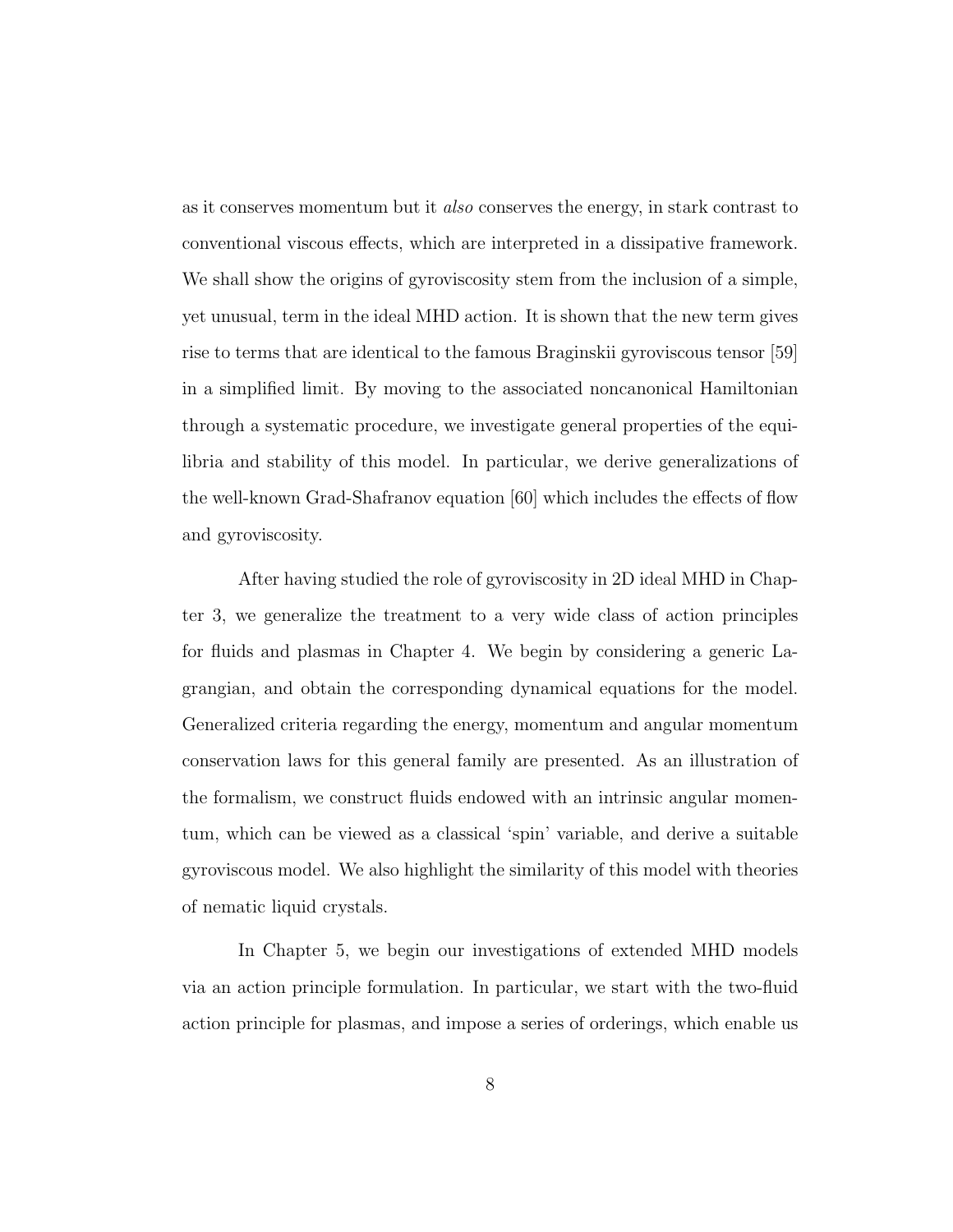as it conserves momentum but it *also* conserves the energy, in stark contrast to conventional viscous effects, which are interpreted in a dissipative framework. We shall show the origins of gyroviscosity stem from the inclusion of a simple, yet unusual, term in the ideal MHD action. It is shown that the new term gives rise to terms that are identical to the famous Braginskii gyroviscous tensor [59] in a simplified limit. By moving to the associated noncanonical Hamiltonian through a systematic procedure, we investigate general properties of the equilibria and stability of this model. In particular, we derive generalizations of the well-known Grad-Shafranov equation [60] which includes the effects of flow and gyroviscosity.

After having studied the role of gyroviscosity in 2D ideal MHD in Chapter 3, we generalize the treatment to a very wide class of action principles for fluids and plasmas in Chapter 4. We begin by considering a generic Lagrangian, and obtain the corresponding dynamical equations for the model. Generalized criteria regarding the energy, momentum and angular momentum conservation laws for this general family are presented. As an illustration of the formalism, we construct fluids endowed with an intrinsic angular momentum, which can be viewed as a classical 'spin' variable, and derive a suitable gyroviscous model. We also highlight the similarity of this model with theories of nematic liquid crystals.

In Chapter 5, we begin our investigations of extended MHD models via an action principle formulation. In particular, we start with the two-fluid action principle for plasmas, and impose a series of orderings, which enable us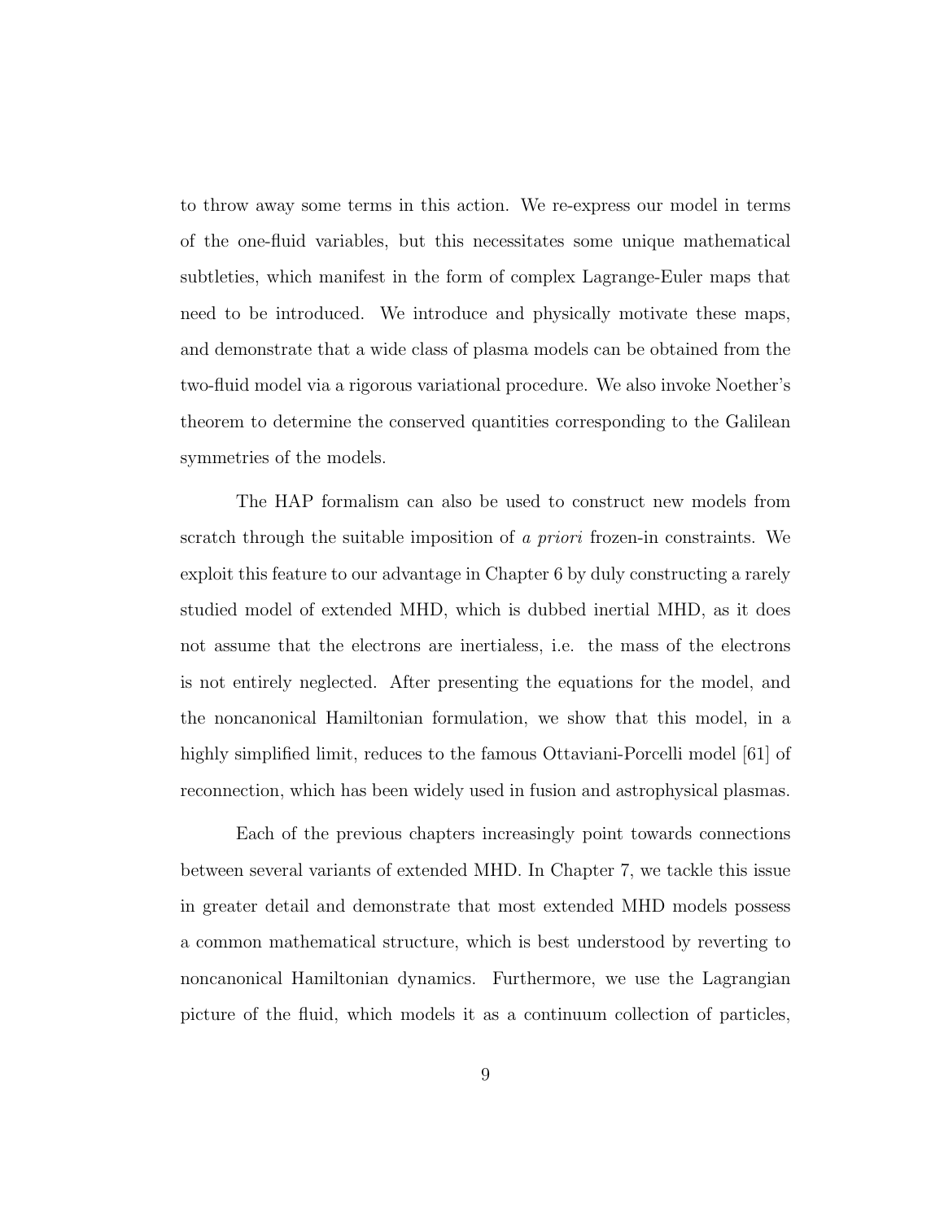to throw away some terms in this action. We re-express our model in terms of the one-fluid variables, but this necessitates some unique mathematical subtleties, which manifest in the form of complex Lagrange-Euler maps that need to be introduced. We introduce and physically motivate these maps, and demonstrate that a wide class of plasma models can be obtained from the two-fluid model via a rigorous variational procedure. We also invoke Noether's theorem to determine the conserved quantities corresponding to the Galilean symmetries of the models.

The HAP formalism can also be used to construct new models from scratch through the suitable imposition of *a priori* frozen-in constraints. We exploit this feature to our advantage in Chapter 6 by duly constructing a rarely studied model of extended MHD, which is dubbed inertial MHD, as it does not assume that the electrons are inertialess, i.e. the mass of the electrons is not entirely neglected. After presenting the equations for the model, and the noncanonical Hamiltonian formulation, we show that this model, in a highly simplified limit, reduces to the famous Ottaviani-Porcelli model [61] of reconnection, which has been widely used in fusion and astrophysical plasmas.

Each of the previous chapters increasingly point towards connections between several variants of extended MHD. In Chapter 7, we tackle this issue in greater detail and demonstrate that most extended MHD models possess a common mathematical structure, which is best understood by reverting to noncanonical Hamiltonian dynamics. Furthermore, we use the Lagrangian picture of the fluid, which models it as a continuum collection of particles,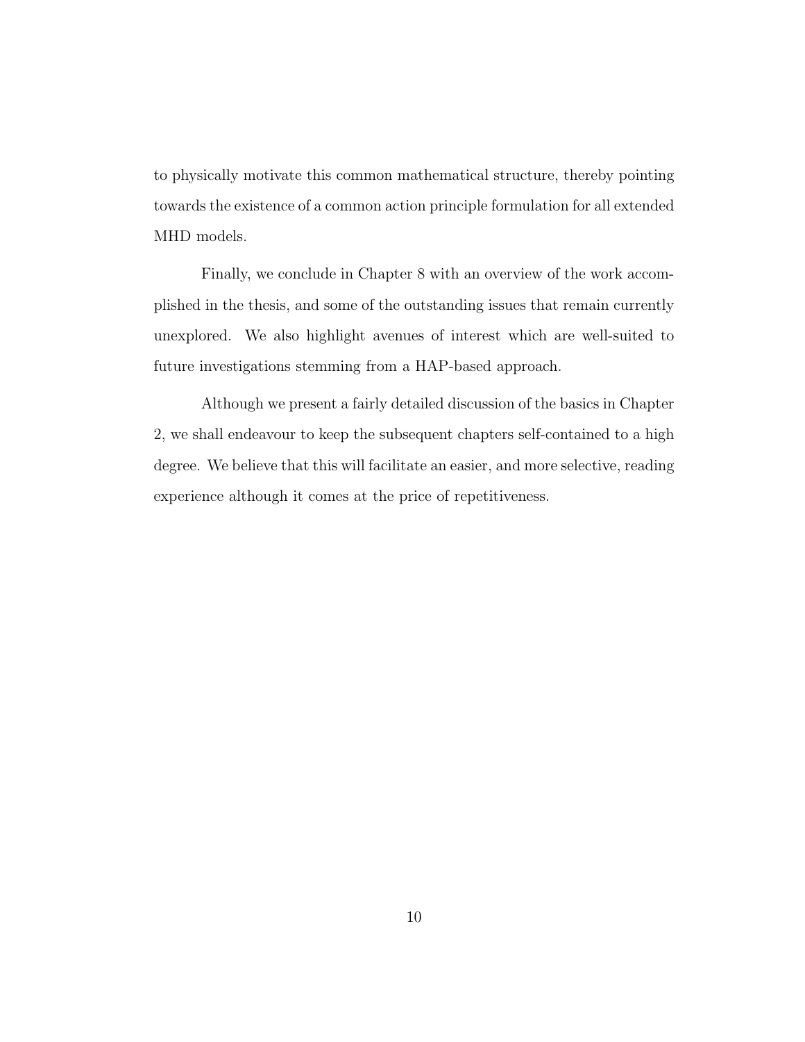to physically motivate this common mathematical structure, thereby pointing towards the existence of a common action principle formulation for all extended MHD models.

Finally, we conclude in Chapter 8 with an overview of the work accomplished in the thesis, and some of the outstanding issues that remain currently unexplored. We also highlight avenues of interest which are well-suited to future investigations stemming from a HAP-based approach.

Although we present a fairly detailed discussion of the basics in Chapter 2, we shall endeavour to keep the subsequent chapters self-contained to a high degree. We believe that this will facilitate an easier, and more selective, reading experience although it comes at the price of repetitiveness.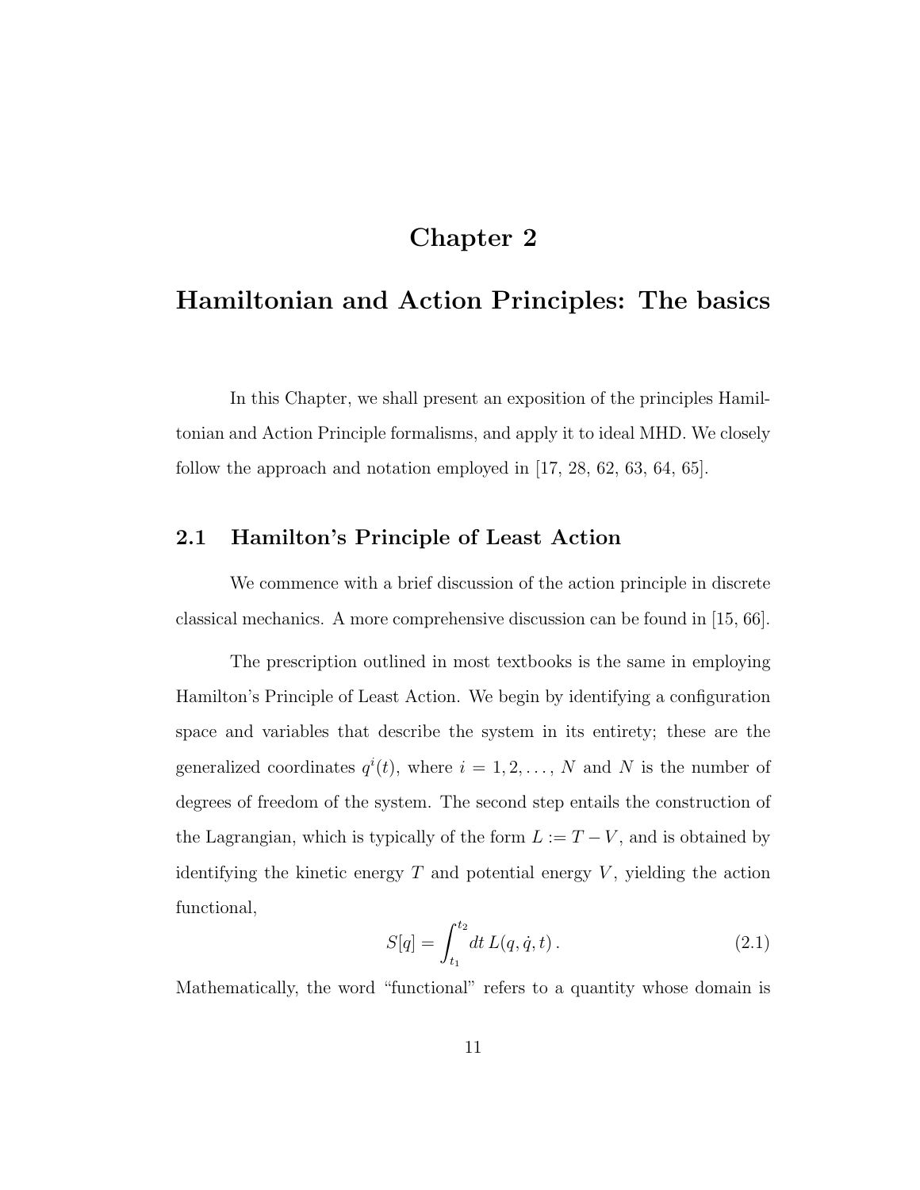# Chapter 2

# Hamiltonian and Action Principles: The basics

In this Chapter, we shall present an exposition of the principles Hamiltonian and Action Principle formalisms, and apply it to ideal MHD. We closely follow the approach and notation employed in [17, 28, 62, 63, 64, 65].

## 2.1 Hamilton's Principle of Least Action

We commence with a brief discussion of the action principle in discrete classical mechanics. A more comprehensive discussion can be found in [15, 66].

The prescription outlined in most textbooks is the same in employing Hamilton's Principle of Least Action. We begin by identifying a configuration space and variables that describe the system in its entirety; these are the generalized coordinates $q^i(t)$, where $i = 1, 2, \ldots, N$ and $N$ is the number of degrees of freedom of the system. The second step entails the construction of the Lagrangian, which is typically of the form $L := T - V$, and is obtained by identifying the kinetic energy $T$ and potential energy $V$, yielding the action functional,

$$S[q] = \int_{t_1}^{t_2} dt\, L(q, \dot{q}, t)\,. \tag{2.1}$$

Mathematically, the word "functional" refers to a quantity whose domain is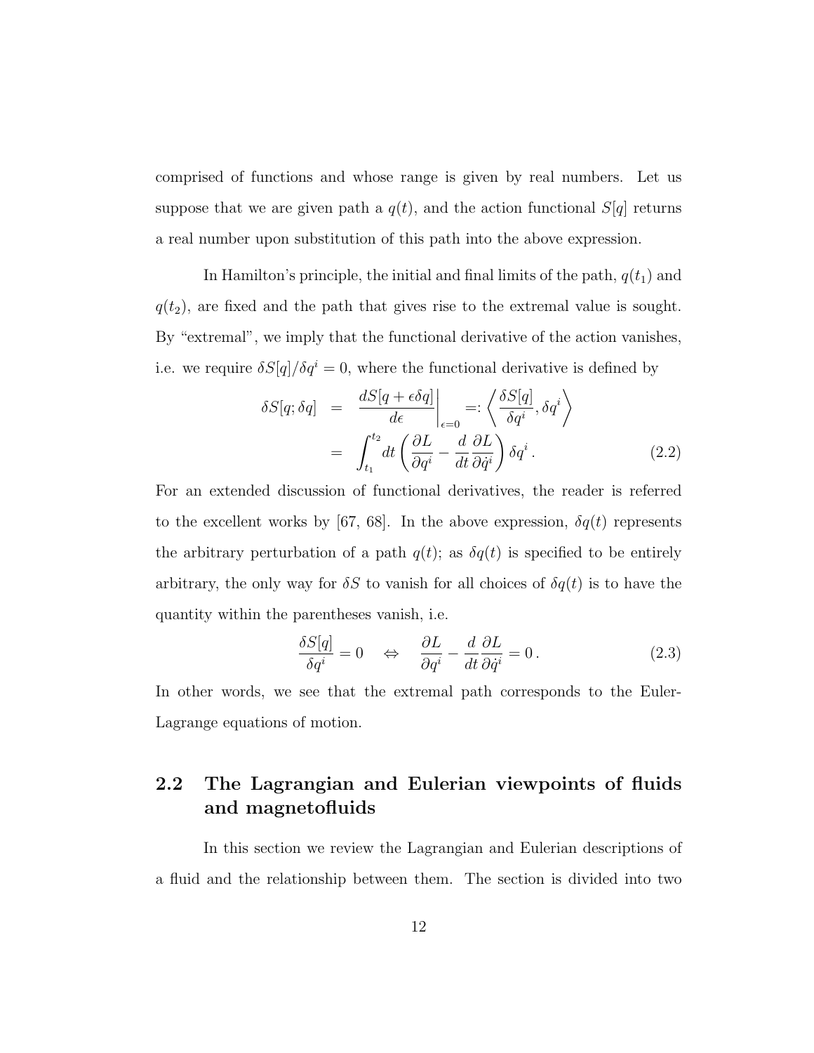comprised of functions and whose range is given by real numbers. Let us suppose that we are given path a $q(t)$, and the action functional $S[q]$ returns a real number upon substitution of this path into the above expression.

In Hamilton's principle, the initial and final limits of the path, $q(t_1)$ and $q(t_2)$, are fixed and the path that gives rise to the extremal value is sought. By "extremal", we imply that the functional derivative of the action vanishes, i.e. we require $\delta S[q]/\delta q^i = 0$, where the functional derivative is defined by

$$
\begin{aligned}
\delta S[q; \delta q] &= \left. \frac{dS[q + \epsilon \delta q]}{d\epsilon} \right|_{\epsilon=0} =: \left\langle \frac{\delta S[q]}{\delta q^i}, \delta q^i \right\rangle \\
&= \int_{t_1}^{t_2} dt \left( \frac{\partial L}{\partial q^i} - \frac{d}{dt} \frac{\partial L}{\partial \dot{q}^i} \right) \delta q^i \,. \qquad (2.2)
\end{aligned}
$$

For an extended discussion of functional derivatives, the reader is referred to the excellent works by [67, 68]. In the above expression, $\delta q(t)$ represents the arbitrary perturbation of a path $q(t)$; as $\delta q(t)$ is specified to be entirely arbitrary, the only way for $\delta S$ to vanish for all choices of $\delta q(t)$ is to have the quantity within the parentheses vanish, i.e.

$$
\frac{\delta S[q]}{\delta q^i} = 0 \quad \Leftrightarrow \quad \frac{\partial L}{\partial q^i} - \frac{d}{dt} \frac{\partial L}{\partial \dot{q}^i} = 0 \,. \qquad (2.3)
$$

In other words, we see that the extremal path corresponds to the Euler-Lagrange equations of motion.

## 2.2 The Lagrangian and Eulerian viewpoints of fluids and magnetofluids

In this section we review the Lagrangian and Eulerian descriptions of a fluid and the relationship between them. The section is divided into two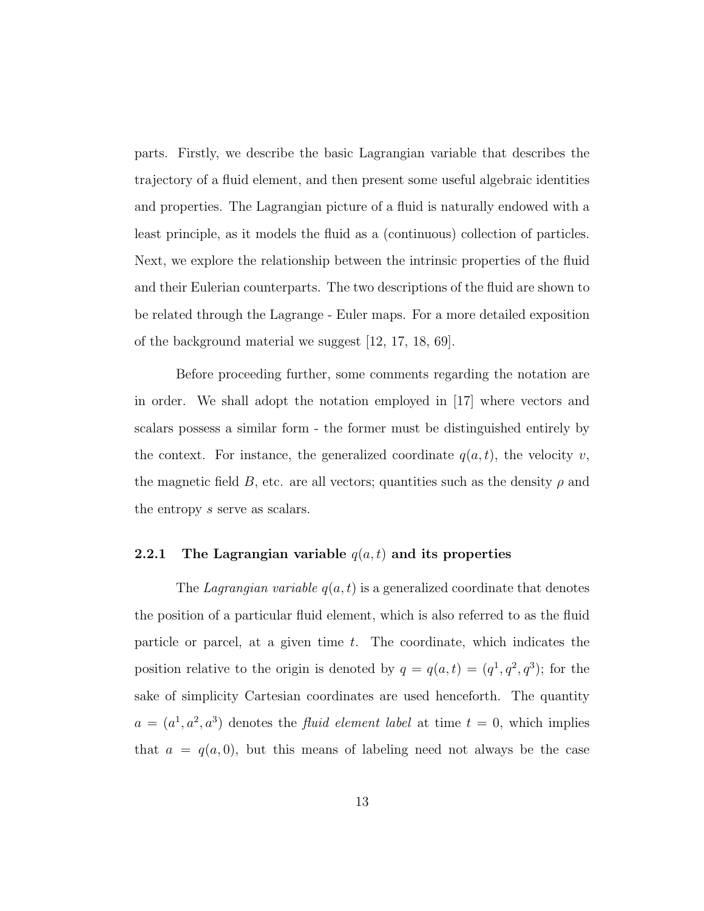parts. Firstly, we describe the basic Lagrangian variable that describes the trajectory of a fluid element, and then present some useful algebraic identities and properties. The Lagrangian picture of a fluid is naturally endowed with a least principle, as it models the fluid as a (continuous) collection of particles. Next, we explore the relationship between the intrinsic properties of the fluid and their Eulerian counterparts. The two descriptions of the fluid are shown to be related through the Lagrange - Euler maps. For a more detailed exposition of the background material we suggest [12, 17, 18, 69].

Before proceeding further, some comments regarding the notation are in order. We shall adopt the notation employed in [17] where vectors and scalars possess a similar form - the former must be distinguished entirely by the context. For instance, the generalized coordinate $q(a, t)$, the velocity $v$, the magnetic field $B$, etc. are all vectors; quantities such as the density $\rho$ and the entropy $s$ serve as scalars.

### 2.2.1 The Lagrangian variable $q(a, t)$ and its properties

The *Lagrangian variable* $q(a, t)$ is a generalized coordinate that denotes the position of a particular fluid element, which is also referred to as the fluid particle or parcel, at a given time $t$. The coordinate, which indicates the position relative to the origin is denoted by $q = q(a, t) = (q^1, q^2, q^3)$; for the sake of simplicity Cartesian coordinates are used henceforth. The quantity $a = (a^1, a^2, a^3)$ denotes the *fluid element label* at time $t = 0$, which implies that $a = q(a, 0)$, but this means of labeling need not always be the case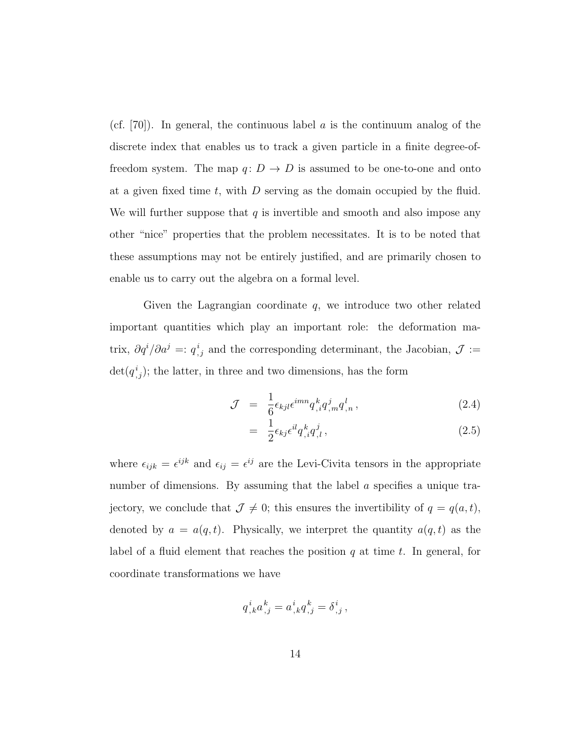(cf. [70]). In general, the continuous label $a$ is the continuum analog of the discrete index that enables us to track a given particle in a finite degree-of-freedom system. The map $q\colon D \to D$ is assumed to be one-to-one and onto at a given fixed time $t$, with $D$ serving as the domain occupied by the fluid. We will further suppose that $q$ is invertible and smooth and also impose any other "nice" properties that the problem necessitates. It is to be noted that these assumptions may not be entirely justified, and are primarily chosen to enable us to carry out the algebra on a formal level.

Given the Lagrangian coordinate $q$, we introduce two other related important quantities which play an important role: the deformation matrix, $\partial q^i/\partial a^j =: q^i_{\ ,j}$ and the corresponding determinant, the Jacobian, $\mathcal{J} := \det(q^i_{\ ,j})$; the latter, in three and two dimensions, has the form

$$
\begin{aligned}
\mathcal{J} &= \frac{1}{6}\epsilon_{kjl}\epsilon^{imn} q^k_{\ ,i} q^j_{\ ,m} q^l_{\ ,n}\,, && (2.4)\\
&= \frac{1}{2}\epsilon_{kj}\epsilon^{il} q^k_{\ ,i} q^j_{\ ,l}\,, && (2.5)
\end{aligned}
$$

where $\epsilon_{ijk} = \epsilon^{ijk}$ and $\epsilon_{ij} = \epsilon^{ij}$ are the Levi-Civita tensors in the appropriate number of dimensions. By assuming that the label $a$ specifies a unique trajectory, we conclude that $\mathcal{J} \neq 0$; this ensures the invertibility of $q = q(a,t)$, denoted by $a = a(q,t)$. Physically, we interpret the quantity $a(q,t)$ as the label of a fluid element that reaches the position $q$ at time $t$. In general, for coordinate transformations we have

$$
q^i_{\ ,k} a^k_{\ ,j} = a^i_{\ ,k} q^k_{\ ,j} = \delta^i_{\ ,j}\,,
$$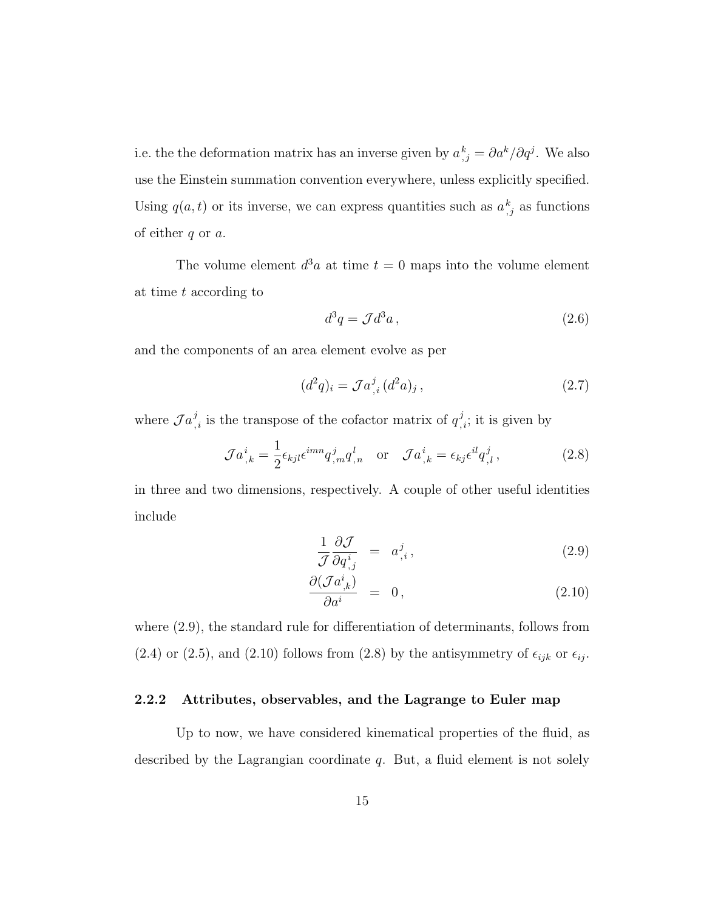i.e. the the deformation matrix has an inverse given by $a^k_{,j} = \partial a^k/\partial q^j$. We also use the Einstein summation convention everywhere, unless explicitly specified. Using $q(a,t)$ or its inverse, we can express quantities such as $a^k_{,j}$ as functions of either $q$ or $a$.

The volume element $d^3a$ at time $t=0$ maps into the volume element at time $t$ according to

$$d^3q = \mathcal{J} d^3a\,, \tag{2.6}$$

and the components of an area element evolve as per

$$(d^2q)_i = \mathcal{J} a^j_{,i}\,(d^2a)_j\,, \tag{2.7}$$

where $\mathcal{J}a^j_{,i}$ is the transpose of the cofactor matrix of $q^j_{,i}$; it is given by

$$\mathcal{J}a^i_{,k} = \frac{1}{2}\epsilon_{kjl}\epsilon^{imn}q^j_{,m}q^l_{,n} \quad \text{or} \quad \mathcal{J}a^i_{,k} = \epsilon_{kj}\epsilon^{il}q^j_{,l}\,, \tag{2.8}$$

in three and two dimensions, respectively. A couple of other useful identities include

$$\frac{1}{\mathcal{J}}\frac{\partial \mathcal{J}}{\partial q^i_{,j}} = a^j_{,i}\,, \tag{2.9}$$

$$\frac{\partial(\mathcal{J}a^i_{,k})}{\partial a^i} = 0\,, \tag{2.10}$$

where (2.9), the standard rule for differentiation of determinants, follows from (2.4) or (2.5), and (2.10) follows from (2.8) by the antisymmetry of $\epsilon_{ijk}$ or $\epsilon_{ij}$.

### 2.2.2 Attributes, observables, and the Lagrange to Euler map

Up to now, we have considered kinematical properties of the fluid, as described by the Lagrangian coordinate $q$. But, a fluid element is not solely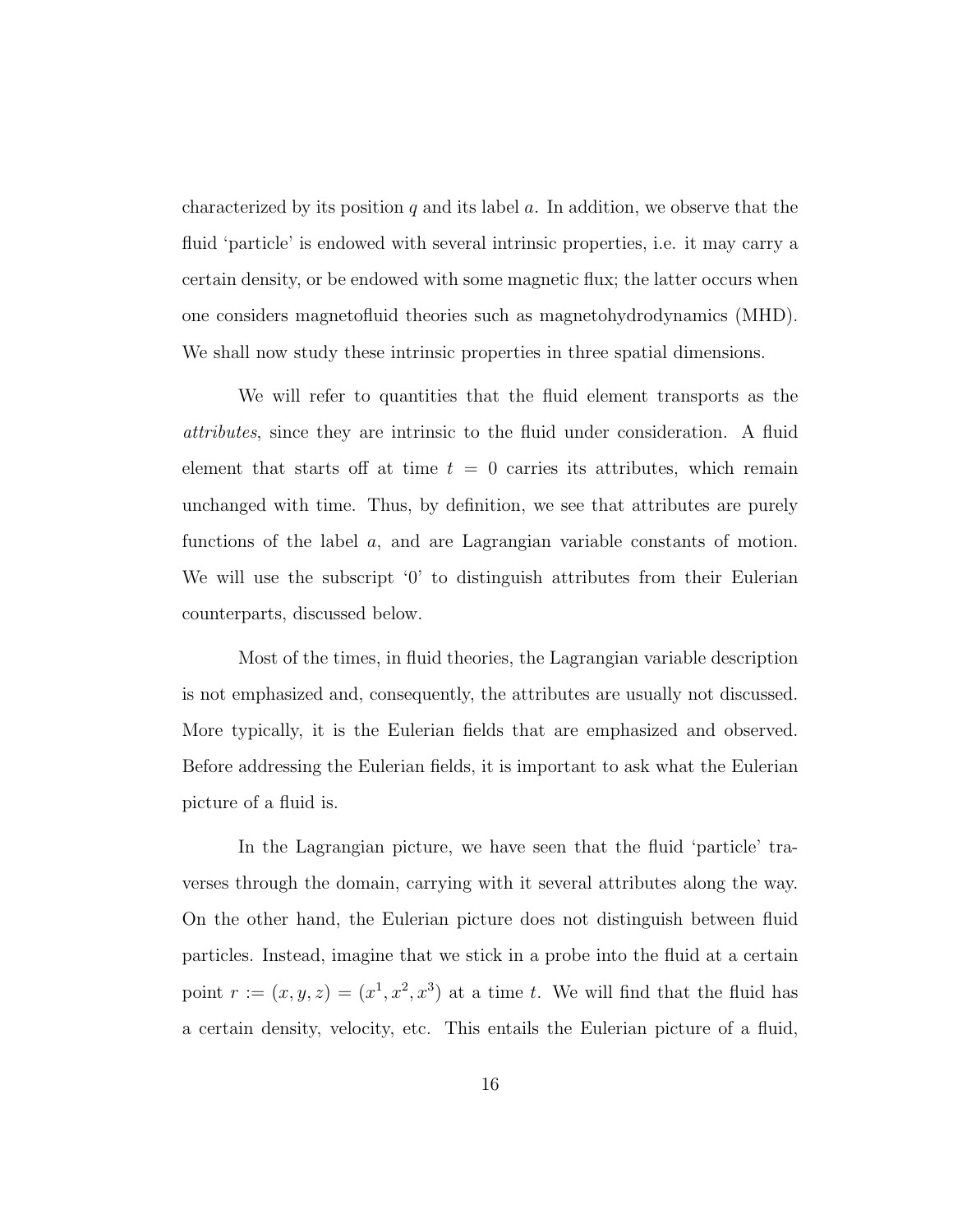characterized by its position $q$ and its label $a$. In addition, we observe that the fluid 'particle' is endowed with several intrinsic properties, i.e. it may carry a certain density, or be endowed with some magnetic flux; the latter occurs when one considers magnetofluid theories such as magnetohydrodynamics (MHD). We shall now study these intrinsic properties in three spatial dimensions.

We will refer to quantities that the fluid element transports as the *attributes*, since they are intrinsic to the fluid under consideration. A fluid element that starts off at time $t = 0$ carries its attributes, which remain unchanged with time. Thus, by definition, we see that attributes are purely functions of the label $a$, and are Lagrangian variable constants of motion. We will use the subscript '0' to distinguish attributes from their Eulerian counterparts, discussed below.

Most of the times, in fluid theories, the Lagrangian variable description is not emphasized and, consequently, the attributes are usually not discussed. More typically, it is the Eulerian fields that are emphasized and observed. Before addressing the Eulerian fields, it is important to ask what the Eulerian picture of a fluid is.

In the Lagrangian picture, we have seen that the fluid 'particle' traverses through the domain, carrying with it several attributes along the way. On the other hand, the Eulerian picture does not distinguish between fluid particles. Instead, imagine that we stick in a probe into the fluid at a certain point $r := (x, y, z) = (x^1, x^2, x^3)$ at a time $t$. We will find that the fluid has a certain density, velocity, etc. This entails the Eulerian picture of a fluid,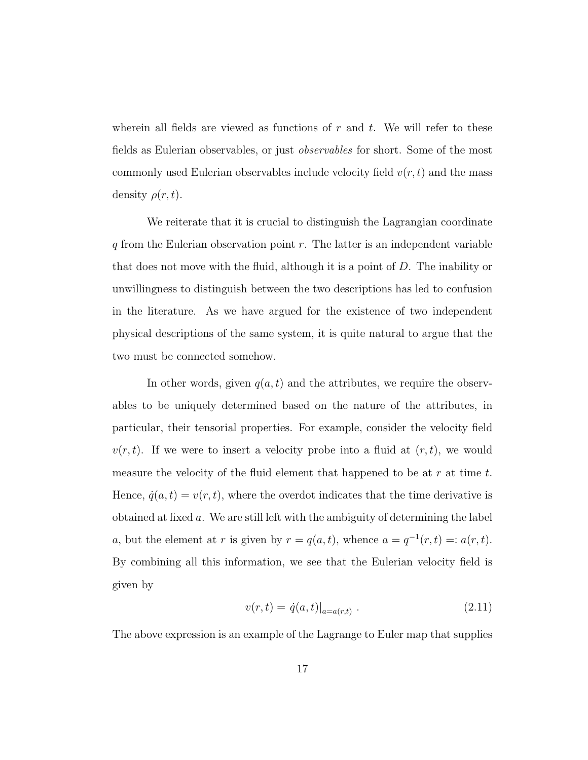wherein all fields are viewed as functions of $r$ and $t$. We will refer to these fields as Eulerian observables, or just *observables* for short. Some of the most commonly used Eulerian observables include velocity field $v(r,t)$ and the mass density $\rho(r,t)$.

We reiterate that it is crucial to distinguish the Lagrangian coordinate $q$ from the Eulerian observation point $r$. The latter is an independent variable that does not move with the fluid, although it is a point of $D$. The inability or unwillingness to distinguish between the two descriptions has led to confusion in the literature. As we have argued for the existence of two independent physical descriptions of the same system, it is quite natural to argue that the two must be connected somehow.

In other words, given $q(a,t)$ and the attributes, we require the observables to be uniquely determined based on the nature of the attributes, in particular, their tensorial properties. For example, consider the velocity field $v(r,t)$. If we were to insert a velocity probe into a fluid at $(r,t)$, we would measure the velocity of the fluid element that happened to be at $r$ at time $t$. Hence, $\dot{q}(a,t) = v(r,t)$, where the overdot indicates that the time derivative is obtained at fixed $a$. We are still left with the ambiguity of determining the label $a$, but the element at $r$ is given by $r = q(a,t)$, whence $a = q^{-1}(r,t) =: a(r,t)$. By combining all this information, we see that the Eulerian velocity field is given by

$$v(r,t) = \dot{q}(a,t)|_{a=a(r,t)} \ . \tag{2.11}$$

The above expression is an example of the Lagrange to Euler map that supplies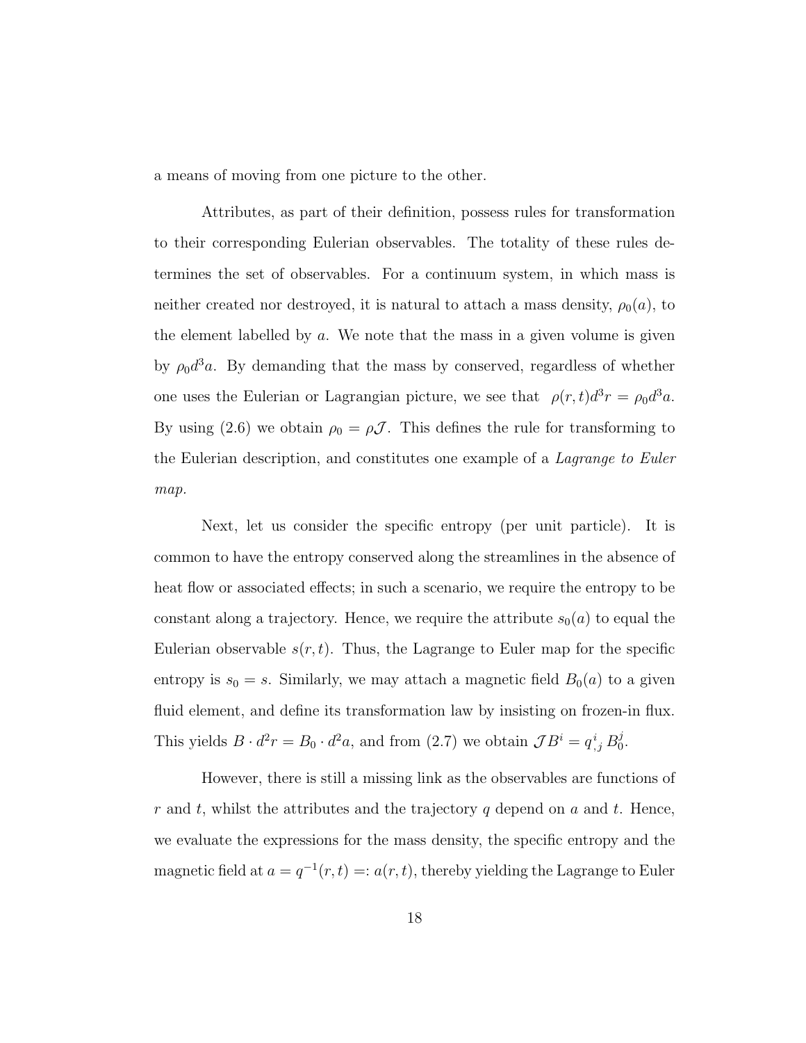a means of moving from one picture to the other.

Attributes, as part of their definition, possess rules for transformation to their corresponding Eulerian observables. The totality of these rules determines the set of observables. For a continuum system, in which mass is neither created nor destroyed, it is natural to attach a mass density, $\rho_0(a)$, to the element labelled by $a$. We note that the mass in a given volume is given by $\rho_0 d^3a$. By demanding that the mass by conserved, regardless of whether one uses the Eulerian or Lagrangian picture, we see that $\rho(r,t)d^3r = \rho_0 d^3a$. By using (2.6) we obtain $\rho_0 = \rho\mathcal{J}$. This defines the rule for transforming to the Eulerian description, and constitutes one example of a *Lagrange to Euler map.*

Next, let us consider the specific entropy (per unit particle). It is common to have the entropy conserved along the streamlines in the absence of heat flow or associated effects; in such a scenario, we require the entropy to be constant along a trajectory. Hence, we require the attribute $s_0(a)$ to equal the Eulerian observable $s(r,t)$. Thus, the Lagrange to Euler map for the specific entropy is $s_0 = s$. Similarly, we may attach a magnetic field $B_0(a)$ to a given fluid element, and define its transformation law by insisting on frozen-in flux. This yields $B \cdot d^2r = B_0 \cdot d^2a$, and from (2.7) we obtain $\mathcal{J}B^i = q^i_{\,,j}\, B_0^j$.

However, there is still a missing link as the observables are functions of $r$ and $t$, whilst the attributes and the trajectory $q$ depend on $a$ and $t$. Hence, we evaluate the expressions for the mass density, the specific entropy and the magnetic field at $a = q^{-1}(r,t) =: a(r,t)$, thereby yielding the Lagrange to Euler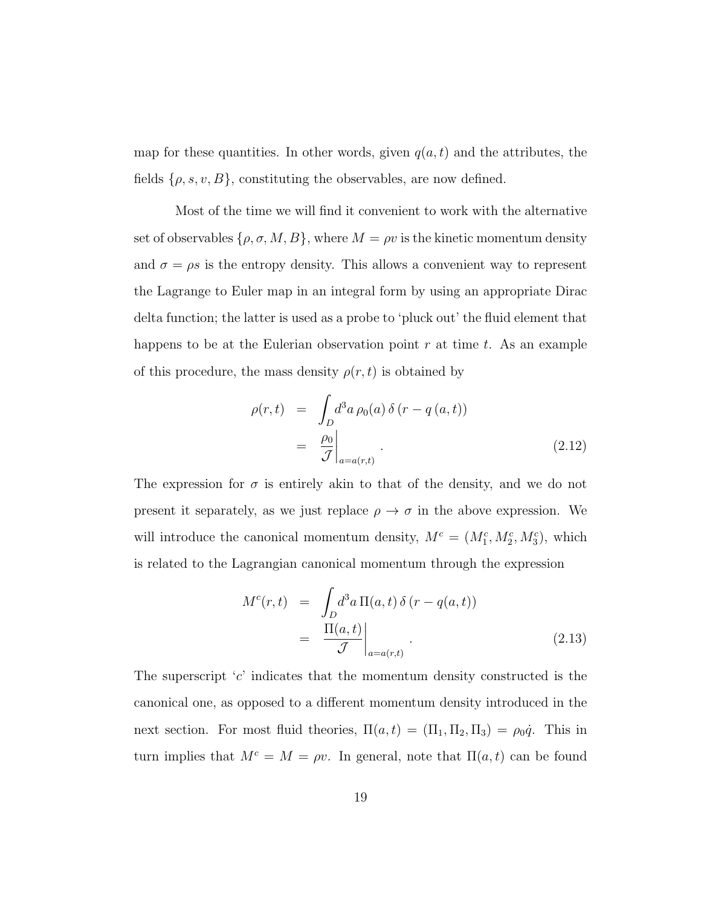map for these quantities. In other words, given $q(a,t)$ and the attributes, the fields $\{\rho, s, v, B\}$, constituting the observables, are now defined.

Most of the time we will find it convenient to work with the alternative set of observables $\{\rho, \sigma, M, B\}$, where $M = \rho v$ is the kinetic momentum density and $\sigma = \rho s$ is the entropy density. This allows a convenient way to represent the Lagrange to Euler map in an integral form by using an appropriate Dirac delta function; the latter is used as a probe to 'pluck out' the fluid element that happens to be at the Eulerian observation point $r$ at time $t$. As an example of this procedure, the mass density $\rho(r,t)$ is obtained by

$$
\begin{aligned}
\rho(r,t) &= \int_D d^3a\, \rho_0(a)\, \delta\left(r - q\left(a,t\right)\right) \\
&= \left.\frac{\rho_0}{\mathcal{J}}\right|_{a=a(r,t)} .
\end{aligned} \tag{2.12}
$$

The expression for $\sigma$ is entirely akin to that of the density, and we do not present it separately, as we just replace $\rho \to \sigma$ in the above expression. We will introduce the canonical momentum density, $M^c = (M_1^c, M_2^c, M_3^c)$, which is related to the Lagrangian canonical momentum through the expression

$$
\begin{aligned}
M^c(r,t) &= \int_D d^3a\, \Pi(a,t)\, \delta\left(r - q(a,t)\right) \\
&= \left.\frac{\Pi(a,t)}{\mathcal{J}}\right|_{a=a(r,t)} .
\end{aligned} \tag{2.13}
$$

The superscript '$c$' indicates that the momentum density constructed is the canonical one, as opposed to a different momentum density introduced in the next section. For most fluid theories, $\Pi(a,t) = (\Pi_1, \Pi_2, \Pi_3) = \rho_0 \dot{q}$. This in turn implies that $M^c = M = \rho v$. In general, note that $\Pi(a,t)$ can be found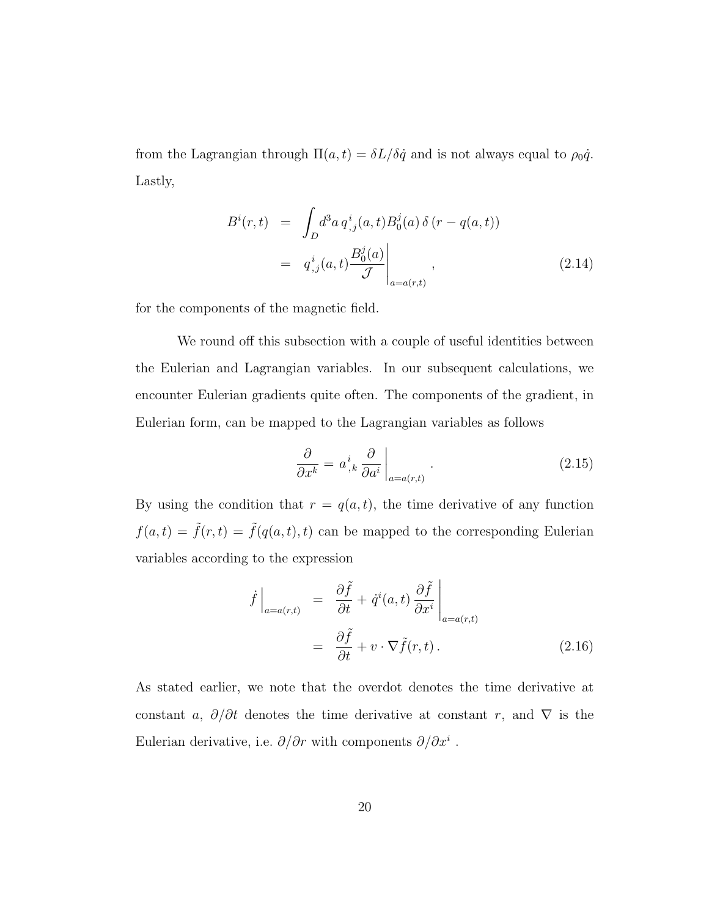from the Lagrangian through $\Pi(a,t) = \delta L/\delta \dot{q}$ and is not always equal to $\rho_0 \dot{q}$. Lastly,

$$
\begin{aligned}
B^i(r,t) &= \int_D d^3a \, q^i_{,j}(a,t) B^j_0(a) \, \delta\left(r - q(a,t)\right) \\
&= q^i_{,j}(a,t) \frac{B^j_0(a)}{\mathcal{J}} \bigg|_{a=a(r,t)} \,,
\end{aligned}
\tag{2.14}
$$

for the components of the magnetic field.

We round off this subsection with a couple of useful identities between the Eulerian and Lagrangian variables. In our subsequent calculations, we encounter Eulerian gradients quite often. The components of the gradient, in Eulerian form, can be mapped to the Lagrangian variables as follows

$$
\frac{\partial}{\partial x^k} = a^i_{\ ,k} \, \frac{\partial}{\partial a^i} \bigg|_{a=a(r,t)} \,. \tag{2.15}
$$

By using the condition that $r = q(a,t)$, the time derivative of any function $f(a,t) = \tilde{f}(r,t) = \tilde{f}(q(a,t),t)$ can be mapped to the corresponding Eulerian variables according to the expression

$$
\begin{aligned}
\dot{f} \bigg|_{a=a(r,t)} &= \frac{\partial \tilde{f}}{\partial t} + \dot{q}^i(a,t) \, \frac{\partial \tilde{f}}{\partial x^i} \bigg|_{a=a(r,t)} \\
&= \frac{\partial \tilde{f}}{\partial t} + v \cdot \nabla \tilde{f}(r,t) \,.
\end{aligned}
\tag{2.16}
$$

As stated earlier, we note that the overdot denotes the time derivative at constant $a$, $\partial/\partial t$ denotes the time derivative at constant $r$, and $\nabla$ is the Eulerian derivative, i.e. $\partial/\partial r$ with components $\partial/\partial x^i$ .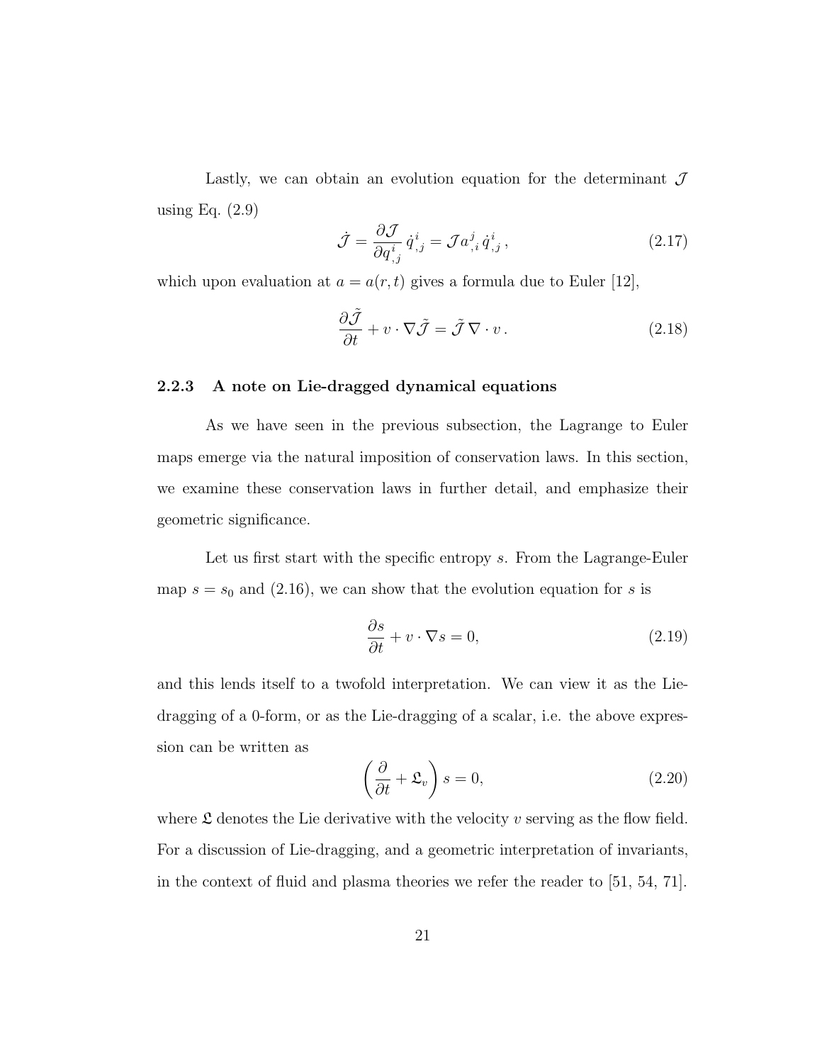Lastly, we can obtain an evolution equation for the determinant $\mathcal{J}$ using Eq. (2.9)

$$\dot{\mathcal{J}} = \frac{\partial \mathcal{J}}{\partial q^i_{,j}}\,\dot{q}^i_{,j} = \mathcal{J}\,a^j_{,i}\,\dot{q}^i_{,j}\,, \tag{2.17}$$

which upon evaluation at $a = a(r,t)$ gives a formula due to Euler [12],

$$\frac{\partial \tilde{\mathcal{J}}}{\partial t} + v\cdot\nabla\tilde{\mathcal{J}} = \tilde{\mathcal{J}}\,\nabla\cdot v\,. \tag{2.18}$$

### 2.2.3 A note on Lie-dragged dynamical equations

As we have seen in the previous subsection, the Lagrange to Euler maps emerge via the natural imposition of conservation laws. In this section, we examine these conservation laws in further detail, and emphasize their geometric significance.

Let us first start with the specific entropy $s$. From the Lagrange-Euler map $s = s_0$ and (2.16), we can show that the evolution equation for $s$ is

$$\frac{\partial s}{\partial t} + v\cdot\nabla s = 0, \tag{2.19}$$

and this lends itself to a twofold interpretation. We can view it as the Lie-dragging of a 0-form, or as the Lie-dragging of a scalar, i.e. the above expression can be written as

$$\left(\frac{\partial}{\partial t} + \mathfrak{L}_v\right) s = 0, \tag{2.20}$$

where $\mathfrak{L}$ denotes the Lie derivative with the velocity $v$ serving as the flow field. For a discussion of Lie-dragging, and a geometric interpretation of invariants, in the context of fluid and plasma theories we refer the reader to [51, 54, 71].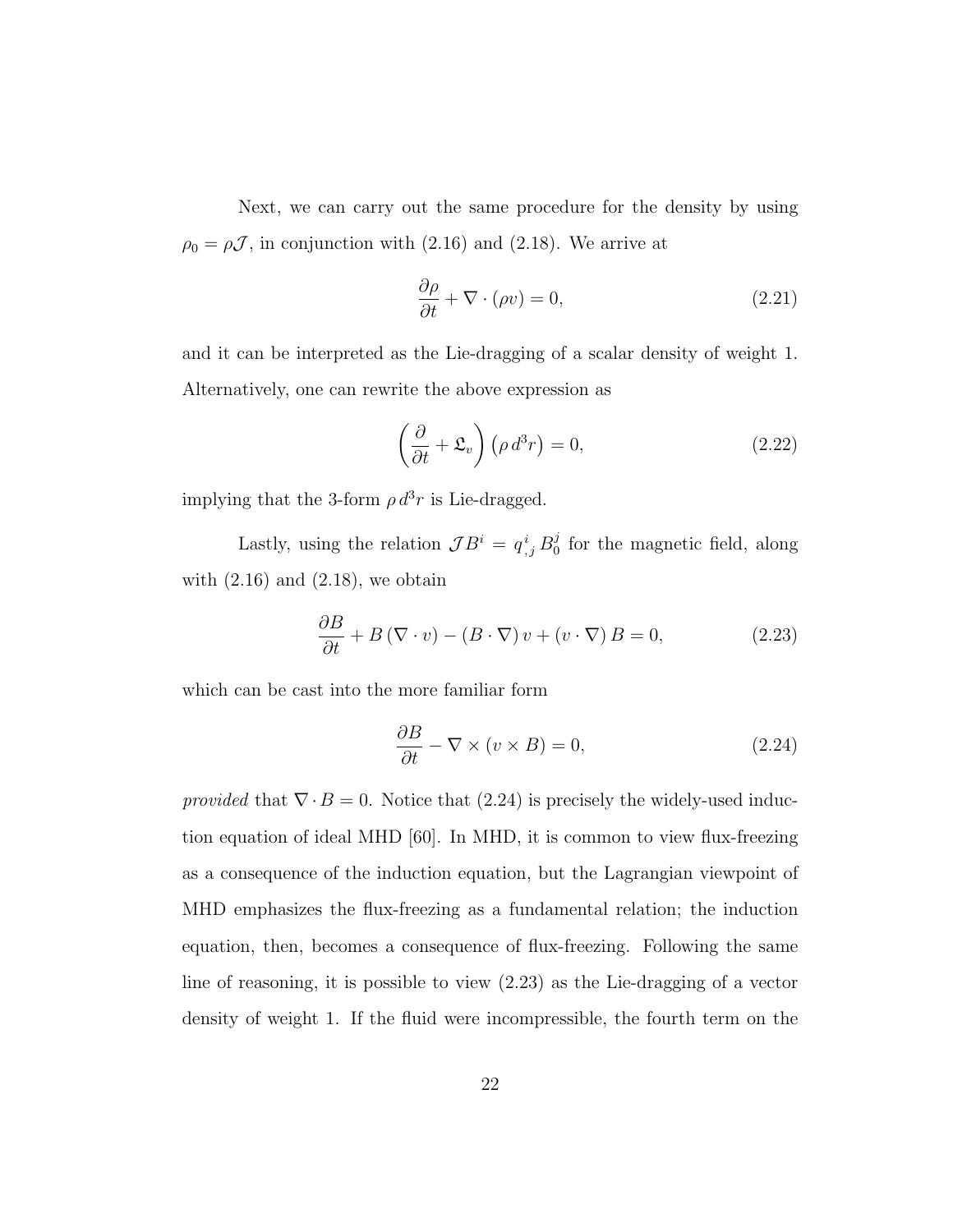Next, we can carry out the same procedure for the density by using $\rho_0 = \rho \mathcal{J}$, in conjunction with (2.16) and (2.18). We arrive at

$$\frac{\partial \rho}{\partial t} + \nabla \cdot (\rho v) = 0, \tag{2.21}$$

and it can be interpreted as the Lie-dragging of a scalar density of weight 1. Alternatively, one can rewrite the above expression as

$$\left( \frac{\partial}{\partial t} + \mathfrak{L}_v \right) \left( \rho \, d^3 r \right) = 0, \tag{2.22}$$

implying that the 3-form $\rho \, d^3 r$ is Lie-dragged.

Lastly, using the relation $\mathcal{J} B^i = q^i_{\,,j} \, B_0^j$ for the magnetic field, along with (2.16) and (2.18), we obtain

$$\frac{\partial B}{\partial t} + B \left( \nabla \cdot v \right) - \left( B \cdot \nabla \right) v + \left( v \cdot \nabla \right) B = 0, \tag{2.23}$$

which can be cast into the more familiar form

$$\frac{\partial B}{\partial t} - \nabla \times \left( v \times B \right) = 0, \tag{2.24}$$

*provided* that $\nabla \cdot B = 0$. Notice that (2.24) is precisely the widely-used induction equation of ideal MHD [60]. In MHD, it is common to view flux-freezing as a consequence of the induction equation, but the Lagrangian viewpoint of MHD emphasizes the flux-freezing as a fundamental relation; the induction equation, then, becomes a consequence of flux-freezing. Following the same line of reasoning, it is possible to view (2.23) as the Lie-dragging of a vector density of weight 1. If the fluid were incompressible, the fourth term on the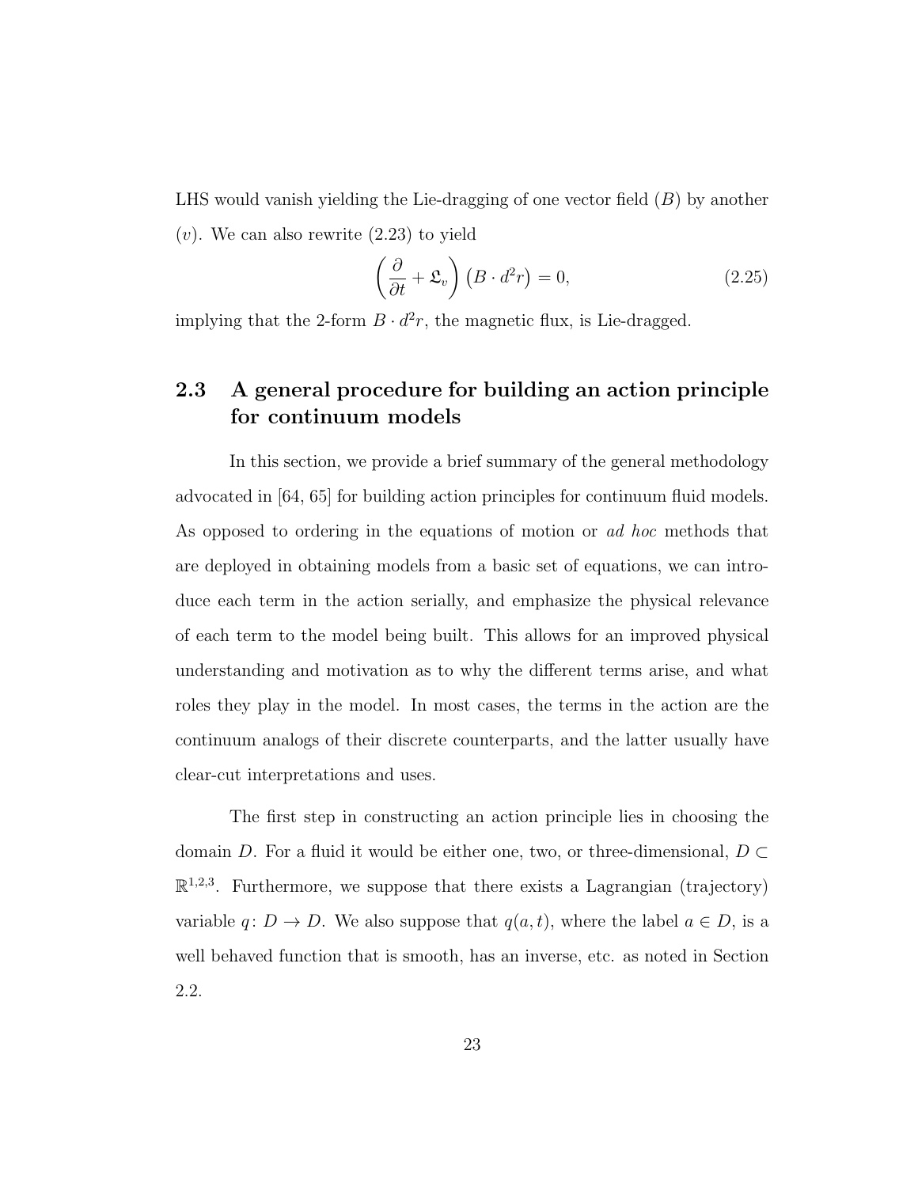LHS would vanish yielding the Lie-dragging of one vector field ($B$) by another ($v$). We can also rewrite (2.23) to yield

$$\left(\frac{\partial}{\partial t} + \mathfrak{L}_v\right)\left(B \cdot d^2 r\right) = 0, \tag{2.25}$$

implying that the 2-form $B \cdot d^2 r$, the magnetic flux, is Lie-dragged.

## 2.3 A general procedure for building an action principle for continuum models

In this section, we provide a brief summary of the general methodology advocated in [64, 65] for building action principles for continuum fluid models. As opposed to ordering in the equations of motion or *ad hoc* methods that are deployed in obtaining models from a basic set of equations, we can introduce each term in the action serially, and emphasize the physical relevance of each term to the model being built. This allows for an improved physical understanding and motivation as to why the different terms arise, and what roles they play in the model. In most cases, the terms in the action are the continuum analogs of their discrete counterparts, and the latter usually have clear-cut interpretations and uses.

The first step in constructing an action principle lies in choosing the domain $D$. For a fluid it would be either one, two, or three-dimensional, $D \subset \mathbb{R}^{1,2,3}$. Furthermore, we suppose that there exists a Lagrangian (trajectory) variable $q\colon D \to D$. We also suppose that $q(a, t)$, where the label $a \in D$, is a well behaved function that is smooth, has an inverse, etc. as noted in Section 2.2.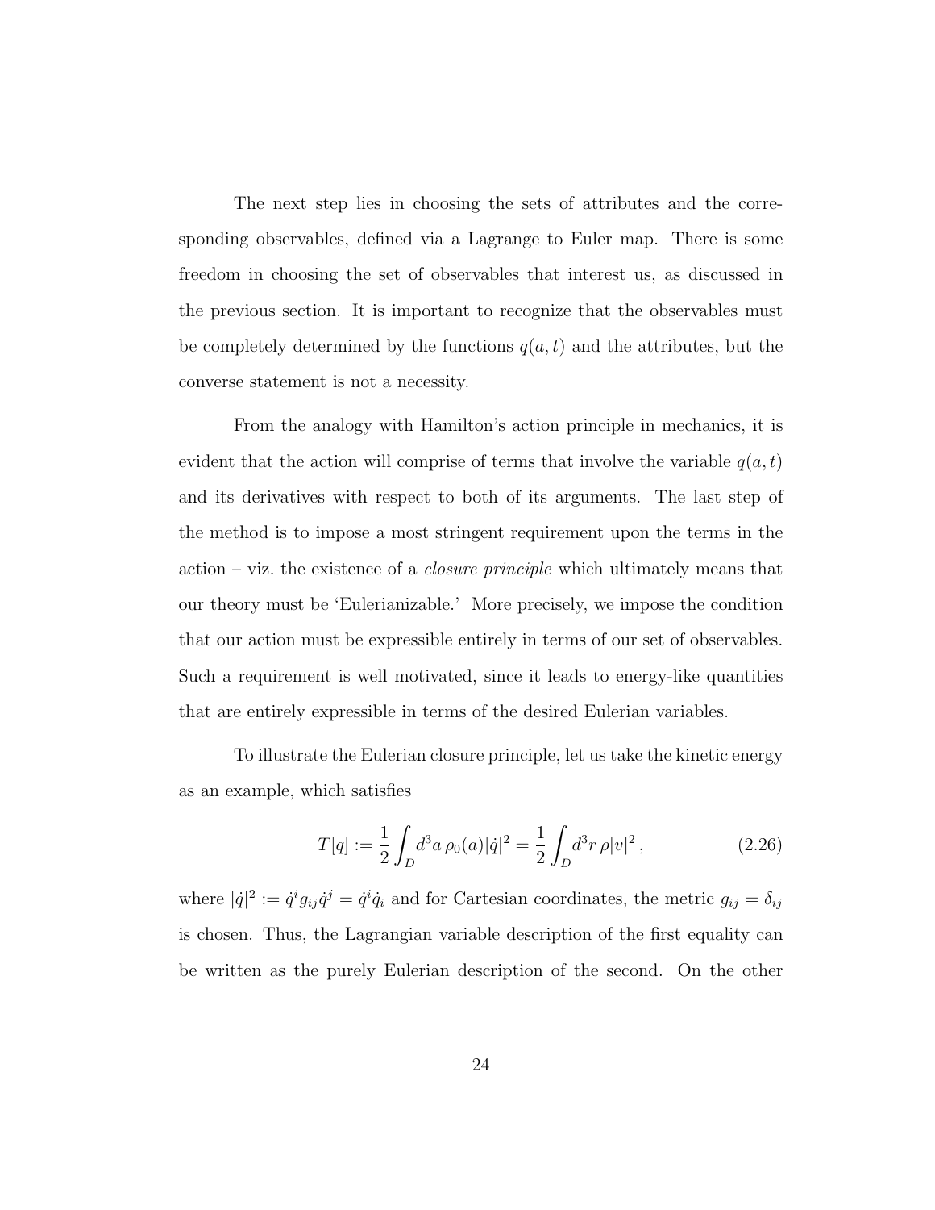The next step lies in choosing the sets of attributes and the corresponding observables, defined via a Lagrange to Euler map. There is some freedom in choosing the set of observables that interest us, as discussed in the previous section. It is important to recognize that the observables must be completely determined by the functions $q(a,t)$ and the attributes, but the converse statement is not a necessity.

From the analogy with Hamilton's action principle in mechanics, it is evident that the action will comprise of terms that involve the variable $q(a,t)$ and its derivatives with respect to both of its arguments. The last step of the method is to impose a most stringent requirement upon the terms in the action – viz. the existence of a *closure principle* which ultimately means that our theory must be 'Eulerianizable.' More precisely, we impose the condition that our action must be expressible entirely in terms of our set of observables. Such a requirement is well motivated, since it leads to energy-like quantities that are entirely expressible in terms of the desired Eulerian variables.

To illustrate the Eulerian closure principle, let us take the kinetic energy as an example, which satisfies

$$T[q] := \frac{1}{2}\int_D d^3a\, \rho_0(a)|\dot{q}|^2 = \frac{1}{2}\int_D d^3r\, \rho|v|^2\,, \tag{2.26}$$

where $|\dot{q}|^2 := \dot{q}^i g_{ij}\dot{q}^j = \dot{q}^i\dot{q}_i$ and for Cartesian coordinates, the metric $g_{ij} = \delta_{ij}$ is chosen. Thus, the Lagrangian variable description of the first equality can be written as the purely Eulerian description of the second. On the other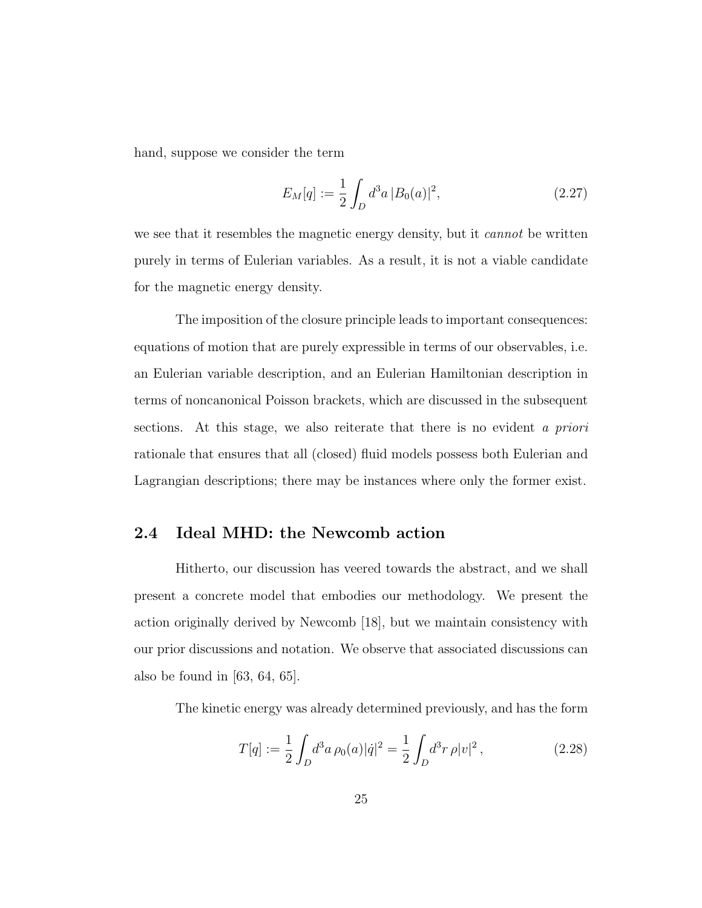hand, suppose we consider the term

$$E_M[q] := \frac{1}{2}\int_D d^3a\, |B_0(a)|^2, \tag{2.27}$$

we see that it resembles the magnetic energy density, but it *cannot* be written purely in terms of Eulerian variables. As a result, it is not a viable candidate for the magnetic energy density.

The imposition of the closure principle leads to important consequences: equations of motion that are purely expressible in terms of our observables, i.e. an Eulerian variable description, and an Eulerian Hamiltonian description in terms of noncanonical Poisson brackets, which are discussed in the subsequent sections. At this stage, we also reiterate that there is no evident *a priori* rationale that ensures that all (closed) fluid models possess both Eulerian and Lagrangian descriptions; there may be instances where only the former exist.

## 2.4 Ideal MHD: the Newcomb action

Hitherto, our discussion has veered towards the abstract, and we shall present a concrete model that embodies our methodology. We present the action originally derived by Newcomb [18], but we maintain consistency with our prior discussions and notation. We observe that associated discussions can also be found in [63, 64, 65].

The kinetic energy was already determined previously, and has the form

$$T[q] := \frac{1}{2}\int_D d^3a\, \rho_0(a)|\dot{q}|^2 = \frac{1}{2}\int_D d^3r\, \rho|v|^2\,, \tag{2.28}$$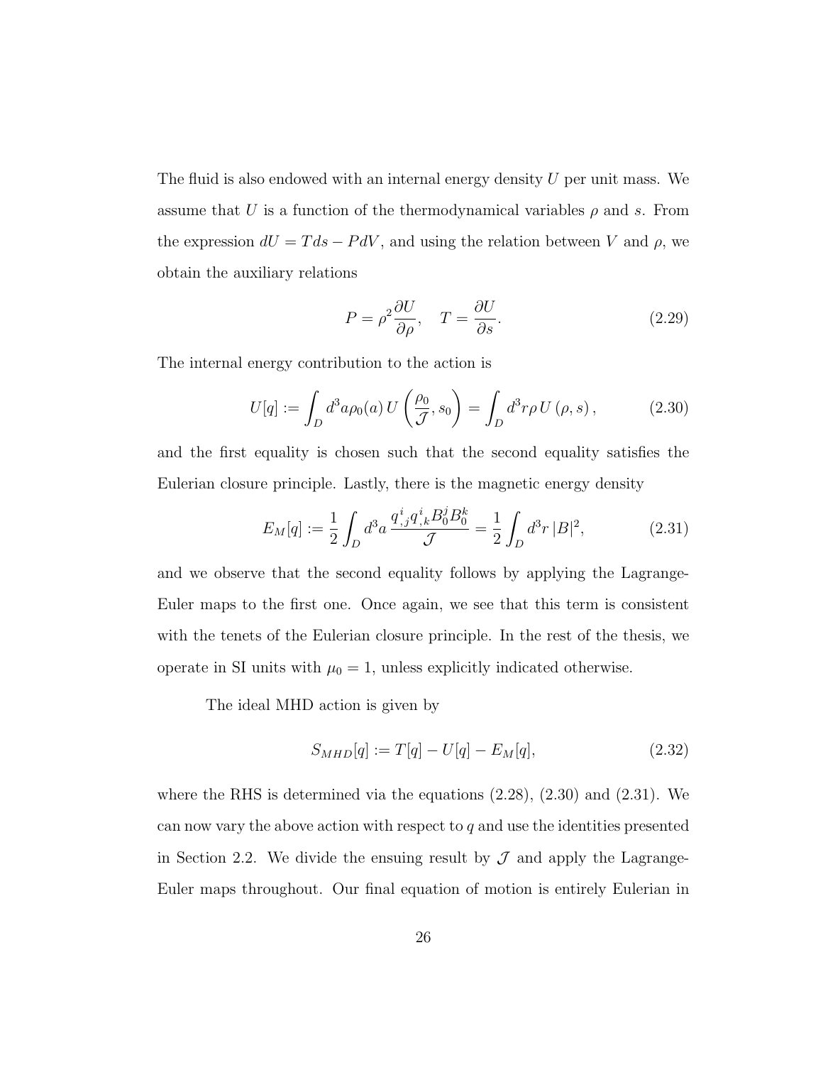The fluid is also endowed with an internal energy density $U$ per unit mass. We assume that $U$ is a function of the thermodynamical variables $\rho$ and $s$. From the expression $dU = Tds - PdV$, and using the relation between $V$ and $\rho$, we obtain the auxiliary relations

$$P = \rho^2 \frac{\partial U}{\partial \rho}, \quad T = \frac{\partial U}{\partial s}. \tag{2.29}$$

The internal energy contribution to the action is

$$U[q] := \int_D d^3a \rho_0(a)\, U\left(\frac{\rho_0}{\mathcal{J}}, s_0\right) = \int_D d^3r \rho\, U\left(\rho, s\right), \tag{2.30}$$

and the first equality is chosen such that the second equality satisfies the Eulerian closure principle. Lastly, there is the magnetic energy density

$$E_M[q] := \frac{1}{2}\int_D d^3a\, \frac{q^i_{,j} q^i_{,k} B_0^j B_0^k}{\mathcal{J}} = \frac{1}{2}\int_D d^3r\, |B|^2, \tag{2.31}$$

and we observe that the second equality follows by applying the Lagrange-Euler maps to the first one. Once again, we see that this term is consistent with the tenets of the Eulerian closure principle. In the rest of the thesis, we operate in SI units with $\mu_0 = 1$, unless explicitly indicated otherwise.

The ideal MHD action is given by

$$S_{MHD}[q] := T[q] - U[q] - E_M[q], \tag{2.32}$$

where the RHS is determined via the equations (2.28), (2.30) and (2.31). We can now vary the above action with respect to $q$ and use the identities presented in Section 2.2. We divide the ensuing result by $\mathcal{J}$ and apply the Lagrange-Euler maps throughout. Our final equation of motion is entirely Eulerian in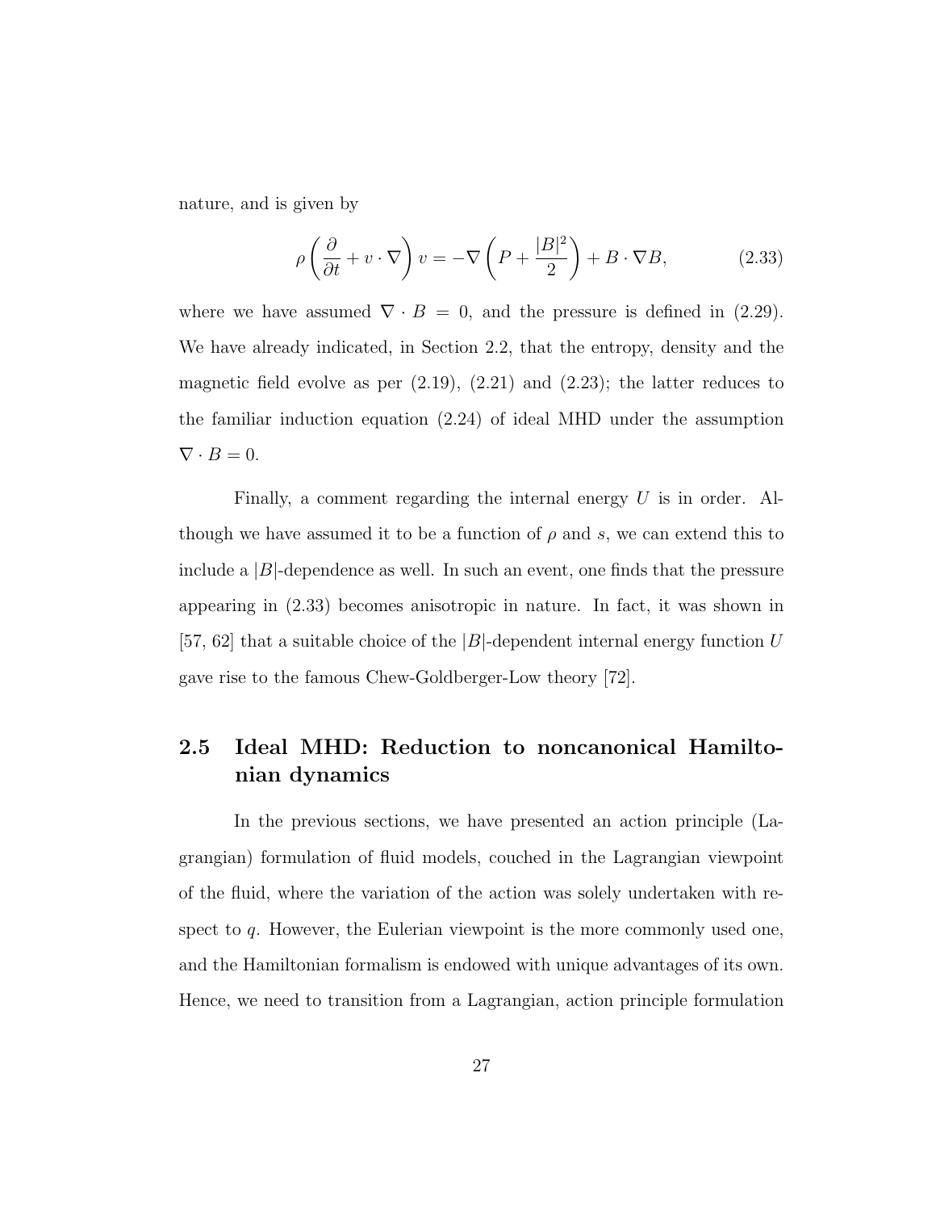nature, and is given by

$$\rho \left( \frac{\partial}{\partial t} + v \cdot \nabla \right) v = -\nabla \left( P + \frac{|B|^2}{2} \right) + B \cdot \nabla B, \tag{2.33}$$

where we have assumed $\nabla \cdot B = 0$, and the pressure is defined in (2.29). We have already indicated, in Section 2.2, that the entropy, density and the magnetic field evolve as per (2.19), (2.21) and (2.23); the latter reduces to the familiar induction equation (2.24) of ideal MHD under the assumption $\nabla \cdot B = 0$.

Finally, a comment regarding the internal energy $U$ is in order. Although we have assumed it to be a function of $\rho$ and $s$, we can extend this to include a $|B|$-dependence as well. In such an event, one finds that the pressure appearing in (2.33) becomes anisotropic in nature. In fact, it was shown in [57, 62] that a suitable choice of the $|B|$-dependent internal energy function $U$ gave rise to the famous Chew-Goldberger-Low theory [72].

## 2.5 Ideal MHD: Reduction to noncanonical Hamiltonian dynamics

In the previous sections, we have presented an action principle (Lagrangian) formulation of fluid models, couched in the Lagrangian viewpoint of the fluid, where the variation of the action was solely undertaken with respect to $q$. However, the Eulerian viewpoint is the more commonly used one, and the Hamiltonian formalism is endowed with unique advantages of its own. Hence, we need to transition from a Lagrangian, action principle formulation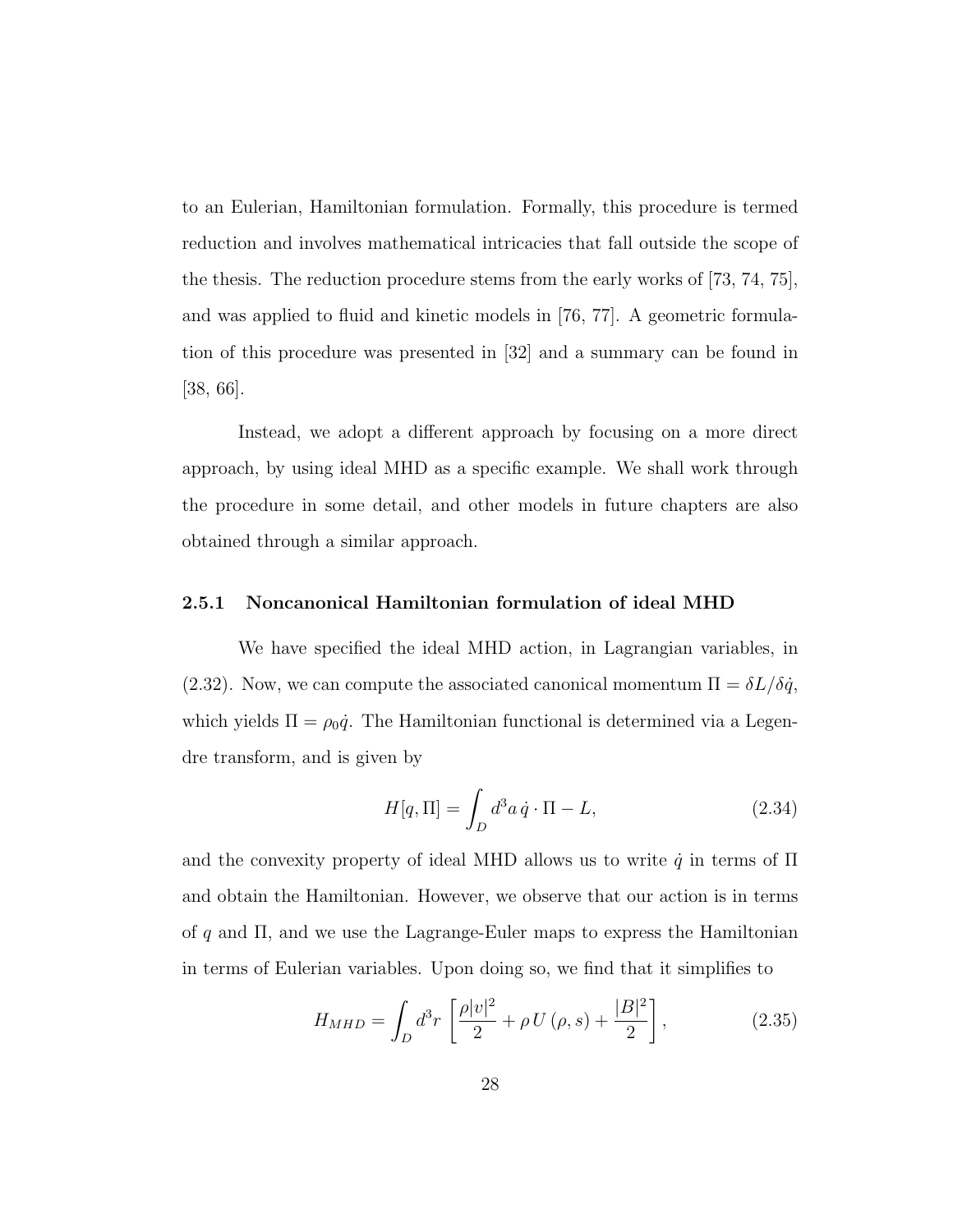to an Eulerian, Hamiltonian formulation. Formally, this procedure is termed reduction and involves mathematical intricacies that fall outside the scope of the thesis. The reduction procedure stems from the early works of [73, 74, 75], and was applied to fluid and kinetic models in [76, 77]. A geometric formulation of this procedure was presented in [32] and a summary can be found in [38, 66].

Instead, we adopt a different approach by focusing on a more direct approach, by using ideal MHD as a specific example. We shall work through the procedure in some detail, and other models in future chapters are also obtained through a similar approach.

### 2.5.1 Noncanonical Hamiltonian formulation of ideal MHD

We have specified the ideal MHD action, in Lagrangian variables, in (2.32). Now, we can compute the associated canonical momentum $\Pi = \delta L/\delta \dot{q}$, which yields $\Pi = \rho_0 \dot{q}$. The Hamiltonian functional is determined via a Legendre transform, and is given by

$$H[q, \Pi] = \int_D d^3a\, \dot{q} \cdot \Pi - L, \tag{2.34}$$

and the convexity property of ideal MHD allows us to write $\dot{q}$ in terms of $\Pi$ and obtain the Hamiltonian. However, we observe that our action is in terms of $q$ and $\Pi$, and we use the Lagrange-Euler maps to express the Hamiltonian in terms of Eulerian variables. Upon doing so, we find that it simplifies to

$$H_{MHD} = \int_D d^3r \left[ \frac{\rho |v|^2}{2} + \rho\, U(\rho, s) + \frac{|B|^2}{2} \right], \tag{2.35}$$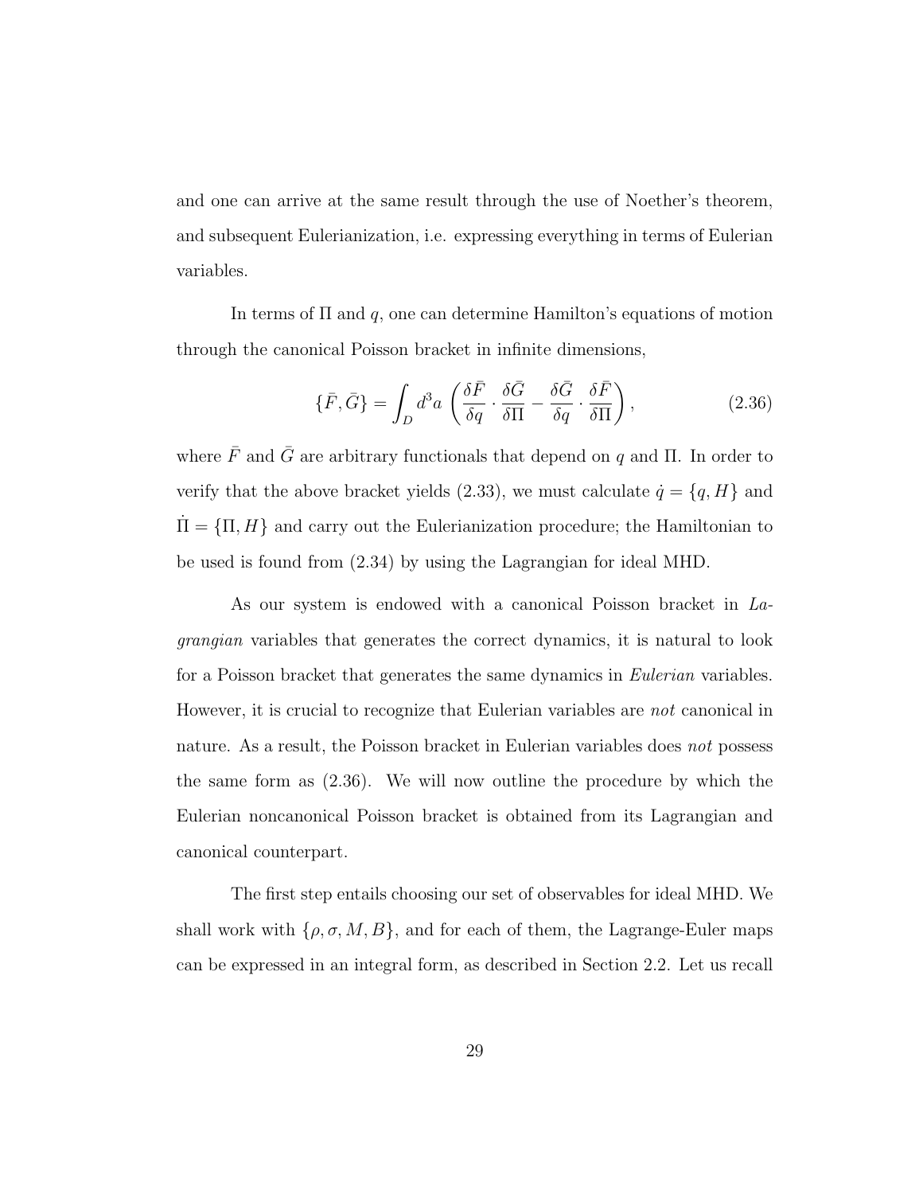and one can arrive at the same result through the use of Noether's theorem, and subsequent Eulerianization, i.e. expressing everything in terms of Eulerian variables.

In terms of $\Pi$ and $q$, one can determine Hamilton's equations of motion through the canonical Poisson bracket in infinite dimensions,

$$\{\bar{F}, \bar{G}\} = \int_D d^3a \left( \frac{\delta \bar{F}}{\delta q} \cdot \frac{\delta \bar{G}}{\delta \Pi} - \frac{\delta \bar{G}}{\delta q} \cdot \frac{\delta \bar{F}}{\delta \Pi} \right), \tag{2.36}$$

where $\bar{F}$ and $\bar{G}$ are arbitrary functionals that depend on $q$ and $\Pi$. In order to verify that the above bracket yields (2.33), we must calculate $\dot{q} = \{q, H\}$ and $\dot{\Pi} = \{\Pi, H\}$ and carry out the Eulerianization procedure; the Hamiltonian to be used is found from (2.34) by using the Lagrangian for ideal MHD.

As our system is endowed with a canonical Poisson bracket in *Lagrangian* variables that generates the correct dynamics, it is natural to look for a Poisson bracket that generates the same dynamics in *Eulerian* variables. However, it is crucial to recognize that Eulerian variables are *not* canonical in nature. As a result, the Poisson bracket in Eulerian variables does *not* possess the same form as (2.36). We will now outline the procedure by which the Eulerian noncanonical Poisson bracket is obtained from its Lagrangian and canonical counterpart.

The first step entails choosing our set of observables for ideal MHD. We shall work with $\{\rho, \sigma, M, B\}$, and for each of them, the Lagrange-Euler maps can be expressed in an integral form, as described in Section 2.2. Let us recall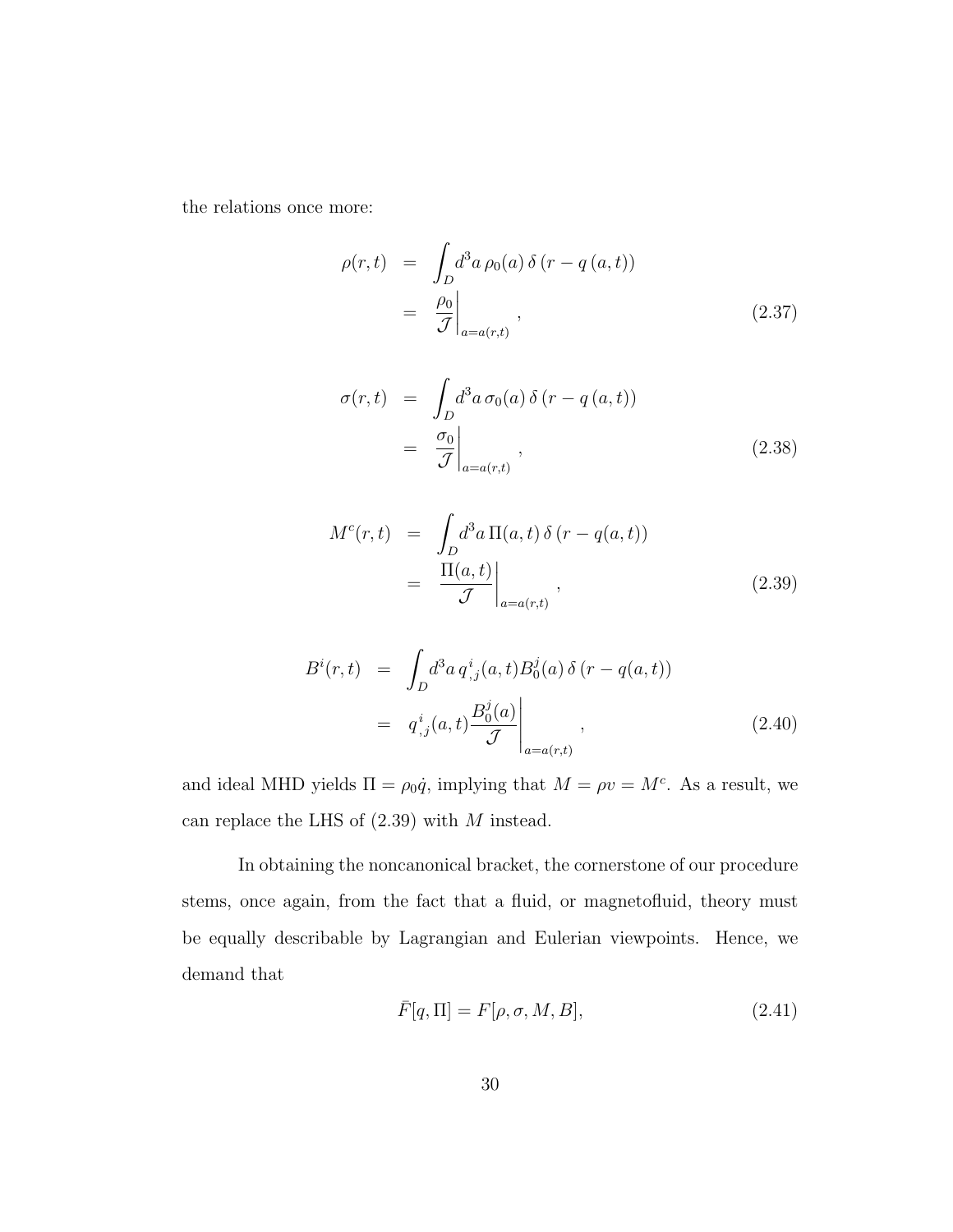the relations once more:

$$
\begin{aligned}
\rho(r,t) &= \int_D d^3a\, \rho_0(a)\, \delta\left(r - q\left(a,t\right)\right) \\
&= \left.\frac{\rho_0}{\mathcal{J}}\right|_{a=a(r,t)}, 
\end{aligned} \tag{2.37}
$$

$$
\begin{aligned}
\sigma(r,t) &= \int_D d^3a\, \sigma_0(a)\, \delta\left(r - q\left(a,t\right)\right) \\
&= \left.\frac{\sigma_0}{\mathcal{J}}\right|_{a=a(r,t)}, 
\end{aligned} \tag{2.38}
$$

$$
\begin{aligned}
M^c(r,t) &= \int_D d^3a\, \Pi(a,t)\, \delta\left(r - q(a,t)\right) \\
&= \left.\frac{\Pi(a,t)}{\mathcal{J}}\right|_{a=a(r,t)}, 
\end{aligned} \tag{2.39}
$$

$$
\begin{aligned}
B^i(r,t) &= \int_D d^3a\, q^i_{,j}(a,t) B^j_0(a)\, \delta\left(r - q(a,t)\right) \\
&= \left. q^i_{,j}(a,t)\frac{B^j_0(a)}{\mathcal{J}}\right|_{a=a(r,t)}, 
\end{aligned} \tag{2.40}
$$

and ideal MHD yields $\Pi = \rho_0 \dot{q}$, implying that $M = \rho v = M^c$. As a result, we can replace the LHS of (2.39) with $M$ instead.

In obtaining the noncanonical bracket, the cornerstone of our procedure stems, once again, from the fact that a fluid, or magnetofluid, theory must be equally describable by Lagrangian and Eulerian viewpoints. Hence, we demand that

$$
\bar{F}[q,\Pi] = F[\rho,\sigma,M,B], \tag{2.41}
$$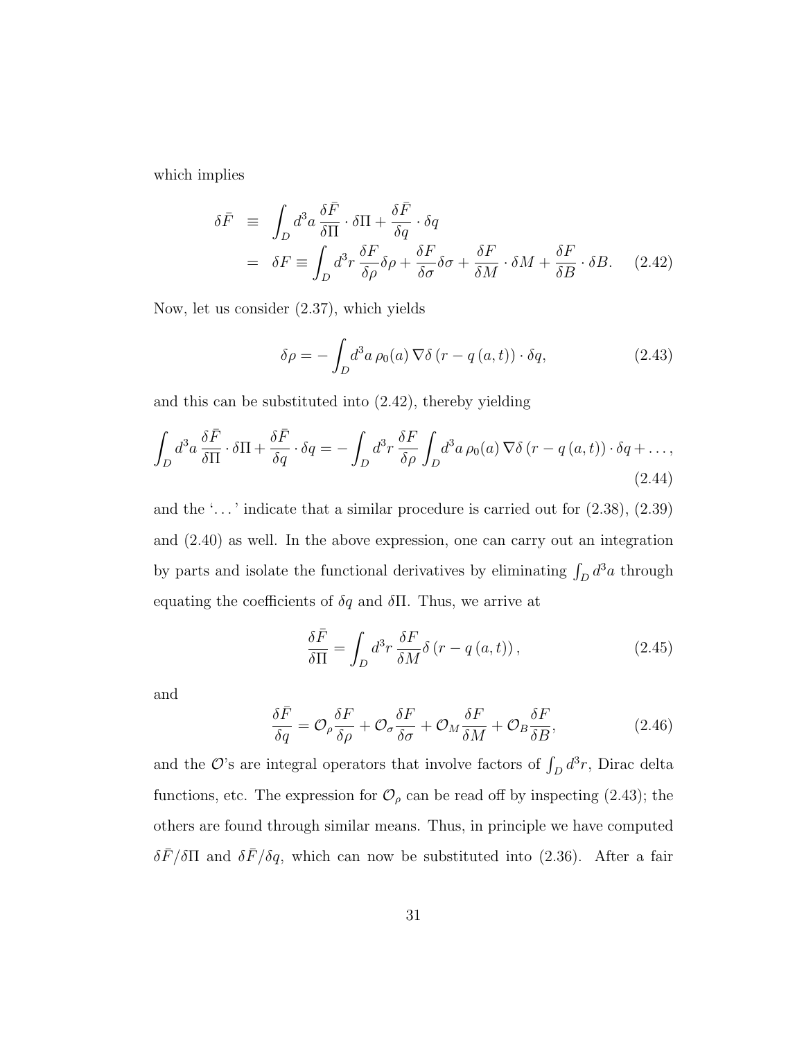which implies

$$
\begin{aligned}
\delta \bar{F} &\equiv \int_D d^3a \, \frac{\delta \bar{F}}{\delta \Pi} \cdot \delta \Pi + \frac{\delta \bar{F}}{\delta q} \cdot \delta q \\
&= \delta F \equiv \int_D d^3r \, \frac{\delta F}{\delta \rho} \delta \rho + \frac{\delta F}{\delta \sigma} \delta \sigma + \frac{\delta F}{\delta M} \cdot \delta M + \frac{\delta F}{\delta B} \cdot \delta B. \qquad (2.42)
\end{aligned}
$$

Now, let us consider (2.37), which yields

$$
\delta \rho = - \int_D d^3a \, \rho_0(a) \, \nabla \delta \left( r - q\left(a, t\right) \right) \cdot \delta q, \tag{2.43}
$$

and this can be substituted into (2.42), thereby yielding

$$
\int_D d^3a \, \frac{\delta \bar{F}}{\delta \Pi} \cdot \delta \Pi + \frac{\delta \bar{F}}{\delta q} \cdot \delta q = - \int_D d^3r \, \frac{\delta F}{\delta \rho} \int_D d^3a \, \rho_0(a) \, \nabla \delta \left( r - q\left(a, t\right) \right) \cdot \delta q + \ldots, \tag{2.44}
$$

and the '. . . ' indicate that a similar procedure is carried out for (2.38), (2.39) and (2.40) as well. In the above expression, one can carry out an integration by parts and isolate the functional derivatives by eliminating $\int_D d^3a$ through equating the coefficients of $\delta q$ and $\delta \Pi$. Thus, we arrive at

$$
\frac{\delta \bar{F}}{\delta \Pi} = \int_D d^3r \, \frac{\delta F}{\delta M} \delta \left( r - q\left(a, t\right) \right), \tag{2.45}
$$

and

$$
\frac{\delta \bar{F}}{\delta q} = \mathcal{O}_\rho \frac{\delta F}{\delta \rho} + \mathcal{O}_\sigma \frac{\delta F}{\delta \sigma} + \mathcal{O}_M \frac{\delta F}{\delta M} + \mathcal{O}_B \frac{\delta F}{\delta B}, \tag{2.46}
$$

and the $\mathcal{O}$'s are integral operators that involve factors of $\int_D d^3r$, Dirac delta functions, etc. The expression for $\mathcal{O}_\rho$ can be read off by inspecting (2.43); the others are found through similar means. Thus, in principle we have computed $\delta \bar{F} / \delta \Pi$ and $\delta \bar{F} / \delta q$, which can now be substituted into (2.36). After a fair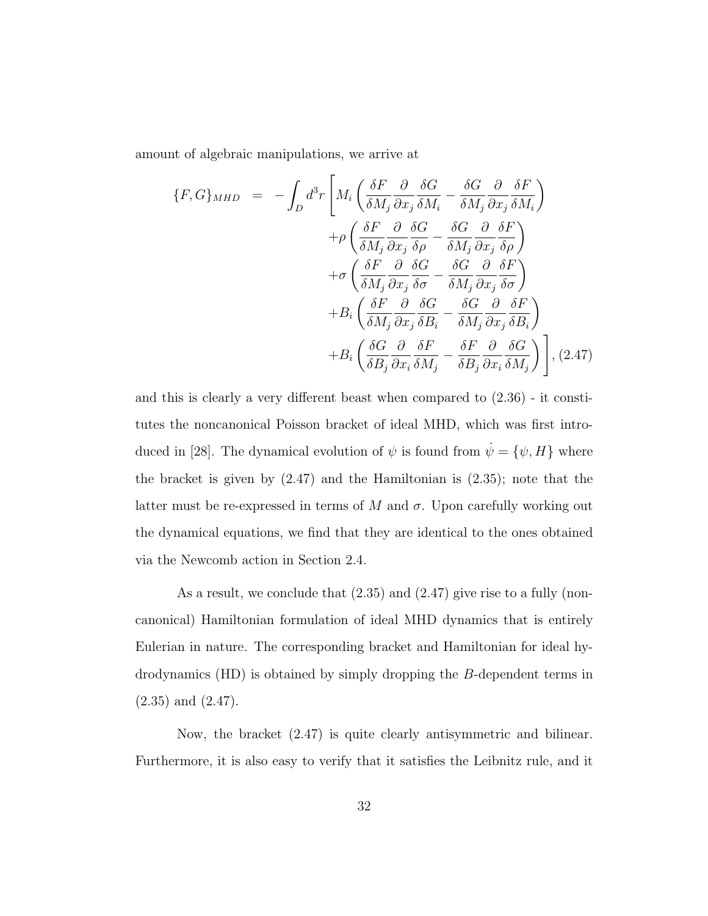amount of algebraic manipulations, we arrive at

$$
\begin{aligned}
\{F, G\}_{MHD} \;=\; -\int_D d^3r \Bigg[ & M_i \left( \frac{\delta F}{\delta M_j} \frac{\partial}{\partial x_j} \frac{\delta G}{\delta M_i} - \frac{\delta G}{\delta M_j} \frac{\partial}{\partial x_j} \frac{\delta F}{\delta M_i} \right) \\
& + \rho \left( \frac{\delta F}{\delta M_j} \frac{\partial}{\partial x_j} \frac{\delta G}{\delta \rho} - \frac{\delta G}{\delta M_j} \frac{\partial}{\partial x_j} \frac{\delta F}{\delta \rho} \right) \\
& + \sigma \left( \frac{\delta F}{\delta M_j} \frac{\partial}{\partial x_j} \frac{\delta G}{\delta \sigma} - \frac{\delta G}{\delta M_j} \frac{\partial}{\partial x_j} \frac{\delta F}{\delta \sigma} \right) \\
& + B_i \left( \frac{\delta F}{\delta M_j} \frac{\partial}{\partial x_j} \frac{\delta G}{\delta B_i} - \frac{\delta G}{\delta M_j} \frac{\partial}{\partial x_j} \frac{\delta F}{\delta B_i} \right) \\
& + B_i \left( \frac{\delta G}{\delta B_j} \frac{\partial}{\partial x_i} \frac{\delta F}{\delta M_j} - \frac{\delta F}{\delta B_j} \frac{\partial}{\partial x_i} \frac{\delta G}{\delta M_j} \right) \Bigg], \quad (2.47)
\end{aligned}
$$

and this is clearly a very different beast when compared to (2.36) - it constitutes the noncanonical Poisson bracket of ideal MHD, which was first introduced in [28]. The dynamical evolution of $\psi$ is found from $\dot{\psi} = \{\psi, H\}$ where the bracket is given by (2.47) and the Hamiltonian is (2.35); note that the latter must be re-expressed in terms of $M$ and $\sigma$. Upon carefully working out the dynamical equations, we find that they are identical to the ones obtained via the Newcomb action in Section 2.4.

As a result, we conclude that (2.35) and (2.47) give rise to a fully (noncanonical) Hamiltonian formulation of ideal MHD dynamics that is entirely Eulerian in nature. The corresponding bracket and Hamiltonian for ideal hydrodynamics (HD) is obtained by simply dropping the $B$-dependent terms in (2.35) and (2.47).

Now, the bracket (2.47) is quite clearly antisymmetric and bilinear. Furthermore, it is also easy to verify that it satisfies the Leibnitz rule, and it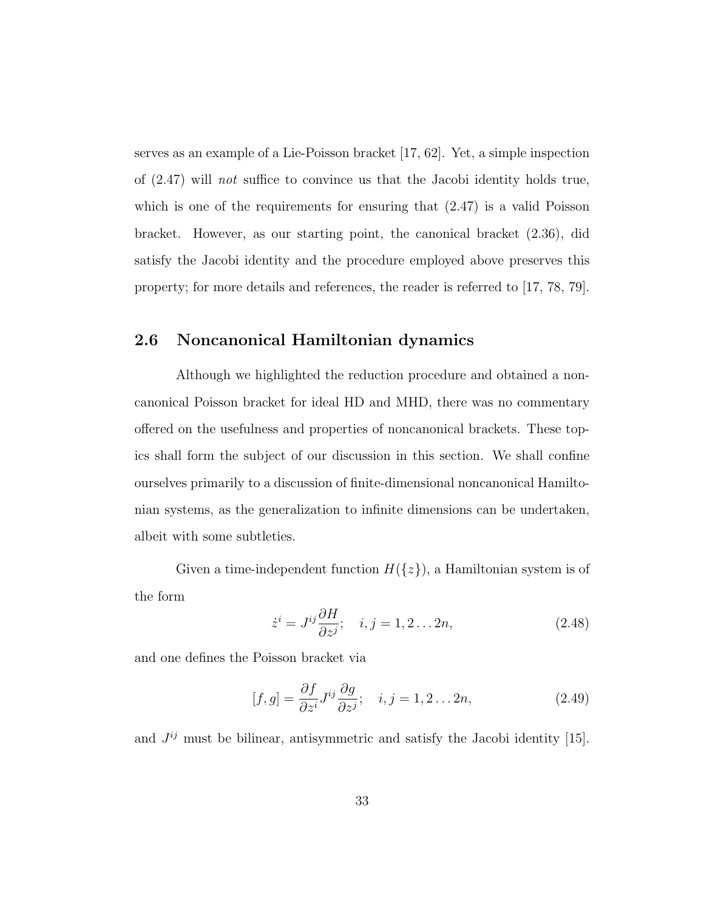serves as an example of a Lie-Poisson bracket [17, 62]. Yet, a simple inspection of (2.47) will *not* suffice to convince us that the Jacobi identity holds true, which is one of the requirements for ensuring that (2.47) is a valid Poisson bracket. However, as our starting point, the canonical bracket (2.36), did satisfy the Jacobi identity and the procedure employed above preserves this property; for more details and references, the reader is referred to [17, 78, 79].

## 2.6 Noncanonical Hamiltonian dynamics

Although we highlighted the reduction procedure and obtained a noncanonical Poisson bracket for ideal HD and MHD, there was no commentary offered on the usefulness and properties of noncanonical brackets. These topics shall form the subject of our discussion in this section. We shall confine ourselves primarily to a discussion of finite-dimensional noncanonical Hamiltonian systems, as the generalization to infinite dimensions can be undertaken, albeit with some subtleties.

Given a time-independent function $H(\{z\})$, a Hamiltonian system is of the form

$$\dot{z}^i = J^{ij}\frac{\partial H}{\partial z^j}; \quad i,j = 1,2\ldots 2n, \tag{2.48}$$

and one defines the Poisson bracket via

$$[f,g] = \frac{\partial f}{\partial z^i}J^{ij}\frac{\partial g}{\partial z^j}; \quad i,j = 1,2\ldots 2n, \tag{2.49}$$

and $J^{ij}$ must be bilinear, antisymmetric and satisfy the Jacobi identity [15].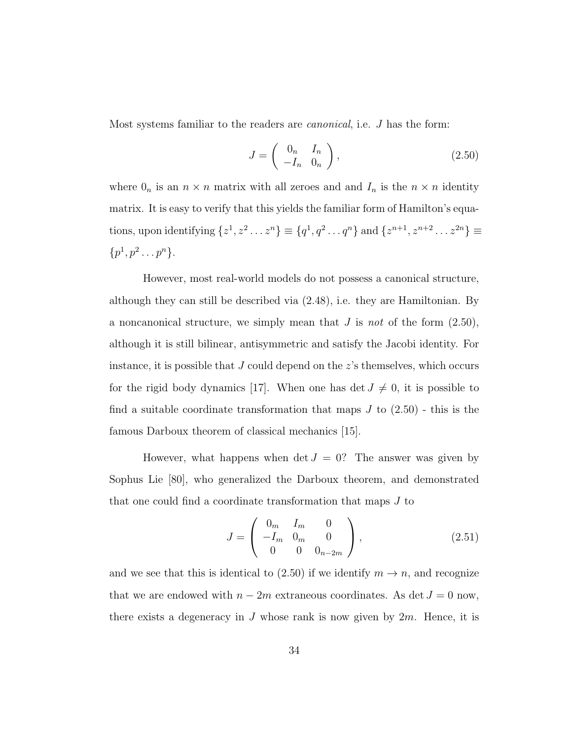Most systems familiar to the readers are *canonical*, i.e. $J$ has the form:

$$J = \begin{pmatrix} 0_n & I_n \\ -I_n & 0_n \end{pmatrix}, \tag{2.50}$$

where $0_n$ is an $n \times n$ matrix with all zeroes and and $I_n$ is the $n \times n$ identity matrix. It is easy to verify that this yields the familiar form of Hamilton's equations, upon identifying $\{z^1, z^2 \dots z^n\} \equiv \{q^1, q^2 \dots q^n\}$ and $\{z^{n+1}, z^{n+2} \dots z^{2n}\} \equiv \{p^1, p^2 \dots p^n\}$.

However, most real-world models do not possess a canonical structure, although they can still be described via (2.48), i.e. they are Hamiltonian. By a noncanonical structure, we simply mean that $J$ is *not* of the form (2.50), although it is still bilinear, antisymmetric and satisfy the Jacobi identity. For instance, it is possible that $J$ could depend on the $z$'s themselves, which occurs for the rigid body dynamics [17]. When one has $\det J \neq 0$, it is possible to find a suitable coordinate transformation that maps $J$ to (2.50) - this is the famous Darboux theorem of classical mechanics [15].

However, what happens when $\det J = 0$? The answer was given by Sophus Lie [80], who generalized the Darboux theorem, and demonstrated that one could find a coordinate transformation that maps $J$ to

$$J = \begin{pmatrix} 0_m & I_m & 0 \\ -I_m & 0_m & 0 \\ 0 & 0 & 0_{n-2m} \end{pmatrix}, \tag{2.51}$$

and we see that this is identical to (2.50) if we identify $m \to n$, and recognize that we are endowed with $n - 2m$ extraneous coordinates. As $\det J = 0$ now, there exists a degeneracy in $J$ whose rank is now given by $2m$. Hence, it is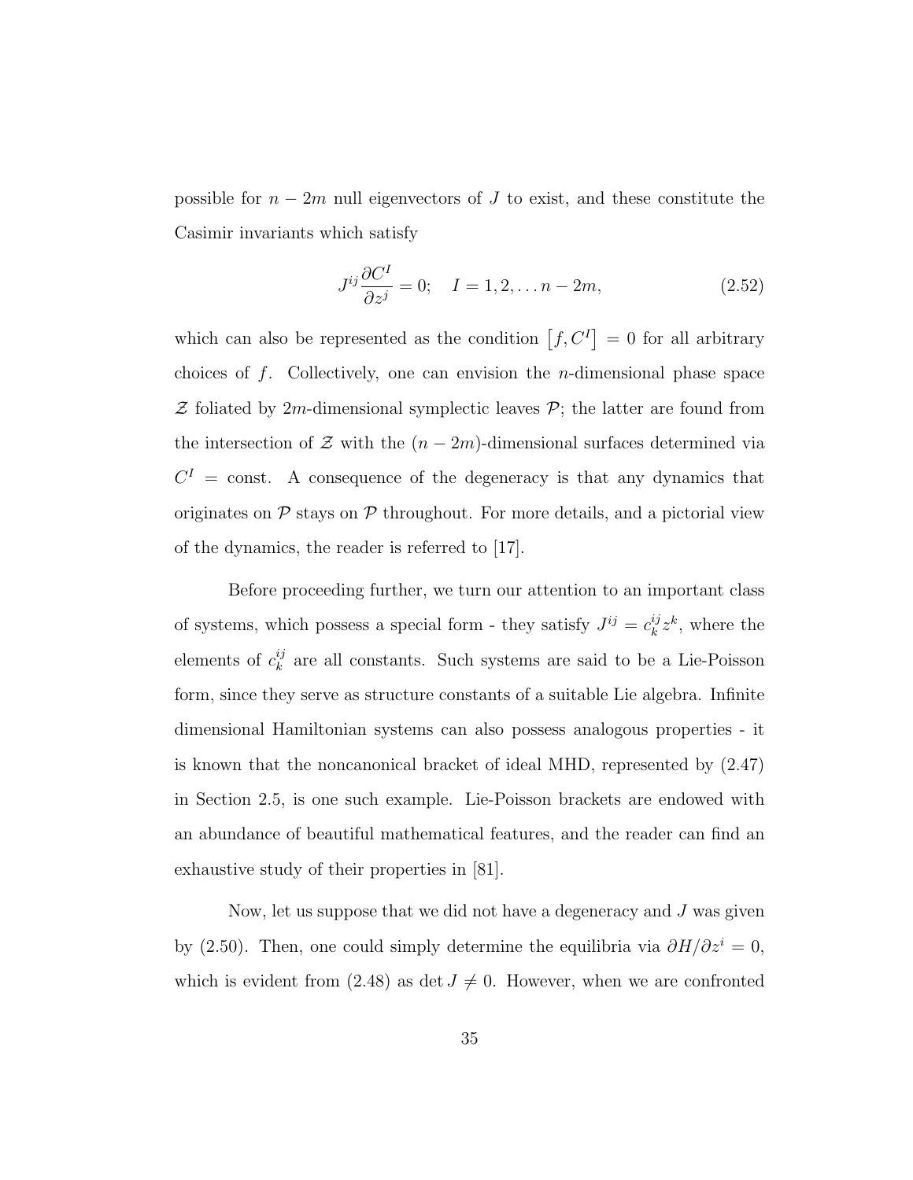possible for $n - 2m$ null eigenvectors of $J$ to exist, and these constitute the Casimir invariants which satisfy

$$J^{ij} \frac{\partial C^I}{\partial z^j} = 0; \quad I = 1, 2, \ldots n - 2m, \tag{2.52}$$

which can also be represented as the condition $\left[f, C^I\right] = 0$ for all arbitrary choices of $f$. Collectively, one can envision the $n$-dimensional phase space $\mathcal{Z}$ foliated by $2m$-dimensional symplectic leaves $\mathcal{P}$; the latter are found from the intersection of $\mathcal{Z}$ with the $(n - 2m)$-dimensional surfaces determined via $C^I = \text{const}$. A consequence of the degeneracy is that any dynamics that originates on $\mathcal{P}$ stays on $\mathcal{P}$ throughout. For more details, and a pictorial view of the dynamics, the reader is referred to [17].

Before proceeding further, we turn our attention to an important class of systems, which possess a special form - they satisfy $J^{ij} = c_k^{ij} z^k$, where the elements of $c_k^{ij}$ are all constants. Such systems are said to be a Lie-Poisson form, since they serve as structure constants of a suitable Lie algebra. Infinite dimensional Hamiltonian systems can also possess analogous properties - it is known that the noncanonical bracket of ideal MHD, represented by (2.47) in Section 2.5, is one such example. Lie-Poisson brackets are endowed with an abundance of beautiful mathematical features, and the reader can find an exhaustive study of their properties in [81].

Now, let us suppose that we did not have a degeneracy and $J$ was given by (2.50). Then, one could simply determine the equilibria via $\partial H/\partial z^i = 0$, which is evident from (2.48) as $\det J \neq 0$. However, when we are confronted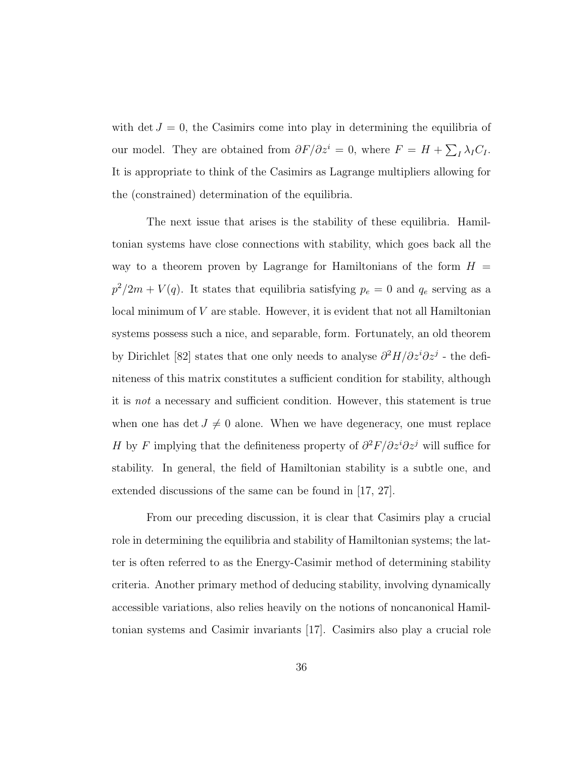with $\det J = 0$, the Casimirs come into play in determining the equilibria of our model. They are obtained from $\partial F/\partial z^i = 0$, where $F = H + \sum_I \lambda_I C_I$. It is appropriate to think of the Casimirs as Lagrange multipliers allowing for the (constrained) determination of the equilibria.

The next issue that arises is the stability of these equilibria. Hamiltonian systems have close connections with stability, which goes back all the way to a theorem proven by Lagrange for Hamiltonians of the form $H = p^2/2m + V(q)$. It states that equilibria satisfying $p_e = 0$ and $q_e$ serving as a local minimum of $V$ are stable. However, it is evident that not all Hamiltonian systems possess such a nice, and separable, form. Fortunately, an old theorem by Dirichlet [82] states that one only needs to analyse $\partial^2 H/\partial z^i \partial z^j$ - the definiteness of this matrix constitutes a sufficient condition for stability, although it is *not* a necessary and sufficient condition. However, this statement is true when one has $\det J \neq 0$ alone. When we have degeneracy, one must replace $H$ by $F$ implying that the definiteness property of $\partial^2 F/\partial z^i \partial z^j$ will suffice for stability. In general, the field of Hamiltonian stability is a subtle one, and extended discussions of the same can be found in [17, 27].

From our preceding discussion, it is clear that Casimirs play a crucial role in determining the equilibria and stability of Hamiltonian systems; the latter is often referred to as the Energy-Casimir method of determining stability criteria. Another primary method of deducing stability, involving dynamically accessible variations, also relies heavily on the notions of noncanonical Hamiltonian systems and Casimir invariants [17]. Casimirs also play a crucial role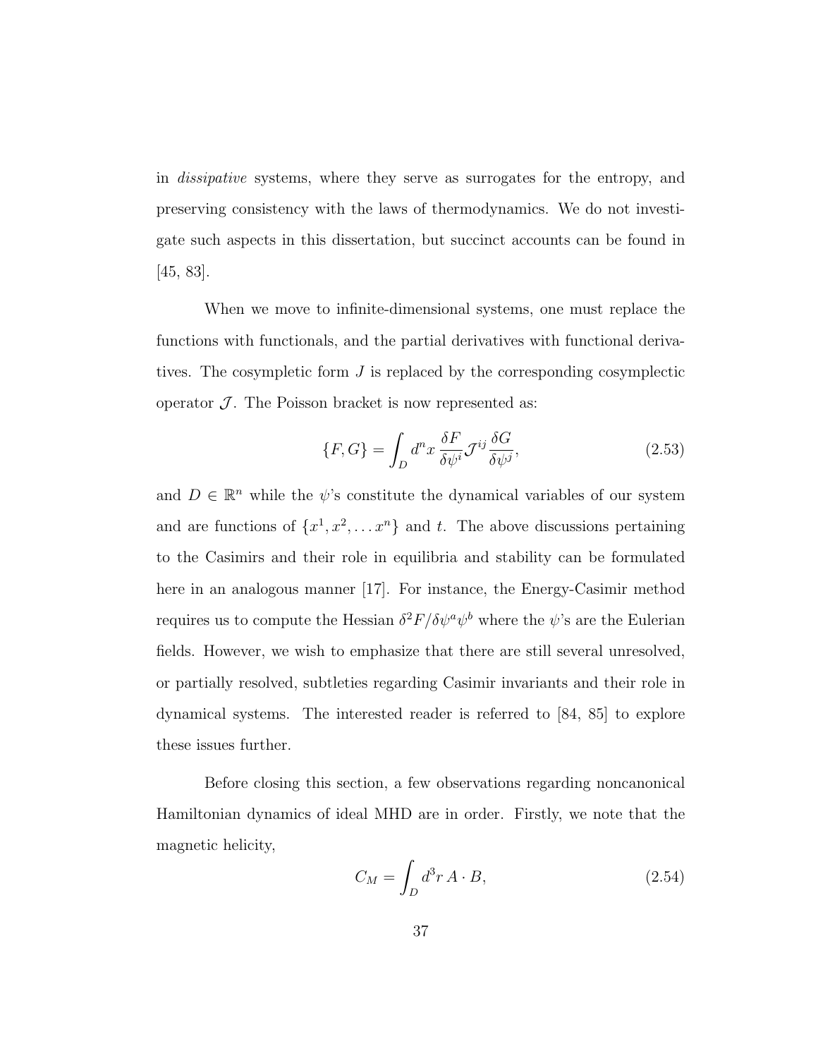in *dissipative* systems, where they serve as surrogates for the entropy, and preserving consistency with the laws of thermodynamics. We do not investigate such aspects in this dissertation, but succinct accounts can be found in [45, 83].

When we move to infinite-dimensional systems, one must replace the functions with functionals, and the partial derivatives with functional derivatives. The cosympletic form $J$ is replaced by the corresponding cosymplectic operator $\mathcal{J}$. The Poisson bracket is now represented as:

$$\{F, G\} = \int_D d^n x \, \frac{\delta F}{\delta \psi^i} \mathcal{J}^{ij} \frac{\delta G}{\delta \psi^j}, \tag{2.53}$$

and $D \in \mathbb{R}^n$ while the $\psi$'s constitute the dynamical variables of our system and are functions of $\{x^1, x^2, \ldots x^n\}$ and $t$. The above discussions pertaining to the Casimirs and their role in equilibria and stability can be formulated here in an analogous manner [17]. For instance, the Energy-Casimir method requires us to compute the Hessian $\delta^2 F/\delta\psi^a \psi^b$ where the $\psi$'s are the Eulerian fields. However, we wish to emphasize that there are still several unresolved, or partially resolved, subtleties regarding Casimir invariants and their role in dynamical systems. The interested reader is referred to [84, 85] to explore these issues further.

Before closing this section, a few observations regarding noncanonical Hamiltonian dynamics of ideal MHD are in order. Firstly, we note that the magnetic helicity,

$$C_M = \int_D d^3 r \, A \cdot B, \tag{2.54}$$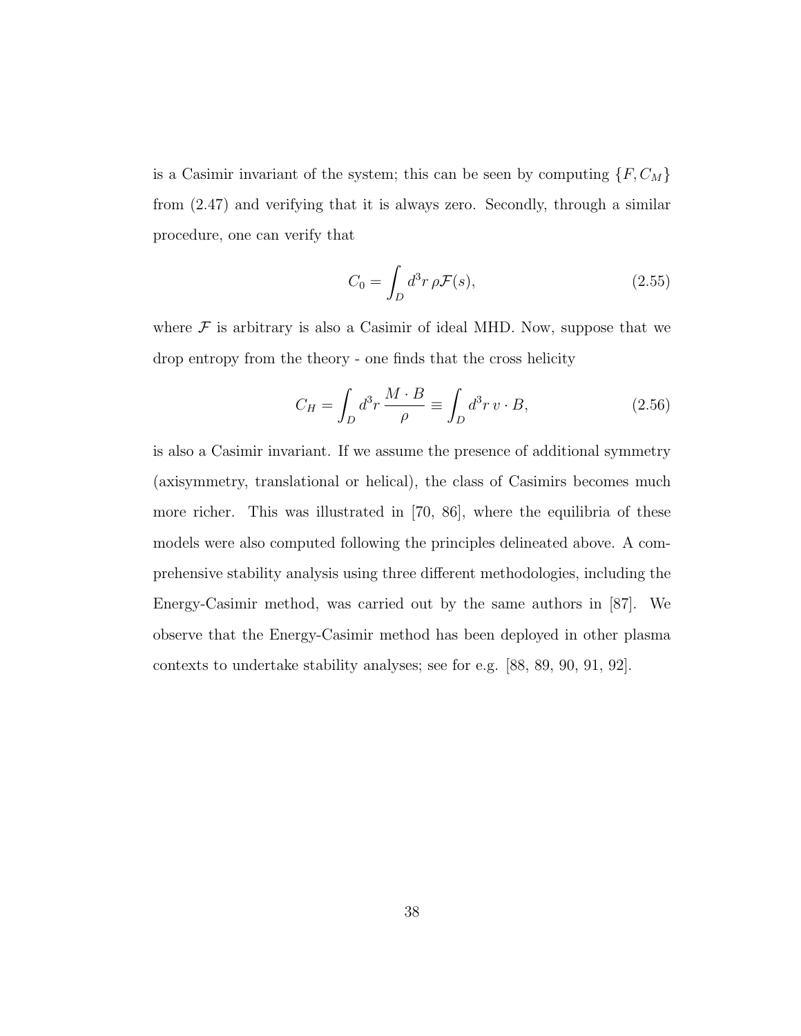is a Casimir invariant of the system; this can be seen by computing $\{F, C_M\}$ from (2.47) and verifying that it is always zero. Secondly, through a similar procedure, one can verify that

$$C_0 = \int_D d^3r \, \rho \mathcal{F}(s), \tag{2.55}$$

where $\mathcal{F}$ is arbitrary is also a Casimir of ideal MHD. Now, suppose that we drop entropy from the theory - one finds that the cross helicity

$$C_H = \int_D d^3r \, \frac{M \cdot B}{\rho} \equiv \int_D d^3r \, v \cdot B, \tag{2.56}$$

is also a Casimir invariant. If we assume the presence of additional symmetry (axisymmetry, translational or helical), the class of Casimirs becomes much more richer. This was illustrated in [70, 86], where the equilibria of these models were also computed following the principles delineated above. A comprehensive stability analysis using three different methodologies, including the Energy-Casimir method, was carried out by the same authors in [87]. We observe that the Energy-Casimir method has been deployed in other plasma contexts to undertake stability analyses; see for e.g. [88, 89, 90, 91, 92].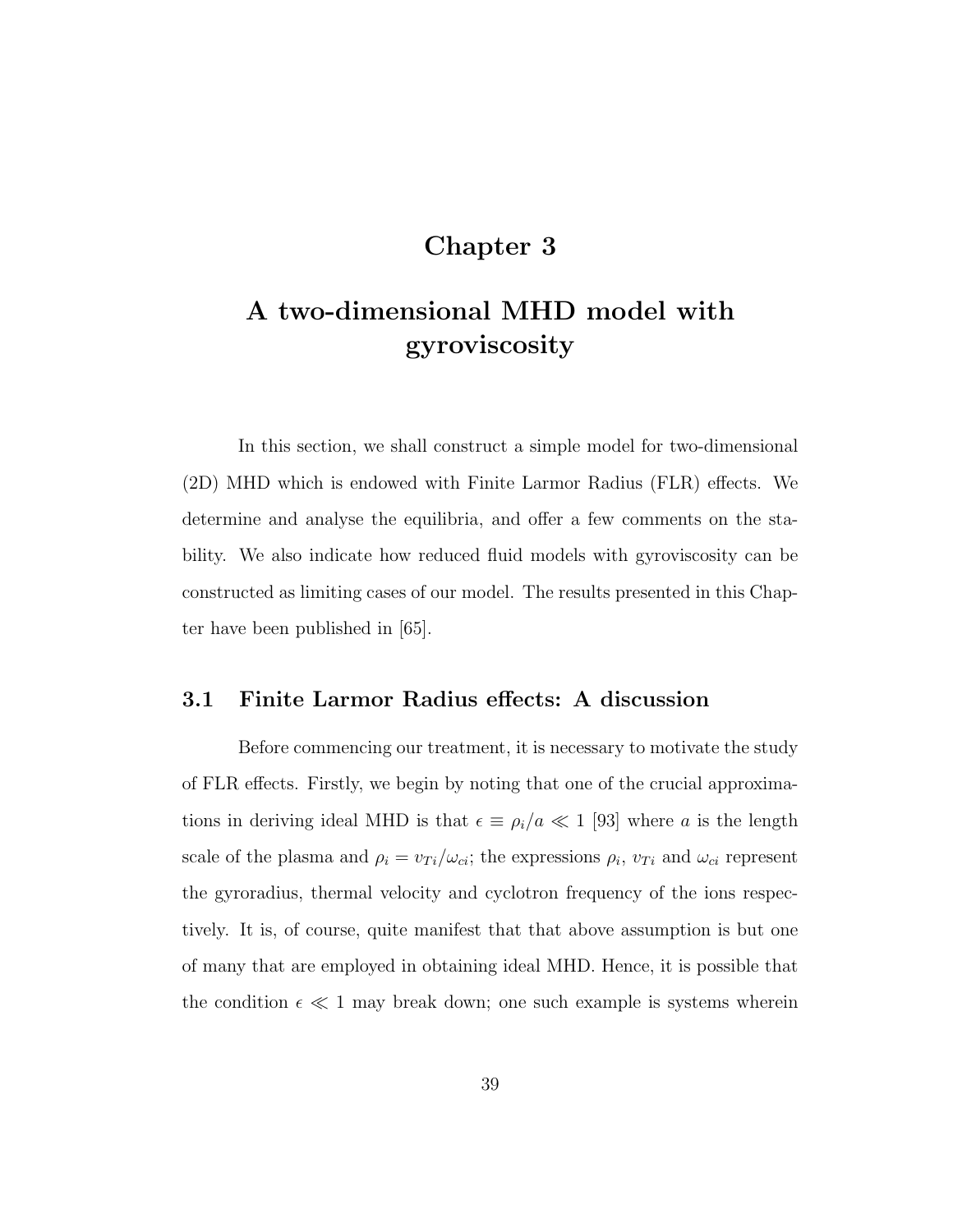# Chapter 3

# A two-dimensional MHD model with gyroviscosity

In this section, we shall construct a simple model for two-dimensional (2D) MHD which is endowed with Finite Larmor Radius (FLR) effects. We determine and analyse the equilibria, and offer a few comments on the stability. We also indicate how reduced fluid models with gyroviscosity can be constructed as limiting cases of our model. The results presented in this Chapter have been published in [65].

## 3.1 Finite Larmor Radius effects: A discussion

Before commencing our treatment, it is necessary to motivate the study of FLR effects. Firstly, we begin by noting that one of the crucial approximations in deriving ideal MHD is that $\epsilon \equiv \rho_i/a \ll 1$ [93] where $a$ is the length scale of the plasma and $\rho_i = v_{Ti}/\omega_{ci}$; the expressions $\rho_i$, $v_{Ti}$ and $\omega_{ci}$ represent the gyroradius, thermal velocity and cyclotron frequency of the ions respectively. It is, of course, quite manifest that that above assumption is but one of many that are employed in obtaining ideal MHD. Hence, it is possible that the condition $\epsilon \ll 1$ may break down; one such example is systems wherein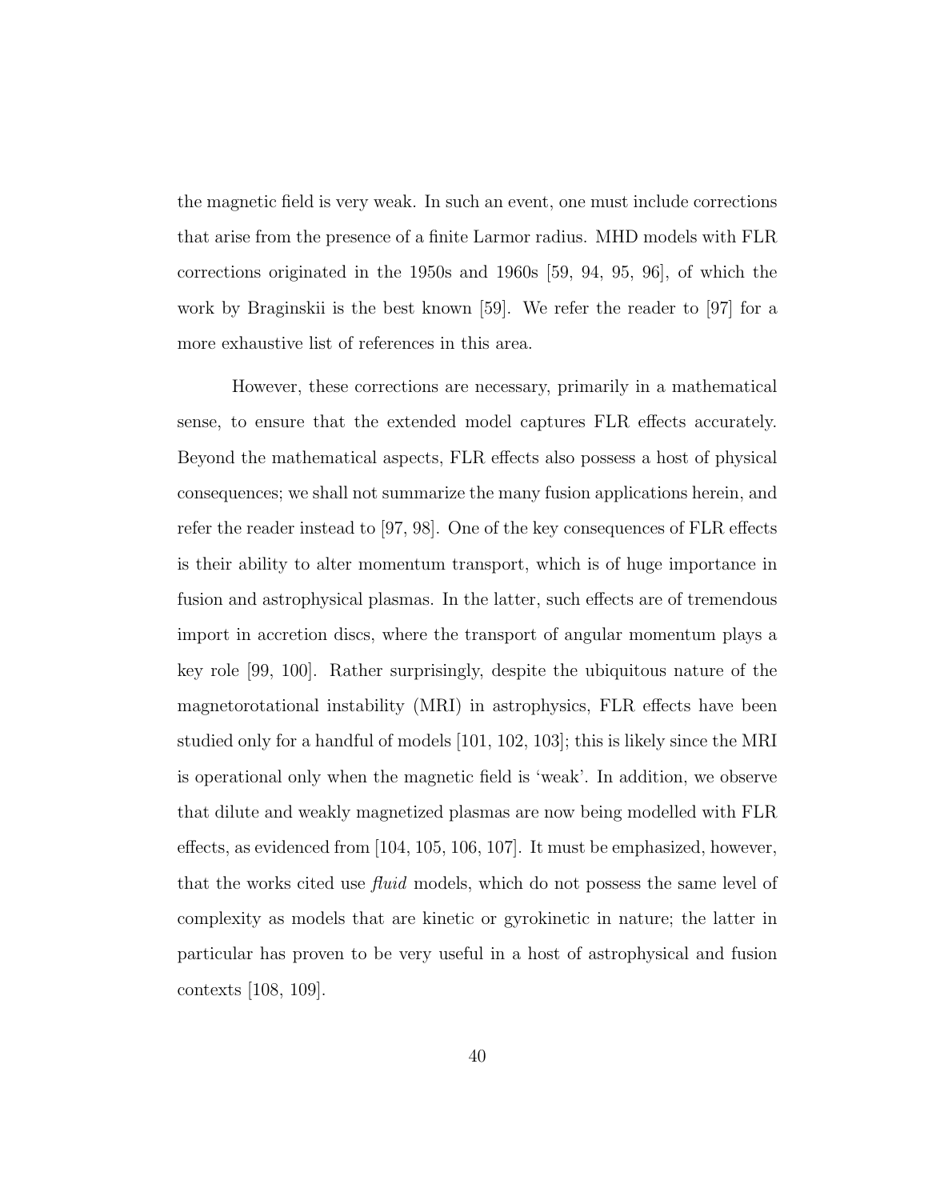the magnetic field is very weak. In such an event, one must include corrections that arise from the presence of a finite Larmor radius. MHD models with FLR corrections originated in the 1950s and 1960s [59, 94, 95, 96], of which the work by Braginskii is the best known [59]. We refer the reader to [97] for a more exhaustive list of references in this area.

However, these corrections are necessary, primarily in a mathematical sense, to ensure that the extended model captures FLR effects accurately. Beyond the mathematical aspects, FLR effects also possess a host of physical consequences; we shall not summarize the many fusion applications herein, and refer the reader instead to [97, 98]. One of the key consequences of FLR effects is their ability to alter momentum transport, which is of huge importance in fusion and astrophysical plasmas. In the latter, such effects are of tremendous import in accretion discs, where the transport of angular momentum plays a key role [99, 100]. Rather surprisingly, despite the ubiquitous nature of the magnetorotational instability (MRI) in astrophysics, FLR effects have been studied only for a handful of models [101, 102, 103]; this is likely since the MRI is operational only when the magnetic field is 'weak'. In addition, we observe that dilute and weakly magnetized plasmas are now being modelled with FLR effects, as evidenced from [104, 105, 106, 107]. It must be emphasized, however, that the works cited use *fluid* models, which do not possess the same level of complexity as models that are kinetic or gyrokinetic in nature; the latter in particular has proven to be very useful in a host of astrophysical and fusion contexts [108, 109].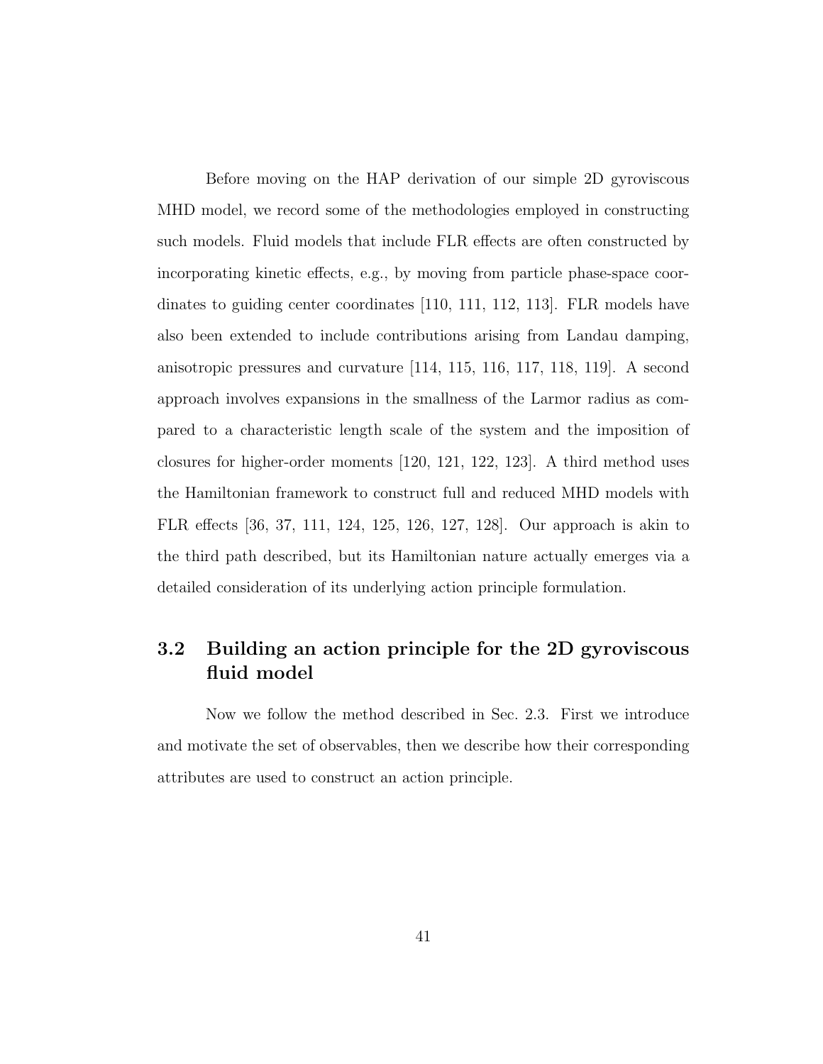Before moving on the HAP derivation of our simple 2D gyroviscous MHD model, we record some of the methodologies employed in constructing such models. Fluid models that include FLR effects are often constructed by incorporating kinetic effects, e.g., by moving from particle phase-space coordinates to guiding center coordinates [110, 111, 112, 113]. FLR models have also been extended to include contributions arising from Landau damping, anisotropic pressures and curvature [114, 115, 116, 117, 118, 119]. A second approach involves expansions in the smallness of the Larmor radius as compared to a characteristic length scale of the system and the imposition of closures for higher-order moments [120, 121, 122, 123]. A third method uses the Hamiltonian framework to construct full and reduced MHD models with FLR effects [36, 37, 111, 124, 125, 126, 127, 128]. Our approach is akin to the third path described, but its Hamiltonian nature actually emerges via a detailed consideration of its underlying action principle formulation.

## 3.2 Building an action principle for the 2D gyroviscous fluid model

Now we follow the method described in Sec. 2.3. First we introduce and motivate the set of observables, then we describe how their corresponding attributes are used to construct an action principle.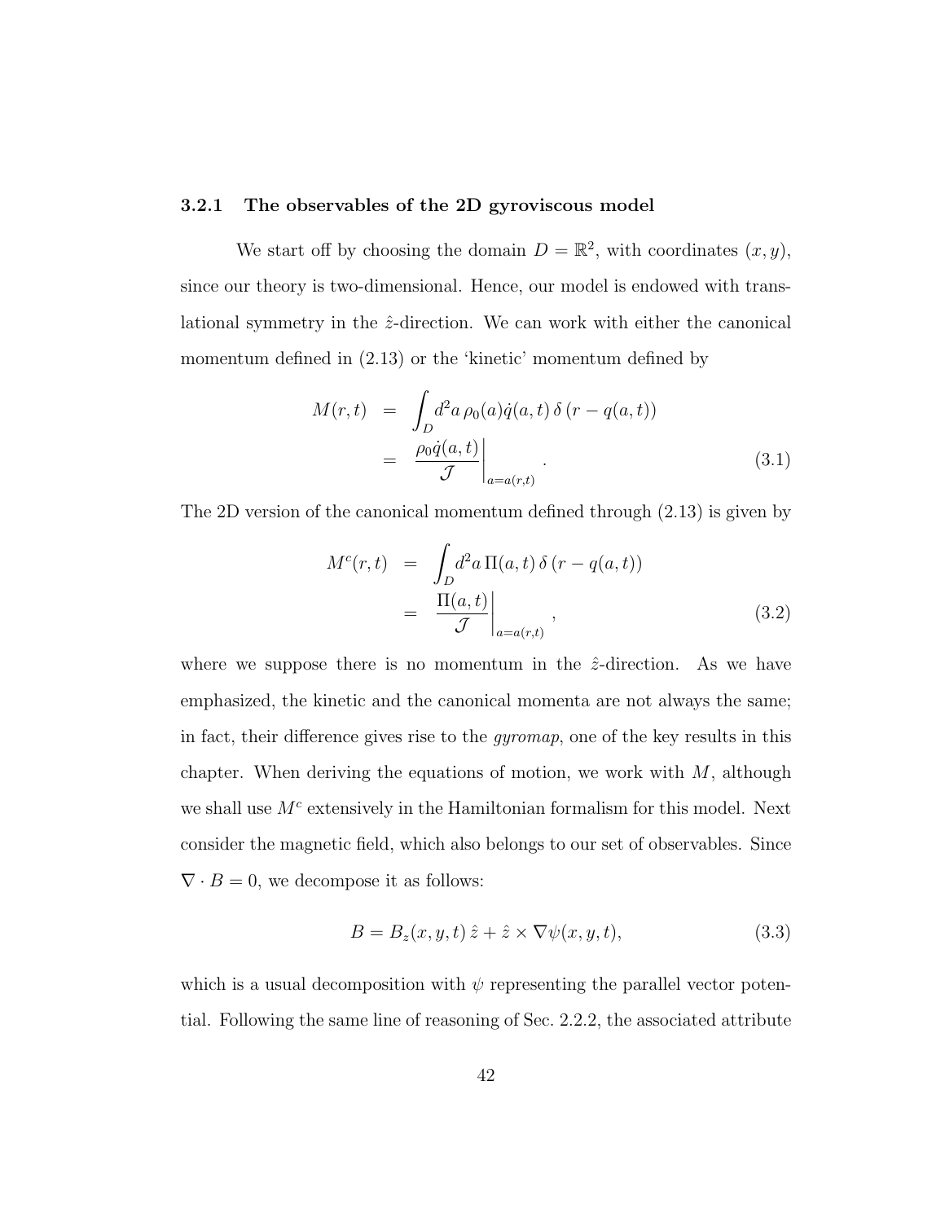### 3.2.1 The observables of the 2D gyroviscous model

We start off by choosing the domain $D = \mathbb{R}^2$, with coordinates $(x, y)$, since our theory is two-dimensional. Hence, our model is endowed with translational symmetry in the $\hat{z}$-direction. We can work with either the canonical momentum defined in (2.13) or the 'kinetic' momentum defined by

$$
\begin{aligned}
M(r,t) &= \int_D d^2a\, \rho_0(a)\dot{q}(a,t)\,\delta\left(r - q(a,t)\right) \\
&= \left.\frac{\rho_0\dot{q}(a,t)}{\mathcal{J}}\right|_{a=a(r,t)} .
\end{aligned}
\tag{3.1}
$$

The 2D version of the canonical momentum defined through (2.13) is given by

$$
\begin{aligned}
M^c(r,t) &= \int_D d^2a\, \Pi(a,t)\,\delta\left(r - q(a,t)\right) \\
&= \left.\frac{\Pi(a,t)}{\mathcal{J}}\right|_{a=a(r,t)} ,
\end{aligned}
\tag{3.2}
$$

where we suppose there is no momentum in the $\hat{z}$-direction. As we have emphasized, the kinetic and the canonical momenta are not always the same; in fact, their difference gives rise to the *gyromap*, one of the key results in this chapter. When deriving the equations of motion, we work with $M$, although we shall use $M^c$ extensively in the Hamiltonian formalism for this model. Next consider the magnetic field, which also belongs to our set of observables. Since $\nabla \cdot B = 0$, we decompose it as follows:

$$
B = B_z(x,y,t)\,\hat{z} + \hat{z} \times \nabla\psi(x,y,t),
\tag{3.3}
$$

which is a usual decomposition with $\psi$ representing the parallel vector potential. Following the same line of reasoning of Sec. 2.2.2, the associated attribute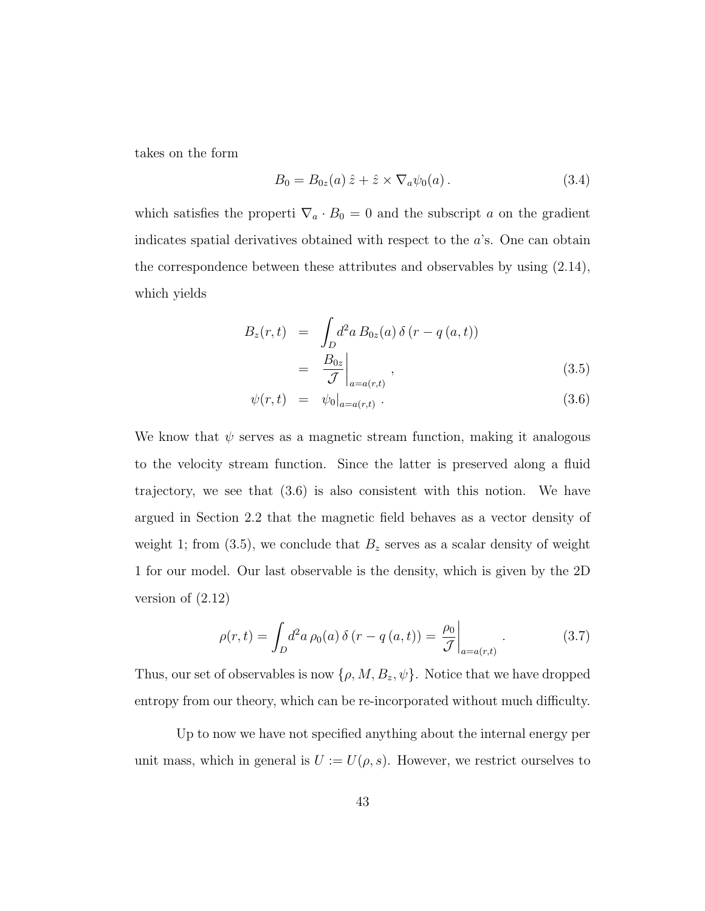takes on the form

$$B_0 = B_{0z}(a)\,\hat{z} + \hat{z}\times\nabla_a\psi_0(a)\,. \tag{3.4}$$

which satisfies the properti $\nabla_a \cdot B_0 = 0$ and the subscript $a$ on the gradient indicates spatial derivatives obtained with respect to the $a$'s. One can obtain the correspondence between these attributes and observables by using (2.14), which yields

$$\begin{aligned}
B_z(r,t) &= \int_D d^2a\, B_{0z}(a)\,\delta\left(r - q\left(a,t\right)\right) \\
&= \left.\frac{B_{0z}}{\mathcal{J}}\right|_{a=a(r,t)}\,, && (3.5)\\
\psi(r,t) &= \left.\psi_0\right|_{a=a(r,t)}\,. && (3.6)
\end{aligned}$$

We know that $\psi$ serves as a magnetic stream function, making it analogous to the velocity stream function. Since the latter is preserved along a fluid trajectory, we see that (3.6) is also consistent with this notion. We have argued in Section 2.2 that the magnetic field behaves as a vector density of weight 1; from (3.5), we conclude that $B_z$ serves as a scalar density of weight 1 for our model. Our last observable is the density, which is given by the 2D version of (2.12)

$$\rho(r,t) = \int_D d^2a\,\rho_0(a)\,\delta\left(r - q\left(a,t\right)\right) = \left.\frac{\rho_0}{\mathcal{J}}\right|_{a=a(r,t)}\,. \tag{3.7}$$

Thus, our set of observables is now $\{\rho, M, B_z, \psi\}$. Notice that we have dropped entropy from our theory, which can be re-incorporated without much difficulty.

Up to now we have not specified anything about the internal energy per unit mass, which in general is $U := U(\rho, s)$. However, we restrict ourselves to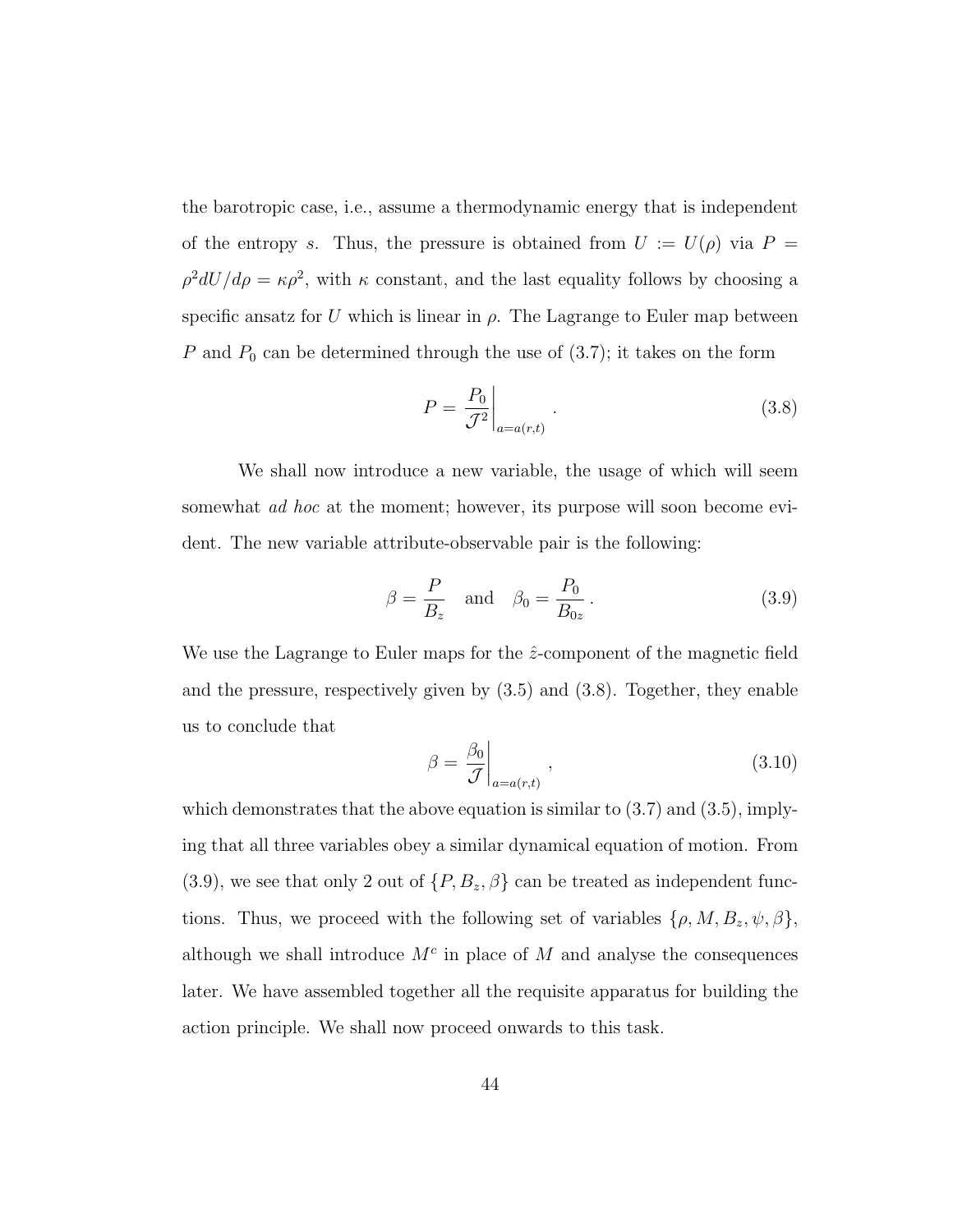the barotropic case, i.e., assume a thermodynamic energy that is independent of the entropy $s$. Thus, the pressure is obtained from $U := U(\rho)$ via $P = \rho^2 dU/d\rho = \kappa\rho^2$, with $\kappa$ constant, and the last equality follows by choosing a specific ansatz for $U$ which is linear in $\rho$. The Lagrange to Euler map between $P$ and $P_0$ can be determined through the use of (3.7); it takes on the form

$$P = \left.\frac{P_0}{\mathcal{J}^2}\right|_{a=a(r,t)} . \tag{3.8}$$

We shall now introduce a new variable, the usage of which will seem somewhat *ad hoc* at the moment; however, its purpose will soon become evident. The new variable attribute-observable pair is the following:

$$\beta = \frac{P}{B_z} \quad \text{and} \quad \beta_0 = \frac{P_0}{B_{0z}} . \tag{3.9}$$

We use the Lagrange to Euler maps for the $\hat{z}$-component of the magnetic field and the pressure, respectively given by (3.5) and (3.8). Together, they enable us to conclude that

$$\beta = \left.\frac{\beta_0}{\mathcal{J}}\right|_{a=a(r,t)} , \tag{3.10}$$

which demonstrates that the above equation is similar to (3.7) and (3.5), implying that all three variables obey a similar dynamical equation of motion. From (3.9), we see that only 2 out of $\{P, B_z, \beta\}$ can be treated as independent functions. Thus, we proceed with the following set of variables $\{\rho, M, B_z, \psi, \beta\}$, although we shall introduce $M^c$ in place of $M$ and analyse the consequences later. We have assembled together all the requisite apparatus for building the action principle. We shall now proceed onwards to this task.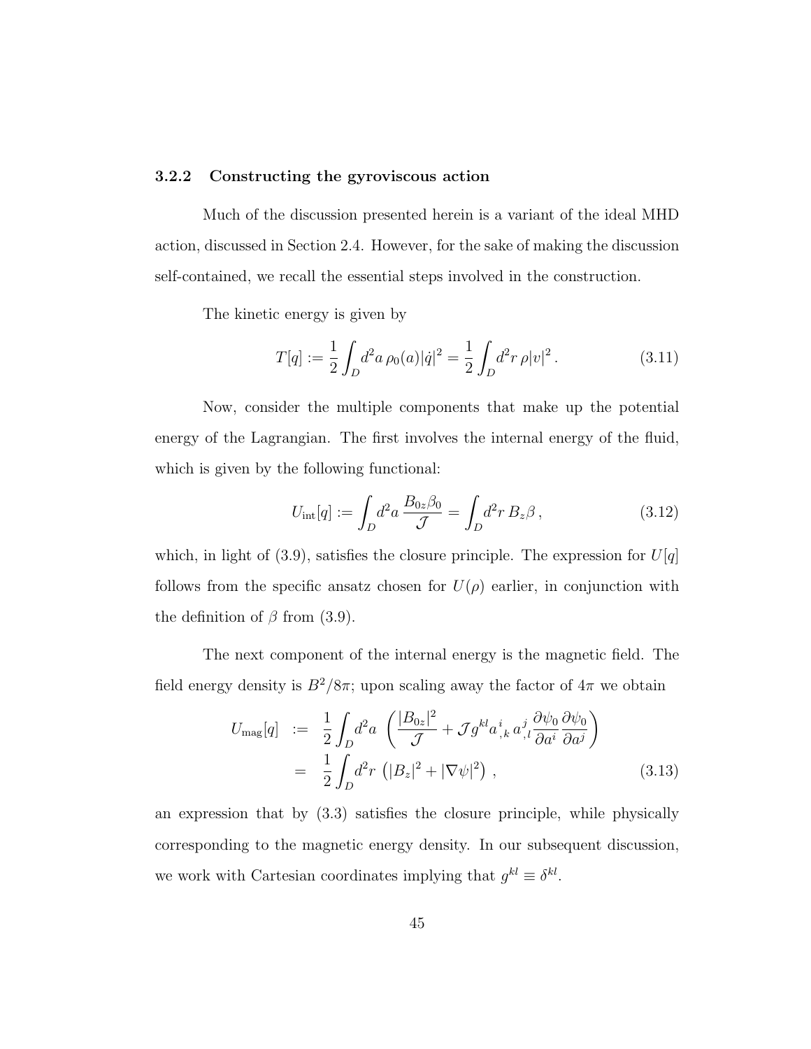### 3.2.2 Constructing the gyroviscous action

Much of the discussion presented herein is a variant of the ideal MHD action, discussed in Section 2.4. However, for the sake of making the discussion self-contained, we recall the essential steps involved in the construction.

The kinetic energy is given by

$$T[q] := \frac{1}{2}\int_D d^2a\, \rho_0(a)|\dot{q}|^2 = \frac{1}{2}\int_D d^2r\, \rho|v|^2\,. \tag{3.11}$$

Now, consider the multiple components that make up the potential energy of the Lagrangian. The first involves the internal energy of the fluid, which is given by the following functional:

$$U_{\rm int}[q] := \int_D d^2a\, \frac{B_{0z}\beta_0}{\mathcal{J}} = \int_D d^2r\, B_z\beta\,, \tag{3.12}$$

which, in light of (3.9), satisfies the closure principle. The expression for $U[q]$ follows from the specific ansatz chosen for $U(\rho)$ earlier, in conjunction with the definition of $\beta$ from (3.9).

The next component of the internal energy is the magnetic field. The field energy density is $B^2/8\pi$; upon scaling away the factor of $4\pi$ we obtain

$$\begin{aligned} U_{\rm mag}[q] &:= \frac{1}{2}\int_D d^2a\, \left(\frac{|B_{0z}|^2}{\mathcal{J}} + \mathcal{J} g^{kl} {a^i}_{,k}\, {a^j}_{,l} \frac{\partial \psi_0}{\partial a^i}\frac{\partial \psi_0}{\partial a^j}\right) \\ &= \frac{1}{2}\int_D d^2r\, \left(|B_z|^2 + |\nabla\psi|^2\right)\,, \end{aligned} \tag{3.13}$$

an expression that by (3.3) satisfies the closure principle, while physically corresponding to the magnetic energy density. In our subsequent discussion, we work with Cartesian coordinates implying that $g^{kl} \equiv \delta^{kl}$.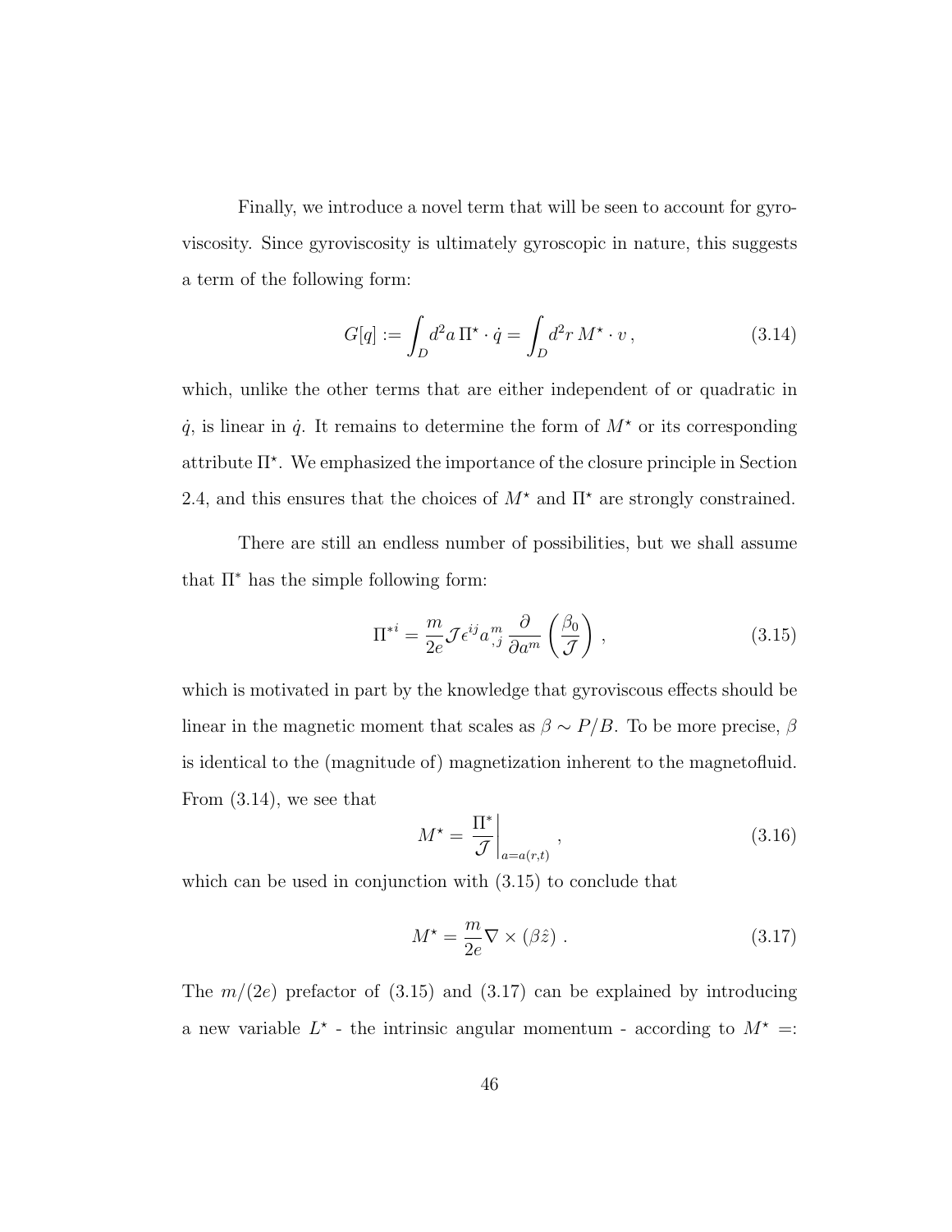Finally, we introduce a novel term that will be seen to account for gyroviscosity. Since gyroviscosity is ultimately gyroscopic in nature, this suggests a term of the following form:

$$G[q] := \int_D d^2a\, \Pi^\star \cdot \dot{q} = \int_D d^2r\, M^\star \cdot v\,, \tag{3.14}$$

which, unlike the other terms that are either independent of or quadratic in $\dot{q}$, is linear in $\dot{q}$. It remains to determine the form of $M^\star$ or its corresponding attribute $\Pi^\star$. We emphasized the importance of the closure principle in Section 2.4, and this ensures that the choices of $M^\star$ and $\Pi^\star$ are strongly constrained.

There are still an endless number of possibilities, but we shall assume that $\Pi^*$ has the simple following form:

$$\Pi^{*i} = \frac{m}{2e}\mathcal{J}\epsilon^{ij}a^m_{\ ,j}\,\frac{\partial}{\partial a^m}\left(\frac{\beta_0}{\mathcal{J}}\right)\,, \tag{3.15}$$

which is motivated in part by the knowledge that gyroviscous effects should be linear in the magnetic moment that scales as $\beta \sim P/B$. To be more precise, $\beta$ is identical to the (magnitude of) magnetization inherent to the magnetofluid. From (3.14), we see that

$$M^\star = \left.\frac{\Pi^*}{\mathcal{J}}\right|_{a=a(r,t)}\,, \tag{3.16}$$

which can be used in conjunction with (3.15) to conclude that

$$M^\star = \frac{m}{2e}\nabla\times(\beta\hat{z})\,. \tag{3.17}$$

The $m/(2e)$ prefactor of (3.15) and (3.17) can be explained by introducing a new variable $L^\star$ - the intrinsic angular momentum - according to $M^\star =:$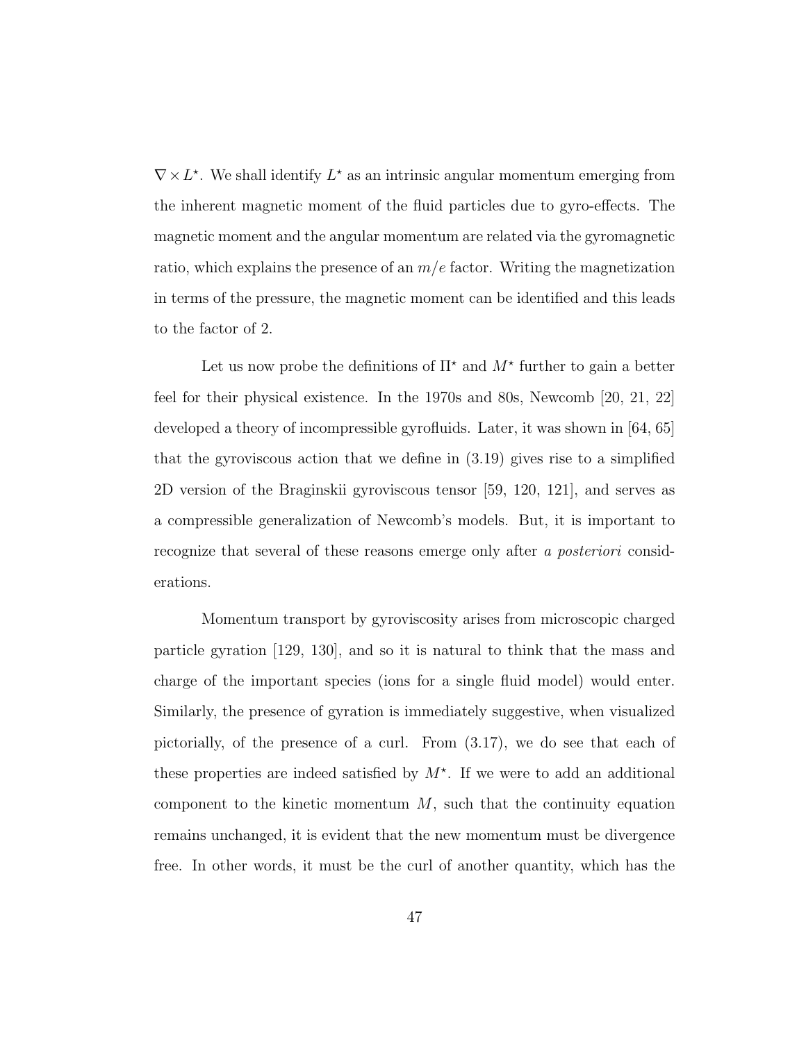$\nabla \times L^\star$. We shall identify $L^\star$ as an intrinsic angular momentum emerging from the inherent magnetic moment of the fluid particles due to gyro-effects. The magnetic moment and the angular momentum are related via the gyromagnetic ratio, which explains the presence of an $m/e$ factor. Writing the magnetization in terms of the pressure, the magnetic moment can be identified and this leads to the factor of 2.

Let us now probe the definitions of $\Pi^\star$ and $M^\star$ further to gain a better feel for their physical existence. In the 1970s and 80s, Newcomb [20, 21, 22] developed a theory of incompressible gyrofluids. Later, it was shown in [64, 65] that the gyroviscous action that we define in (3.19) gives rise to a simplified 2D version of the Braginskii gyroviscous tensor [59, 120, 121], and serves as a compressible generalization of Newcomb's models. But, it is important to recognize that several of these reasons emerge only after *a posteriori* considerations.

Momentum transport by gyroviscosity arises from microscopic charged particle gyration [129, 130], and so it is natural to think that the mass and charge of the important species (ions for a single fluid model) would enter. Similarly, the presence of gyration is immediately suggestive, when visualized pictorially, of the presence of a curl. From (3.17), we do see that each of these properties are indeed satisfied by $M^\star$. If we were to add an additional component to the kinetic momentum $M$, such that the continuity equation remains unchanged, it is evident that the new momentum must be divergence free. In other words, it must be the curl of another quantity, which has the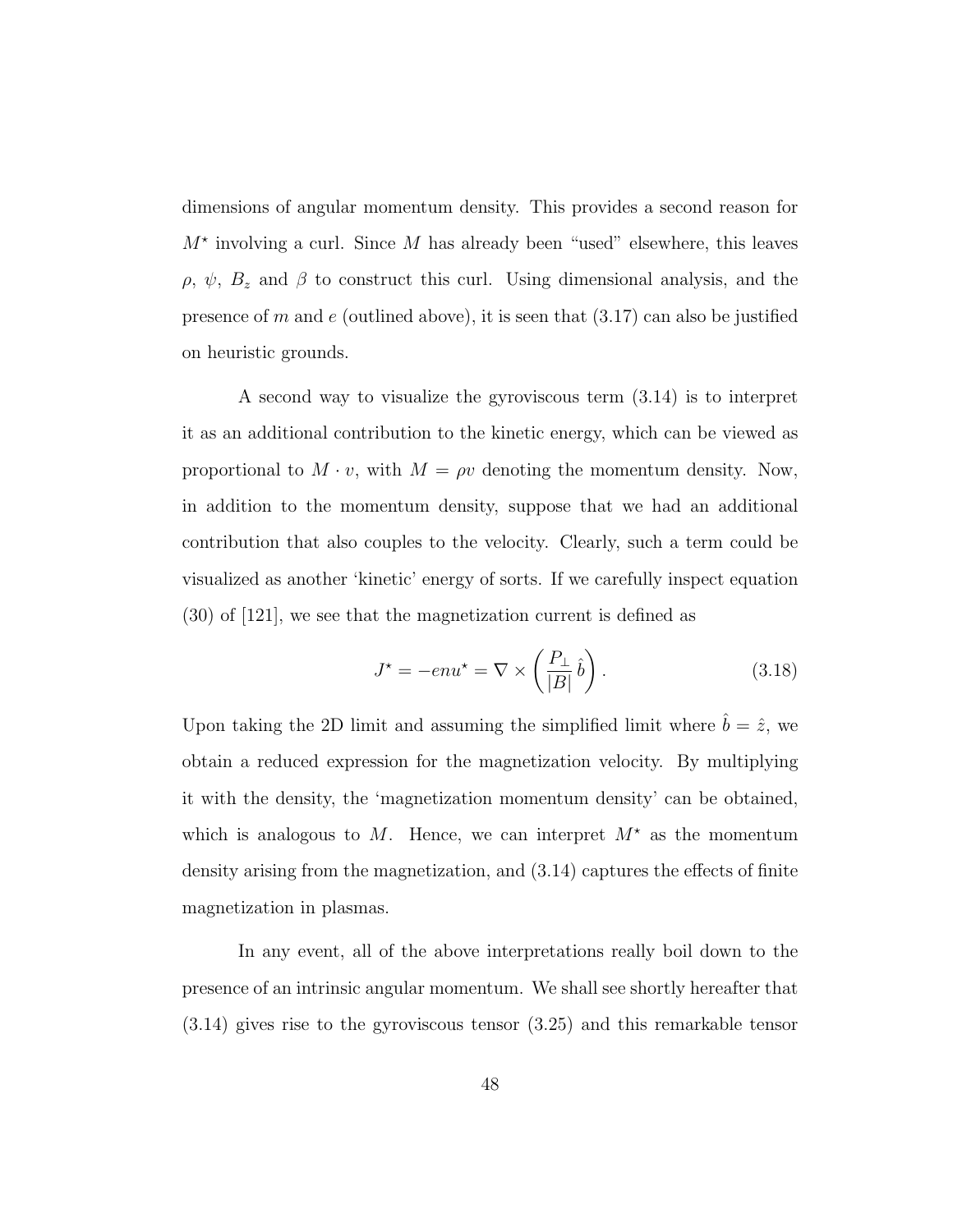dimensions of angular momentum density. This provides a second reason for $M^\star$ involving a curl. Since $M$ has already been "used" elsewhere, this leaves $\rho$, $\psi$, $B_z$ and $\beta$ to construct this curl. Using dimensional analysis, and the presence of $m$ and $e$ (outlined above), it is seen that (3.17) can also be justified on heuristic grounds.

A second way to visualize the gyroviscous term (3.14) is to interpret it as an additional contribution to the kinetic energy, which can be viewed as proportional to $M \cdot v$, with $M = \rho v$ denoting the momentum density. Now, in addition to the momentum density, suppose that we had an additional contribution that also couples to the velocity. Clearly, such a term could be visualized as another 'kinetic' energy of sorts. If we carefully inspect equation (30) of [121], we see that the magnetization current is defined as

$$J^\star = -enu^\star = \nabla \times \left( \frac{P_\perp}{|B|} \, \hat{b} \right). \tag{3.18}$$

Upon taking the 2D limit and assuming the simplified limit where $\hat{b} = \hat{z}$, we obtain a reduced expression for the magnetization velocity. By multiplying it with the density, the 'magnetization momentum density' can be obtained, which is analogous to $M$. Hence, we can interpret $M^\star$ as the momentum density arising from the magnetization, and (3.14) captures the effects of finite magnetization in plasmas.

In any event, all of the above interpretations really boil down to the presence of an intrinsic angular momentum. We shall see shortly hereafter that (3.14) gives rise to the gyroviscous tensor (3.25) and this remarkable tensor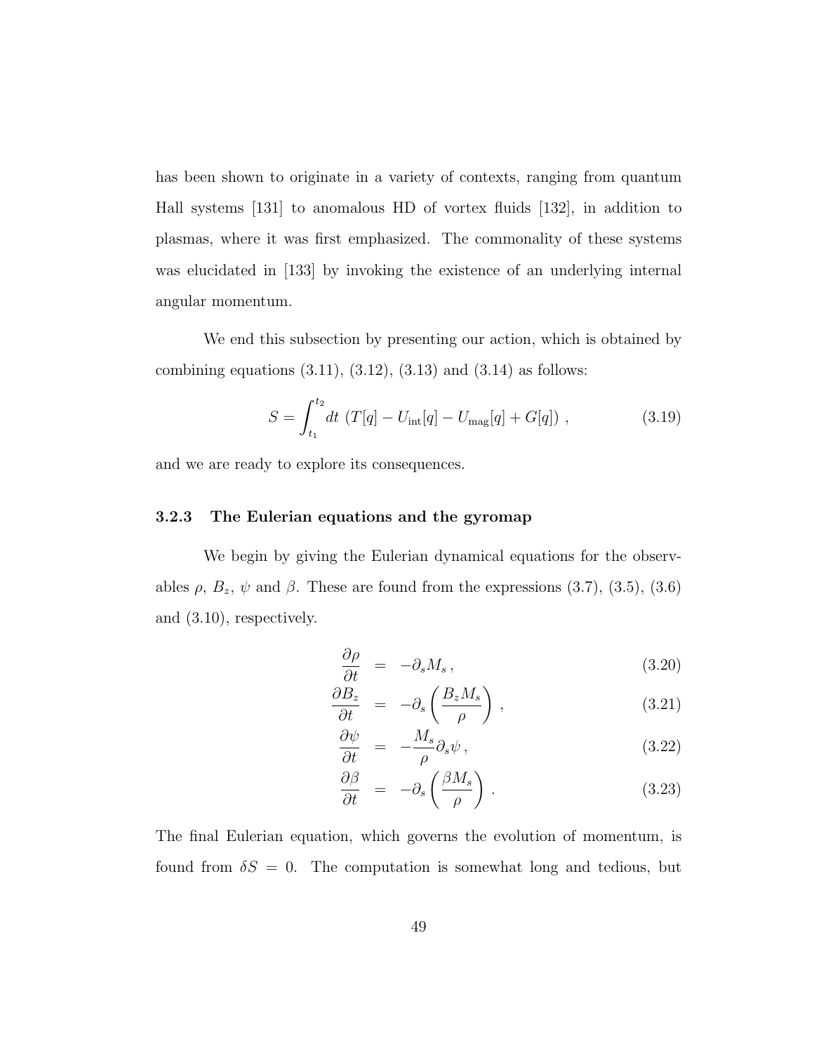has been shown to originate in a variety of contexts, ranging from quantum Hall systems [131] to anomalous HD of vortex fluids [132], in addition to plasmas, where it was first emphasized. The commonality of these systems was elucidated in [133] by invoking the existence of an underlying internal angular momentum.

We end this subsection by presenting our action, which is obtained by combining equations (3.11), (3.12), (3.13) and (3.14) as follows:

$$S = \int_{t_1}^{t_2} dt \, \left(T[q] - U_{\text{int}}[q] - U_{\text{mag}}[q] + G[q]\right) , \tag{3.19}$$

and we are ready to explore its consequences.

### 3.2.3 The Eulerian equations and the gyromap

We begin by giving the Eulerian dynamical equations for the observables $\rho$, $B_z$, $\psi$ and $\beta$. These are found from the expressions (3.7), (3.5), (3.6) and (3.10), respectively.

$$\frac{\partial \rho}{\partial t} = -\partial_s M_s \, , \tag{3.20}$$

$$\frac{\partial B_z}{\partial t} = -\partial_s \left(\frac{B_z M_s}{\rho}\right) , \tag{3.21}$$

$$\frac{\partial \psi}{\partial t} = -\frac{M_s}{\rho}\partial_s \psi \, , \tag{3.22}$$

$$\frac{\partial \beta}{\partial t} = -\partial_s \left(\frac{\beta M_s}{\rho}\right) . \tag{3.23}$$

The final Eulerian equation, which governs the evolution of momentum, is found from $\delta S = 0$. The computation is somewhat long and tedious, but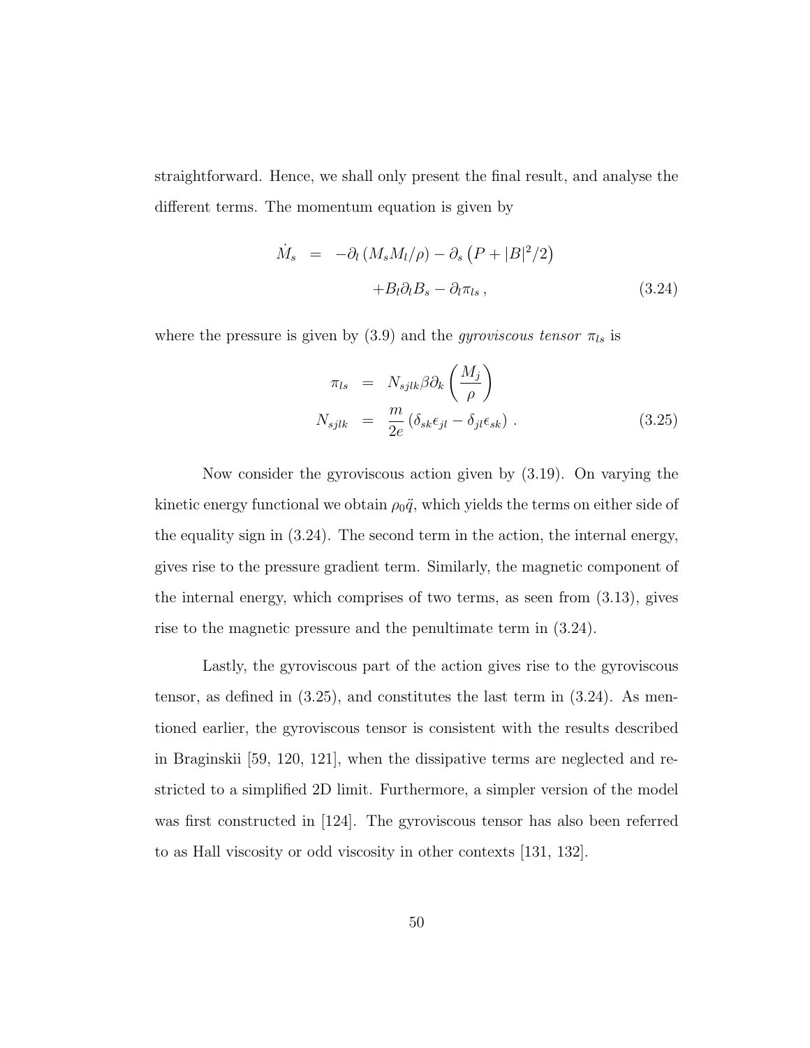straightforward. Hence, we shall only present the final result, and analyse the different terms. The momentum equation is given by

$$
\begin{aligned}
\dot{M}_s &= -\partial_l \left(M_s M_l/\rho\right) - \partial_s \left(P + |B|^2/2\right) \\
&\quad + B_l \partial_l B_s - \partial_l \pi_{ls} \,,
\end{aligned} \tag{3.24}
$$

where the pressure is given by (3.9) and the *gyroviscous tensor* $\pi_{ls}$ is

$$
\begin{aligned}
\pi_{ls} &= N_{sjlk} \beta \partial_k \left(\frac{M_j}{\rho}\right) \\
N_{sjlk} &= \frac{m}{2e} \left(\delta_{sk}\epsilon_{jl} - \delta_{jl}\epsilon_{sk}\right) \,.
\end{aligned} \tag{3.25}
$$

Now consider the gyroviscous action given by (3.19). On varying the kinetic energy functional we obtain $\rho_0 \ddot{q}$, which yields the terms on either side of the equality sign in (3.24). The second term in the action, the internal energy, gives rise to the pressure gradient term. Similarly, the magnetic component of the internal energy, which comprises of two terms, as seen from (3.13), gives rise to the magnetic pressure and the penultimate term in (3.24).

Lastly, the gyroviscous part of the action gives rise to the gyroviscous tensor, as defined in (3.25), and constitutes the last term in (3.24). As mentioned earlier, the gyroviscous tensor is consistent with the results described in Braginskii [59, 120, 121], when the dissipative terms are neglected and restricted to a simplified 2D limit. Furthermore, a simpler version of the model was first constructed in [124]. The gyroviscous tensor has also been referred to as Hall viscosity or odd viscosity in other contexts [131, 132].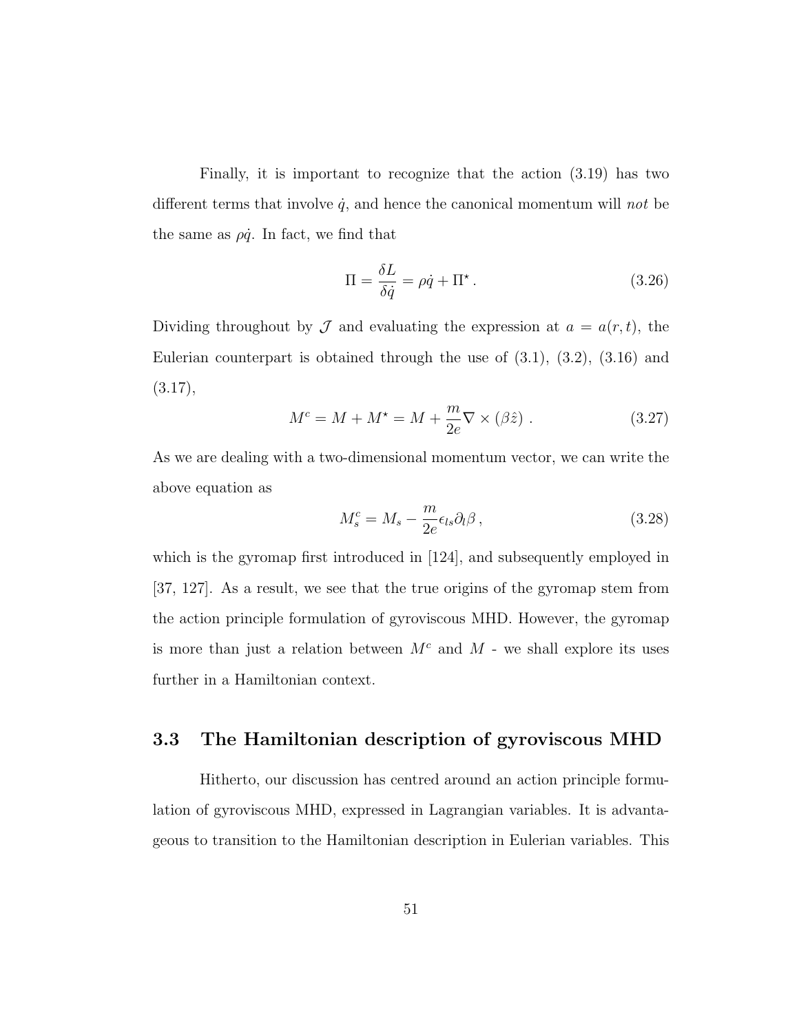Finally, it is important to recognize that the action (3.19) has two different terms that involve $\dot{q}$, and hence the canonical momentum will *not* be the same as $\rho\dot{q}$. In fact, we find that

$$\Pi = \frac{\delta L}{\delta \dot{q}} = \rho\dot{q} + \Pi^\star \,. \tag{3.26}$$

Dividing throughout by $\mathcal{J}$ and evaluating the expression at $a = a(r,t)$, the Eulerian counterpart is obtained through the use of (3.1), (3.2), (3.16) and (3.17),

$$M^c = M + M^\star = M + \frac{m}{2e}\nabla \times (\beta\hat{z}) \,. \tag{3.27}$$

As we are dealing with a two-dimensional momentum vector, we can write the above equation as

$$M_s^c = M_s - \frac{m}{2e}\epsilon_{ls}\partial_l\beta \,, \tag{3.28}$$

which is the gyromap first introduced in [124], and subsequently employed in [37, 127]. As a result, we see that the true origins of the gyromap stem from the action principle formulation of gyroviscous MHD. However, the gyromap is more than just a relation between $M^c$ and $M$ - we shall explore its uses further in a Hamiltonian context.

## 3.3 The Hamiltonian description of gyroviscous MHD

Hitherto, our discussion has centred around an action principle formulation of gyroviscous MHD, expressed in Lagrangian variables. It is advantageous to transition to the Hamiltonian description in Eulerian variables. This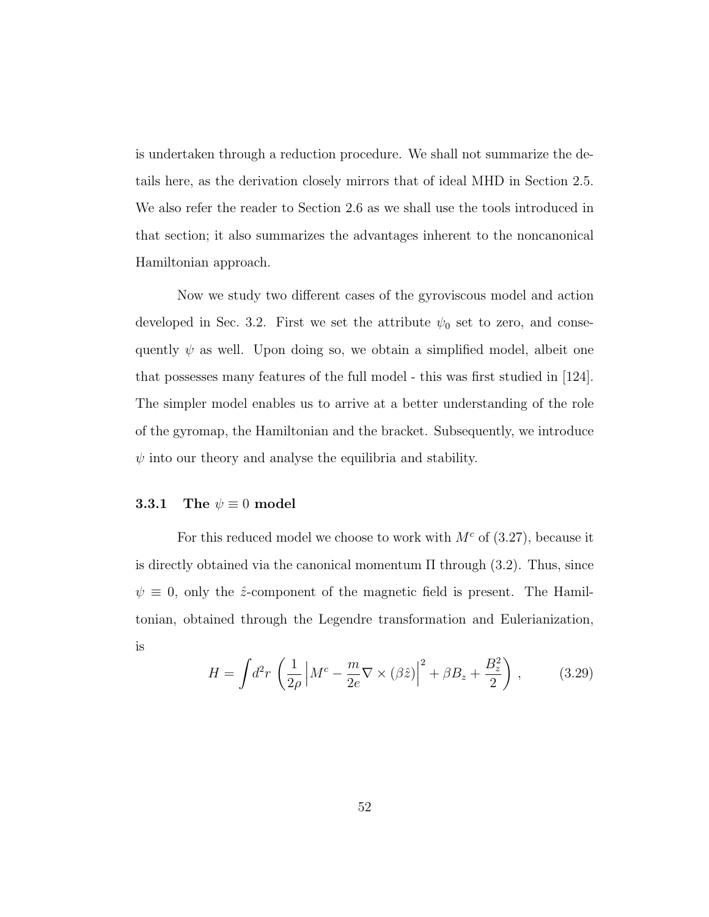is undertaken through a reduction procedure. We shall not summarize the details here, as the derivation closely mirrors that of ideal MHD in Section 2.5. We also refer the reader to Section 2.6 as we shall use the tools introduced in that section; it also summarizes the advantages inherent to the noncanonical Hamiltonian approach.

Now we study two different cases of the gyroviscous model and action developed in Sec. 3.2. First we set the attribute $\psi_0$ set to zero, and consequently $\psi$ as well. Upon doing so, we obtain a simplified model, albeit one that possesses many features of the full model - this was first studied in [124]. The simpler model enables us to arrive at a better understanding of the role of the gyromap, the Hamiltonian and the bracket. Subsequently, we introduce $\psi$ into our theory and analyse the equilibria and stability.

### 3.3.1 The $\psi \equiv 0$ model

For this reduced model we choose to work with $M^c$ of (3.27), because it is directly obtained via the canonical momentum $\Pi$ through (3.2). Thus, since $\psi \equiv 0$, only the $\hat{z}$-component of the magnetic field is present. The Hamiltonian, obtained through the Legendre transformation and Eulerianization, is

$$H = \int d^2r \left( \frac{1}{2\rho} \left| M^c - \frac{m}{2e} \nabla \times (\beta \hat{z}) \right|^2 + \beta B_z + \frac{B_z^2}{2} \right) , \tag{3.29}$$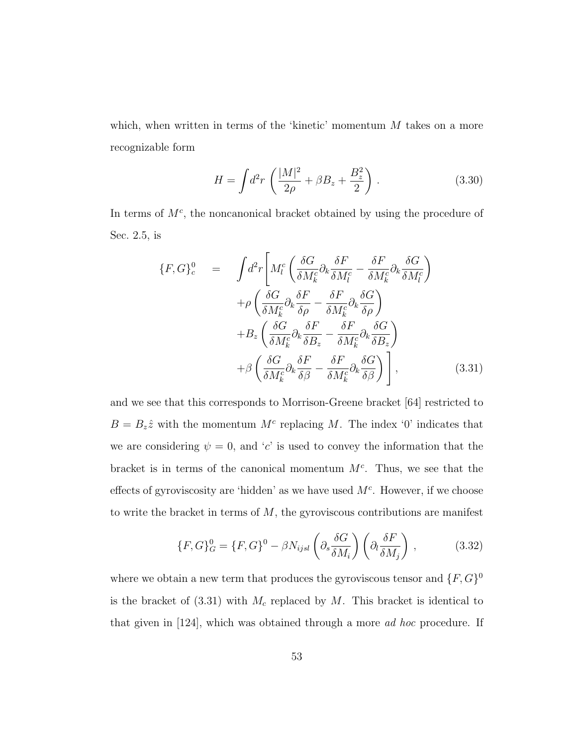which, when written in terms of the 'kinetic' momentum $M$ takes on a more recognizable form

$$H = \int d^2r \, \left( \frac{|M|^2}{2\rho} + \beta B_z + \frac{B_z^2}{2} \right) . \tag{3.30}$$

In terms of $M^c$, the noncanonical bracket obtained by using the procedure of Sec. 2.5, is

$$\begin{aligned}
\{F, G\}_c^0 \quad = \quad & \int d^2r \Bigg[ M_l^c \left( \frac{\delta G}{\delta M_k^c} \partial_k \frac{\delta F}{\delta M_l^c} - \frac{\delta F}{\delta M_k^c} \partial_k \frac{\delta G}{\delta M_l^c} \right) \\
& + \rho \left( \frac{\delta G}{\delta M_k^c} \partial_k \frac{\delta F}{\delta \rho} - \frac{\delta F}{\delta M_k^c} \partial_k \frac{\delta G}{\delta \rho} \right) \\
& + B_z \left( \frac{\delta G}{\delta M_k^c} \partial_k \frac{\delta F}{\delta B_z} - \frac{\delta F}{\delta M_k^c} \partial_k \frac{\delta G}{\delta B_z} \right) \\
& + \beta \left( \frac{\delta G}{\delta M_k^c} \partial_k \frac{\delta F}{\delta \beta} - \frac{\delta F}{\delta M_k^c} \partial_k \frac{\delta G}{\delta \beta} \right) \Bigg] ,
\end{aligned} \tag{3.31}$$

and we see that this corresponds to Morrison-Greene bracket [64] restricted to $B = B_z \hat{z}$ with the momentum $M^c$ replacing $M$. The index '0' indicates that we are considering $\psi = 0$, and '$c$' is used to convey the information that the bracket is in terms of the canonical momentum $M^c$. Thus, we see that the effects of gyroviscosity are 'hidden' as we have used $M^c$. However, if we choose to write the bracket in terms of $M$, the gyroviscous contributions are manifest

$$\{F, G\}_G^0 = \{F, G\}^0 - \beta N_{ijsl} \left( \partial_s \frac{\delta G}{\delta M_i} \right) \left( \partial_l \frac{\delta F}{\delta M_j} \right) , \tag{3.32}$$

where we obtain a new term that produces the gyroviscous tensor and $\{F, G\}^0$ is the bracket of (3.31) with $M_c$ replaced by $M$. This bracket is identical to that given in [124], which was obtained through a more *ad hoc* procedure. If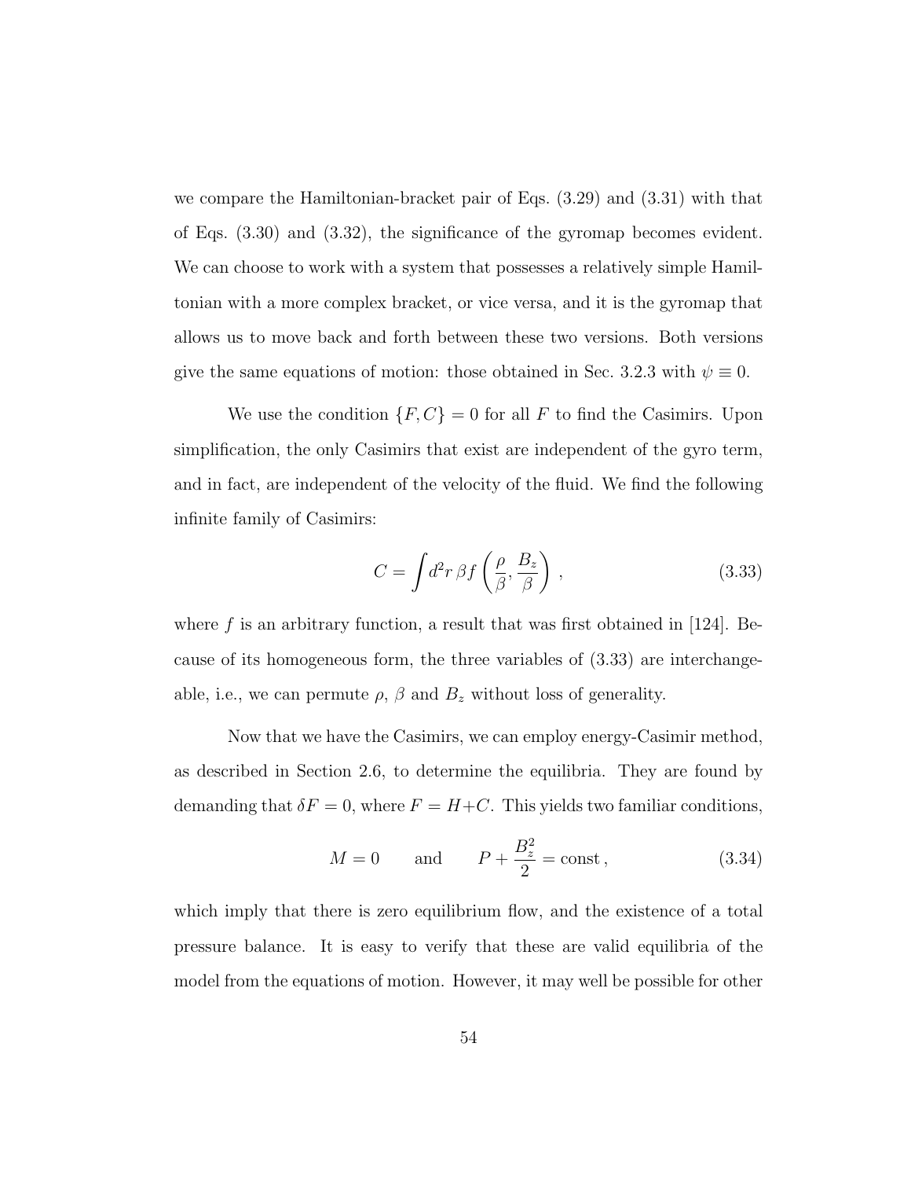we compare the Hamiltonian-bracket pair of Eqs. (3.29) and (3.31) with that of Eqs. (3.30) and (3.32), the significance of the gyromap becomes evident. We can choose to work with a system that possesses a relatively simple Hamiltonian with a more complex bracket, or vice versa, and it is the gyromap that allows us to move back and forth between these two versions. Both versions give the same equations of motion: those obtained in Sec. 3.2.3 with $\psi \equiv 0$.

We use the condition $\{F, C\} = 0$ for all $F$ to find the Casimirs. Upon simplification, the only Casimirs that exist are independent of the gyro term, and in fact, are independent of the velocity of the fluid. We find the following infinite family of Casimirs:

$$C = \int d^2r \, \beta f\left(\frac{\rho}{\beta}, \frac{B_z}{\beta}\right) \,, \tag{3.33}$$

where $f$ is an arbitrary function, a result that was first obtained in [124]. Because of its homogeneous form, the three variables of (3.33) are interchangeable, i.e., we can permute $\rho$, $\beta$ and $B_z$ without loss of generality.

Now that we have the Casimirs, we can employ energy-Casimir method, as described in Section 2.6, to determine the equilibria. They are found by demanding that $\delta F = 0$, where $F = H + C$. This yields two familiar conditions,

$$M = 0 \qquad \text{and} \qquad P + \frac{B_z^2}{2} = \text{const} \,, \tag{3.34}$$

which imply that there is zero equilibrium flow, and the existence of a total pressure balance. It is easy to verify that these are valid equilibria of the model from the equations of motion. However, it may well be possible for other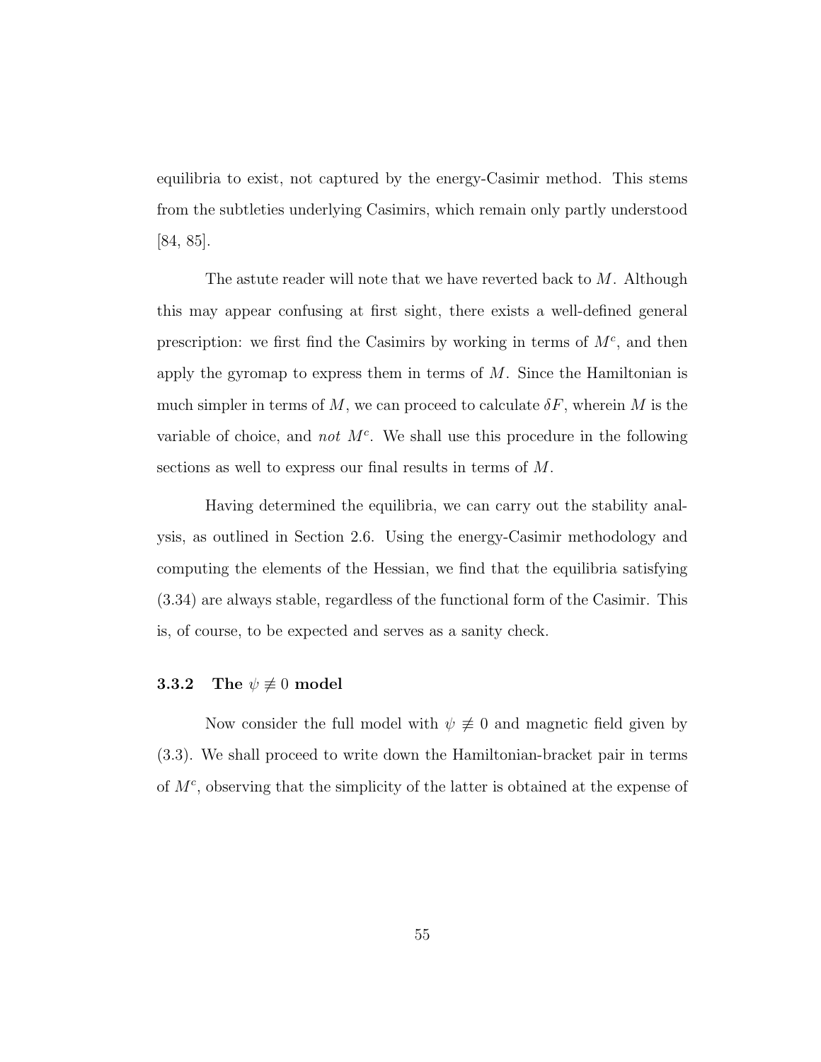equilibria to exist, not captured by the energy-Casimir method. This stems from the subtleties underlying Casimirs, which remain only partly understood [84, 85].

The astute reader will note that we have reverted back to $M$. Although this may appear confusing at first sight, there exists a well-defined general prescription: we first find the Casimirs by working in terms of $M^c$, and then apply the gyromap to express them in terms of $M$. Since the Hamiltonian is much simpler in terms of $M$, we can proceed to calculate $\delta F$, wherein $M$ is the variable of choice, and *not* $M^c$. We shall use this procedure in the following sections as well to express our final results in terms of $M$.

Having determined the equilibria, we can carry out the stability analysis, as outlined in Section 2.6. Using the energy-Casimir methodology and computing the elements of the Hessian, we find that the equilibria satisfying (3.34) are always stable, regardless of the functional form of the Casimir. This is, of course, to be expected and serves as a sanity check.

### 3.3.2 The $\psi \not\equiv 0$ model

Now consider the full model with $\psi \not\equiv 0$ and magnetic field given by (3.3). We shall proceed to write down the Hamiltonian-bracket pair in terms of $M^c$, observing that the simplicity of the latter is obtained at the expense of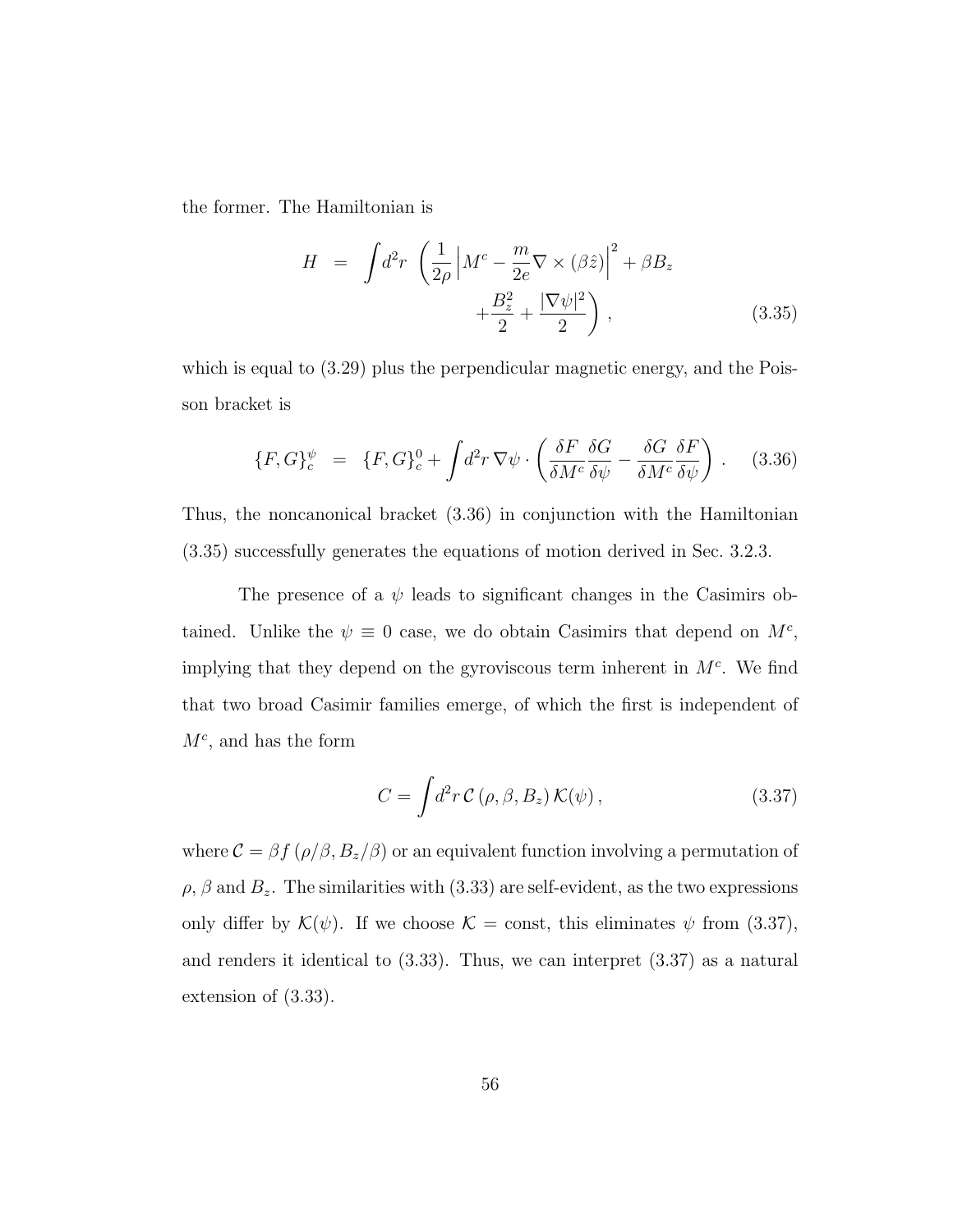the former. The Hamiltonian is

$$H = \int d^2r \left( \frac{1}{2\rho} \left| M^c - \frac{m}{2e} \nabla \times (\beta \hat{z}) \right|^2 + \beta B_z + \frac{B_z^2}{2} + \frac{|\nabla \psi|^2}{2} \right), \tag{3.35}$$

which is equal to (3.29) plus the perpendicular magnetic energy, and the Poisson bracket is

$$\{F, G\}_c^\psi = \{F, G\}_c^0 + \int d^2r \, \nabla \psi \cdot \left( \frac{\delta F}{\delta M^c} \frac{\delta G}{\delta \psi} - \frac{\delta G}{\delta M^c} \frac{\delta F}{\delta \psi} \right). \tag{3.36}$$

Thus, the noncanonical bracket (3.36) in conjunction with the Hamiltonian (3.35) successfully generates the equations of motion derived in Sec. 3.2.3.

The presence of a $\psi$ leads to significant changes in the Casimirs obtained. Unlike the $\psi \equiv 0$ case, we do obtain Casimirs that depend on $M^c$, implying that they depend on the gyroviscous term inherent in $M^c$. We find that two broad Casimir families emerge, of which the first is independent of $M^c$, and has the form

$$C = \int d^2r \, \mathcal{C}(\rho, \beta, B_z) \, \mathcal{K}(\psi), \tag{3.37}$$

where $\mathcal{C} = \beta f(\rho/\beta, B_z/\beta)$ or an equivalent function involving a permutation of $\rho$, $\beta$ and $B_z$. The similarities with (3.33) are self-evident, as the two expressions only differ by $\mathcal{K}(\psi)$. If we choose $\mathcal{K} = \text{const}$, this eliminates $\psi$ from (3.37), and renders it identical to (3.33). Thus, we can interpret (3.37) as a natural extension of (3.33).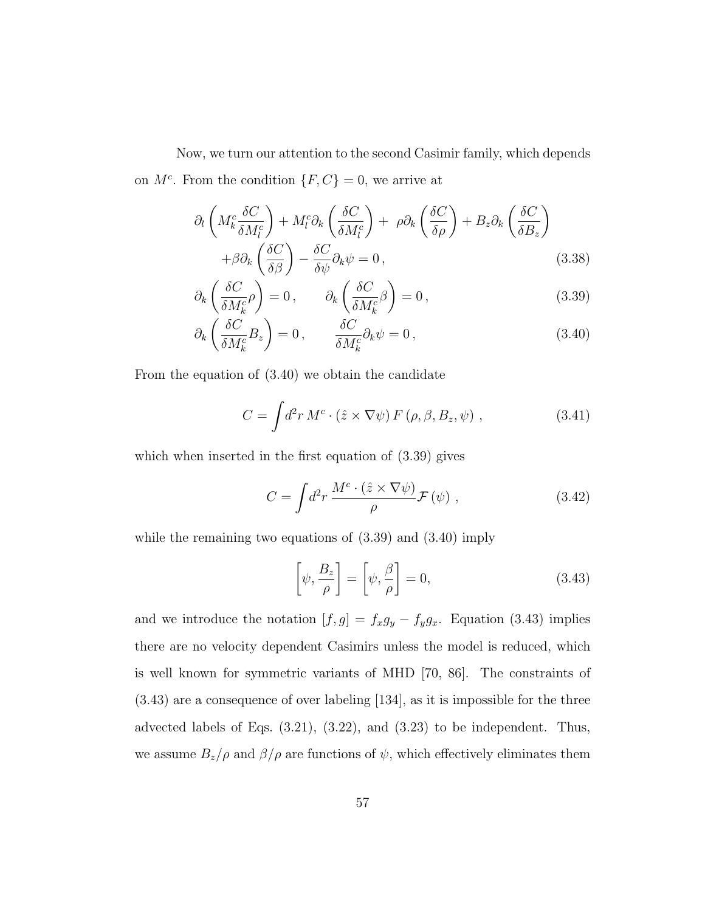Now, we turn our attention to the second Casimir family, which depends on $M^c$. From the condition $\{F, C\} = 0$, we arrive at

$$
\begin{aligned}
&\partial_l \left( M_k^c \frac{\delta C}{\delta M_l^c} \right) + M_l^c \partial_k \left( \frac{\delta C}{\delta M_l^c} \right) + \ \rho \partial_k \left( \frac{\delta C}{\delta \rho} \right) + B_z \partial_k \left( \frac{\delta C}{\delta B_z} \right) \\
&\qquad + \beta \partial_k \left( \frac{\delta C}{\delta \beta} \right) - \frac{\delta C}{\delta \psi} \partial_k \psi = 0 \,, \qquad (3.38)
\end{aligned}
$$

$$
\partial_k \left( \frac{\delta C}{\delta M_k^c} \rho \right) = 0 \,, \qquad \partial_k \left( \frac{\delta C}{\delta M_k^c} \beta \right) = 0 \,, \tag{3.39}
$$

$$
\partial_k \left( \frac{\delta C}{\delta M_k^c} B_z \right) = 0 \,, \qquad \frac{\delta C}{\delta M_k^c} \partial_k \psi = 0 \,, \tag{3.40}
$$

From the equation of (3.40) we obtain the candidate

$$
C = \int d^2 r \, M^c \cdot (\hat{z} \times \nabla \psi) \, F \left( \rho, \beta, B_z, \psi \right) \,, \tag{3.41}
$$

which when inserted in the first equation of (3.39) gives

$$
C = \int d^2 r \, \frac{M^c \cdot (\hat{z} \times \nabla \psi)}{\rho} \mathcal{F} \left( \psi \right) \,, \tag{3.42}
$$

while the remaining two equations of (3.39) and (3.40) imply

$$
\left[ \psi, \frac{B_z}{\rho} \right] = \left[ \psi, \frac{\beta}{\rho} \right] = 0, \tag{3.43}
$$

and we introduce the notation $[f, g] = f_x g_y - f_y g_x$. Equation (3.43) implies there are no velocity dependent Casimirs unless the model is reduced, which is well known for symmetric variants of MHD [70, 86]. The constraints of (3.43) are a consequence of over labeling [134], as it is impossible for the three advected labels of Eqs. (3.21), (3.22), and (3.23) to be independent. Thus, we assume $B_z/\rho$ and $\beta/\rho$ are functions of $\psi$, which effectively eliminates them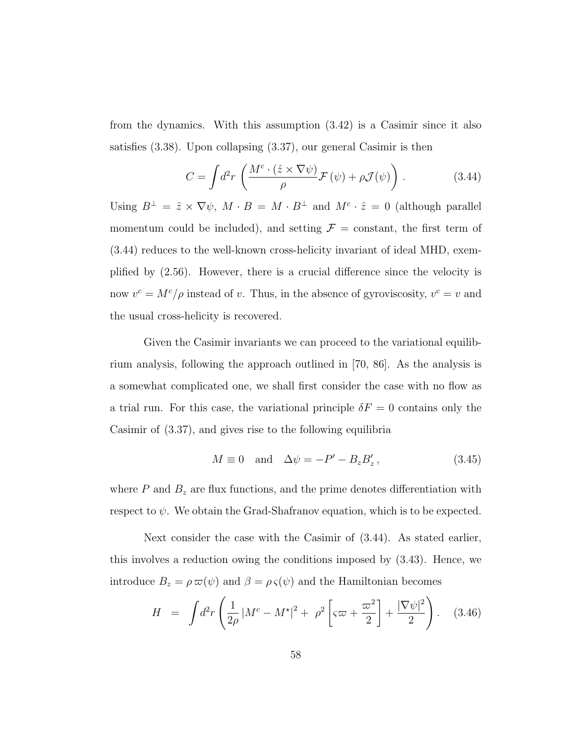from the dynamics. With this assumption (3.42) is a Casimir since it also satisfies (3.38). Upon collapsing (3.37), our general Casimir is then

$$C = \int d^2r \left( \frac{M^c \cdot (\hat{z} \times \nabla\psi)}{\rho} \mathcal{F}(\psi) + \rho \mathcal{J}(\psi) \right) . \tag{3.44}$$

Using $B^{\perp} = \hat{z} \times \nabla\psi$, $M \cdot B = M \cdot B^{\perp}$ and $M^c \cdot \hat{z} = 0$ (although parallel momentum could be included), and setting $\mathcal{F} =$ constant, the first term of (3.44) reduces to the well-known cross-helicity invariant of ideal MHD, exemplified by (2.56). However, there is a crucial difference since the velocity is now $v^c = M^c/\rho$ instead of $v$. Thus, in the absence of gyroviscosity, $v^c = v$ and the usual cross-helicity is recovered.

Given the Casimir invariants we can proceed to the variational equilibrium analysis, following the approach outlined in [70, 86]. As the analysis is a somewhat complicated one, we shall first consider the case with no flow as a trial run. For this case, the variational principle $\delta F = 0$ contains only the Casimir of (3.37), and gives rise to the following equilibria

$$M \equiv 0 \quad \text{and} \quad \Delta\psi = -P' - B_z B_z' , \tag{3.45}$$

where $P$ and $B_z$ are flux functions, and the prime denotes differentiation with respect to $\psi$. We obtain the Grad-Shafranov equation, which is to be expected.

Next consider the case with the Casimir of (3.44). As stated earlier, this involves a reduction owing the conditions imposed by (3.43). Hence, we introduce $B_z = \rho\,\varpi(\psi)$ and $\beta = \rho\,\varsigma(\psi)$ and the Hamiltonian becomes

$$H \;=\; \int d^2r \left( \frac{1}{2\rho} \left| M^c - M^{\star} \right|^2 + \; \rho^2 \left[ \varsigma\varpi + \frac{\varpi^2}{2} \right] + \frac{|\nabla\psi|^2}{2} \right) . \tag{3.46}$$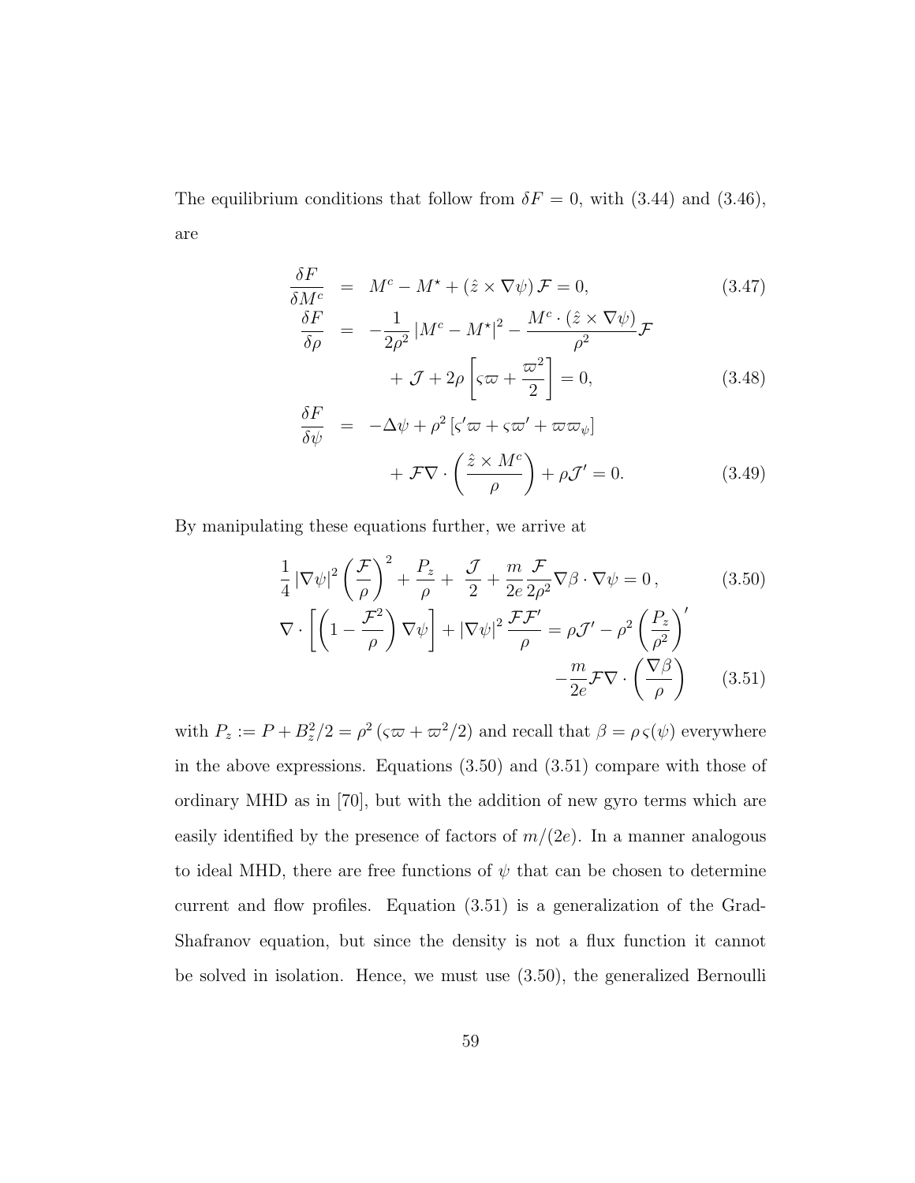The equilibrium conditions that follow from $\delta F = 0$, with (3.44) and (3.46), are

$$
\begin{aligned}
\frac{\delta F}{\delta M^c} &= M^c - M^\star + (\hat{z} \times \nabla\psi)\,\mathcal{F} = 0, &(3.47)\\
\frac{\delta F}{\delta \rho} &= -\frac{1}{2\rho^2}\left|M^c - M^\star\right|^2 - \frac{M^c \cdot (\hat{z}\times\nabla\psi)}{\rho^2}\mathcal{F} \\
&\qquad + \mathcal{J} + 2\rho\left[\varsigma\varpi + \frac{\varpi^2}{2}\right] = 0, &(3.48)\\
\frac{\delta F}{\delta \psi} &= -\Delta\psi + \rho^2\left[\varsigma'\varpi + \varsigma\varpi' + \varpi\varpi_\psi\right] \\
&\qquad + \mathcal{F}\nabla\cdot\left(\frac{\hat{z}\times M^c}{\rho}\right) + \rho\mathcal{J}' = 0. &(3.49)
\end{aligned}
$$

By manipulating these equations further, we arrive at

$$
\begin{aligned}
&\frac{1}{4}\left|\nabla\psi\right|^2\left(\frac{\mathcal{F}}{\rho}\right)^2 + \frac{P_z}{\rho} + \frac{\mathcal{J}}{2} + \frac{m}{2e}\frac{\mathcal{F}}{2\rho^2}\nabla\beta\cdot\nabla\psi = 0\,, &(3.50)\\
&\nabla\cdot\left[\left(1 - \frac{\mathcal{F}^2}{\rho}\right)\nabla\psi\right] + \left|\nabla\psi\right|^2\frac{\mathcal{F}\mathcal{F}'}{\rho} = \rho\mathcal{J}' - \rho^2\left(\frac{P_z}{\rho^2}\right)' \\
&\qquad\qquad - \frac{m}{2e}\mathcal{F}\nabla\cdot\left(\frac{\nabla\beta}{\rho}\right) &(3.51)
\end{aligned}
$$

with $P_z := P + B_z^2/2 = \rho^2\left(\varsigma\varpi + \varpi^2/2\right)$ and recall that $\beta = \rho\,\varsigma(\psi)$ everywhere in the above expressions. Equations (3.50) and (3.51) compare with those of ordinary MHD as in [70], but with the addition of new gyro terms which are easily identified by the presence of factors of $m/(2e)$. In a manner analogous to ideal MHD, there are free functions of $\psi$ that can be chosen to determine current and flow profiles. Equation (3.51) is a generalization of the Grad-Shafranov equation, but since the density is not a flux function it cannot be solved in isolation. Hence, we must use (3.50), the generalized Bernoulli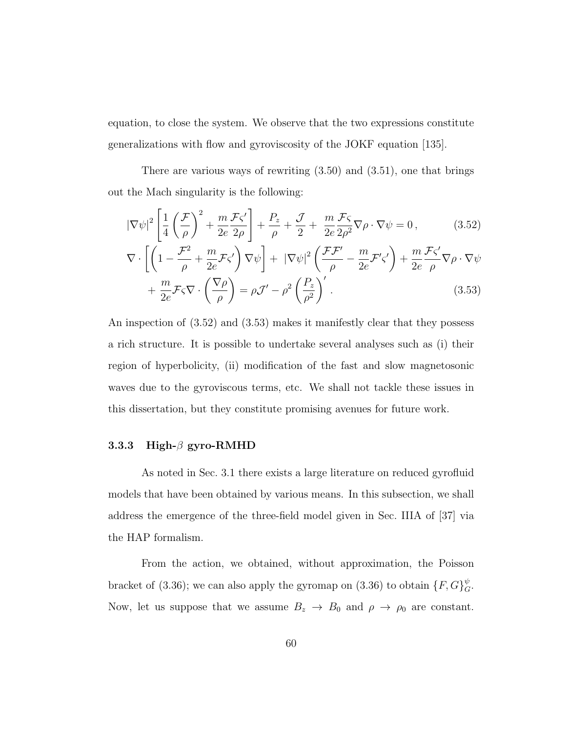equation, to close the system. We observe that the two expressions constitute generalizations with flow and gyroviscosity of the JOKF equation [135].

There are various ways of rewriting (3.50) and (3.51), one that brings out the Mach singularity is the following:

$$|\nabla\psi|^2\left[\frac{1}{4}\left(\frac{\mathcal{F}}{\rho}\right)^2+\frac{m}{2e}\frac{\mathcal{F}\varsigma'}{2\rho}\right]+\frac{P_z}{\rho}+\frac{\mathcal{J}}{2}+\frac{m}{2e}\frac{\mathcal{F}\varsigma}{2\rho^2}\nabla\rho\cdot\nabla\psi=0\,, \tag{3.52}$$

$$\nabla\cdot\left[\left(1-\frac{\mathcal{F}^2}{\rho}+\frac{m}{2e}\mathcal{F}\varsigma'\right)\nabla\psi\right]+|\nabla\psi|^2\left(\frac{\mathcal{F}\mathcal{F}'}{\rho}-\frac{m}{2e}\mathcal{F}'\varsigma'\right)+\frac{m}{2e}\frac{\mathcal{F}\varsigma'}{\rho}\nabla\rho\cdot\nabla\psi$$
$$+\frac{m}{2e}\mathcal{F}\varsigma\nabla\cdot\left(\frac{\nabla\rho}{\rho}\right)=\rho\mathcal{J}'-\rho^2\left(\frac{P_z}{\rho^2}\right)'. \tag{3.53}$$

An inspection of (3.52) and (3.53) makes it manifestly clear that they possess a rich structure. It is possible to undertake several analyses such as (i) their region of hyperbolicity, (ii) modification of the fast and slow magnetosonic waves due to the gyroviscous terms, etc. We shall not tackle these issues in this dissertation, but they constitute promising avenues for future work.

### 3.3.3 High-$\beta$ gyro-RMHD

As noted in Sec. 3.1 there exists a large literature on reduced gyrofluid models that have been obtained by various means. In this subsection, we shall address the emergence of the three-field model given in Sec. IIIA of [37] via the HAP formalism.

From the action, we obtained, without approximation, the Poisson bracket of (3.36); we can also apply the gyromap on (3.36) to obtain $\{F,G\}^{\psi}_{G}$. Now, let us suppose that we assume $B_z\to B_0$ and $\rho\to\rho_0$ are constant.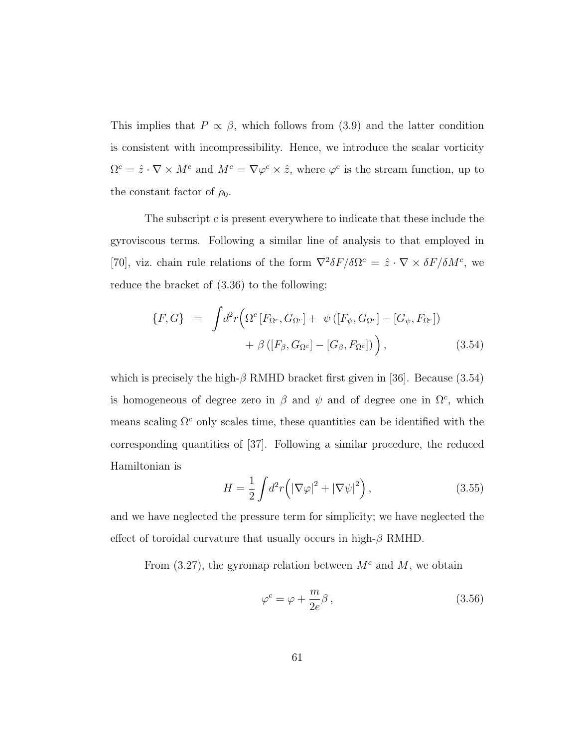This implies that $P \propto \beta$, which follows from (3.9) and the latter condition is consistent with incompressibility. Hence, we introduce the scalar vorticity $\Omega^c = \hat{z} \cdot \nabla \times M^c$ and $M^c = \nabla \varphi^c \times \hat{z}$, where $\varphi^c$ is the stream function, up to the constant factor of $\rho_0$.

The subscript $c$ is present everywhere to indicate that these include the gyroviscous terms. Following a similar line of analysis to that employed in [70], viz. chain rule relations of the form $\nabla^2 \delta F/\delta \Omega^c = \hat{z} \cdot \nabla \times \delta F/\delta M^c$, we reduce the bracket of (3.36) to the following:

$$
\begin{aligned}
\{F, G\} \; = \; \int d^2r \Big( & \Omega^c \left[F_{\Omega^c}, G_{\Omega^c}\right] + \; \psi \left( \left[F_\psi, G_{\Omega^c}\right] - \left[G_\psi, F_{\Omega^c}\right] \right) \\
& + \beta \left( \left[F_\beta, G_{\Omega^c}\right] - \left[G_\beta, F_{\Omega^c}\right] \right) \Big) , \qquad (3.54)
\end{aligned}
$$

which is precisely the high-$\beta$ RMHD bracket first given in [36]. Because (3.54) is homogeneous of degree zero in $\beta$ and $\psi$ and of degree one in $\Omega^c$, which means scaling $\Omega^c$ only scales time, these quantities can be identified with the corresponding quantities of [37]. Following a similar procedure, the reduced Hamiltonian is

$$
H = \frac{1}{2} \int d^2r \Big( \left|\nabla \varphi\right|^2 + \left|\nabla \psi\right|^2 \Big) , \qquad (3.55)
$$

and we have neglected the pressure term for simplicity; we have neglected the effect of toroidal curvature that usually occurs in high-$\beta$ RMHD.

From (3.27), the gyromap relation between $M^c$ and $M$, we obtain

$$
\varphi^c = \varphi + \frac{m}{2e} \beta \, , \qquad (3.56)
$$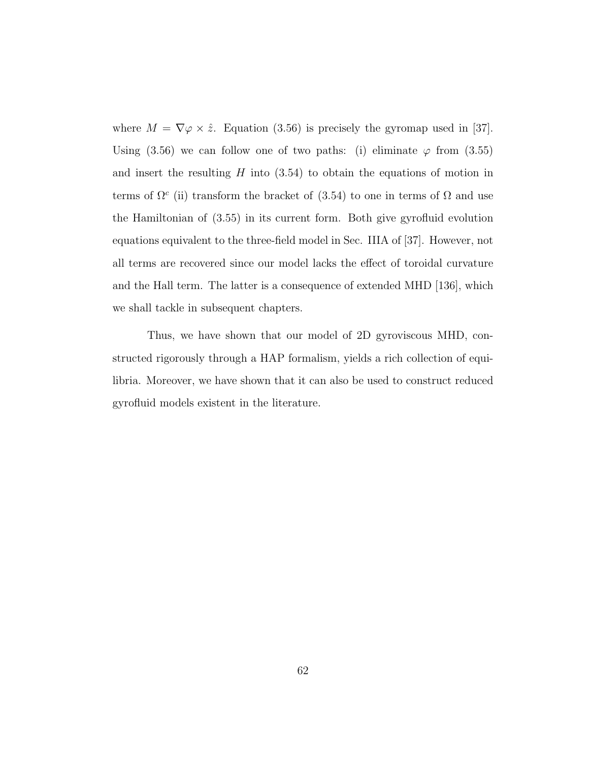where $M = \nabla\varphi \times \hat{z}$. Equation (3.56) is precisely the gyromap used in [37]. Using (3.56) we can follow one of two paths: (i) eliminate $\varphi$ from (3.55) and insert the resulting $H$ into (3.54) to obtain the equations of motion in terms of $\Omega^c$ (ii) transform the bracket of (3.54) to one in terms of $\Omega$ and use the Hamiltonian of (3.55) in its current form. Both give gyrofluid evolution equations equivalent to the three-field model in Sec. IIIA of [37]. However, not all terms are recovered since our model lacks the effect of toroidal curvature and the Hall term. The latter is a consequence of extended MHD [136], which we shall tackle in subsequent chapters.

Thus, we have shown that our model of 2D gyroviscous MHD, constructed rigorously through a HAP formalism, yields a rich collection of equilibria. Moreover, we have shown that it can also be used to construct reduced gyrofluid models existent in the literature.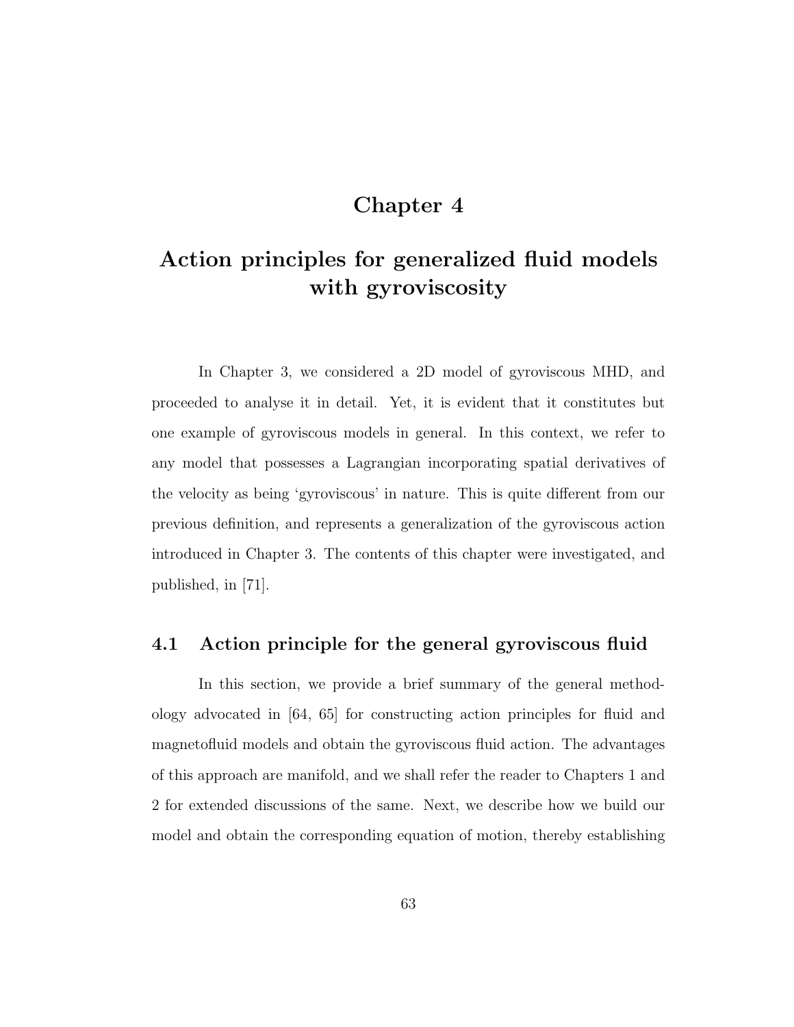# Chapter 4

# Action principles for generalized fluid models with gyroviscosity

In Chapter 3, we considered a 2D model of gyroviscous MHD, and proceeded to analyse it in detail. Yet, it is evident that it constitutes but one example of gyroviscous models in general. In this context, we refer to any model that possesses a Lagrangian incorporating spatial derivatives of the velocity as being 'gyroviscous' in nature. This is quite different from our previous definition, and represents a generalization of the gyroviscous action introduced in Chapter 3. The contents of this chapter were investigated, and published, in [71].

## 4.1 Action principle for the general gyroviscous fluid

In this section, we provide a brief summary of the general methodology advocated in [64, 65] for constructing action principles for fluid and magnetofluid models and obtain the gyroviscous fluid action. The advantages of this approach are manifold, and we shall refer the reader to Chapters 1 and 2 for extended discussions of the same. Next, we describe how we build our model and obtain the corresponding equation of motion, thereby establishing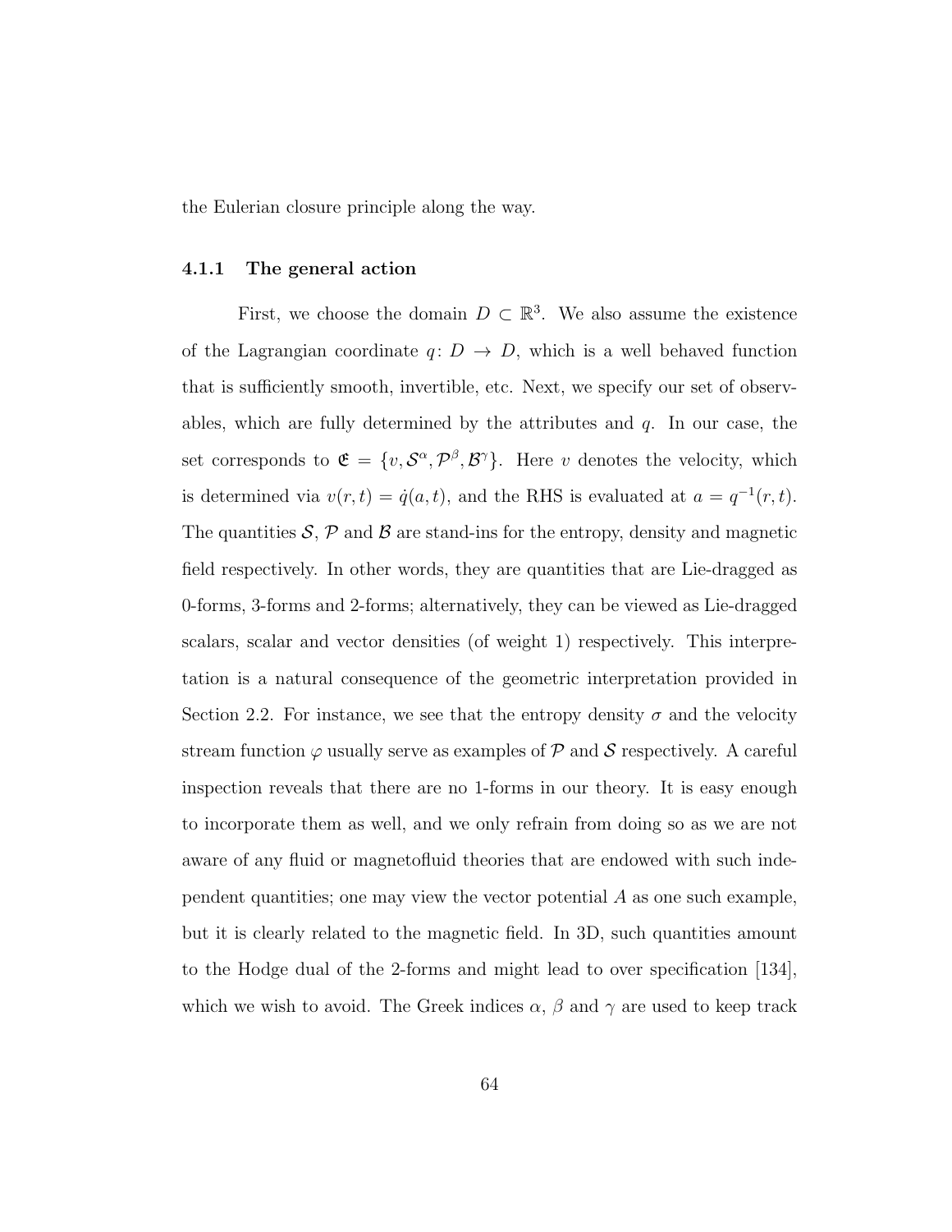the Eulerian closure principle along the way.

### 4.1.1 The general action

First, we choose the domain $D \subset \mathbb{R}^3$. We also assume the existence of the Lagrangian coordinate $q \colon D \to D$, which is a well behaved function that is sufficiently smooth, invertible, etc. Next, we specify our set of observables, which are fully determined by the attributes and $q$. In our case, the set corresponds to $\mathfrak{E} = \{v, \mathcal{S}^\alpha, \mathcal{P}^\beta, \mathcal{B}^\gamma\}$. Here $v$ denotes the velocity, which is determined via $v(r,t) = \dot{q}(a,t)$, and the RHS is evaluated at $a = q^{-1}(r,t)$. The quantities $\mathcal{S}$, $\mathcal{P}$ and $\mathcal{B}$ are stand-ins for the entropy, density and magnetic field respectively. In other words, they are quantities that are Lie-dragged as 0-forms, 3-forms and 2-forms; alternatively, they can be viewed as Lie-dragged scalars, scalar and vector densities (of weight 1) respectively. This interpretation is a natural consequence of the geometric interpretation provided in Section 2.2. For instance, we see that the entropy density $\sigma$ and the velocity stream function $\varphi$ usually serve as examples of $\mathcal{P}$ and $\mathcal{S}$ respectively. A careful inspection reveals that there are no 1-forms in our theory. It is easy enough to incorporate them as well, and we only refrain from doing so as we are not aware of any fluid or magnetofluid theories that are endowed with such independent quantities; one may view the vector potential $A$ as one such example, but it is clearly related to the magnetic field. In 3D, such quantities amount to the Hodge dual of the 2-forms and might lead to over specification [134], which we wish to avoid. The Greek indices $\alpha$, $\beta$ and $\gamma$ are used to keep track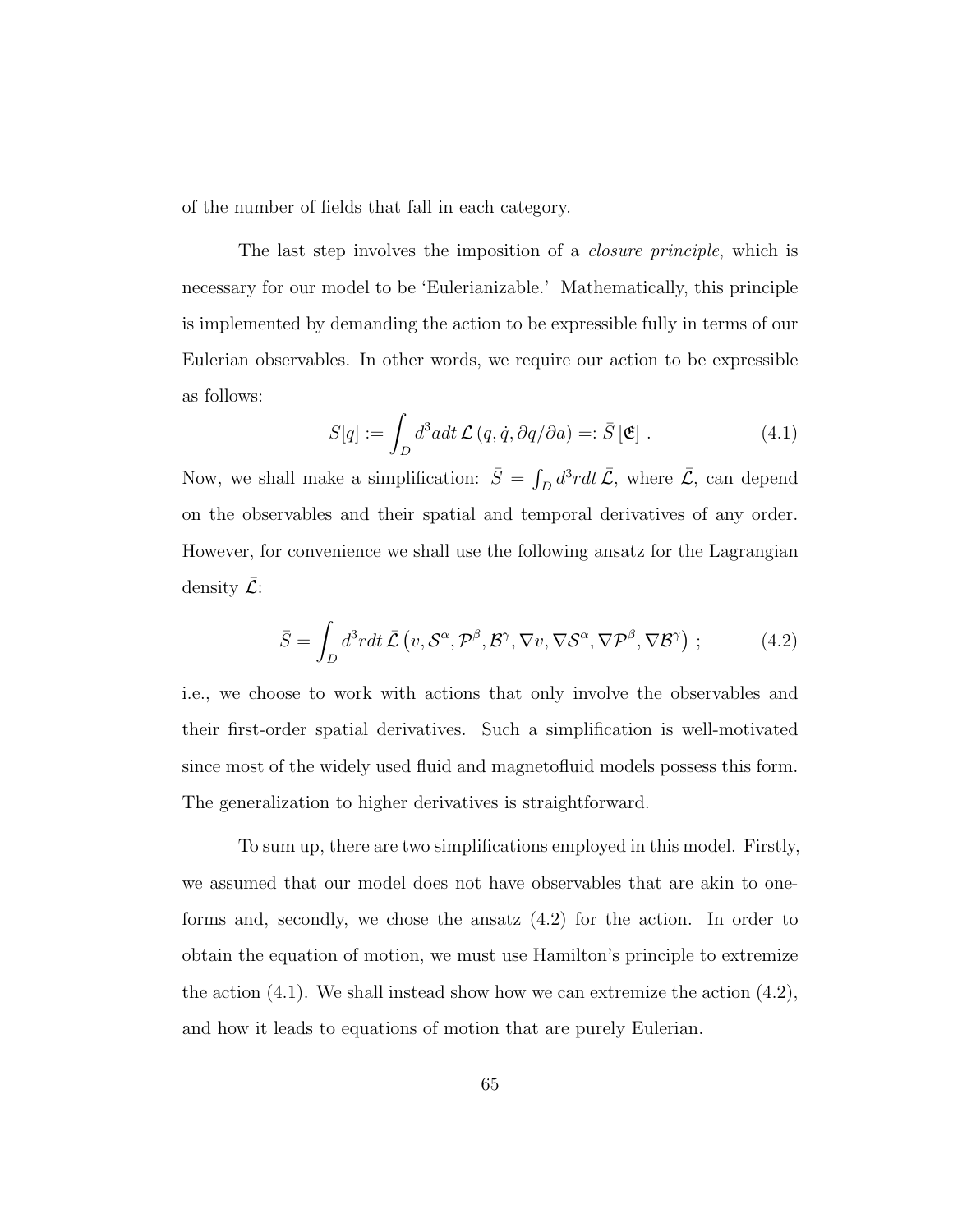of the number of fields that fall in each category.

The last step involves the imposition of a *closure principle*, which is necessary for our model to be 'Eulerianizable.' Mathematically, this principle is implemented by demanding the action to be expressible fully in terms of our Eulerian observables. In other words, we require our action to be expressible as follows:

$$S[q] := \int_D d^3a dt \, \mathcal{L}\left(q, \dot{q}, \partial q/\partial a\right) =: \bar{S}\left[\mathfrak{E}\right] . \tag{4.1}$$

Now, we shall make a simplification: $\bar{S} = \int_D d^3r dt \, \bar{\mathcal{L}}$, where $\bar{\mathcal{L}}$, can depend on the observables and their spatial and temporal derivatives of any order. However, for convenience we shall use the following ansatz for the Lagrangian density $\bar{\mathcal{L}}$:

$$\bar{S} = \int_D d^3r dt \, \bar{\mathcal{L}}\left(v, \mathcal{S}^\alpha, \mathcal{P}^\beta, \mathcal{B}^\gamma, \nabla v, \nabla \mathcal{S}^\alpha, \nabla \mathcal{P}^\beta, \nabla \mathcal{B}^\gamma\right) ; \tag{4.2}$$

i.e., we choose to work with actions that only involve the observables and their first-order spatial derivatives. Such a simplification is well-motivated since most of the widely used fluid and magnetofluid models possess this form. The generalization to higher derivatives is straightforward.

To sum up, there are two simplifications employed in this model. Firstly, we assumed that our model does not have observables that are akin to one-forms and, secondly, we chose the ansatz (4.2) for the action. In order to obtain the equation of motion, we must use Hamilton's principle to extremize the action (4.1). We shall instead show how we can extremize the action (4.2), and how it leads to equations of motion that are purely Eulerian.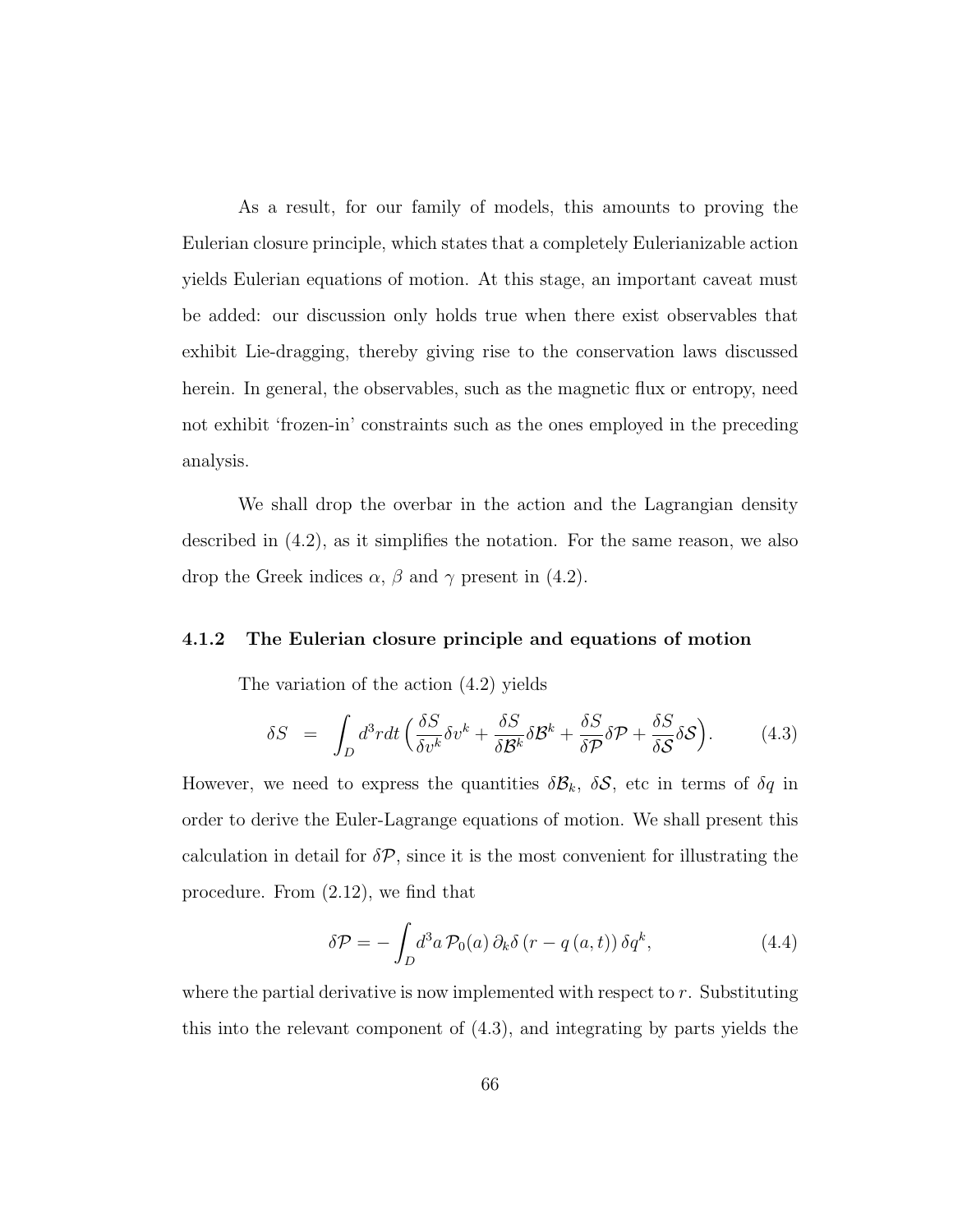As a result, for our family of models, this amounts to proving the Eulerian closure principle, which states that a completely Eulerianizable action yields Eulerian equations of motion. At this stage, an important caveat must be added: our discussion only holds true when there exist observables that exhibit Lie-dragging, thereby giving rise to the conservation laws discussed herein. In general, the observables, such as the magnetic flux or entropy, need not exhibit 'frozen-in' constraints such as the ones employed in the preceding analysis.

We shall drop the overbar in the action and the Lagrangian density described in (4.2), as it simplifies the notation. For the same reason, we also drop the Greek indices $\alpha$, $\beta$ and $\gamma$ present in (4.2).

### 4.1.2 The Eulerian closure principle and equations of motion

The variation of the action (4.2) yields

$$\delta S \;\;=\;\; \int_D d^3r dt \,\Big(\frac{\delta S}{\delta v^k}\delta v^k + \frac{\delta S}{\delta \mathcal{B}^k}\delta \mathcal{B}^k + \frac{\delta S}{\delta \mathcal{P}}\delta \mathcal{P} + \frac{\delta S}{\delta \mathcal{S}}\delta \mathcal{S}\Big). \tag{4.3}$$

However, we need to express the quantities $\delta\mathcal{B}_k$, $\delta\mathcal{S}$, etc in terms of $\delta q$ in order to derive the Euler-Lagrange equations of motion. We shall present this calculation in detail for $\delta\mathcal{P}$, since it is the most convenient for illustrating the procedure. From (2.12), we find that

$$\delta\mathcal{P} = -\int_D d^3a\, \mathcal{P}_0(a)\, \partial_k \delta\left(r - q\left(a,t\right)\right)\delta q^k, \tag{4.4}$$

where the partial derivative is now implemented with respect to $r$. Substituting this into the relevant component of (4.3), and integrating by parts yields the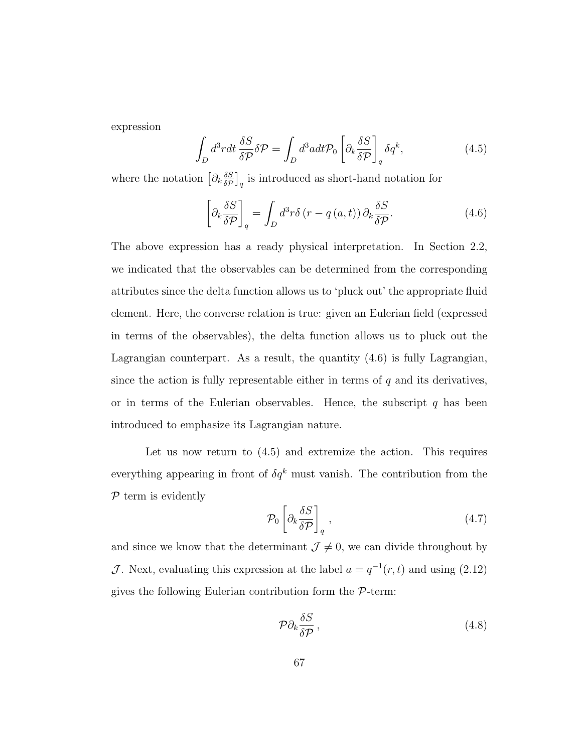expression

$$\int_D d^3r dt \, \frac{\delta S}{\delta \mathcal{P}} \delta \mathcal{P} = \int_D d^3a dt \mathcal{P}_0 \left[ \partial_k \frac{\delta S}{\delta \mathcal{P}} \right]_q \delta q^k, \tag{4.5}$$

where the notation $\left[\partial_k \frac{\delta S}{\delta \mathcal{P}}\right]_q$ is introduced as short-hand notation for

$$\left[ \partial_k \frac{\delta S}{\delta \mathcal{P}} \right]_q = \int_D d^3r \delta \left( r - q \left( a, t \right) \right) \partial_k \frac{\delta S}{\delta \mathcal{P}}. \tag{4.6}$$

The above expression has a ready physical interpretation. In Section 2.2, we indicated that the observables can be determined from the corresponding attributes since the delta function allows us to 'pluck out' the appropriate fluid element. Here, the converse relation is true: given an Eulerian field (expressed in terms of the observables), the delta function allows us to pluck out the Lagrangian counterpart. As a result, the quantity (4.6) is fully Lagrangian, since the action is fully representable either in terms of $q$ and its derivatives, or in terms of the Eulerian observables. Hence, the subscript $q$ has been introduced to emphasize its Lagrangian nature.

Let us now return to (4.5) and extremize the action. This requires everything appearing in front of $\delta q^k$ must vanish. The contribution from the $\mathcal{P}$ term is evidently

$$\mathcal{P}_0 \left[ \partial_k \frac{\delta S}{\delta \mathcal{P}} \right]_q , \tag{4.7}$$

and since we know that the determinant $\mathcal{J} \neq 0$, we can divide throughout by $\mathcal{J}$. Next, evaluating this expression at the label $a = q^{-1}(r,t)$ and using (2.12) gives the following Eulerian contribution form the $\mathcal{P}$-term:

$$\mathcal{P} \partial_k \frac{\delta S}{\delta \mathcal{P}} , \tag{4.8}$$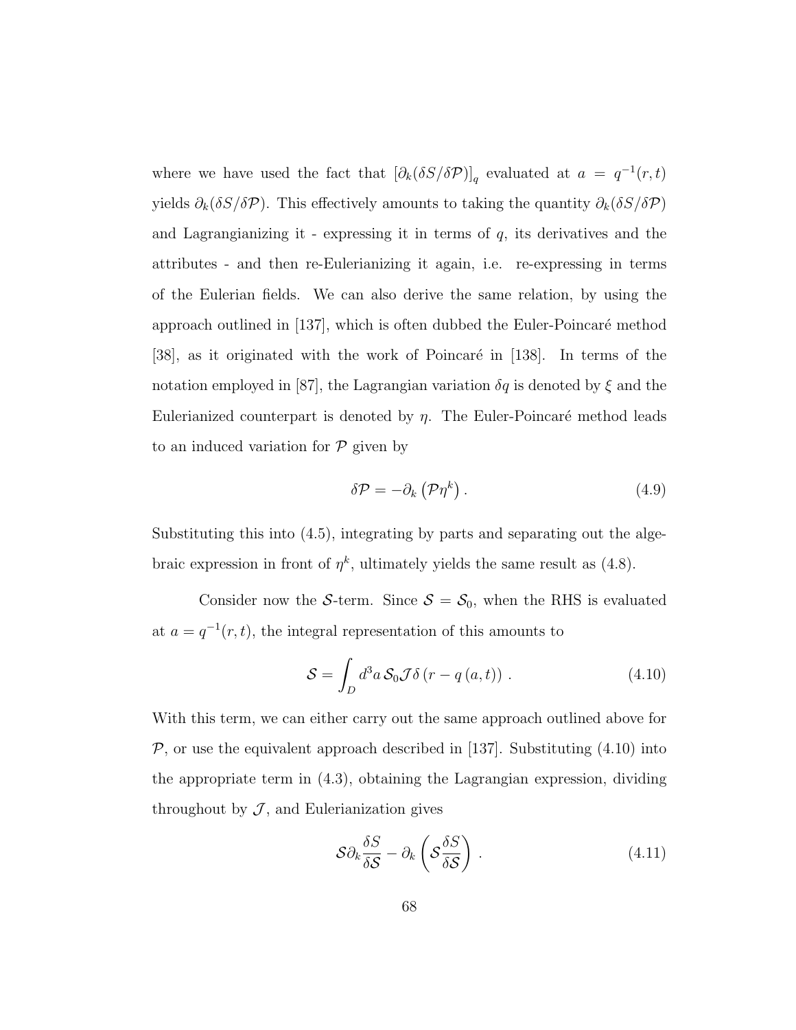where we have used the fact that $\left[\partial_k(\delta S/\delta \mathcal{P})\right]_q$ evaluated at $a = q^{-1}(r,t)$ yields $\partial_k(\delta S/\delta \mathcal{P})$. This effectively amounts to taking the quantity $\partial_k(\delta S/\delta \mathcal{P})$ and Lagrangianizing it - expressing it in terms of $q$, its derivatives and the attributes - and then re-Eulerianizing it again, i.e. re-expressing in terms of the Eulerian fields. We can also derive the same relation, by using the approach outlined in [137], which is often dubbed the Euler-Poincaré method [38], as it originated with the work of Poincaré in [138]. In terms of the notation employed in [87], the Lagrangian variation $\delta q$ is denoted by $\xi$ and the Eulerianized counterpart is denoted by $\eta$. The Euler-Poincaré method leads to an induced variation for $\mathcal{P}$ given by

$$\delta \mathcal{P} = -\partial_k \left(\mathcal{P}\eta^k\right). \tag{4.9}$$

Substituting this into (4.5), integrating by parts and separating out the algebraic expression in front of $\eta^k$, ultimately yields the same result as (4.8).

Consider now the $\mathcal{S}$-term. Since $\mathcal{S} = \mathcal{S}_0$, when the RHS is evaluated at $a = q^{-1}(r,t)$, the integral representation of this amounts to

$$\mathcal{S} = \int_D d^3a\, \mathcal{S}_0 \mathcal{J} \delta\left(r - q\left(a,t\right)\right). \tag{4.10}$$

With this term, we can either carry out the same approach outlined above for $\mathcal{P}$, or use the equivalent approach described in [137]. Substituting (4.10) into the appropriate term in (4.3), obtaining the Lagrangian expression, dividing throughout by $\mathcal{J}$, and Eulerianization gives

$$\mathcal{S}\partial_k \frac{\delta S}{\delta \mathcal{S}} - \partial_k \left(\mathcal{S}\frac{\delta S}{\delta \mathcal{S}}\right). \tag{4.11}$$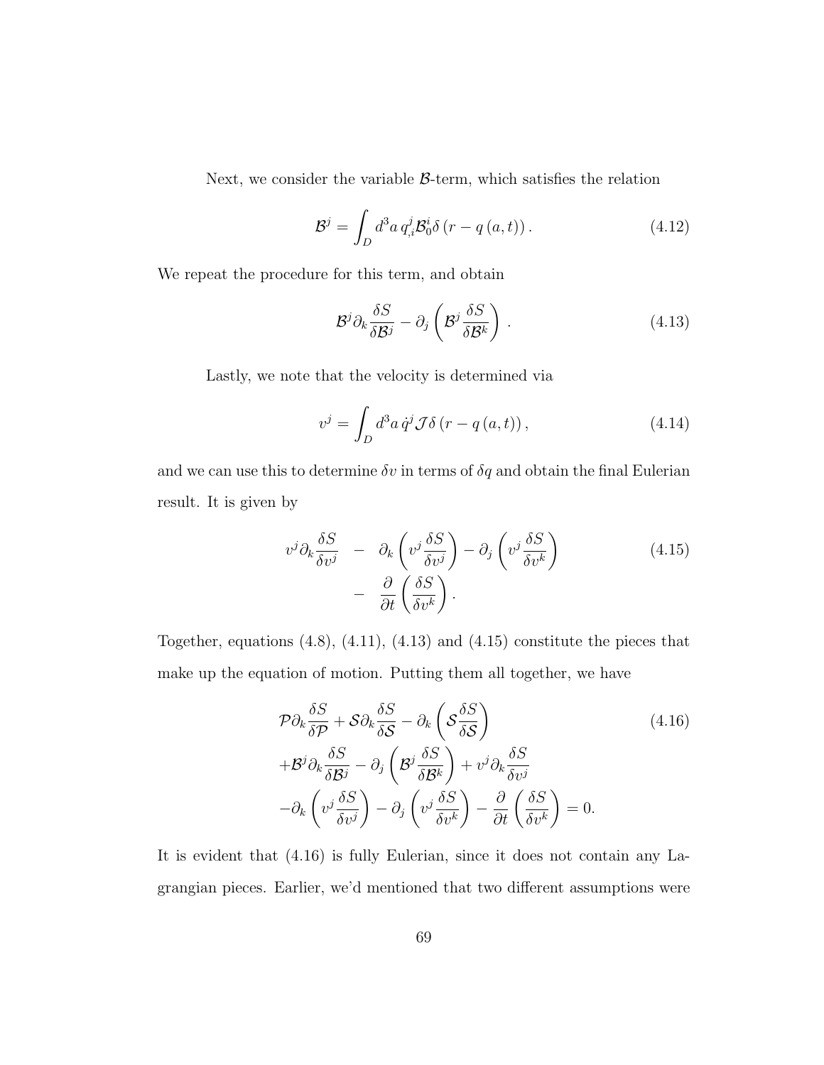Next, we consider the variable $\mathcal{B}$-term, which satisfies the relation

$$\mathcal{B}^j = \int_D d^3a \, q^j_{,i} \mathcal{B}^i_0 \delta \left(r - q\left(a,t\right)\right). \tag{4.12}$$

We repeat the procedure for this term, and obtain

$$\mathcal{B}^j \partial_k \frac{\delta S}{\delta \mathcal{B}^j} - \partial_j \left( \mathcal{B}^j \frac{\delta S}{\delta \mathcal{B}^k} \right). \tag{4.13}$$

Lastly, we note that the velocity is determined via

$$v^j = \int_D d^3a \, \dot{q}^j \mathcal{J} \delta \left(r - q\left(a,t\right)\right), \tag{4.14}$$

and we can use this to determine $\delta v$ in terms of $\delta q$ and obtain the final Eulerian result. It is given by

$$\begin{aligned} v^j \partial_k \frac{\delta S}{\delta v^j} \quad &- \quad \partial_k \left( v^j \frac{\delta S}{\delta v^j} \right) - \partial_j \left( v^j \frac{\delta S}{\delta v^k} \right) \\ &- \quad \frac{\partial}{\partial t} \left( \frac{\delta S}{\delta v^k} \right). \end{aligned} \tag{4.15}$$

Together, equations (4.8), (4.11), (4.13) and (4.15) constitute the pieces that make up the equation of motion. Putting them all together, we have

$$\begin{aligned} &\mathcal{P} \partial_k \frac{\delta S}{\delta \mathcal{P}} + \mathcal{S} \partial_k \frac{\delta S}{\delta \mathcal{S}} - \partial_k \left( \mathcal{S} \frac{\delta S}{\delta \mathcal{S}} \right) \\ &+ \mathcal{B}^j \partial_k \frac{\delta S}{\delta \mathcal{B}^j} - \partial_j \left( \mathcal{B}^j \frac{\delta S}{\delta \mathcal{B}^k} \right) + v^j \partial_k \frac{\delta S}{\delta v^j} \\ &- \partial_k \left( v^j \frac{\delta S}{\delta v^j} \right) - \partial_j \left( v^j \frac{\delta S}{\delta v^k} \right) - \frac{\partial}{\partial t} \left( \frac{\delta S}{\delta v^k} \right) = 0. \end{aligned} \tag{4.16}$$

It is evident that (4.16) is fully Eulerian, since it does not contain any Lagrangian pieces. Earlier, we'd mentioned that two different assumptions were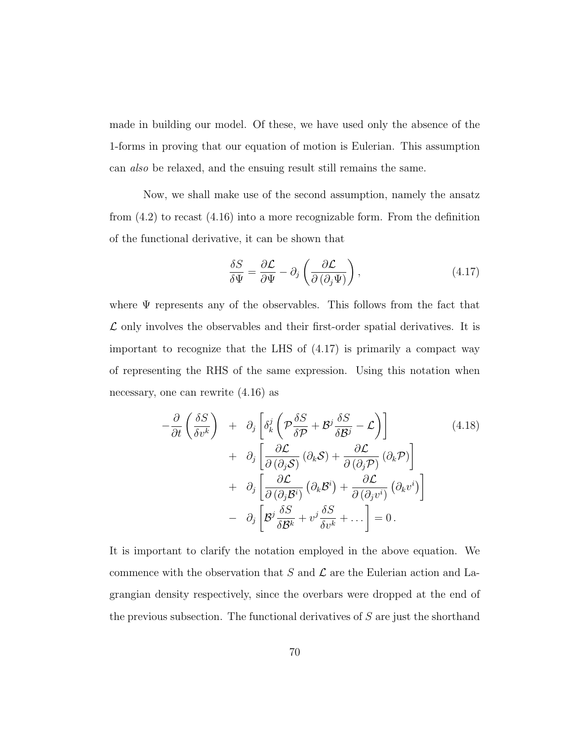made in building our model. Of these, we have used only the absence of the 1-forms in proving that our equation of motion is Eulerian. This assumption can *also* be relaxed, and the ensuing result still remains the same.

Now, we shall make use of the second assumption, namely the ansatz from (4.2) to recast (4.16) into a more recognizable form. From the definition of the functional derivative, it can be shown that

$$\frac{\delta S}{\delta \Psi} = \frac{\partial \mathcal{L}}{\partial \Psi} - \partial_j \left( \frac{\partial \mathcal{L}}{\partial \left(\partial_j \Psi\right)} \right), \tag{4.17}$$

where $\Psi$ represents any of the observables. This follows from the fact that $\mathcal{L}$ only involves the observables and their first-order spatial derivatives. It is important to recognize that the LHS of (4.17) is primarily a compact way of representing the RHS of the same expression. Using this notation when necessary, one can rewrite (4.16) as

$$\begin{aligned}
-\frac{\partial}{\partial t}\left(\frac{\delta S}{\delta v^k}\right) \quad &+ \quad \partial_j \left[ \delta^j_k \left( \mathcal{P} \frac{\delta S}{\delta \mathcal{P}} + \mathcal{B}^j \frac{\delta S}{\delta \mathcal{B}^j} - \mathcal{L} \right) \right] \\
&+ \quad \partial_j \left[ \frac{\partial \mathcal{L}}{\partial \left(\partial_j \mathcal{S}\right)} \left(\partial_k \mathcal{S}\right) + \frac{\partial \mathcal{L}}{\partial \left(\partial_j \mathcal{P}\right)} \left(\partial_k \mathcal{P}\right) \right] \\
&+ \quad \partial_j \left[ \frac{\partial \mathcal{L}}{\partial \left(\partial_j \mathcal{B}^i\right)} \left(\partial_k \mathcal{B}^i\right) + \frac{\partial \mathcal{L}}{\partial \left(\partial_j v^i\right)} \left(\partial_k v^i\right) \right] \\
&- \quad \partial_j \left[ \mathcal{B}^j \frac{\delta S}{\delta \mathcal{B}^k} + v^j \frac{\delta S}{\delta v^k} + \dots \right] = 0 \,.
\end{aligned} \tag{4.18}$$

It is important to clarify the notation employed in the above equation. We commence with the observation that $S$ and $\mathcal{L}$ are the Eulerian action and Lagrangian density respectively, since the overbars were dropped at the end of the previous subsection. The functional derivatives of $S$ are just the shorthand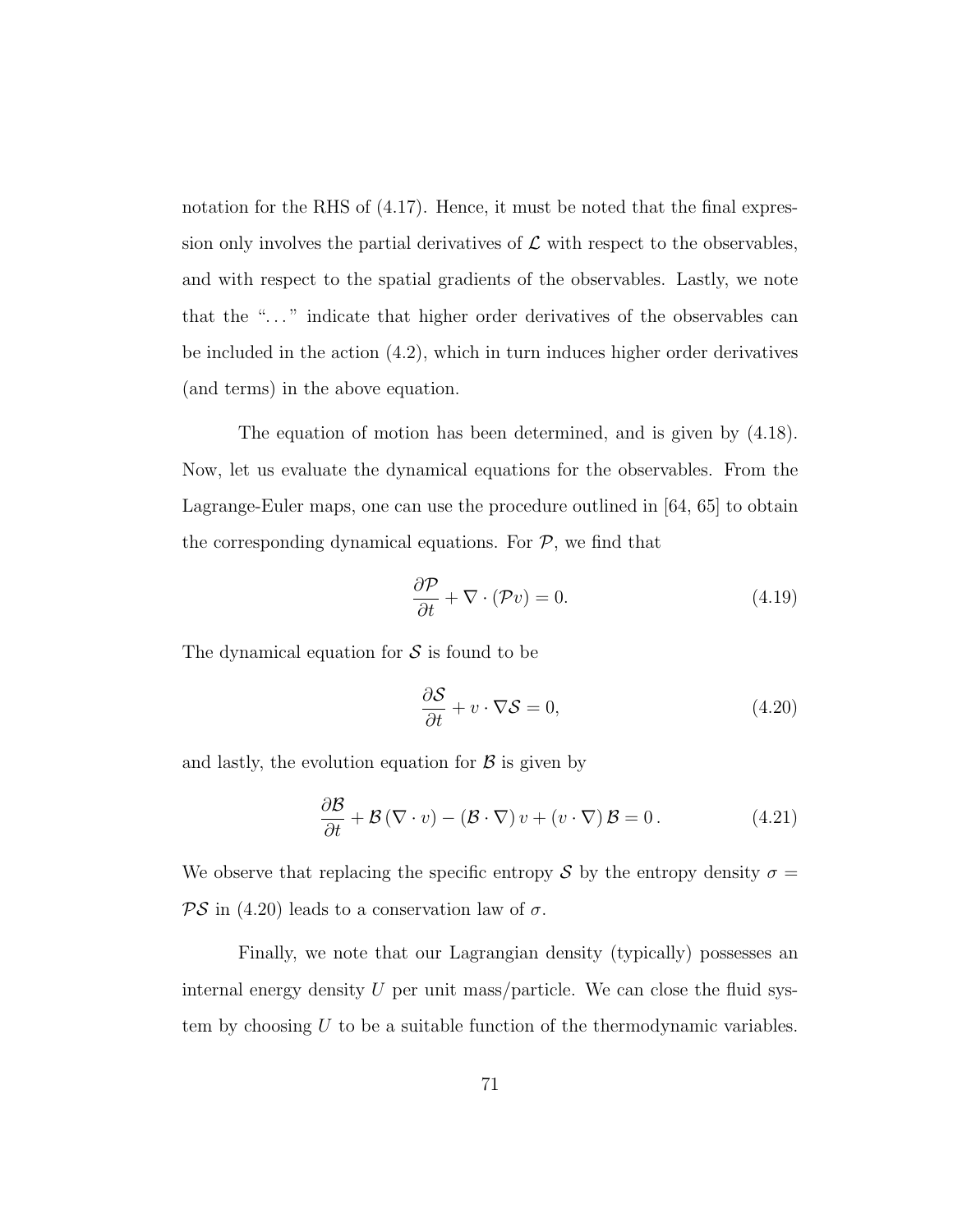notation for the RHS of (4.17). Hence, it must be noted that the final expression only involves the partial derivatives of $\mathcal{L}$ with respect to the observables, and with respect to the spatial gradients of the observables. Lastly, we note that the "..." indicate that higher order derivatives of the observables can be included in the action (4.2), which in turn induces higher order derivatives (and terms) in the above equation.

The equation of motion has been determined, and is given by (4.18). Now, let us evaluate the dynamical equations for the observables. From the Lagrange-Euler maps, one can use the procedure outlined in [64, 65] to obtain the corresponding dynamical equations. For $\mathcal{P}$, we find that

$$\frac{\partial \mathcal{P}}{\partial t} + \nabla \cdot (\mathcal{P} v) = 0. \tag{4.19}$$

The dynamical equation for $\mathcal{S}$ is found to be

$$\frac{\partial \mathcal{S}}{\partial t} + v \cdot \nabla \mathcal{S} = 0, \tag{4.20}$$

and lastly, the evolution equation for $\mathcal{B}$ is given by

$$\frac{\partial \mathcal{B}}{\partial t} + \mathcal{B} \left(\nabla \cdot v\right) - \left(\mathcal{B} \cdot \nabla\right) v + \left(v \cdot \nabla\right) \mathcal{B} = 0\,. \tag{4.21}$$

We observe that replacing the specific entropy $\mathcal{S}$ by the entropy density $\sigma = \mathcal{P}\mathcal{S}$ in (4.20) leads to a conservation law of $\sigma$.

Finally, we note that our Lagrangian density (typically) possesses an internal energy density $U$ per unit mass/particle. We can close the fluid system by choosing $U$ to be a suitable function of the thermodynamic variables.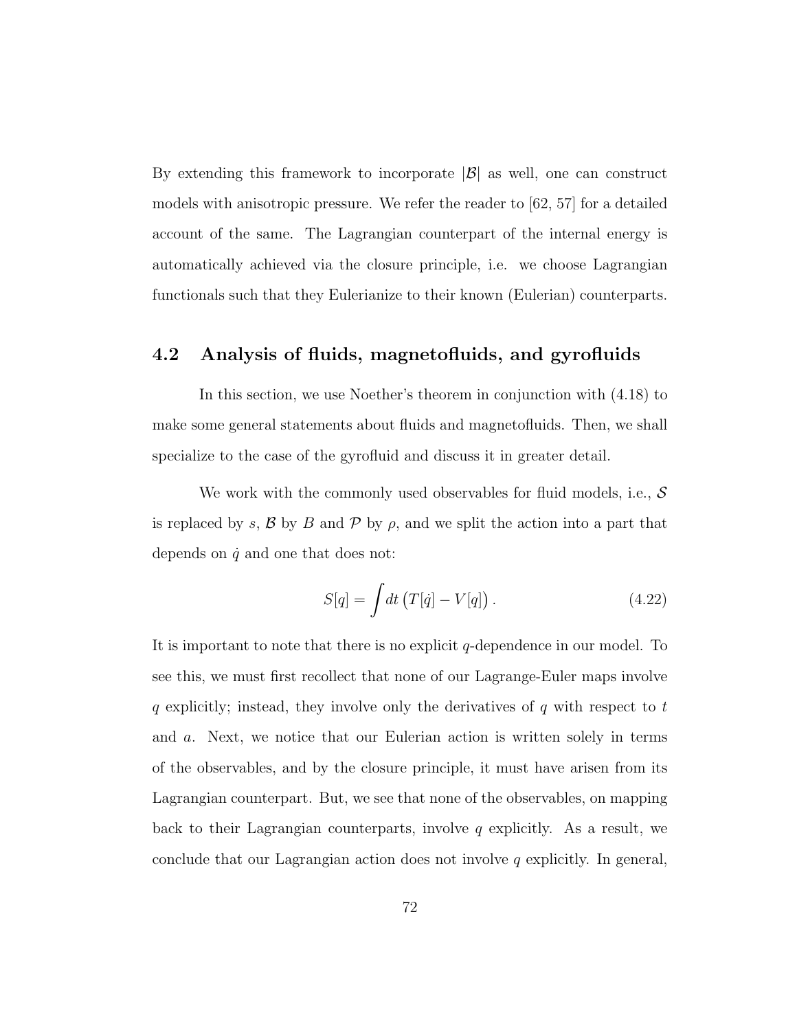By extending this framework to incorporate $|\mathcal{B}|$ as well, one can construct models with anisotropic pressure. We refer the reader to [62, 57] for a detailed account of the same. The Lagrangian counterpart of the internal energy is automatically achieved via the closure principle, i.e. we choose Lagrangian functionals such that they Eulerianize to their known (Eulerian) counterparts.

## 4.2 Analysis of fluids, magnetofluids, and gyrofluids

In this section, we use Noether's theorem in conjunction with (4.18) to make some general statements about fluids and magnetofluids. Then, we shall specialize to the case of the gyrofluid and discuss it in greater detail.

We work with the commonly used observables for fluid models, i.e., $\mathcal{S}$ is replaced by $s$, $\mathcal{B}$ by $B$ and $\mathcal{P}$ by $\rho$, and we split the action into a part that depends on $\dot{q}$ and one that does not:

$$S[q] = \int dt \left( T[\dot{q}] - V[q] \right). \tag{4.22}$$

It is important to note that there is no explicit $q$-dependence in our model. To see this, we must first recollect that none of our Lagrange-Euler maps involve $q$ explicitly; instead, they involve only the derivatives of $q$ with respect to $t$ and $a$. Next, we notice that our Eulerian action is written solely in terms of the observables, and by the closure principle, it must have arisen from its Lagrangian counterpart. But, we see that none of the observables, on mapping back to their Lagrangian counterparts, involve $q$ explicitly. As a result, we conclude that our Lagrangian action does not involve $q$ explicitly. In general,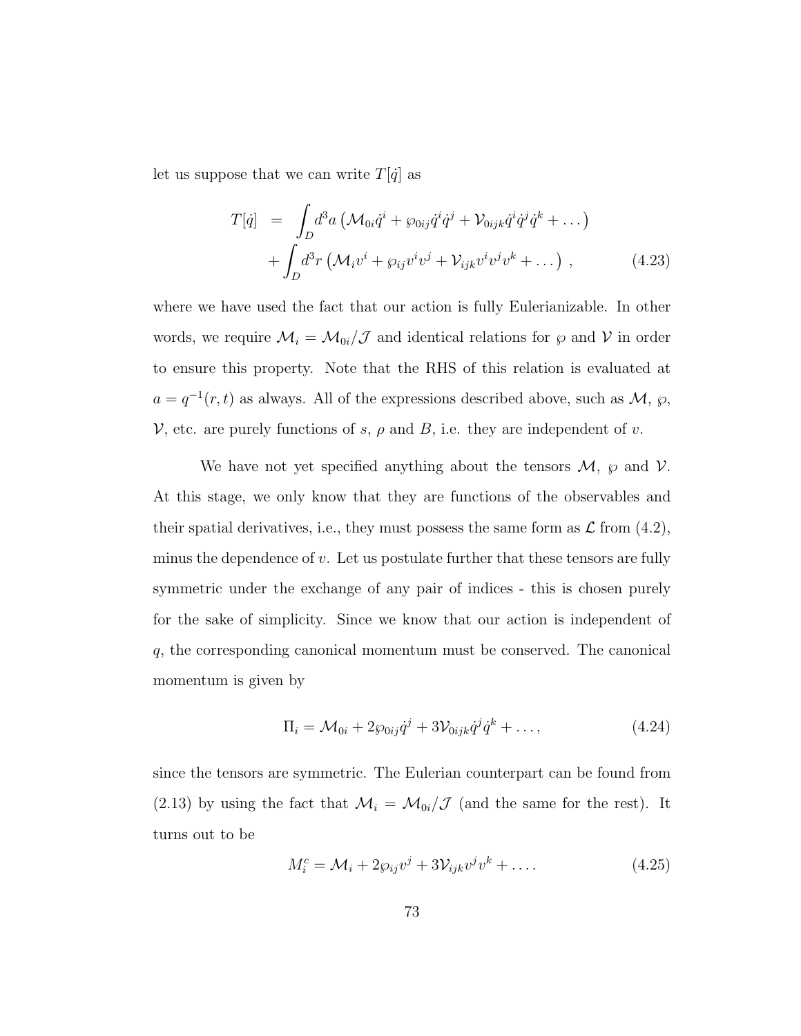let us suppose that we can write $T[\dot{q}]$ as

$$
\begin{aligned}
T[\dot{q}] &= \int_D d^3a \left(\mathcal{M}_{0i}\dot{q}^i + \wp_{0ij}\dot{q}^i\dot{q}^j + \mathcal{V}_{0ijk}\dot{q}^i\dot{q}^j\dot{q}^k + \dots\right) \\
&\quad + \int_D d^3r \left(\mathcal{M}_i v^i + \wp_{ij} v^i v^j + \mathcal{V}_{ijk} v^i v^j v^k + \dots\right) ,
\end{aligned}
\tag{4.23}
$$

where we have used the fact that our action is fully Eulerianizable. In other words, we require $\mathcal{M}_i = \mathcal{M}_{0i}/\mathcal{J}$ and identical relations for $\wp$ and $\mathcal{V}$ in order to ensure this property. Note that the RHS of this relation is evaluated at $a = q^{-1}(r,t)$ as always. All of the expressions described above, such as $\mathcal{M}$, $\wp$, $\mathcal{V}$, etc. are purely functions of $s$, $\rho$ and $B$, i.e. they are independent of $v$.

We have not yet specified anything about the tensors $\mathcal{M}$, $\wp$ and $\mathcal{V}$. At this stage, we only know that they are functions of the observables and their spatial derivatives, i.e., they must possess the same form as $\mathcal{L}$ from (4.2), minus the dependence of $v$. Let us postulate further that these tensors are fully symmetric under the exchange of any pair of indices - this is chosen purely for the sake of simplicity. Since we know that our action is independent of $q$, the corresponding canonical momentum must be conserved. The canonical momentum is given by

$$
\Pi_i = \mathcal{M}_{0i} + 2\wp_{0ij}\dot{q}^j + 3\mathcal{V}_{0ijk}\dot{q}^j\dot{q}^k + \dots, \tag{4.24}
$$

since the tensors are symmetric. The Eulerian counterpart can be found from (2.13) by using the fact that $\mathcal{M}_i = \mathcal{M}_{0i}/\mathcal{J}$ (and the same for the rest). It turns out to be

$$
M_i^c = \mathcal{M}_i + 2\wp_{ij}v^j + 3\mathcal{V}_{ijk}v^j v^k + \dots . \tag{4.25}
$$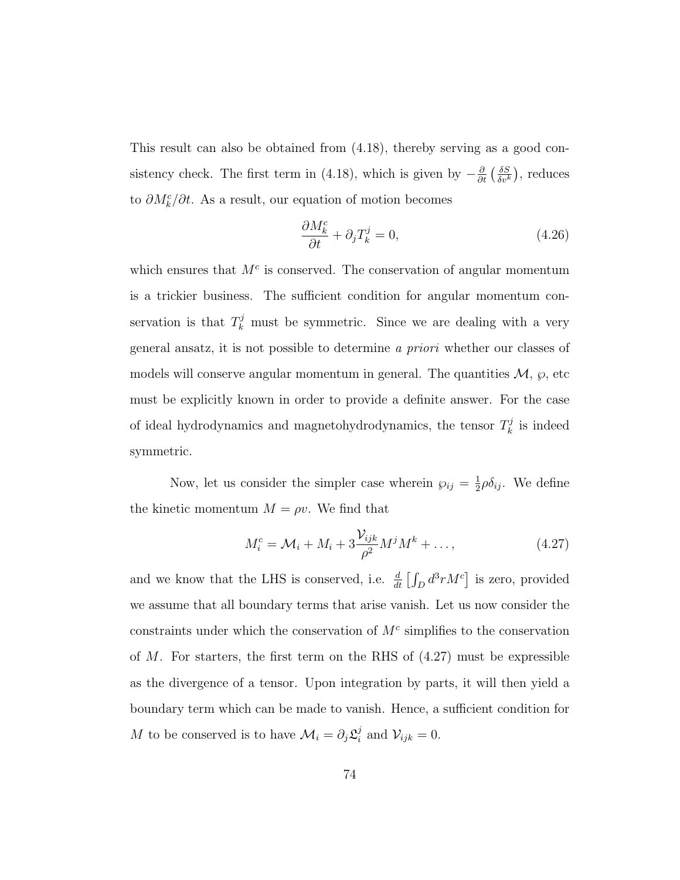This result can also be obtained from (4.18), thereby serving as a good consistency check. The first term in (4.18), which is given by $-\frac{\partial}{\partial t}\left(\frac{\delta S}{\delta v^k}\right)$, reduces to $\partial M_k^c/\partial t$. As a result, our equation of motion becomes

$$\frac{\partial M_k^c}{\partial t} + \partial_j T_k^j = 0, \tag{4.26}$$

which ensures that $M^c$ is conserved. The conservation of angular momentum is a trickier business. The sufficient condition for angular momentum conservation is that $T_k^j$ must be symmetric. Since we are dealing with a very general ansatz, it is not possible to determine *a priori* whether our classes of models will conserve angular momentum in general. The quantities $\mathcal{M}$, $\wp$, etc must be explicitly known in order to provide a definite answer. For the case of ideal hydrodynamics and magnetohydrodynamics, the tensor $T_k^j$ is indeed symmetric.

Now, let us consider the simpler case wherein $\wp_{ij} = \frac{1}{2}\rho\delta_{ij}$. We define the kinetic momentum $M = \rho v$. We find that

$$M_i^c = \mathcal{M}_i + M_i + 3\frac{\mathcal{V}_{ijk}}{\rho^2}M^j M^k + \ldots, \tag{4.27}$$

and we know that the LHS is conserved, i.e. $\frac{d}{dt}\left[\int_D d^3r M^c\right]$ is zero, provided we assume that all boundary terms that arise vanish. Let us now consider the constraints under which the conservation of $M^c$ simplifies to the conservation of $M$. For starters, the first term on the RHS of (4.27) must be expressible as the divergence of a tensor. Upon integration by parts, it will then yield a boundary term which can be made to vanish. Hence, a sufficient condition for $M$ to be conserved is to have $\mathcal{M}_i = \partial_j \mathfrak{L}_i^j$ and $\mathcal{V}_{ijk} = 0$.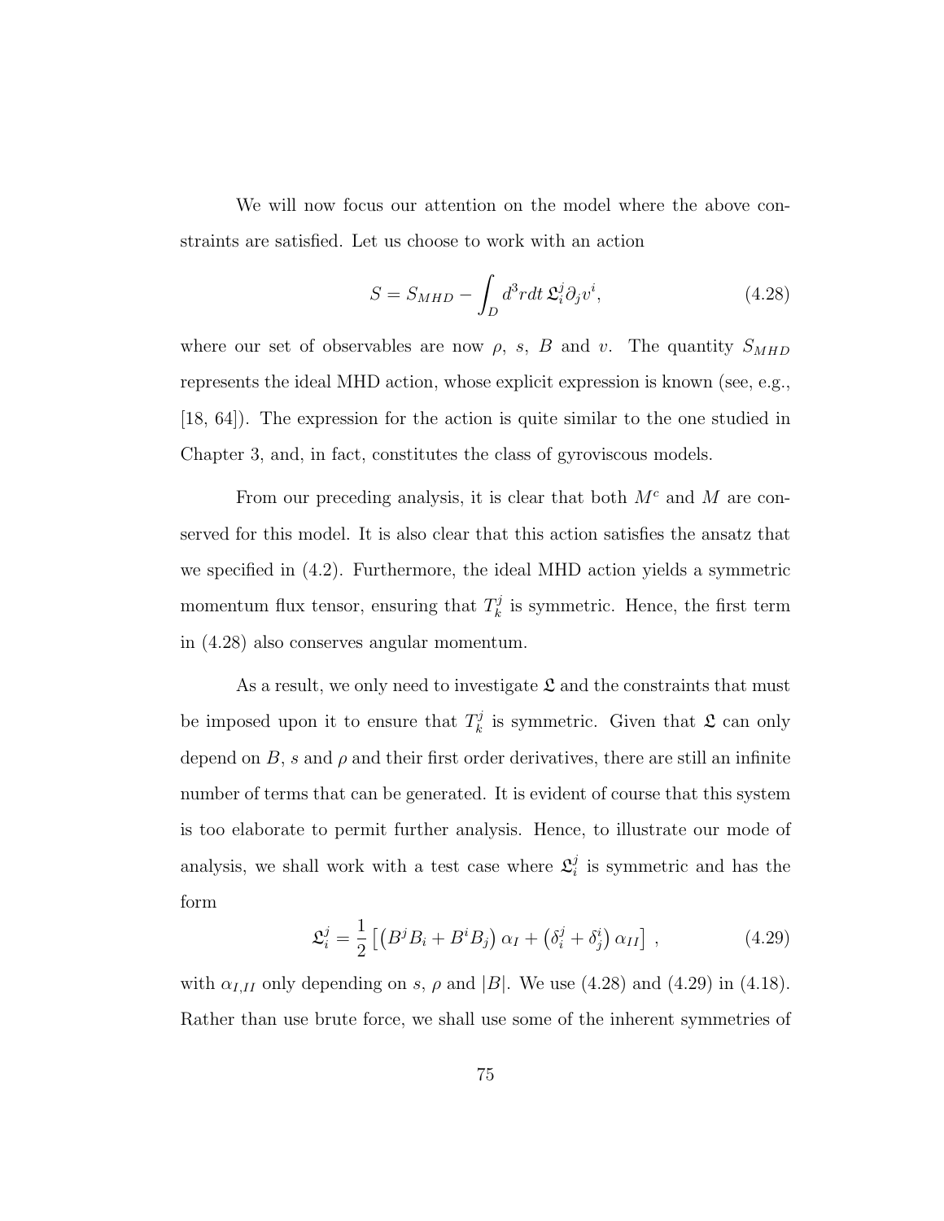We will now focus our attention on the model where the above constraints are satisfied. Let us choose to work with an action

$$S = S_{MHD} - \int_D d^3r dt\, \mathfrak{L}_i^j \partial_j v^i, \tag{4.28}$$

where our set of observables are now $\rho$, $s$, $B$ and $v$. The quantity $S_{MHD}$ represents the ideal MHD action, whose explicit expression is known (see, e.g., [18, 64]). The expression for the action is quite similar to the one studied in Chapter 3, and, in fact, constitutes the class of gyroviscous models.

From our preceding analysis, it is clear that both $M^c$ and $M$ are conserved for this model. It is also clear that this action satisfies the ansatz that we specified in (4.2). Furthermore, the ideal MHD action yields a symmetric momentum flux tensor, ensuring that $T_k^j$ is symmetric. Hence, the first term in (4.28) also conserves angular momentum.

As a result, we only need to investigate $\mathfrak{L}$ and the constraints that must be imposed upon it to ensure that $T_k^j$ is symmetric. Given that $\mathfrak{L}$ can only depend on $B$, $s$ and $\rho$ and their first order derivatives, there are still an infinite number of terms that can be generated. It is evident of course that this system is too elaborate to permit further analysis. Hence, to illustrate our mode of analysis, we shall work with a test case where $\mathfrak{L}_i^j$ is symmetric and has the form

$$\mathfrak{L}_i^j = \frac{1}{2}\left[\left(B^j B_i + B^i B_j\right)\alpha_I + \left(\delta_i^j + \delta_j^i\right)\alpha_{II}\right], \tag{4.29}$$

with $\alpha_{I,II}$ only depending on $s$, $\rho$ and $|B|$. We use (4.28) and (4.29) in (4.18). Rather than use brute force, we shall use some of the inherent symmetries of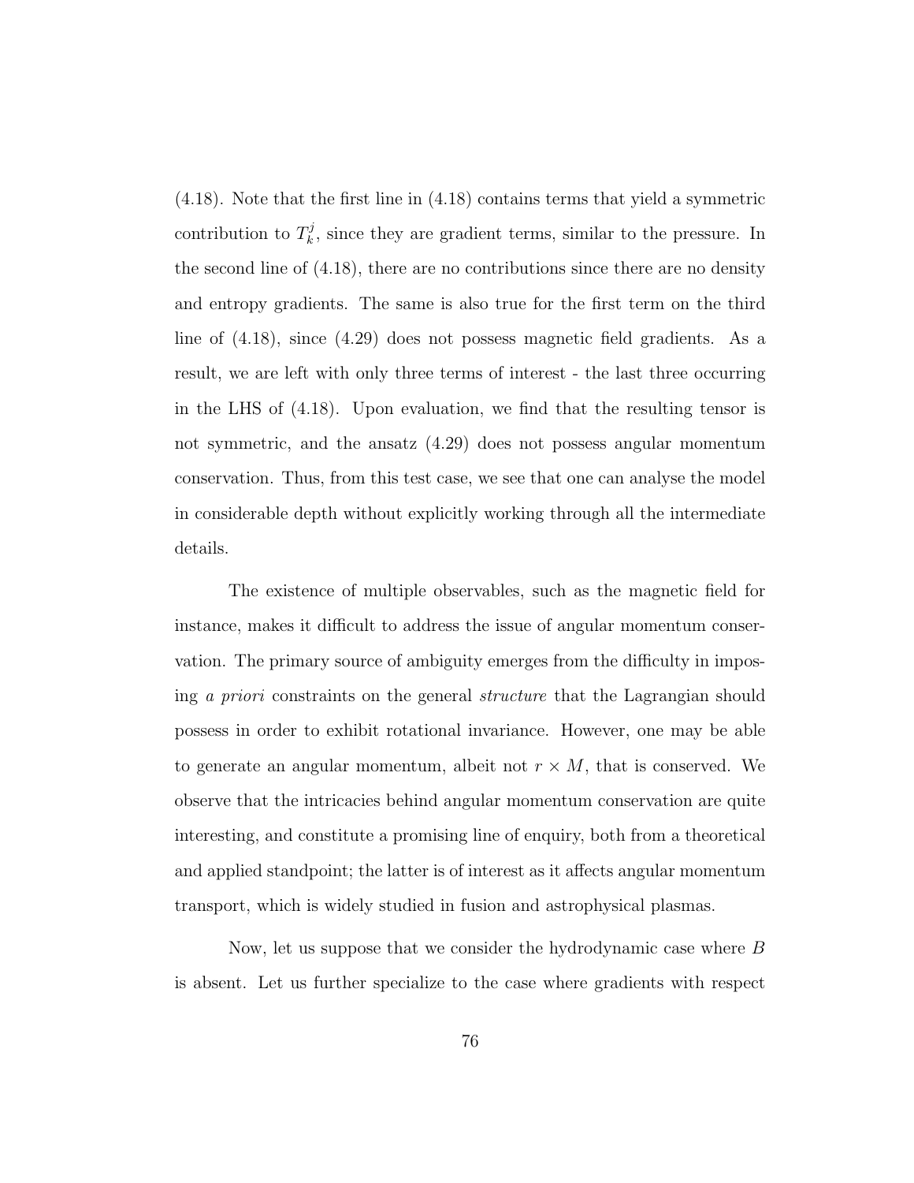(4.18). Note that the first line in (4.18) contains terms that yield a symmetric contribution to $T^j_k$, since they are gradient terms, similar to the pressure. In the second line of (4.18), there are no contributions since there are no density and entropy gradients. The same is also true for the first term on the third line of (4.18), since (4.29) does not possess magnetic field gradients. As a result, we are left with only three terms of interest - the last three occurring in the LHS of (4.18). Upon evaluation, we find that the resulting tensor is not symmetric, and the ansatz (4.29) does not possess angular momentum conservation. Thus, from this test case, we see that one can analyse the model in considerable depth without explicitly working through all the intermediate details.

The existence of multiple observables, such as the magnetic field for instance, makes it difficult to address the issue of angular momentum conservation. The primary source of ambiguity emerges from the difficulty in imposing *a priori* constraints on the general *structure* that the Lagrangian should possess in order to exhibit rotational invariance. However, one may be able to generate an angular momentum, albeit not $r \times M$, that is conserved. We observe that the intricacies behind angular momentum conservation are quite interesting, and constitute a promising line of enquiry, both from a theoretical and applied standpoint; the latter is of interest as it affects angular momentum transport, which is widely studied in fusion and astrophysical plasmas.

Now, let us suppose that we consider the hydrodynamic case where $B$ is absent. Let us further specialize to the case where gradients with respect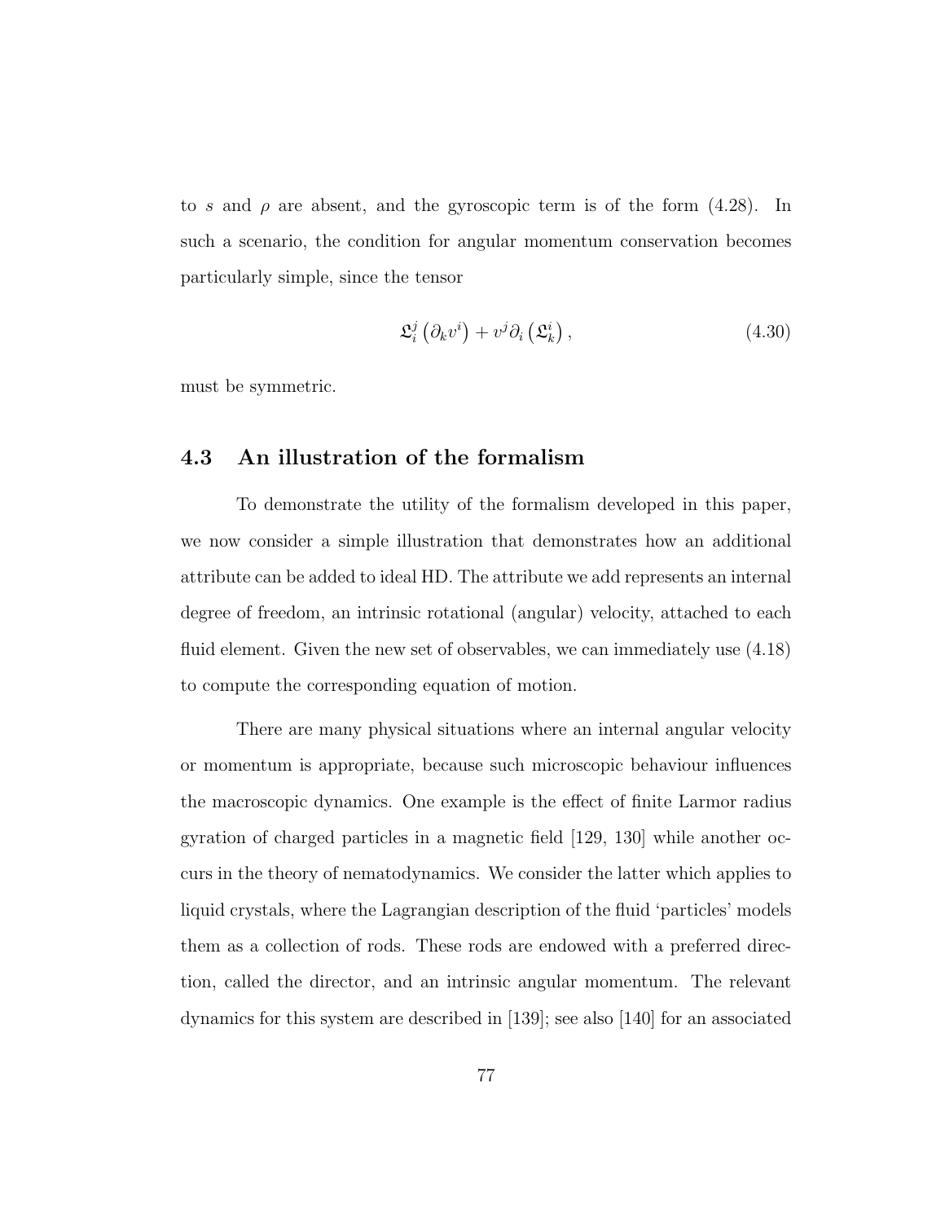to $s$ and $\rho$ are absent, and the gyroscopic term is of the form (4.28). In such a scenario, the condition for angular momentum conservation becomes particularly simple, since the tensor

$$\mathfrak{L}_i^j \left(\partial_k v^i\right) + v^j \partial_i \left(\mathfrak{L}_k^i\right), \tag{4.30}$$

must be symmetric.

## 4.3 An illustration of the formalism

To demonstrate the utility of the formalism developed in this paper, we now consider a simple illustration that demonstrates how an additional attribute can be added to ideal HD. The attribute we add represents an internal degree of freedom, an intrinsic rotational (angular) velocity, attached to each fluid element. Given the new set of observables, we can immediately use (4.18) to compute the corresponding equation of motion.

There are many physical situations where an internal angular velocity or momentum is appropriate, because such microscopic behaviour influences the macroscopic dynamics. One example is the effect of finite Larmor radius gyration of charged particles in a magnetic field [129, 130] while another occurs in the theory of nematodynamics. We consider the latter which applies to liquid crystals, where the Lagrangian description of the fluid 'particles' models them as a collection of rods. These rods are endowed with a preferred direction, called the director, and an intrinsic angular momentum. The relevant dynamics for this system are described in [139]; see also [140] for an associated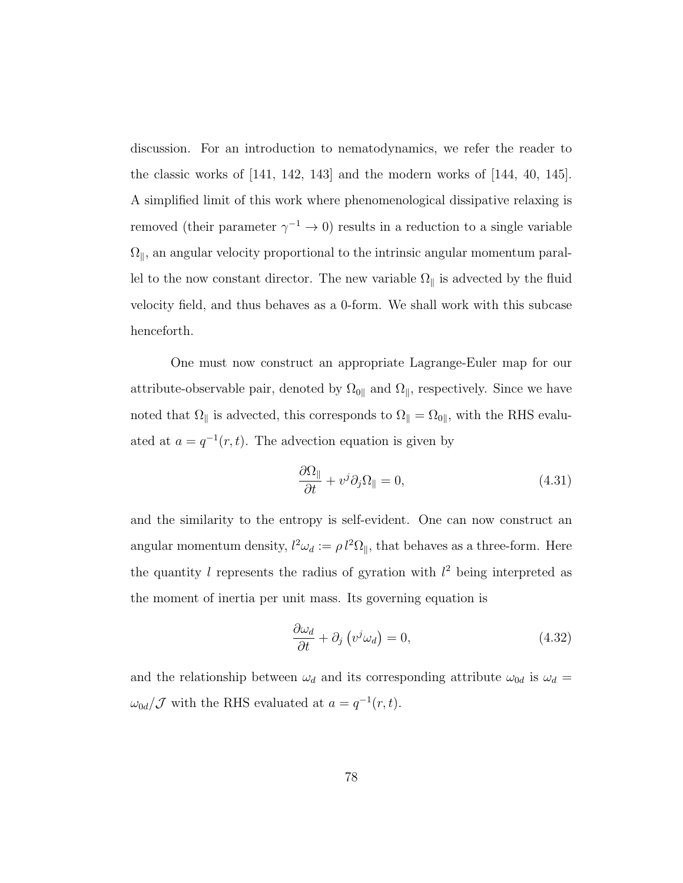discussion. For an introduction to nematodynamics, we refer the reader to the classic works of [141, 142, 143] and the modern works of [144, 40, 145]. A simplified limit of this work where phenomenological dissipative relaxing is removed (their parameter $\gamma^{-1} \to 0$) results in a reduction to a single variable $\Omega_\parallel$, an angular velocity proportional to the intrinsic angular momentum parallel to the now constant director. The new variable $\Omega_\parallel$ is advected by the fluid velocity field, and thus behaves as a 0-form. We shall work with this subcase henceforth.

One must now construct an appropriate Lagrange-Euler map for our attribute-observable pair, denoted by $\Omega_{0\parallel}$ and $\Omega_\parallel$, respectively. Since we have noted that $\Omega_\parallel$ is advected, this corresponds to $\Omega_\parallel = \Omega_{0\parallel}$, with the RHS evaluated at $a = q^{-1}(r,t)$. The advection equation is given by

$$\frac{\partial \Omega_\parallel}{\partial t} + v^j \partial_j \Omega_\parallel = 0, \tag{4.31}$$

and the similarity to the entropy is self-evident. One can now construct an angular momentum density, $l^2 \omega_d := \rho\, l^2 \Omega_\parallel$, that behaves as a three-form. Here the quantity $l$ represents the radius of gyration with $l^2$ being interpreted as the moment of inertia per unit mass. Its governing equation is

$$\frac{\partial \omega_d}{\partial t} + \partial_j \left(v^j \omega_d\right) = 0, \tag{4.32}$$

and the relationship between $\omega_d$ and its corresponding attribute $\omega_{0d}$ is $\omega_d = \omega_{0d}/\mathcal{J}$ with the RHS evaluated at $a = q^{-1}(r,t)$.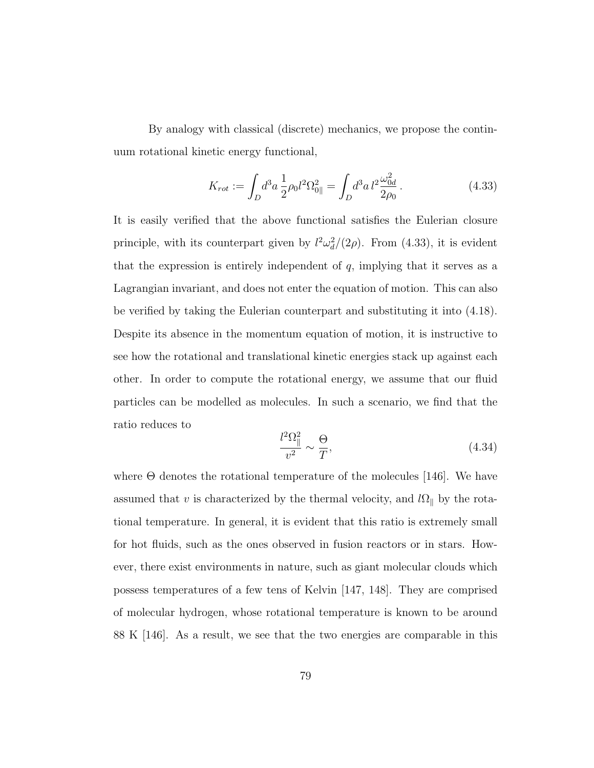By analogy with classical (discrete) mechanics, we propose the continuum rotational kinetic energy functional,

$$K_{rot} := \int_D d^3a\, \frac{1}{2}\rho_0 l^2 \Omega_{0\|}^2 = \int_D d^3a\, l^2 \frac{\omega_{0d}^2}{2\rho_0}\,. \tag{4.33}$$

It is easily verified that the above functional satisfies the Eulerian closure principle, with its counterpart given by $l^2\omega_d^2/(2\rho)$. From (4.33), it is evident that the expression is entirely independent of $q$, implying that it serves as a Lagrangian invariant, and does not enter the equation of motion. This can also be verified by taking the Eulerian counterpart and substituting it into (4.18). Despite its absence in the momentum equation of motion, it is instructive to see how the rotational and translational kinetic energies stack up against each other. In order to compute the rotational energy, we assume that our fluid particles can be modelled as molecules. In such a scenario, we find that the ratio reduces to

$$\frac{l^2\Omega_\|^2}{v^2} \sim \frac{\Theta}{T}, \tag{4.34}$$

where $\Theta$ denotes the rotational temperature of the molecules [146]. We have assumed that $v$ is characterized by the thermal velocity, and $l\Omega_\|$ by the rotational temperature. In general, it is evident that this ratio is extremely small for hot fluids, such as the ones observed in fusion reactors or in stars. However, there exist environments in nature, such as giant molecular clouds which possess temperatures of a few tens of Kelvin [147, 148]. They are comprised of molecular hydrogen, whose rotational temperature is known to be around 88 K [146]. As a result, we see that the two energies are comparable in this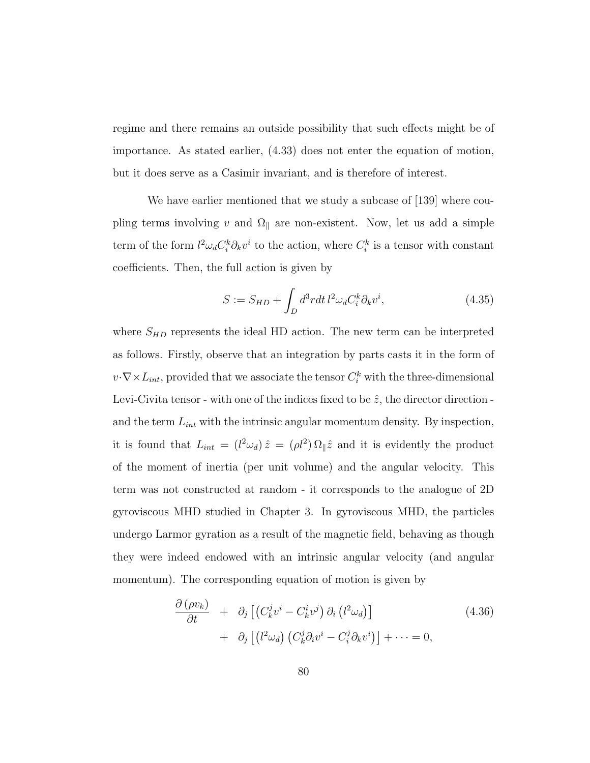regime and there remains an outside possibility that such effects might be of importance. As stated earlier, (4.33) does not enter the equation of motion, but it does serve as a Casimir invariant, and is therefore of interest.

We have earlier mentioned that we study a subcase of [139] where coupling terms involving $v$ and $\Omega_\parallel$ are non-existent. Now, let us add a simple term of the form $l^2\omega_d C_i^k \partial_k v^i$ to the action, where $C_i^k$ is a tensor with constant coefficients. Then, the full action is given by

$$S := S_{HD} + \int_D d^3r dt \, l^2\omega_d C_i^k \partial_k v^i, \tag{4.35}$$

where $S_{HD}$ represents the ideal HD action. The new term can be interpreted as follows. Firstly, observe that an integration by parts casts it in the form of $v\cdot\nabla\times L_{int}$, provided that we associate the tensor $C_i^k$ with the three-dimensional Levi-Civita tensor - with one of the indices fixed to be $\hat{z}$, the director direction - and the term $L_{int}$ with the intrinsic angular momentum density. By inspection, it is found that $L_{int} = \left(l^2\omega_d\right)\hat{z} = \left(\rho l^2\right)\Omega_\parallel \hat{z}$ and it is evidently the product of the moment of inertia (per unit volume) and the angular velocity. This term was not constructed at random - it corresponds to the analogue of 2D gyroviscous MHD studied in Chapter 3. In gyroviscous MHD, the particles undergo Larmor gyration as a result of the magnetic field, behaving as though they were indeed endowed with an intrinsic angular velocity (and angular momentum). The corresponding equation of motion is given by

$$\begin{aligned}
\frac{\partial\left(\rho v_k\right)}{\partial t} &+ \partial_j\left[\left(C_k^j v^i - C_k^i v^j\right)\partial_i\left(l^2\omega_d\right)\right] \\
&+ \partial_j\left[\left(l^2\omega_d\right)\left(C_k^j \partial_i v^i - C_i^j \partial_k v^i\right)\right] + \cdots = 0,
\end{aligned} \tag{4.36}$$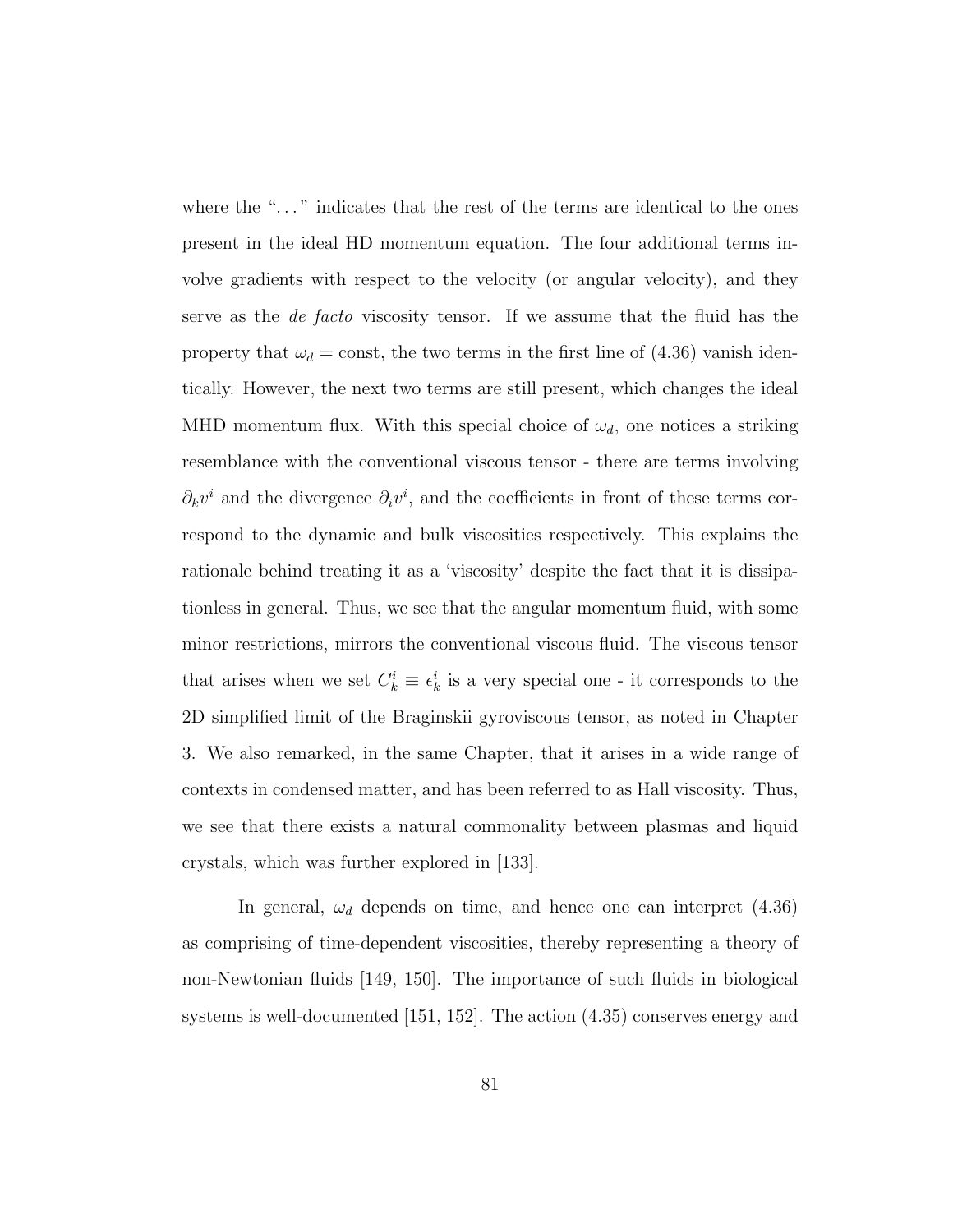where the "..." indicates that the rest of the terms are identical to the ones present in the ideal HD momentum equation. The four additional terms involve gradients with respect to the velocity (or angular velocity), and they serve as the *de facto* viscosity tensor. If we assume that the fluid has the property that $\omega_d = \text{const}$, the two terms in the first line of (4.36) vanish identically. However, the next two terms are still present, which changes the ideal MHD momentum flux. With this special choice of $\omega_d$, one notices a striking resemblance with the conventional viscous tensor - there are terms involving $\partial_k v^i$ and the divergence $\partial_i v^i$, and the coefficients in front of these terms correspond to the dynamic and bulk viscosities respectively. This explains the rationale behind treating it as a 'viscosity' despite the fact that it is dissipationless in general. Thus, we see that the angular momentum fluid, with some minor restrictions, mirrors the conventional viscous fluid. The viscous tensor that arises when we set $C^i_k \equiv \epsilon^i_k$ is a very special one - it corresponds to the 2D simplified limit of the Braginskii gyroviscous tensor, as noted in Chapter 3. We also remarked, in the same Chapter, that it arises in a wide range of contexts in condensed matter, and has been referred to as Hall viscosity. Thus, we see that there exists a natural commonality between plasmas and liquid crystals, which was further explored in [133].

In general, $\omega_d$ depends on time, and hence one can interpret (4.36) as comprising of time-dependent viscosities, thereby representing a theory of non-Newtonian fluids [149, 150]. The importance of such fluids in biological systems is well-documented [151, 152]. The action (4.35) conserves energy and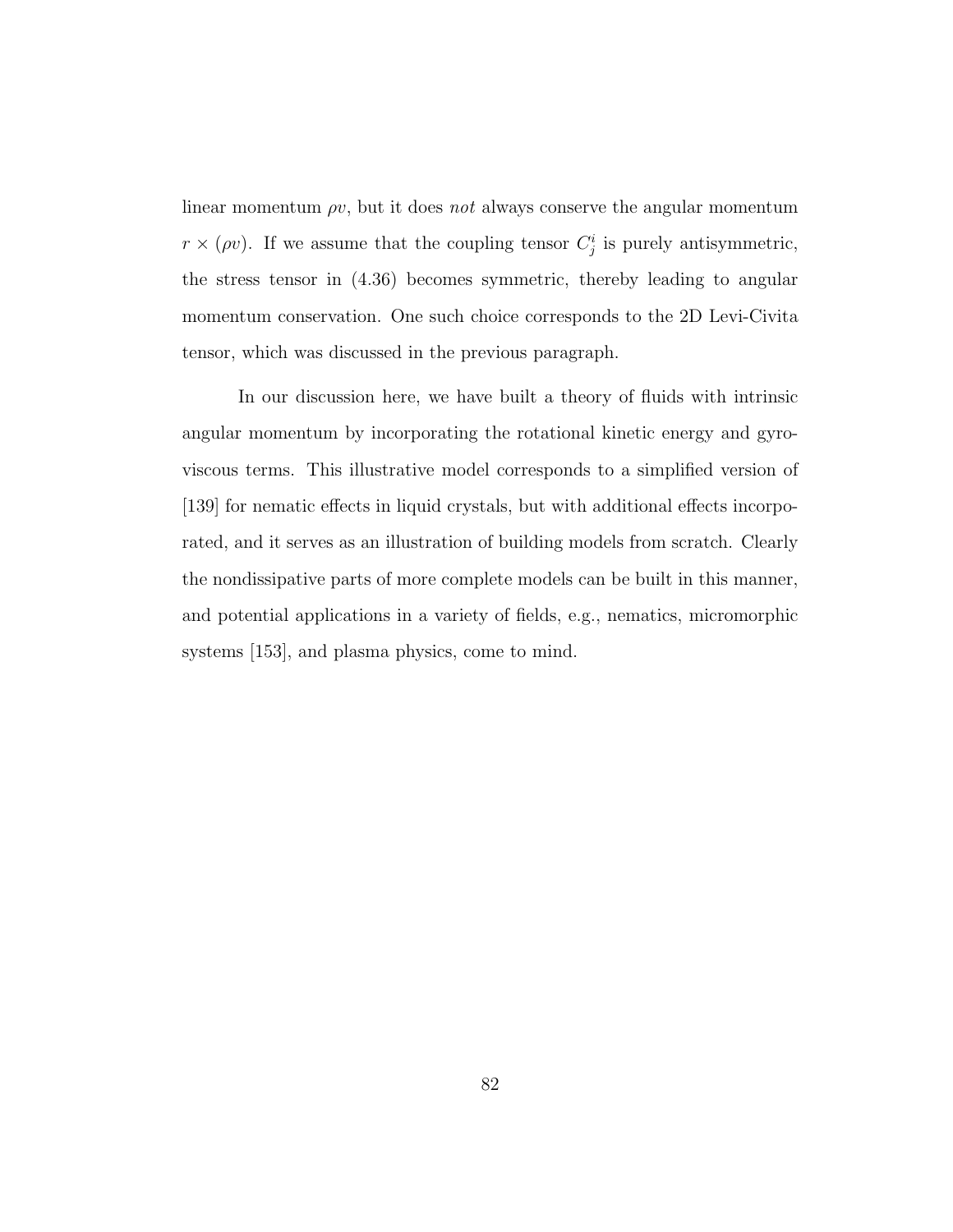linear momentum $\rho v$, but it does *not* always conserve the angular momentum $r \times (\rho v)$. If we assume that the coupling tensor $C^i_j$ is purely antisymmetric, the stress tensor in (4.36) becomes symmetric, thereby leading to angular momentum conservation. One such choice corresponds to the 2D Levi-Civita tensor, which was discussed in the previous paragraph.

In our discussion here, we have built a theory of fluids with intrinsic angular momentum by incorporating the rotational kinetic energy and gyroviscous terms. This illustrative model corresponds to a simplified version of [139] for nematic effects in liquid crystals, but with additional effects incorporated, and it serves as an illustration of building models from scratch. Clearly the nondissipative parts of more complete models can be built in this manner, and potential applications in a variety of fields, e.g., nematics, micromorphic systems [153], and plasma physics, come to mind.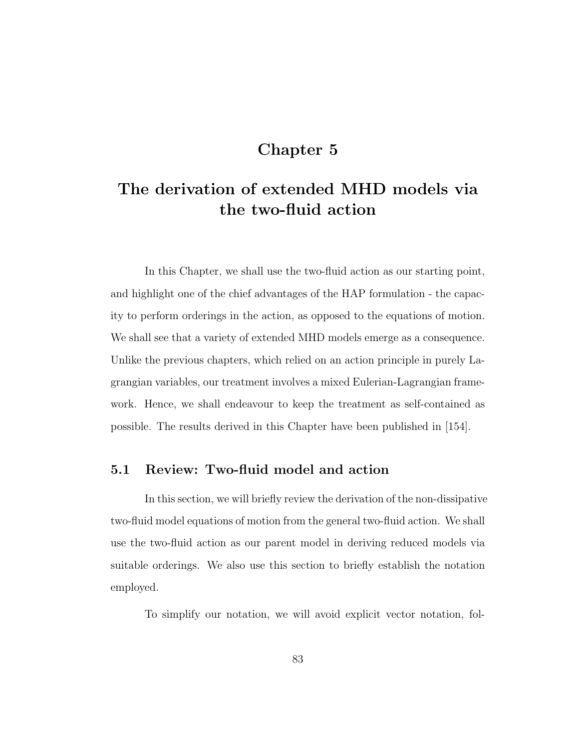# Chapter 5

# The derivation of extended MHD models via the two-fluid action

In this Chapter, we shall use the two-fluid action as our starting point, and highlight one of the chief advantages of the HAP formulation - the capacity to perform orderings in the action, as opposed to the equations of motion. We shall see that a variety of extended MHD models emerge as a consequence. Unlike the previous chapters, which relied on an action principle in purely Lagrangian variables, our treatment involves a mixed Eulerian-Lagrangian framework. Hence, we shall endeavour to keep the treatment as self-contained as possible. The results derived in this Chapter have been published in [154].

## 5.1 Review: Two-fluid model and action

In this section, we will briefly review the derivation of the non-dissipative two-fluid model equations of motion from the general two-fluid action. We shall use the two-fluid action as our parent model in deriving reduced models via suitable orderings. We also use this section to briefly establish the notation employed.

To simplify our notation, we will avoid explicit vector notation, fol-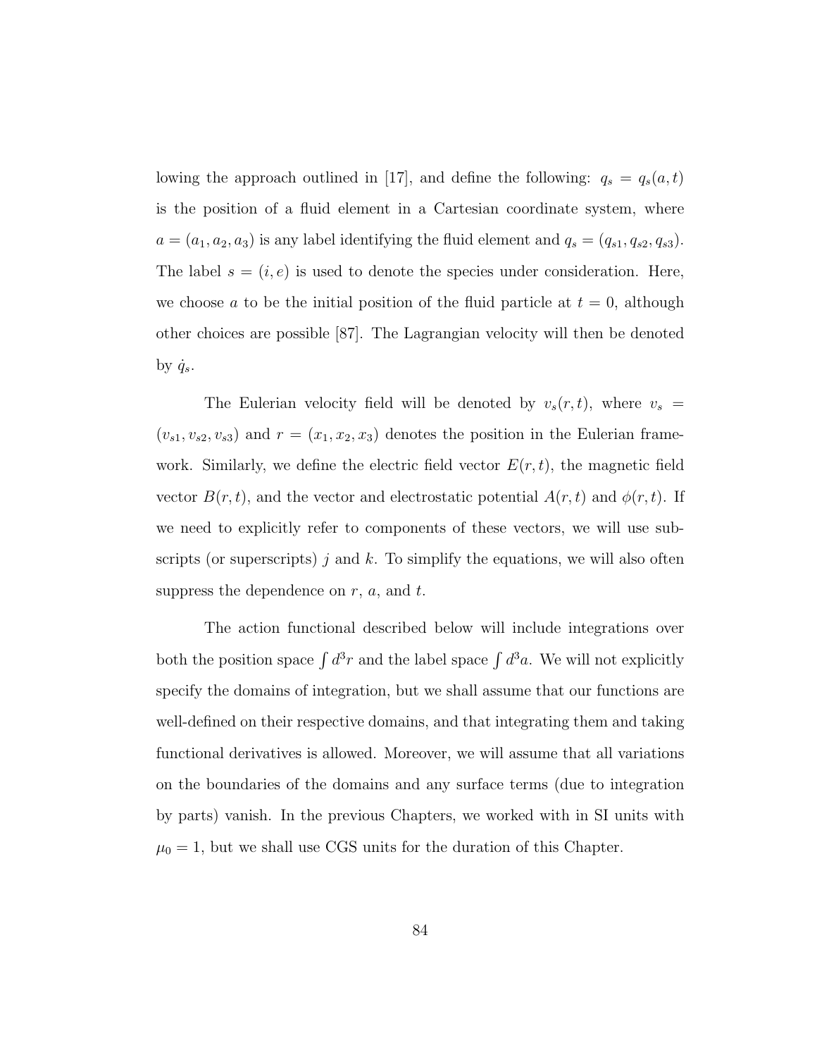lowing the approach outlined in [17], and define the following: $q_s = q_s(a,t)$ is the position of a fluid element in a Cartesian coordinate system, where $a = (a_1, a_2, a_3)$ is any label identifying the fluid element and $q_s = (q_{s1}, q_{s2}, q_{s3})$. The label $s = (i, e)$ is used to denote the species under consideration. Here, we choose $a$ to be the initial position of the fluid particle at $t = 0$, although other choices are possible [87]. The Lagrangian velocity will then be denoted by $\dot{q}_s$.

The Eulerian velocity field will be denoted by $v_s(r,t)$, where $v_s = (v_{s1}, v_{s2}, v_{s3})$ and $r = (x_1, x_2, x_3)$ denotes the position in the Eulerian framework. Similarly, we define the electric field vector $E(r,t)$, the magnetic field vector $B(r,t)$, and the vector and electrostatic potential $A(r,t)$ and $\phi(r,t)$. If we need to explicitly refer to components of these vectors, we will use subscripts (or superscripts) $j$ and $k$. To simplify the equations, we will also often suppress the dependence on $r$, $a$, and $t$.

The action functional described below will include integrations over both the position space $\int d^3r$ and the label space $\int d^3a$. We will not explicitly specify the domains of integration, but we shall assume that our functions are well-defined on their respective domains, and that integrating them and taking functional derivatives is allowed. Moreover, we will assume that all variations on the boundaries of the domains and any surface terms (due to integration by parts) vanish. In the previous Chapters, we worked with in SI units with $\mu_0 = 1$, but we shall use CGS units for the duration of this Chapter.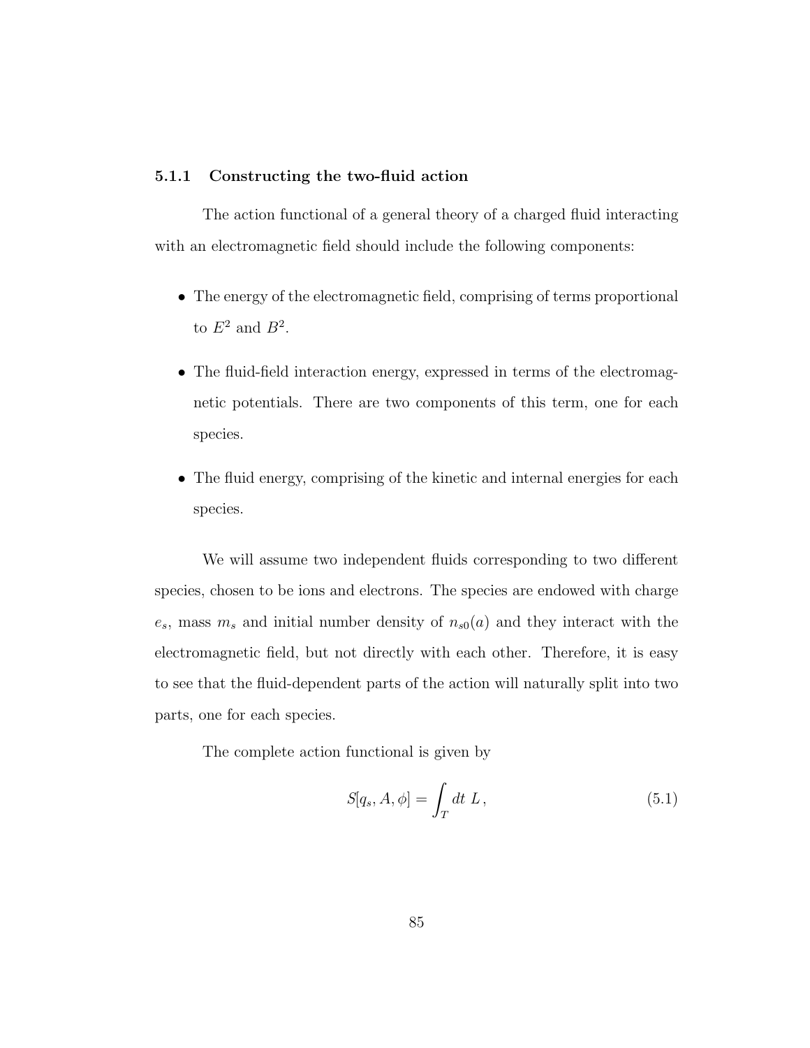### 5.1.1 Constructing the two-fluid action

The action functional of a general theory of a charged fluid interacting with an electromagnetic field should include the following components:

- The energy of the electromagnetic field, comprising of terms proportional to $E^2$ and $B^2$.
- The fluid-field interaction energy, expressed in terms of the electromagnetic potentials. There are two components of this term, one for each species.
- The fluid energy, comprising of the kinetic and internal energies for each species.

We will assume two independent fluids corresponding to two different species, chosen to be ions and electrons. The species are endowed with charge $e_s$, mass $m_s$ and initial number density of $n_{s0}(a)$ and they interact with the electromagnetic field, but not directly with each other. Therefore, it is easy to see that the fluid-dependent parts of the action will naturally split into two parts, one for each species.

The complete action functional is given by

$$S[q_s, A, \phi] = \int_T dt \; L \,, \tag{5.1}$$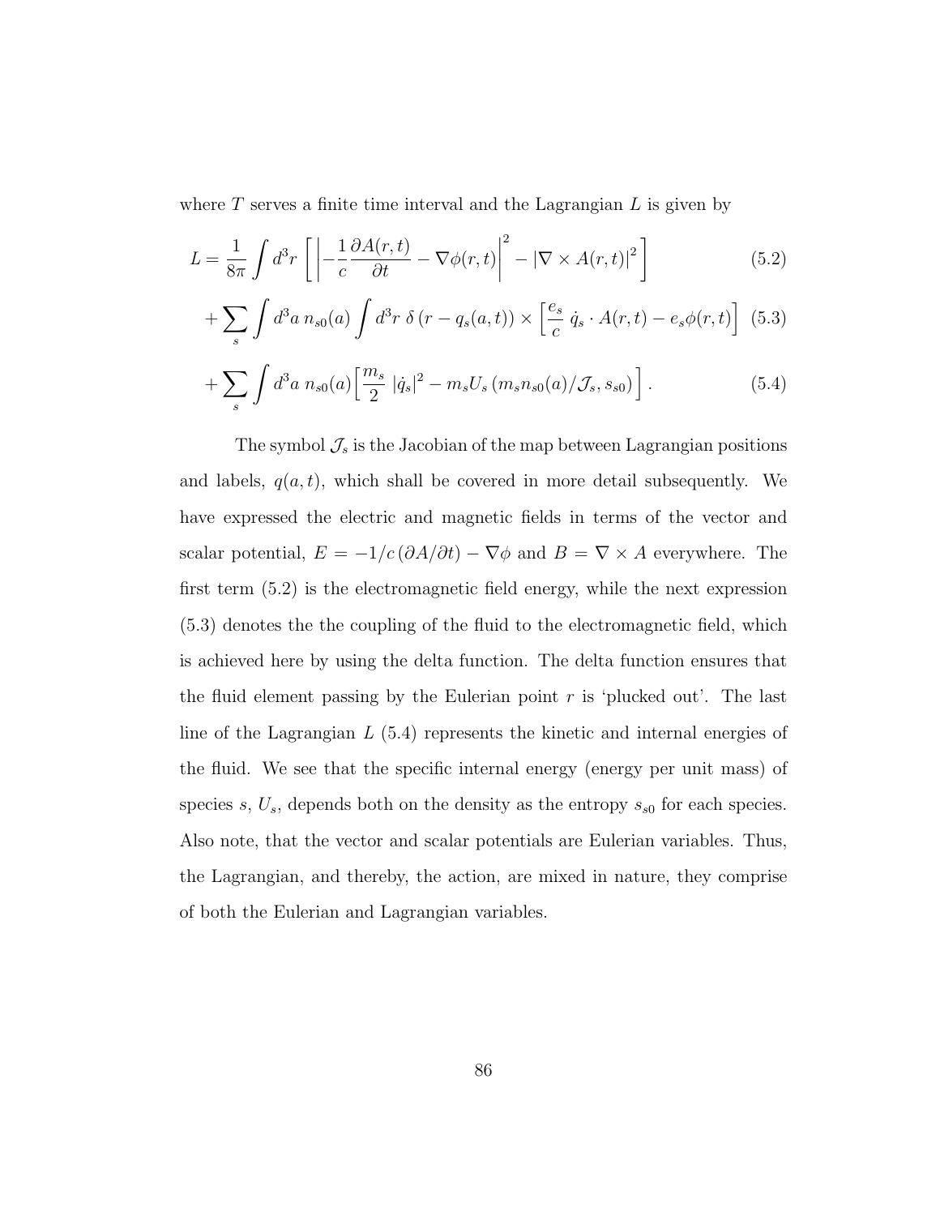where $T$ serves a finite time interval and the Lagrangian $L$ is given by

$$L = \frac{1}{8\pi} \int d^3r \left[ \left| -\frac{1}{c} \frac{\partial A(r,t)}{\partial t} - \nabla \phi(r,t) \right|^2 - \left| \nabla \times A(r,t) \right|^2 \right] \tag{5.2}$$

$$+ \sum_s \int d^3a \, n_{s0}(a) \int d^3r \, \delta \left( r - q_s(a,t) \right) \times \left[ \frac{e_s}{c} \, \dot{q}_s \cdot A(r,t) - e_s \phi(r,t) \right] \tag{5.3}$$

$$+ \sum_s \int d^3a \, n_{s0}(a) \Big[ \frac{m_s}{2} \, |\dot{q}_s|^2 - m_s U_s \left( m_s n_{s0}(a)/\mathcal{J}_s, s_{s0} \right) \Big] . \tag{5.4}$$

The symbol $\mathcal{J}_s$ is the Jacobian of the map between Lagrangian positions and labels, $q(a,t)$, which shall be covered in more detail subsequently. We have expressed the electric and magnetic fields in terms of the vector and scalar potential, $E = -1/c \, (\partial A/\partial t) - \nabla \phi$ and $B = \nabla \times A$ everywhere. The first term (5.2) is the electromagnetic field energy, while the next expression (5.3) denotes the the coupling of the fluid to the electromagnetic field, which is achieved here by using the delta function. The delta function ensures that the fluid element passing by the Eulerian point $r$ is 'plucked out'. The last line of the Lagrangian $L$ (5.4) represents the kinetic and internal energies of the fluid. We see that the specific internal energy (energy per unit mass) of species $s$, $U_s$, depends both on the density as the entropy $s_{s0}$ for each species. Also note, that the vector and scalar potentials are Eulerian variables. Thus, the Lagrangian, and thereby, the action, are mixed in nature, they comprise of both the Eulerian and Lagrangian variables.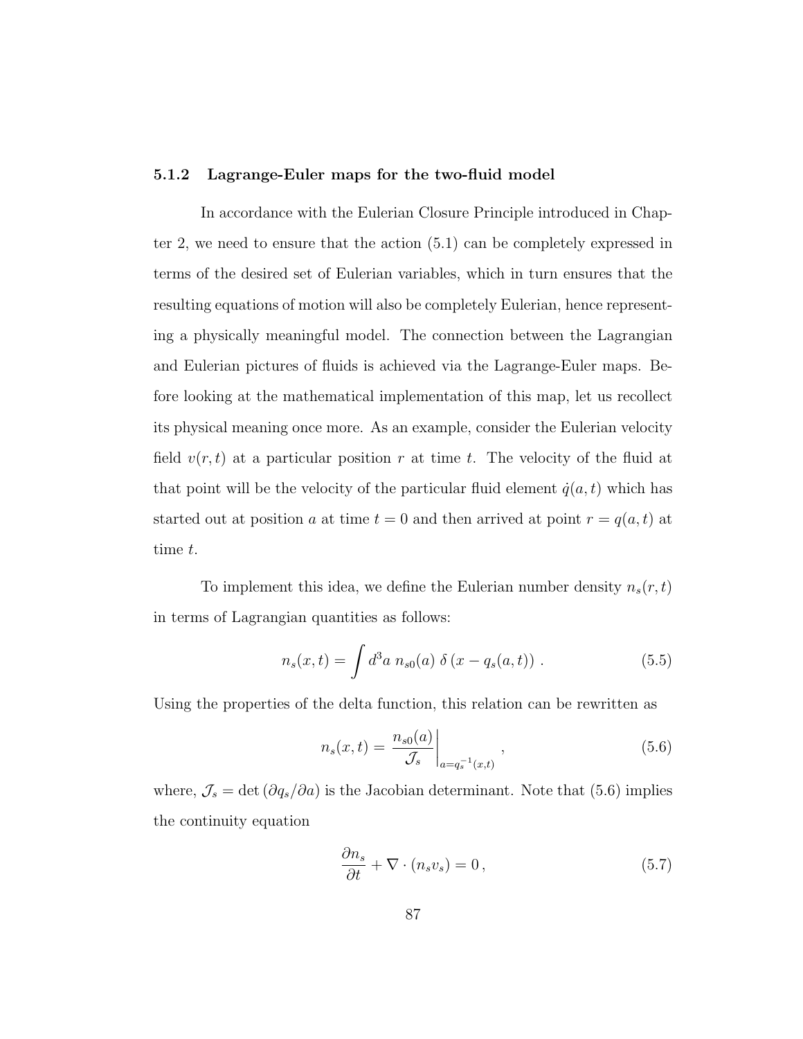### 5.1.2 Lagrange-Euler maps for the two-fluid model

In accordance with the Eulerian Closure Principle introduced in Chapter 2, we need to ensure that the action (5.1) can be completely expressed in terms of the desired set of Eulerian variables, which in turn ensures that the resulting equations of motion will also be completely Eulerian, hence representing a physically meaningful model. The connection between the Lagrangian and Eulerian pictures of fluids is achieved via the Lagrange-Euler maps. Before looking at the mathematical implementation of this map, let us recollect its physical meaning once more. As an example, consider the Eulerian velocity field $v(r,t)$ at a particular position $r$ at time $t$. The velocity of the fluid at that point will be the velocity of the particular fluid element $\dot{q}(a,t)$ which has started out at position $a$ at time $t = 0$ and then arrived at point $r = q(a,t)$ at time $t$.

To implement this idea, we define the Eulerian number density $n_s(r,t)$ in terms of Lagrangian quantities as follows:

$$n_s(x,t) = \int d^3a \; n_{s0}(a) \; \delta\left(x - q_s(a,t)\right) . \tag{5.5}$$

Using the properties of the delta function, this relation can be rewritten as

$$n_s(x,t) = \left. \frac{n_{s0}(a)}{\mathcal{J}_s} \right|_{a=q_s^{-1}(x,t)} , \tag{5.6}$$

where, $\mathcal{J}_s = \det\left(\partial q_s / \partial a\right)$ is the Jacobian determinant. Note that (5.6) implies the continuity equation

$$\frac{\partial n_s}{\partial t} + \nabla \cdot (n_s v_s) = 0 \, , \tag{5.7}$$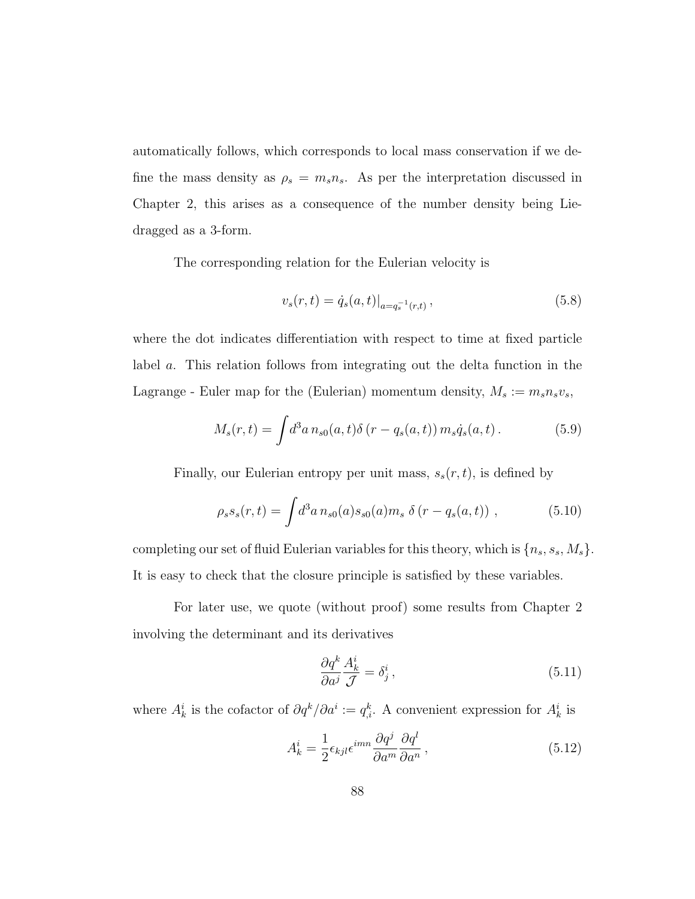automatically follows, which corresponds to local mass conservation if we define the mass density as $\rho_s = m_s n_s$. As per the interpretation discussed in Chapter 2, this arises as a consequence of the number density being Lie-dragged as a 3-form.

The corresponding relation for the Eulerian velocity is

$$v_s(r,t) = \dot{q}_s(a,t)\big|_{a=q_s^{-1}(r,t)}\,, \tag{5.8}$$

where the dot indicates differentiation with respect to time at fixed particle label $a$. This relation follows from integrating out the delta function in the Lagrange - Euler map for the (Eulerian) momentum density, $M_s := m_s n_s v_s$,

$$M_s(r,t) = \int d^3a\, n_{s0}(a,t)\delta\left(r - q_s(a,t)\right) m_s \dot{q}_s(a,t)\,. \tag{5.9}$$

Finally, our Eulerian entropy per unit mass, $s_s(r,t)$, is defined by

$$\rho_s s_s(r,t) = \int d^3a\, n_{s0}(a) s_{s0}(a) m_s\; \delta\left(r - q_s(a,t)\right)\,, \tag{5.10}$$

completing our set of fluid Eulerian variables for this theory, which is $\{n_s, s_s, M_s\}$. It is easy to check that the closure principle is satisfied by these variables.

For later use, we quote (without proof) some results from Chapter 2 involving the determinant and its derivatives

$$\frac{\partial q^k}{\partial a^j}\frac{A^i_k}{\mathcal{J}} = \delta^i_j\,, \tag{5.11}$$

where $A^i_k$ is the cofactor of $\partial q^k/\partial a^i := q^k_{,i}$. A convenient expression for $A^i_k$ is

$$A^i_k = \frac{1}{2}\epsilon_{kjl}\epsilon^{imn}\frac{\partial q^j}{\partial a^m}\frac{\partial q^l}{\partial a^n}\,, \tag{5.12}$$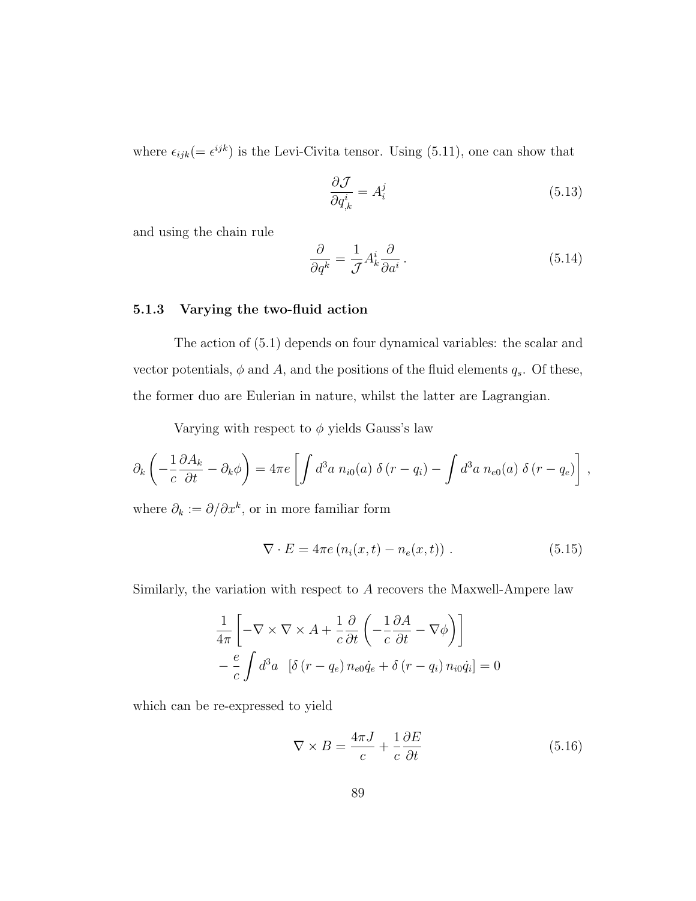where $\epsilon_{ijk}(= \epsilon^{ijk})$ is the Levi-Civita tensor. Using (5.11), one can show that

$$\frac{\partial \mathcal{J}}{\partial q^i_{,k}} = A^j_i \tag{5.13}$$

and using the chain rule

$$\frac{\partial}{\partial q^k} = \frac{1}{\mathcal{J}} A^i_k \frac{\partial}{\partial a^i} \, . \tag{5.14}$$

### 5.1.3 Varying the two-fluid action

The action of (5.1) depends on four dynamical variables: the scalar and vector potentials, $\phi$ and $A$, and the positions of the fluid elements $q_s$. Of these, the former duo are Eulerian in nature, whilst the latter are Lagrangian.

Varying with respect to $\phi$ yields Gauss's law

$$\partial_k \left( -\frac{1}{c} \frac{\partial A_k}{\partial t} - \partial_k \phi \right) = 4\pi e \left[ \int d^3a \; n_{i0}(a) \; \delta \left( r - q_i \right) - \int d^3a \; n_{e0}(a) \; \delta \left( r - q_e \right) \right] ,$$

where $\partial_k := \partial / \partial x^k$, or in more familiar form

$$\nabla \cdot E = 4\pi e \left( n_i(x,t) - n_e(x,t) \right) \, . \tag{5.15}$$

Similarly, the variation with respect to $A$ recovers the Maxwell-Ampere law

$$\begin{aligned} &\frac{1}{4\pi} \left[ -\nabla \times \nabla \times A + \frac{1}{c} \frac{\partial}{\partial t} \left( -\frac{1}{c} \frac{\partial A}{\partial t} - \nabla \phi \right) \right] \\ &- \frac{e}{c} \int d^3a \quad \left[ \delta \left( r - q_e \right) n_{e0} \dot{q}_e + \delta \left( r - q_i \right) n_{i0} \dot{q}_i \right] = 0 \end{aligned}$$

which can be re-expressed to yield

$$\nabla \times B = \frac{4\pi J}{c} + \frac{1}{c} \frac{\partial E}{\partial t} \tag{5.16}$$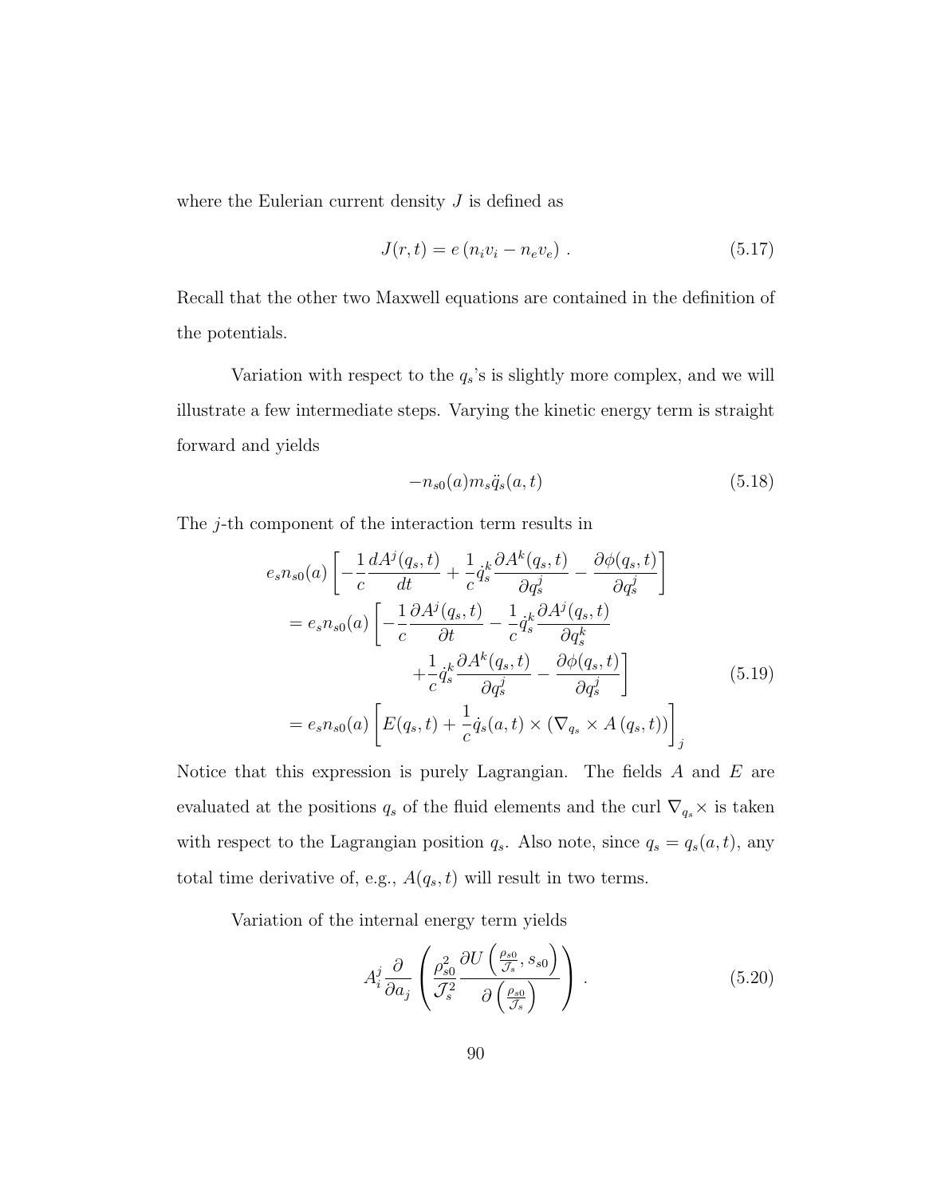where the Eulerian current density $J$ is defined as

$$J(r,t) = e\left(n_i v_i - n_e v_e\right) \,. \tag{5.17}$$

Recall that the other two Maxwell equations are contained in the definition of the potentials.

Variation with respect to the $q_s$'s is slightly more complex, and we will illustrate a few intermediate steps. Varying the kinetic energy term is straight forward and yields

$$-n_{s0}(a) m_s \ddot{q}_s(a,t) \tag{5.18}$$

The $j$-th component of the interaction term results in

$$\begin{aligned}
&e_s n_{s0}(a)\left[-\frac{1}{c}\frac{dA^j(q_s,t)}{dt} + \frac{1}{c}\dot{q}_s^k \frac{\partial A^k(q_s,t)}{\partial q_s^j} - \frac{\partial \phi(q_s,t)}{\partial q_s^j}\right] \\
&= e_s n_{s0}(a)\left[-\frac{1}{c}\frac{\partial A^j(q_s,t)}{\partial t} - \frac{1}{c}\dot{q}_s^k \frac{\partial A^j(q_s,t)}{\partial q_s^k}\right. \\
&\qquad\qquad \left. + \frac{1}{c}\dot{q}_s^k \frac{\partial A^k(q_s,t)}{\partial q_s^j} - \frac{\partial \phi(q_s,t)}{\partial q_s^j}\right] \\
&= e_s n_{s0}(a)\left[E(q_s,t) + \frac{1}{c}\dot{q}_s(a,t) \times \left(\nabla_{q_s} \times A\left(q_s,t\right)\right)\right]_j
\end{aligned} \tag{5.19}$$

Notice that this expression is purely Lagrangian. The fields $A$ and $E$ are evaluated at the positions $q_s$ of the fluid elements and the curl $\nabla_{q_s}\times$ is taken with respect to the Lagrangian position $q_s$. Also note, since $q_s = q_s(a,t)$, any total time derivative of, e.g., $A(q_s,t)$ will result in two terms.

Variation of the internal energy term yields

$$A_i^j \frac{\partial}{\partial a_j}\left(\frac{\rho_{s0}^2}{\mathcal{J}_s^2} \frac{\partial U\left(\frac{\rho_{s0}}{\mathcal{J}_s}, s_{s0}\right)}{\partial\left(\frac{\rho_{s0}}{\mathcal{J}_s}\right)}\right) \,. \tag{5.20}$$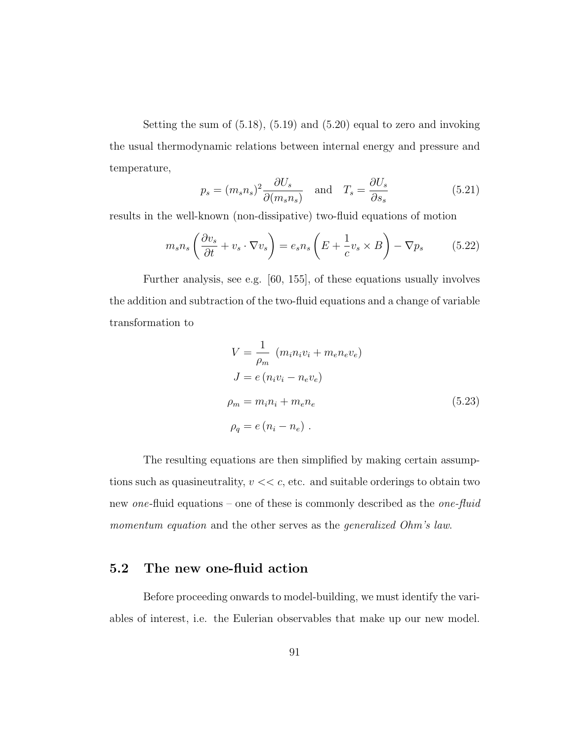Setting the sum of (5.18), (5.19) and (5.20) equal to zero and invoking the usual thermodynamic relations between internal energy and pressure and temperature,

$$p_s = (m_s n_s)^2 \frac{\partial U_s}{\partial (m_s n_s)} \quad \text{and} \quad T_s = \frac{\partial U_s}{\partial s_s} \tag{5.21}$$

results in the well-known (non-dissipative) two-fluid equations of motion

$$m_s n_s \left( \frac{\partial v_s}{\partial t} + v_s \cdot \nabla v_s \right) = e_s n_s \left( E + \frac{1}{c} v_s \times B \right) - \nabla p_s \tag{5.22}$$

Further analysis, see e.g. [60, 155], of these equations usually involves the addition and subtraction of the two-fluid equations and a change of variable transformation to

$$\begin{aligned}
V &= \frac{1}{\rho_m} \, (m_i n_i v_i + m_e n_e v_e) \\
J &= e \, (n_i v_i - n_e v_e) \\
\rho_m &= m_i n_i + m_e n_e \\
\rho_q &= e \, (n_i - n_e) \; .
\end{aligned} \tag{5.23}$$

The resulting equations are then simplified by making certain assumptions such as quasineutrality, $v << c$, etc. and suitable orderings to obtain two new *one*-fluid equations – one of these is commonly described as the *one-fluid momentum equation* and the other serves as the *generalized Ohm's law*.

## 5.2 The new one-fluid action

Before proceeding onwards to model-building, we must identify the variables of interest, i.e. the Eulerian observables that make up our new model.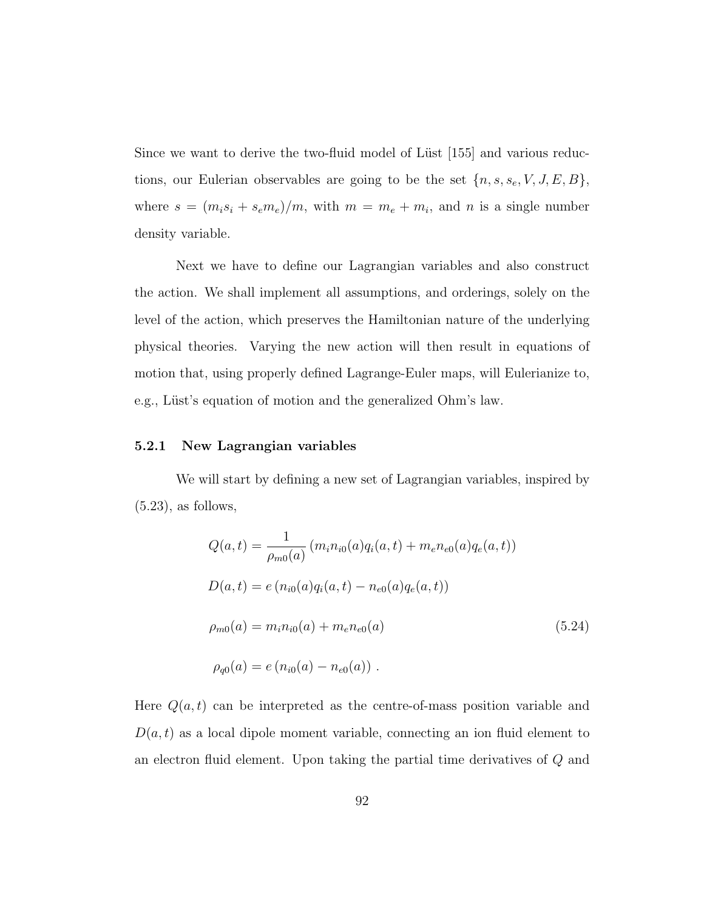Since we want to derive the two-fluid model of Lüst [155] and various reductions, our Eulerian observables are going to be the set $\{n, s, s_e, V, J, E, B\}$, where $s = (m_i s_i + s_e m_e)/m$, with $m = m_e + m_i$, and $n$ is a single number density variable.

Next we have to define our Lagrangian variables and also construct the action. We shall implement all assumptions, and orderings, solely on the level of the action, which preserves the Hamiltonian nature of the underlying physical theories. Varying the new action will then result in equations of motion that, using properly defined Lagrange-Euler maps, will Eulerianize to, e.g., Lüst's equation of motion and the generalized Ohm's law.

### 5.2.1 New Lagrangian variables

We will start by defining a new set of Lagrangian variables, inspired by (5.23), as follows,

$$
\begin{aligned}
Q(a,t) &= \frac{1}{\rho_{m0}(a)}\left(m_i n_{i0}(a) q_i(a,t) + m_e n_{e0}(a) q_e(a,t)\right) \\
D(a,t) &= e\left(n_{i0}(a) q_i(a,t) - n_{e0}(a) q_e(a,t)\right) \\
\rho_{m0}(a) &= m_i n_{i0}(a) + m_e n_{e0}(a) \\
\rho_{q0}(a) &= e\left(n_{i0}(a) - n_{e0}(a)\right) .
\end{aligned}
\tag{5.24}
$$

Here $Q(a,t)$ can be interpreted as the centre-of-mass position variable and $D(a,t)$ as a local dipole moment variable, connecting an ion fluid element to an electron fluid element. Upon taking the partial time derivatives of $Q$ and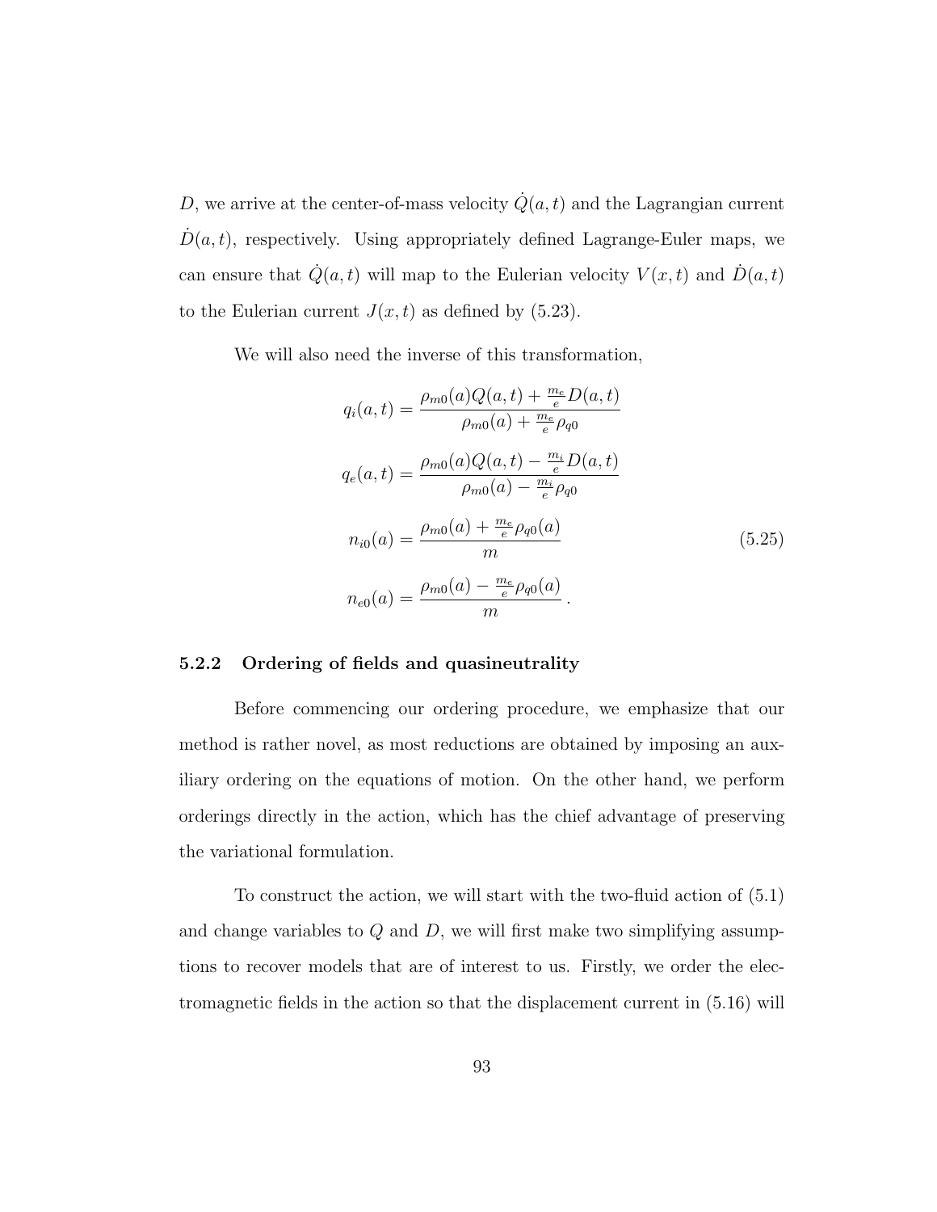$D$, we arrive at the center-of-mass velocity $\dot{Q}(a,t)$ and the Lagrangian current $\dot{D}(a,t)$, respectively. Using appropriately defined Lagrange-Euler maps, we can ensure that $\dot{Q}(a,t)$ will map to the Eulerian velocity $V(x,t)$ and $\dot{D}(a,t)$ to the Eulerian current $J(x,t)$ as defined by (5.23).

We will also need the inverse of this transformation,

$$
\begin{aligned}
q_i(a,t) &= \frac{\rho_{m0}(a)Q(a,t) + \frac{m_e}{e}D(a,t)}{\rho_{m0}(a) + \frac{m_e}{e}\rho_{q0}} \\
q_e(a,t) &= \frac{\rho_{m0}(a)Q(a,t) - \frac{m_i}{e}D(a,t)}{\rho_{m0}(a) - \frac{m_i}{e}\rho_{q0}} \\
n_{i0}(a) &= \frac{\rho_{m0}(a) + \frac{m_e}{e}\rho_{q0}(a)}{m} \\
n_{e0}(a) &= \frac{\rho_{m0}(a) - \frac{m_e}{e}\rho_{q0}(a)}{m}\,.
\end{aligned}
\tag{5.25}
$$

### 5.2.2 Ordering of fields and quasineutrality

Before commencing our ordering procedure, we emphasize that our method is rather novel, as most reductions are obtained by imposing an auxiliary ordering on the equations of motion. On the other hand, we perform orderings directly in the action, which has the chief advantage of preserving the variational formulation.

To construct the action, we will start with the two-fluid action of (5.1) and change variables to $Q$ and $D$, we will first make two simplifying assumptions to recover models that are of interest to us. Firstly, we order the electromagnetic fields in the action so that the displacement current in (5.16) will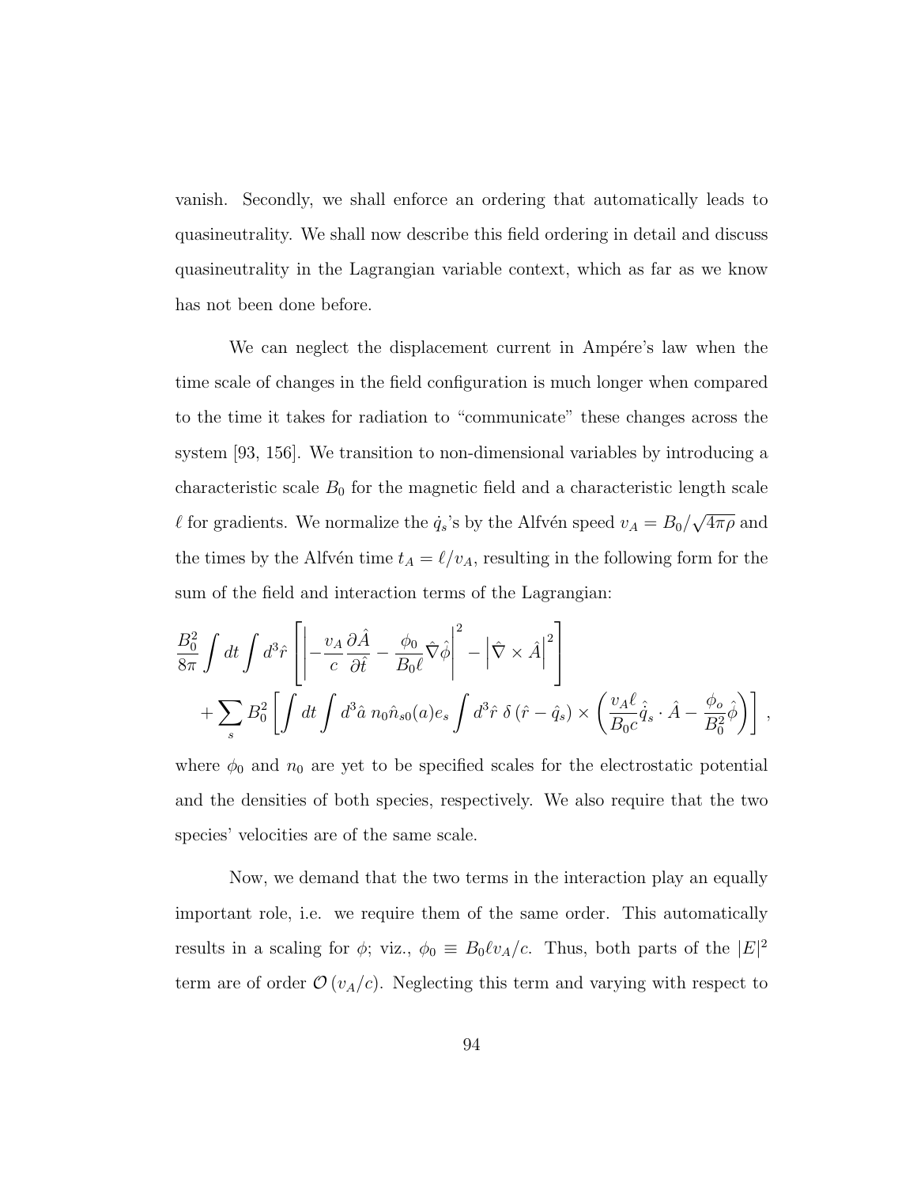vanish. Secondly, we shall enforce an ordering that automatically leads to quasineutrality. We shall now describe this field ordering in detail and discuss quasineutrality in the Lagrangian variable context, which as far as we know has not been done before.

We can neglect the displacement current in Ampére's law when the time scale of changes in the field configuration is much longer when compared to the time it takes for radiation to "communicate" these changes across the system [93, 156]. We transition to non-dimensional variables by introducing a characteristic scale $B_0$ for the magnetic field and a characteristic length scale $\ell$ for gradients. We normalize the $\dot{q}_s$'s by the Alfvén speed $v_A = B_0/\sqrt{4\pi\rho}$ and the times by the Alfvén time $t_A = \ell/v_A$, resulting in the following form for the sum of the field and interaction terms of the Lagrangian:

$$\frac{B_0^2}{8\pi}\int dt \int d^3\hat{r}\left[\left|-\frac{v_A}{c}\frac{\partial \hat{A}}{\partial \hat{t}} - \frac{\phi_0}{B_0 \ell}\hat{\nabla}\hat{\phi}\right|^2 - \left|\hat{\nabla}\times\hat{A}\right|^2\right]$$
$$+\sum_s B_0^2\left[\int dt \int d^3\hat{a}\; n_0 \hat{n}_{s0}(a) e_s \int d^3\hat{r}\;\delta\left(\hat{r}-\hat{q}_s\right)\times\left(\frac{v_A \ell}{B_0 c}\hat{\dot{q}}_s\cdot\hat{A} - \frac{\phi_o}{B_0^2}\hat{\phi}\right)\right],$$

where $\phi_0$ and $n_0$ are yet to be specified scales for the electrostatic potential and the densities of both species, respectively. We also require that the two species' velocities are of the same scale.

Now, we demand that the two terms in the interaction play an equally important role, i.e. we require them of the same order. This automatically results in a scaling for $\phi$; viz., $\phi_0 \equiv B_0\ell v_A/c$. Thus, both parts of the $|E|^2$ term are of order $\mathcal{O}\left(v_A/c\right)$. Neglecting this term and varying with respect to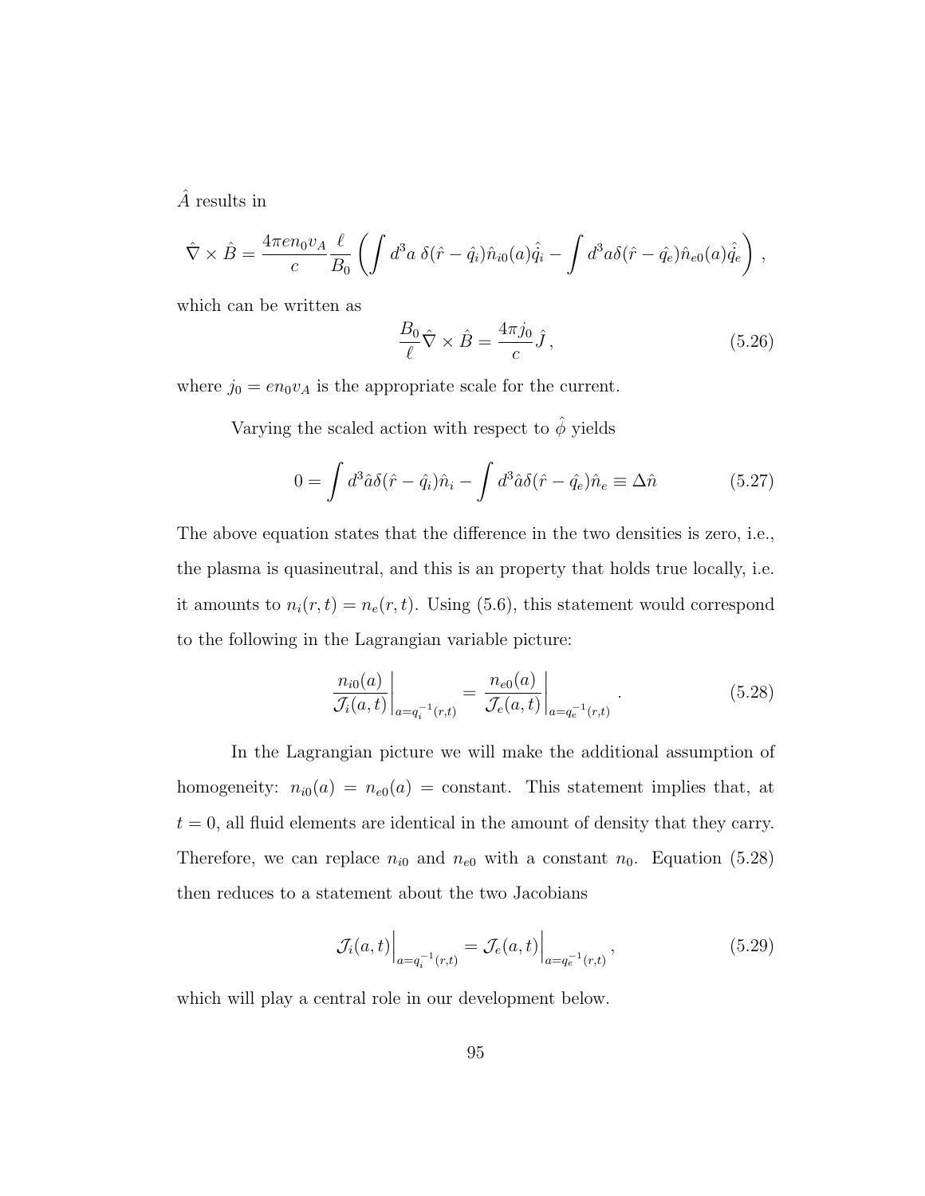$\hat{A}$ results in

$$\hat{\nabla} \times \hat{B} = \frac{4\pi e n_0 v_A}{c} \frac{\ell}{B_0} \left( \int d^3a \; \delta(\hat{r} - \hat{q}_i) \hat{n}_{i0}(a) \dot{\hat{q}}_i - \int d^3a \delta(\hat{r} - \hat{q}_e) \hat{n}_{e0}(a) \dot{\hat{q}}_e \right) ,$$

which can be written as

$$\frac{B_0}{\ell} \hat{\nabla} \times \hat{B} = \frac{4\pi j_0}{c} \hat{J} \,, \tag{5.26}$$

where $j_0 = e n_0 v_A$ is the appropriate scale for the current.

Varying the scaled action with respect to $\hat{\phi}$ yields

$$0 = \int d^3\hat{a} \delta(\hat{r} - \hat{q}_i) \hat{n}_i - \int d^3\hat{a} \delta(\hat{r} - \hat{q}_e) \hat{n}_e \equiv \Delta \hat{n} \tag{5.27}$$

The above equation states that the difference in the two densities is zero, i.e., the plasma is quasineutral, and this is an property that holds true locally, i.e. it amounts to $n_i(r,t) = n_e(r,t)$. Using (5.6), this statement would correspond to the following in the Lagrangian variable picture:

$$\left. \frac{n_{i0}(a)}{\mathcal{J}_i(a,t)} \right|_{a=q_i^{-1}(r,t)} = \left. \frac{n_{e0}(a)}{\mathcal{J}_e(a,t)} \right|_{a=q_e^{-1}(r,t)} . \tag{5.28}$$

In the Lagrangian picture we will make the additional assumption of homogeneity: $n_{i0}(a) = n_{e0}(a) =$ constant. This statement implies that, at $t = 0$, all fluid elements are identical in the amount of density that they carry. Therefore, we can replace $n_{i0}$ and $n_{e0}$ with a constant $n_0$. Equation (5.28) then reduces to a statement about the two Jacobians

$$\left. \mathcal{J}_i(a,t) \right|_{a=q_i^{-1}(r,t)} = \left. \mathcal{J}_e(a,t) \right|_{a=q_e^{-1}(r,t)} , \tag{5.29}$$

which will play a central role in our development below.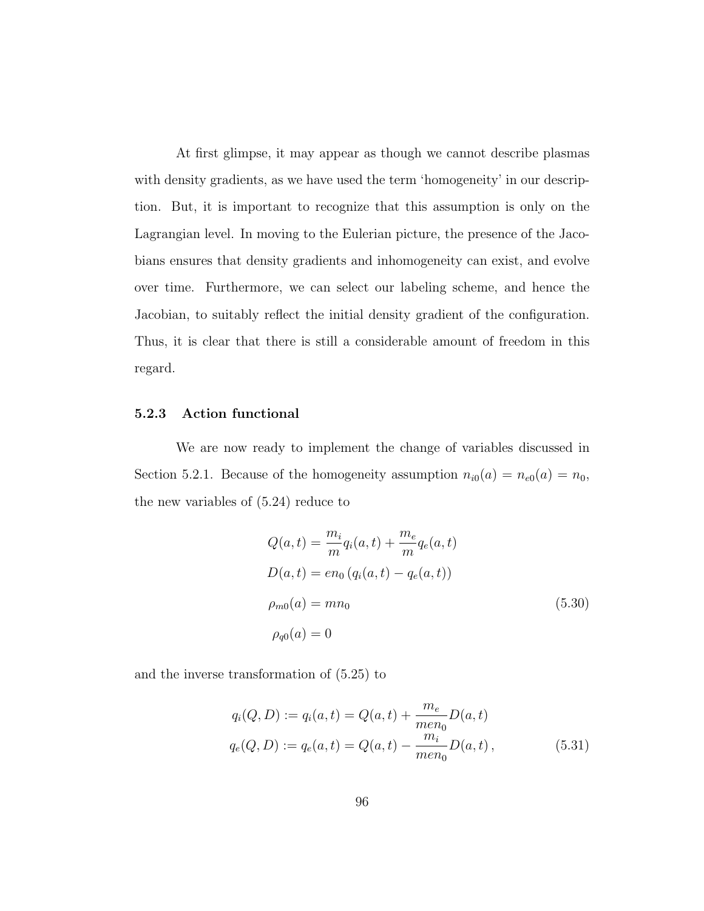At first glimpse, it may appear as though we cannot describe plasmas with density gradients, as we have used the term 'homogeneity' in our description. But, it is important to recognize that this assumption is only on the Lagrangian level. In moving to the Eulerian picture, the presence of the Jacobians ensures that density gradients and inhomogeneity can exist, and evolve over time. Furthermore, we can select our labeling scheme, and hence the Jacobian, to suitably reflect the initial density gradient of the configuration. Thus, it is clear that there is still a considerable amount of freedom in this regard.

### 5.2.3 Action functional

We are now ready to implement the change of variables discussed in Section 5.2.1. Because of the homogeneity assumption $n_{i0}(a) = n_{e0}(a) = n_0$, the new variables of (5.24) reduce to

$$
\begin{aligned}
Q(a,t) &= \frac{m_i}{m} q_i(a,t) + \frac{m_e}{m} q_e(a,t) \\
D(a,t) &= e n_0 \left( q_i(a,t) - q_e(a,t) \right) \\
\rho_{m0}(a) &= m n_0 \\
\rho_{q0}(a) &= 0
\end{aligned}
\tag{5.30}
$$

and the inverse transformation of (5.25) to

$$
\begin{aligned}
q_i(Q,D) &:= q_i(a,t) = Q(a,t) + \frac{m_e}{m e n_0} D(a,t) \\
q_e(Q,D) &:= q_e(a,t) = Q(a,t) - \frac{m_i}{m e n_0} D(a,t) \, ,
\end{aligned}
\tag{5.31}
$$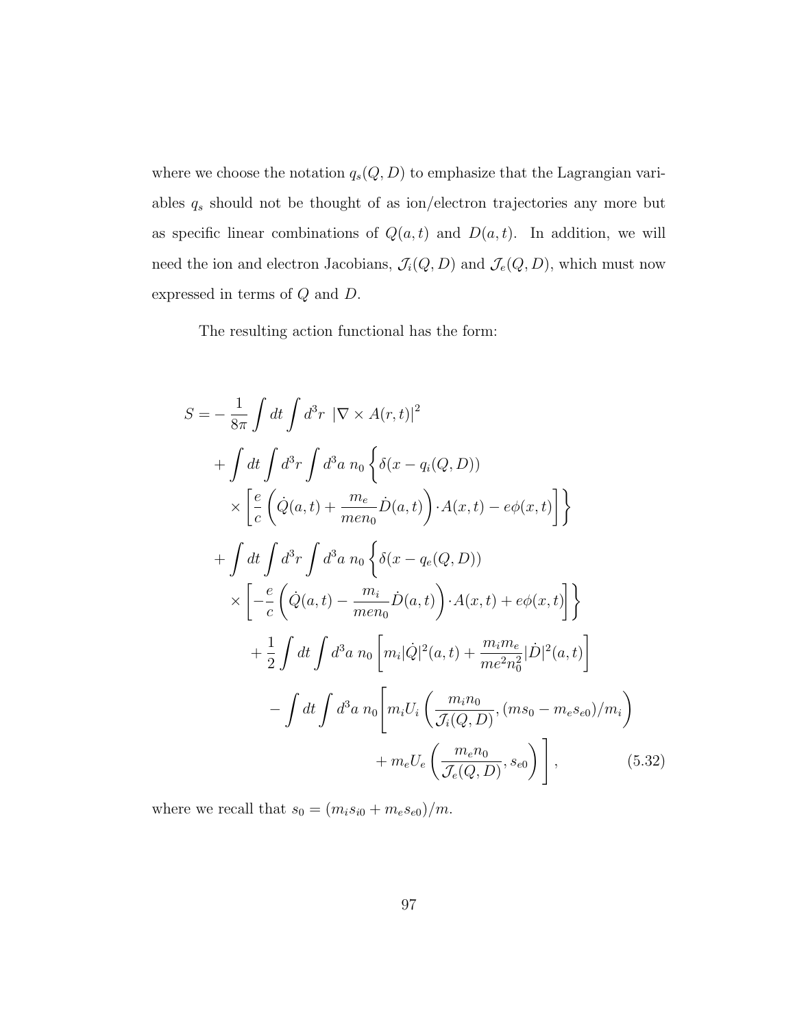where we choose the notation $q_s(Q, D)$ to emphasize that the Lagrangian variables $q_s$ should not be thought of as ion/electron trajectories any more but as specific linear combinations of $Q(a,t)$ and $D(a,t)$. In addition, we will need the ion and electron Jacobians, $\mathcal{J}_i(Q,D)$ and $\mathcal{J}_e(Q,D)$, which must now expressed in terms of $Q$ and $D$.

The resulting action functional has the form:

$$
\begin{aligned}
S = & -\frac{1}{8\pi}\int dt \int d^3r \; |\nabla \times A(r,t)|^2 \\
& + \int dt \int d^3r \int d^3a \; n_0 \Bigg\{ \delta(x - q_i(Q,D)) \\
& \times \left[ \frac{e}{c}\left( \dot{Q}(a,t) + \frac{m_e}{men_0}\dot{D}(a,t) \right) \cdot A(x,t) - e\phi(x,t) \right] \Bigg\} \\
& + \int dt \int d^3r \int d^3a \; n_0 \Bigg\{ \delta(x - q_e(Q,D)) \\
& \times \left[ -\frac{e}{c}\left( \dot{Q}(a,t) - \frac{m_i}{men_0}\dot{D}(a,t) \right) \cdot A(x,t) + e\phi(x,t) \right] \Bigg\} \\
& \quad + \frac{1}{2}\int dt \int d^3a \; n_0 \left[ m_i |\dot{Q}|^2(a,t) + \frac{m_i m_e}{me^2 n_0^2}|\dot{D}|^2(a,t) \right] \\
& \quad - \int dt \int d^3a \; n_0 \Bigg[ m_i U_i \left( \frac{m_i n_0}{\mathcal{J}_i(Q,D)}, (ms_0 - m_e s_{e0})/m_i \right) \\
& \qquad + m_e U_e \left( \frac{m_e n_0}{\mathcal{J}_e(Q,D)}, s_{e0} \right) \Bigg],
\end{aligned}
\tag{5.32}
$$

where we recall that $s_0 = (m_i s_{i0} + m_e s_{e0})/m$.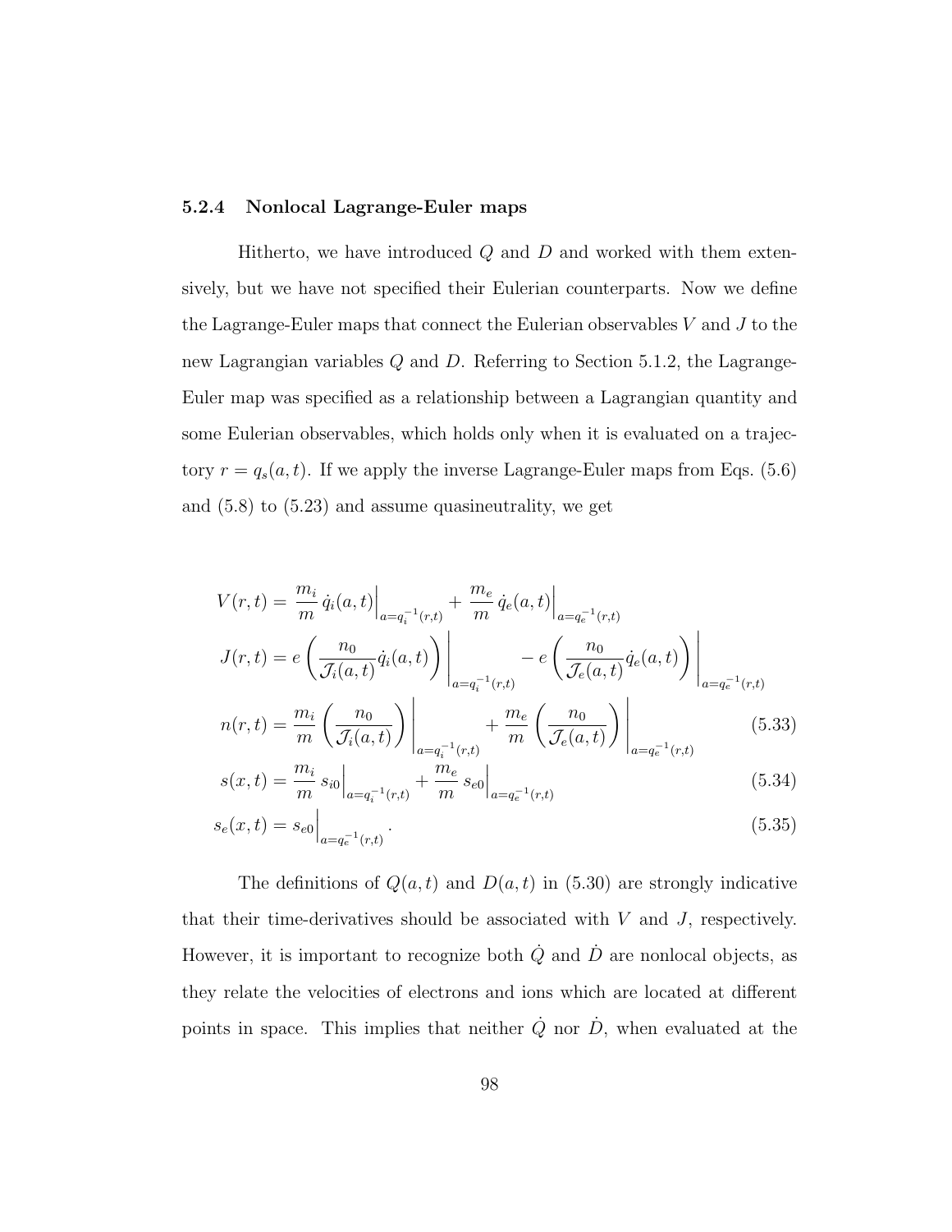### 5.2.4 Nonlocal Lagrange-Euler maps

Hitherto, we have introduced $Q$ and $D$ and worked with them extensively, but we have not specified their Eulerian counterparts. Now we define the Lagrange-Euler maps that connect the Eulerian observables $V$ and $J$ to the new Lagrangian variables $Q$ and $D$. Referring to Section 5.1.2, the Lagrange-Euler map was specified as a relationship between a Lagrangian quantity and some Eulerian observables, which holds only when it is evaluated on a trajectory $r = q_s(a,t)$. If we apply the inverse Lagrange-Euler maps from Eqs. (5.6) and (5.8) to (5.23) and assume quasineutrality, we get

$$
\begin{aligned}
V(r,t) &= \frac{m_i}{m}\,\dot{q}_i(a,t)\Big|_{a=q_i^{-1}(r,t)} + \frac{m_e}{m}\,\dot{q}_e(a,t)\Big|_{a=q_e^{-1}(r,t)} \\
J(r,t) &= e\left(\frac{n_0}{\mathcal{J}_i(a,t)}\dot{q}_i(a,t)\right)\Bigg|_{a=q_i^{-1}(r,t)} - e\left(\frac{n_0}{\mathcal{J}_e(a,t)}\dot{q}_e(a,t)\right)\Bigg|_{a=q_e^{-1}(r,t)} \\
n(r,t) &= \frac{m_i}{m}\left(\frac{n_0}{\mathcal{J}_i(a,t)}\right)\Bigg|_{a=q_i^{-1}(r,t)} + \frac{m_e}{m}\left(\frac{n_0}{\mathcal{J}_e(a,t)}\right)\Bigg|_{a=q_e^{-1}(r,t)} \qquad (5.33) \\
s(x,t) &= \frac{m_i}{m}\,s_{i0}\Big|_{a=q_i^{-1}(r,t)} + \frac{m_e}{m}\,s_{e0}\Big|_{a=q_e^{-1}(r,t)} \qquad (5.34) \\
s_e(x,t) &= s_{e0}\Big|_{a=q_e^{-1}(r,t)}\,. \qquad (5.35)
\end{aligned}
$$

The definitions of $Q(a,t)$ and $D(a,t)$ in (5.30) are strongly indicative that their time-derivatives should be associated with $V$ and $J$, respectively. However, it is important to recognize both $\dot{Q}$ and $\dot{D}$ are nonlocal objects, as they relate the velocities of electrons and ions which are located at different points in space. This implies that neither $\dot{Q}$ nor $\dot{D}$, when evaluated at the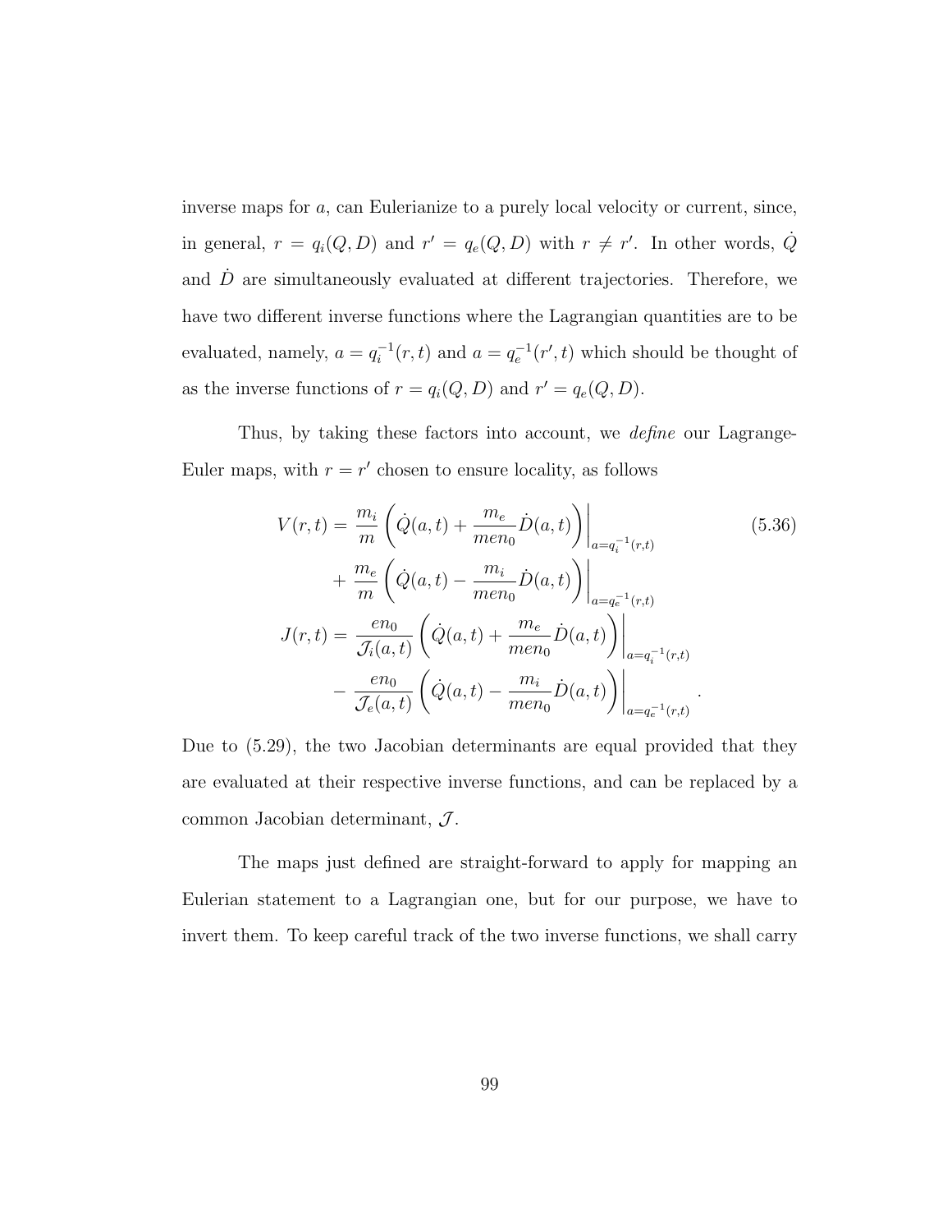inverse maps for $a$, can Eulerianize to a purely local velocity or current, since, in general, $r = q_i(Q, D)$ and $r' = q_e(Q, D)$ with $r \neq r'$. In other words, $\dot{Q}$ and $\dot{D}$ are simultaneously evaluated at different trajectories. Therefore, we have two different inverse functions where the Lagrangian quantities are to be evaluated, namely, $a = q_i^{-1}(r, t)$ and $a = q_e^{-1}(r', t)$ which should be thought of as the inverse functions of $r = q_i(Q, D)$ and $r' = q_e(Q, D)$.

Thus, by taking these factors into account, we *define* our Lagrange-Euler maps, with $r = r'$ chosen to ensure locality, as follows

$$
\begin{aligned}
V(r,t) &= \frac{m_i}{m}\left(\dot{Q}(a,t) + \frac{m_e}{men_0}\dot{D}(a,t)\right)\Bigg|_{a=q_i^{-1}(r,t)} \\
&\quad + \frac{m_e}{m}\left(\dot{Q}(a,t) - \frac{m_i}{men_0}\dot{D}(a,t)\right)\Bigg|_{a=q_e^{-1}(r,t)} \\
J(r,t) &= \frac{en_0}{\mathcal{J}_i(a,t)}\left(\dot{Q}(a,t) + \frac{m_e}{men_0}\dot{D}(a,t)\right)\Bigg|_{a=q_i^{-1}(r,t)} \\
&\quad - \frac{en_0}{\mathcal{J}_e(a,t)}\left(\dot{Q}(a,t) - \frac{m_i}{men_0}\dot{D}(a,t)\right)\Bigg|_{a=q_e^{-1}(r,t)} .
\end{aligned}
\tag{5.36}
$$

Due to (5.29), the two Jacobian determinants are equal provided that they are evaluated at their respective inverse functions, and can be replaced by a common Jacobian determinant, $\mathcal{J}$.

The maps just defined are straight-forward to apply for mapping an Eulerian statement to a Lagrangian one, but for our purpose, we have to invert them. To keep careful track of the two inverse functions, we shall carry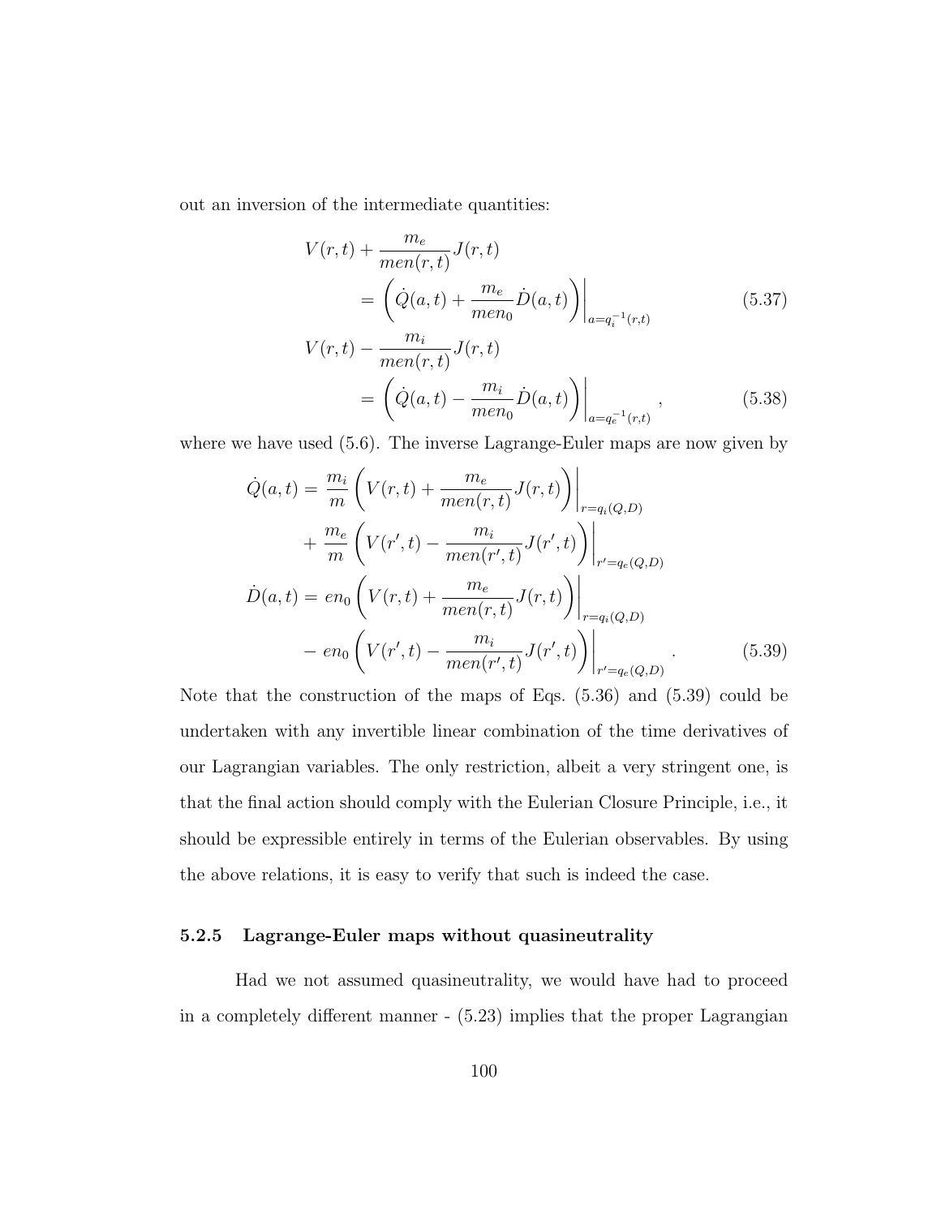out an inversion of the intermediate quantities:

$$
\begin{aligned}
V(r,t) &+ \frac{m_e}{men(r,t)} J(r,t) \\
&= \left( \dot{Q}(a,t) + \frac{m_e}{men_0} \dot{D}(a,t) \right) \Bigg|_{a=q_i^{-1}(r,t)} && (5.37) \\
V(r,t) &- \frac{m_i}{men(r,t)} J(r,t) \\
&= \left( \dot{Q}(a,t) - \frac{m_i}{men_0} \dot{D}(a,t) \right) \Bigg|_{a=q_e^{-1}(r,t)}, && (5.38)
\end{aligned}
$$

where we have used (5.6). The inverse Lagrange-Euler maps are now given by

$$
\begin{aligned}
\dot{Q}(a,t) &= \frac{m_i}{m} \left( V(r,t) + \frac{m_e}{men(r,t)} J(r,t) \right) \Bigg|_{r=q_i(Q,D)} \\
&+ \frac{m_e}{m} \left( V(r',t) - \frac{m_i}{men(r',t)} J(r',t) \right) \Bigg|_{r'=q_e(Q,D)} \\
\dot{D}(a,t) &= en_0 \left( V(r,t) + \frac{m_e}{men(r,t)} J(r,t) \right) \Bigg|_{r=q_i(Q,D)} \\
&- en_0 \left( V(r',t) - \frac{m_i}{men(r',t)} J(r',t) \right) \Bigg|_{r'=q_e(Q,D)} . \qquad (5.39)
\end{aligned}
$$

Note that the construction of the maps of Eqs. (5.36) and (5.39) could be undertaken with any invertible linear combination of the time derivatives of our Lagrangian variables. The only restriction, albeit a very stringent one, is that the final action should comply with the Eulerian Closure Principle, i.e., it should be expressible entirely in terms of the Eulerian observables. By using the above relations, it is easy to verify that such is indeed the case.

### 5.2.5 Lagrange-Euler maps without quasineutrality

Had we not assumed quasineutrality, we would have had to proceed in a completely different manner - (5.23) implies that the proper Lagrangian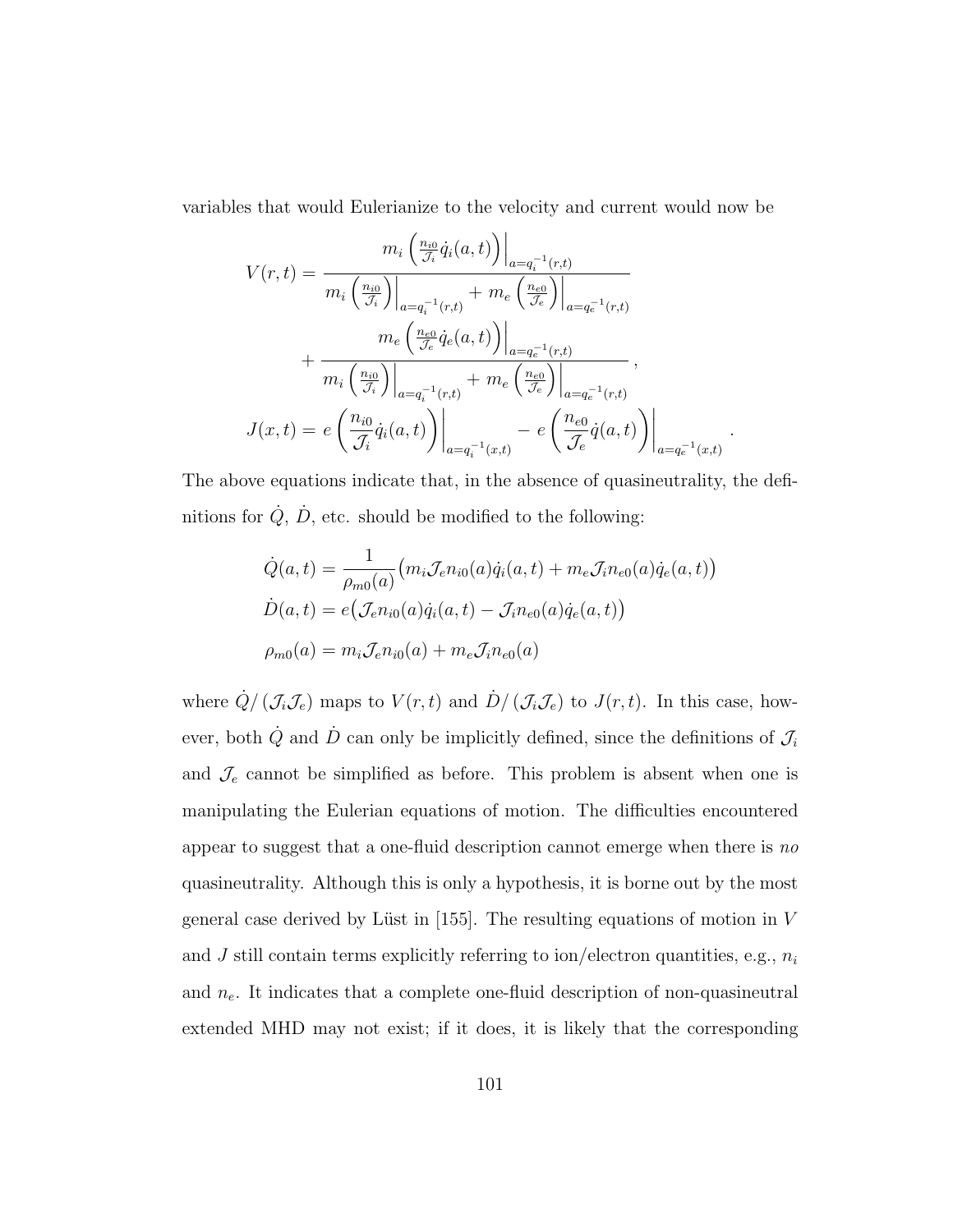variables that would Eulerianize to the velocity and current would now be

$$
\begin{aligned}
V(r,t) &= \frac{m_i \left(\frac{n_{i0}}{\mathcal{J}_i}\dot{q}_i(a,t)\right)\Big|_{a=q_i^{-1}(r,t)}}{m_i \left(\frac{n_{i0}}{\mathcal{J}_i}\right)\Big|_{a=q_i^{-1}(r,t)} + m_e \left(\frac{n_{e0}}{\mathcal{J}_e}\right)\Big|_{a=q_e^{-1}(r,t)}} \\
&\quad + \frac{m_e \left(\frac{n_{e0}}{\mathcal{J}_e}\dot{q}_e(a,t)\right)\Big|_{a=q_e^{-1}(r,t)}}{m_i \left(\frac{n_{i0}}{\mathcal{J}_i}\right)\Big|_{a=q_i^{-1}(r,t)} + m_e \left(\frac{n_{e0}}{\mathcal{J}_e}\right)\Big|_{a=q_e^{-1}(r,t)}}\,, \\
J(x,t) &= e\left(\frac{n_{i0}}{\mathcal{J}_i}\dot{q}_i(a,t)\right)\Bigg|_{a=q_i^{-1}(x,t)} - e\left(\frac{n_{e0}}{\mathcal{J}_e}\dot{q}(a,t)\right)\Bigg|_{a=q_e^{-1}(x,t)}\,.
\end{aligned}
$$

The above equations indicate that, in the absence of quasineutrality, the definitions for $\dot{Q}$, $\dot{D}$, etc. should be modified to the following:

$$
\begin{aligned}
\dot{Q}(a,t) &= \frac{1}{\rho_{m0}(a)}\big(m_i\mathcal{J}_e n_{i0}(a)\dot{q}_i(a,t) + m_e\mathcal{J}_i n_{e0}(a)\dot{q}_e(a,t)\big) \\
\dot{D}(a,t) &= e\big(\mathcal{J}_e n_{i0}(a)\dot{q}_i(a,t) - \mathcal{J}_i n_{e0}(a)\dot{q}_e(a,t)\big) \\
\rho_{m0}(a) &= m_i\mathcal{J}_e n_{i0}(a) + m_e\mathcal{J}_i n_{e0}(a)
\end{aligned}
$$

where $\dot{Q}/\left(\mathcal{J}_i\mathcal{J}_e\right)$ maps to $V(r,t)$ and $\dot{D}/\left(\mathcal{J}_i\mathcal{J}_e\right)$ to $J(r,t)$. In this case, however, both $\dot{Q}$ and $\dot{D}$ can only be implicitly defined, since the definitions of $\mathcal{J}_i$ and $\mathcal{J}_e$ cannot be simplified as before. This problem is absent when one is manipulating the Eulerian equations of motion. The difficulties encountered appear to suggest that a one-fluid description cannot emerge when there is *no* quasineutrality. Although this is only a hypothesis, it is borne out by the most general case derived by Lüst in [155]. The resulting equations of motion in $V$ and $J$ still contain terms explicitly referring to ion/electron quantities, e.g., $n_i$ and $n_e$. It indicates that a complete one-fluid description of non-quasineutral extended MHD may not exist; if it does, it is likely that the corresponding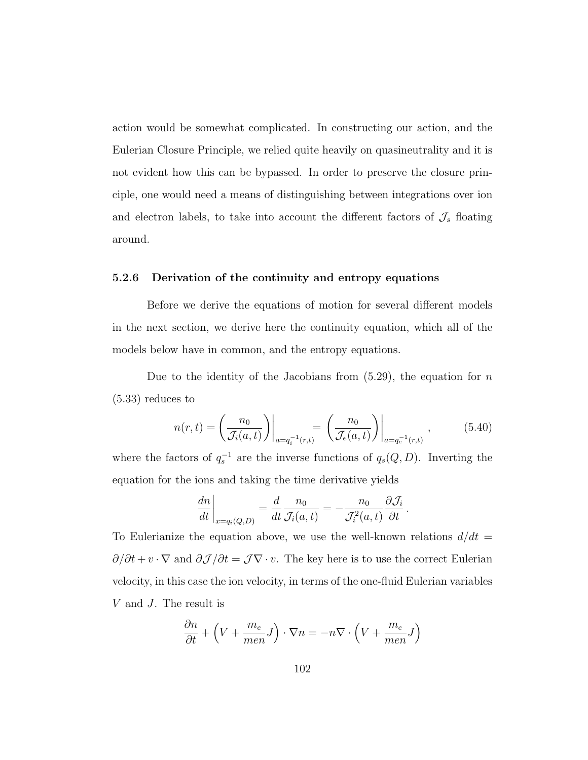action would be somewhat complicated. In constructing our action, and the Eulerian Closure Principle, we relied quite heavily on quasineutrality and it is not evident how this can be bypassed. In order to preserve the closure principle, one would need a means of distinguishing between integrations over ion and electron labels, to take into account the different factors of $\mathcal{J}_s$ floating around.

### 5.2.6 Derivation of the continuity and entropy equations

Before we derive the equations of motion for several different models in the next section, we derive here the continuity equation, which all of the models below have in common, and the entropy equations.

Due to the identity of the Jacobians from (5.29), the equation for $n$ (5.33) reduces to

$$n(r,t) = \left(\frac{n_0}{\mathcal{J}_i(a,t)}\right)\bigg|_{a=q_i^{-1}(r,t)} = \left(\frac{n_0}{\mathcal{J}_e(a,t)}\right)\bigg|_{a=q_e^{-1}(r,t)}, \tag{5.40}$$

where the factors of $q_s^{-1}$ are the inverse functions of $q_s(Q,D)$. Inverting the equation for the ions and taking the time derivative yields

$$\left.\frac{dn}{dt}\right|_{x=q_i(Q,D)} = \frac{d}{dt}\frac{n_0}{\mathcal{J}_i(a,t)} = -\frac{n_0}{\mathcal{J}_i^2(a,t)}\frac{\partial \mathcal{J}_i}{\partial t}.$$

To Eulerianize the equation above, we use the well-known relations $d/dt = \partial/\partial t + v\cdot\nabla$ and $\partial\mathcal{J}/\partial t = \mathcal{J}\nabla\cdot v$. The key here is to use the correct Eulerian velocity, in this case the ion velocity, in terms of the one-fluid Eulerian variables $V$ and $J$. The result is

$$\frac{\partial n}{\partial t} + \left(V + \frac{m_e}{men}J\right)\cdot\nabla n = -n\nabla\cdot\left(V + \frac{m_e}{men}J\right)$$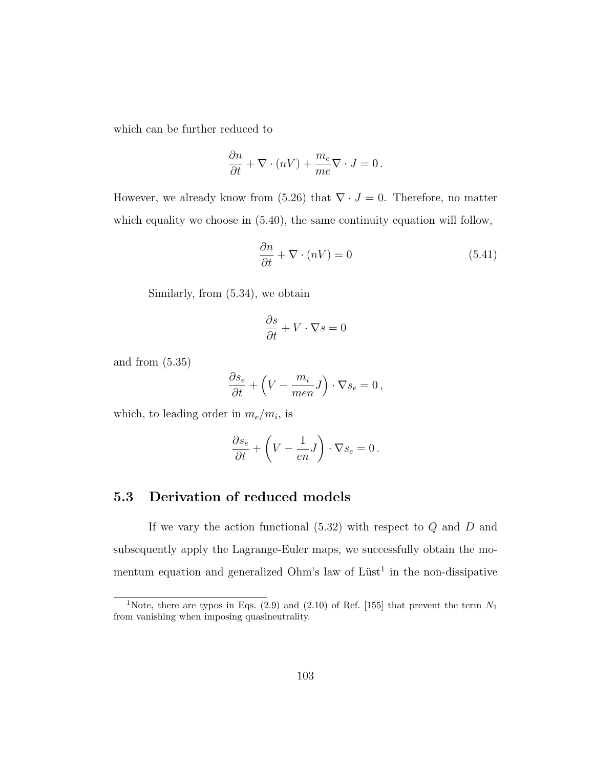which can be further reduced to

$$\frac{\partial n}{\partial t} + \nabla \cdot (nV) + \frac{m_e}{me} \nabla \cdot J = 0 \,.$$

However, we already know from (5.26) that $\nabla \cdot J = 0$. Therefore, no matter which equality we choose in (5.40), the same continuity equation will follow,

$$\frac{\partial n}{\partial t} + \nabla \cdot (nV) = 0 \tag{5.41}$$

Similarly, from (5.34), we obtain

$$\frac{\partial s}{\partial t} + V \cdot \nabla s = 0$$

and from (5.35)

$$\frac{\partial s_e}{\partial t} + \left( V - \frac{m_i}{men} J \right) \cdot \nabla s_e = 0 \,,$$

which, to leading order in $m_e/m_i$, is

$$\frac{\partial s_e}{\partial t} + \left( V - \frac{1}{en} J \right) \cdot \nabla s_e = 0 \,.$$

## 5.3 Derivation of reduced models

If we vary the action functional (5.32) with respect to $Q$ and $D$ and subsequently apply the Lagrange-Euler maps, we successfully obtain the momentum equation and generalized Ohm's law of Lüst[1] in the non-dissipative

[1] Note, there are typos in Eqs. (2.9) and (2.10) of Ref. [155] that prevent the term $N_1$ from vanishing when imposing quasineutrality.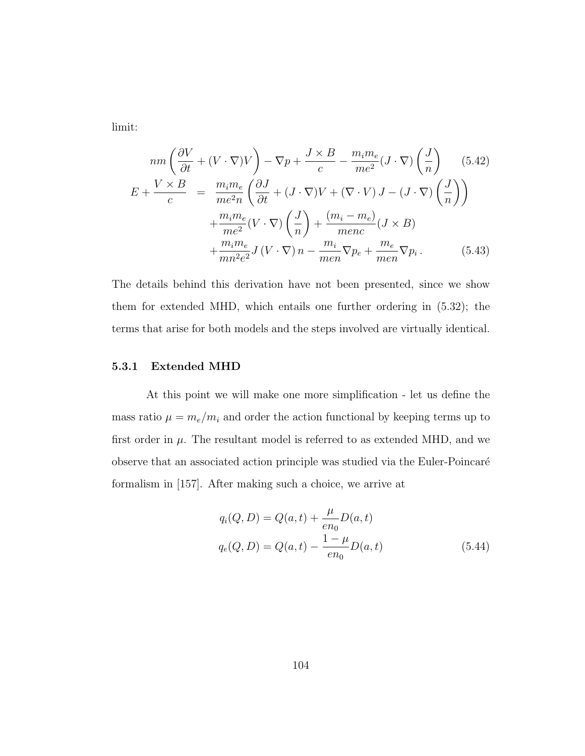limit:

$$nm\left(\frac{\partial V}{\partial t}+(V\cdot\nabla)V\right)-\nabla p+\frac{J\times B}{c}-\frac{m_i m_e}{me^2}(J\cdot\nabla)\left(\frac{J}{n}\right) \tag{5.42}$$

$$\begin{aligned}
E+\frac{V\times B}{c} \;&=\; \frac{m_i m_e}{me^2 n}\left(\frac{\partial J}{\partial t}+(J\cdot\nabla)V+(\nabla\cdot V)\,J-(J\cdot\nabla)\left(\frac{J}{n}\right)\right)\\
&\quad+\frac{m_i m_e}{me^2}(V\cdot\nabla)\left(\frac{J}{n}\right)+\frac{(m_i-m_e)}{menc}(J\times B)\\
&\quad+\frac{m_i m_e}{mn^2e^2}J\,(V\cdot\nabla)\,n-\frac{m_i}{men}\nabla p_e+\frac{m_e}{men}\nabla p_i\,.
\end{aligned} \tag{5.43}$$

The details behind this derivation have not been presented, since we show them for extended MHD, which entails one further ordering in (5.32); the terms that arise for both models and the steps involved are virtually identical.

### 5.3.1 Extended MHD

At this point we will make one more simplification - let us define the mass ratio $\mu = m_e/m_i$ and order the action functional by keeping terms up to first order in $\mu$. The resultant model is referred to as extended MHD, and we observe that an associated action principle was studied via the Euler-Poincaré formalism in [157]. After making such a choice, we arrive at

$$\begin{aligned}
q_i(Q,D) &= Q(a,t)+\frac{\mu}{en_0}D(a,t)\\
q_e(Q,D) &= Q(a,t)-\frac{1-\mu}{en_0}D(a,t)
\end{aligned} \tag{5.44}$$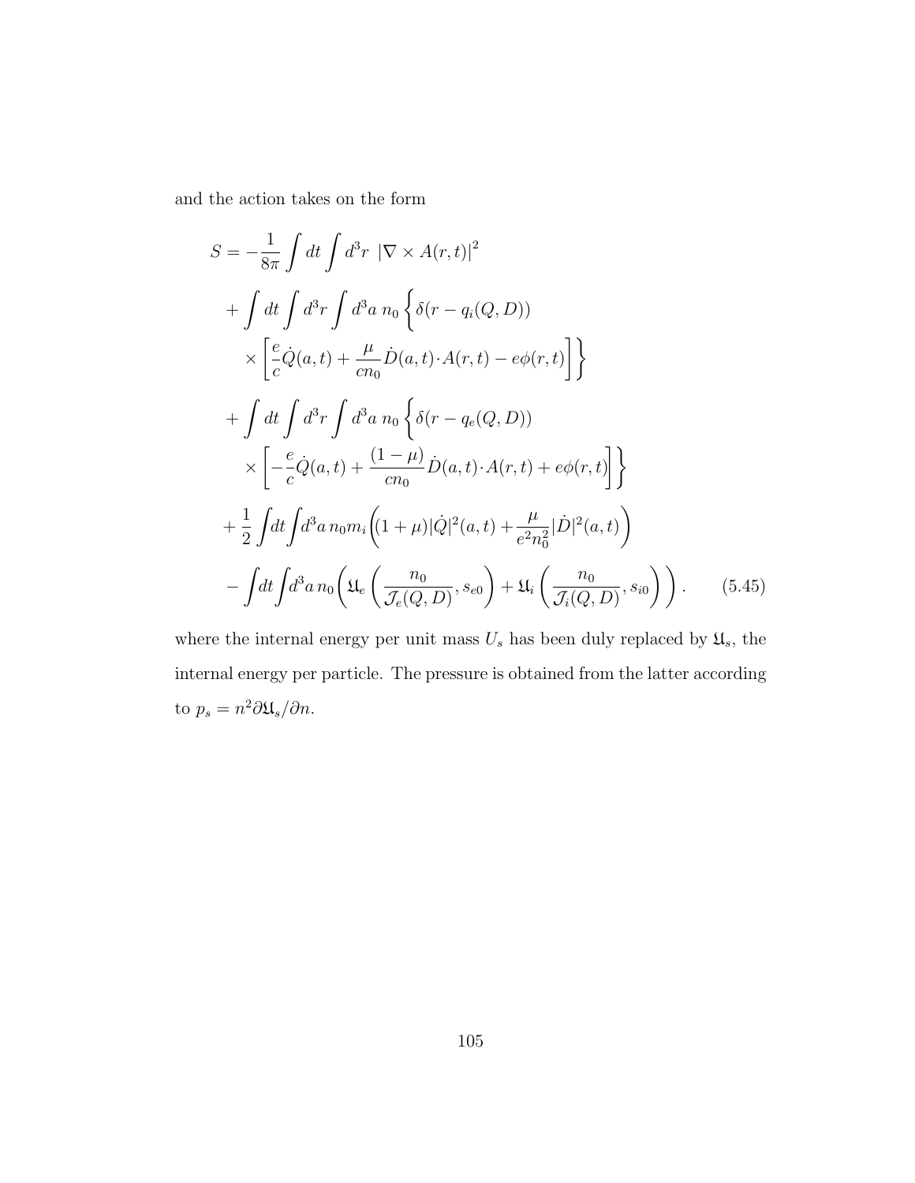and the action takes on the form

$$
\begin{aligned}
S = &-\frac{1}{8\pi}\int dt \int d^3r \; |\nabla \times A(r,t)|^2 \\
&+ \int dt \int d^3r \int d^3a \; n_0 \Bigg\{ \delta(r - q_i(Q,D)) \\
&\quad \times \left[ \frac{e}{c}\dot{Q}(a,t) + \frac{\mu}{cn_0}\dot{D}(a,t)\cdot A(r,t) - e\phi(r,t) \right] \Bigg\} \\
&+ \int dt \int d^3r \int d^3a \; n_0 \Bigg\{ \delta(r - q_e(Q,D)) \\
&\quad \times \left[ -\frac{e}{c}\dot{Q}(a,t) + \frac{(1-\mu)}{cn_0}\dot{D}(a,t)\cdot A(r,t) + e\phi(r,t) \right] \Bigg\} \\
&+ \frac{1}{2}\int dt \int d^3a \, n_0 m_i \left( (1+\mu)|\dot{Q}|^2(a,t) + \frac{\mu}{e^2 n_0^2}|\dot{D}|^2(a,t) \right) \\
&- \int dt \int d^3a \, n_0 \left( \mathfrak{U}_e\left( \frac{n_0}{\mathcal{J}_e(Q,D)}, s_{e0} \right) + \mathfrak{U}_i\left( \frac{n_0}{\mathcal{J}_i(Q,D)}, s_{i0} \right) \right).
\end{aligned}
\tag{5.45}
$$

where the internal energy per unit mass $U_s$ has been duly replaced by $\mathfrak{U}_s$, the internal energy per particle. The pressure is obtained from the latter according to $p_s = n^2 \partial \mathfrak{U}_s / \partial n$.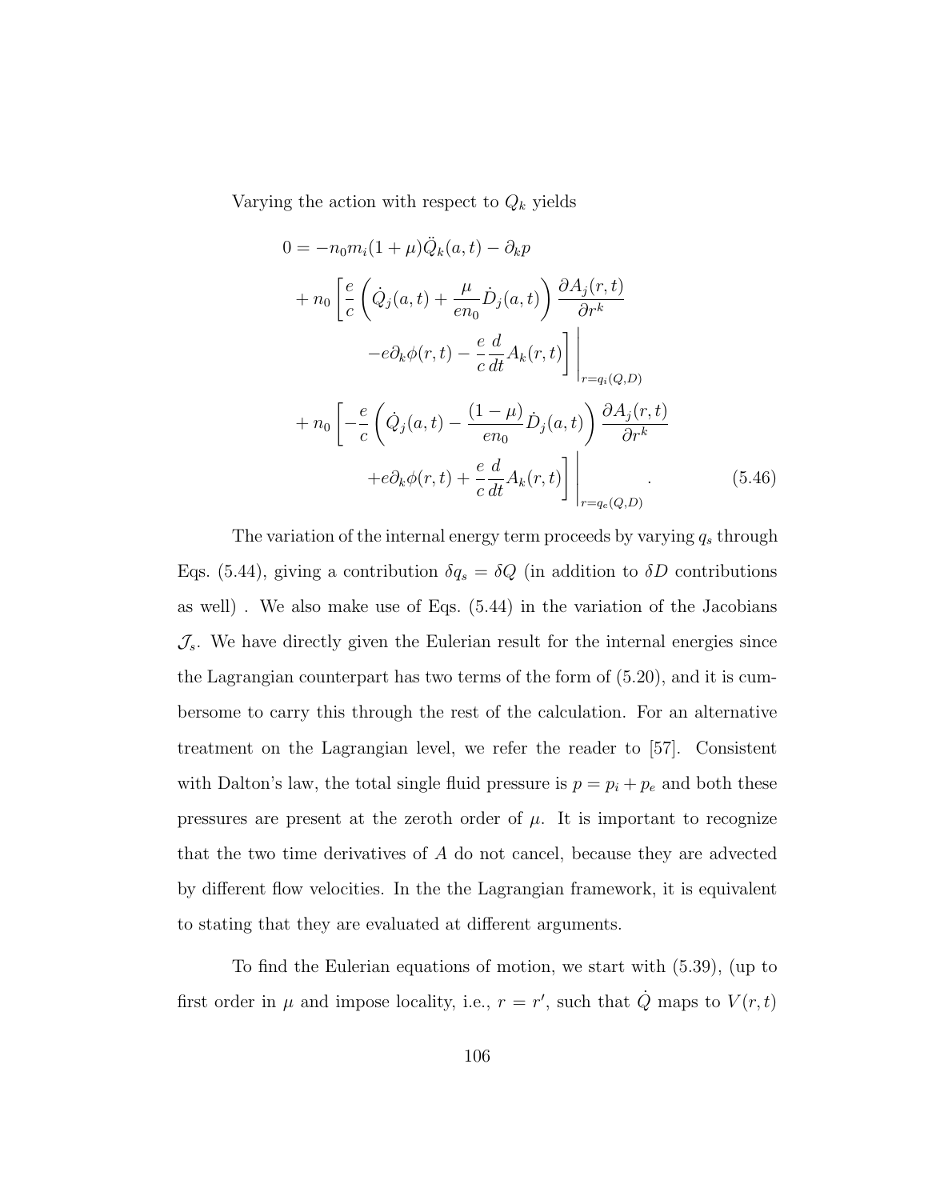Varying the action with respect to $Q_k$ yields

$$
\begin{aligned}
0 = & -n_0 m_i (1+\mu)\ddot{Q}_k(a,t) - \partial_k p \\
& + n_0 \left[ \frac{e}{c}\left( \dot{Q}_j(a,t) + \frac{\mu}{e n_0}\dot{D}_j(a,t) \right) \frac{\partial A_j(r,t)}{\partial r^k} \right. \\
& \qquad \left. \left. - e\partial_k \phi(r,t) - \frac{e}{c}\frac{d}{dt}A_k(r,t) \right] \right|_{r=q_i(Q,D)} \\
& + n_0 \left[ -\frac{e}{c}\left( \dot{Q}_j(a,t) - \frac{(1-\mu)}{e n_0}\dot{D}_j(a,t) \right) \frac{\partial A_j(r,t)}{\partial r^k} \right. \\
& \qquad \left. \left. + e\partial_k \phi(r,t) + \frac{e}{c}\frac{d}{dt}A_k(r,t) \right] \right|_{r=q_e(Q,D)} .
\end{aligned} \tag{5.46}
$$

The variation of the internal energy term proceeds by varying $q_s$ through Eqs. (5.44), giving a contribution $\delta q_s = \delta Q$ (in addition to $\delta D$ contributions as well) . We also make use of Eqs. (5.44) in the variation of the Jacobians $\mathcal{J}_s$. We have directly given the Eulerian result for the internal energies since the Lagrangian counterpart has two terms of the form of (5.20), and it is cumbersome to carry this through the rest of the calculation. For an alternative treatment on the Lagrangian level, we refer the reader to [57]. Consistent with Dalton's law, the total single fluid pressure is $p = p_i + p_e$ and both these pressures are present at the zeroth order of $\mu$. It is important to recognize that the two time derivatives of $A$ do not cancel, because they are advected by different flow velocities. In the the Lagrangian framework, it is equivalent to stating that they are evaluated at different arguments.

To find the Eulerian equations of motion, we start with (5.39), (up to first order in $\mu$ and impose locality, i.e., $r = r'$, such that $\dot{Q}$ maps to $V(r,t)$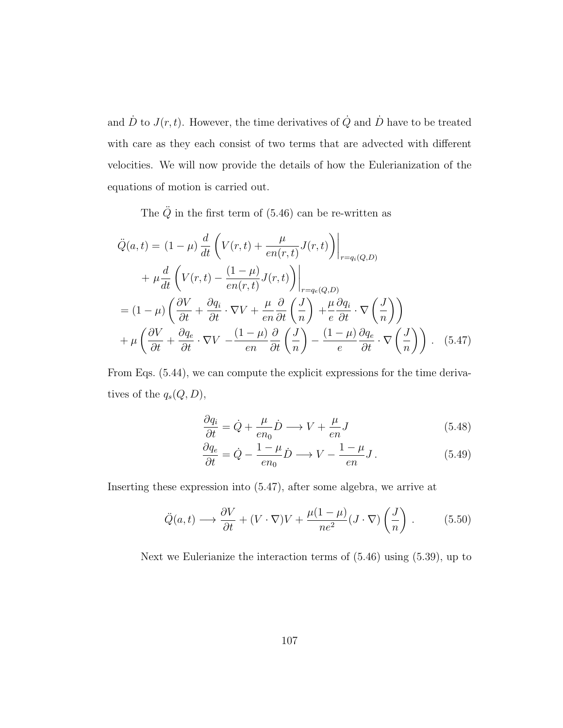and $\dot{D}$ to $J(r,t)$. However, the time derivatives of $\dot{Q}$ and $\dot{D}$ have to be treated with care as they each consist of two terms that are advected with different velocities. We will now provide the details of how the Eulerianization of the equations of motion is carried out.

The $\ddot{Q}$ in the first term of (5.46) can be re-written as

$$
\begin{aligned}
\ddot{Q}(a,t) =&\ (1-\mu)\,\frac{d}{dt}\left(V(r,t) + \frac{\mu}{en(r,t)}J(r,t)\right)\bigg|_{r=q_i(Q,D)} \\
&+ \mu\frac{d}{dt}\left(V(r,t) - \frac{(1-\mu)}{en(r,t)}J(r,t)\right)\bigg|_{r=q_e(Q,D)} \\
=&\ (1-\mu)\left(\frac{\partial V}{\partial t} + \frac{\partial q_i}{\partial t}\cdot\nabla V + \frac{\mu}{en}\frac{\partial}{\partial t}\left(\frac{J}{n}\right) + \frac{\mu}{e}\frac{\partial q_i}{\partial t}\cdot\nabla\left(\frac{J}{n}\right)\right) \\
&+ \mu\left(\frac{\partial V}{\partial t} + \frac{\partial q_e}{\partial t}\cdot\nabla V - \frac{(1-\mu)}{en}\frac{\partial}{\partial t}\left(\frac{J}{n}\right) - \frac{(1-\mu)}{e}\frac{\partial q_e}{\partial t}\cdot\nabla\left(\frac{J}{n}\right)\right). \quad (5.47)
\end{aligned}
$$

From Eqs. (5.44), we can compute the explicit expressions for the time derivatives of the $q_s(Q,D)$,

$$
\frac{\partial q_i}{\partial t} = \dot{Q} + \frac{\mu}{en_0}\dot{D} \longrightarrow V + \frac{\mu}{en}J \quad (5.48)
$$

$$
\frac{\partial q_e}{\partial t} = \dot{Q} - \frac{1-\mu}{en_0}\dot{D} \longrightarrow V - \frac{1-\mu}{en}J\,. \quad (5.49)
$$

Inserting these expression into (5.47), after some algebra, we arrive at

$$
\ddot{Q}(a,t) \longrightarrow \frac{\partial V}{\partial t} + (V\cdot\nabla)V + \frac{\mu(1-\mu)}{ne^2}(J\cdot\nabla)\left(\frac{J}{n}\right)\,. \quad (5.50)
$$

Next we Eulerianize the interaction terms of (5.46) using (5.39), up to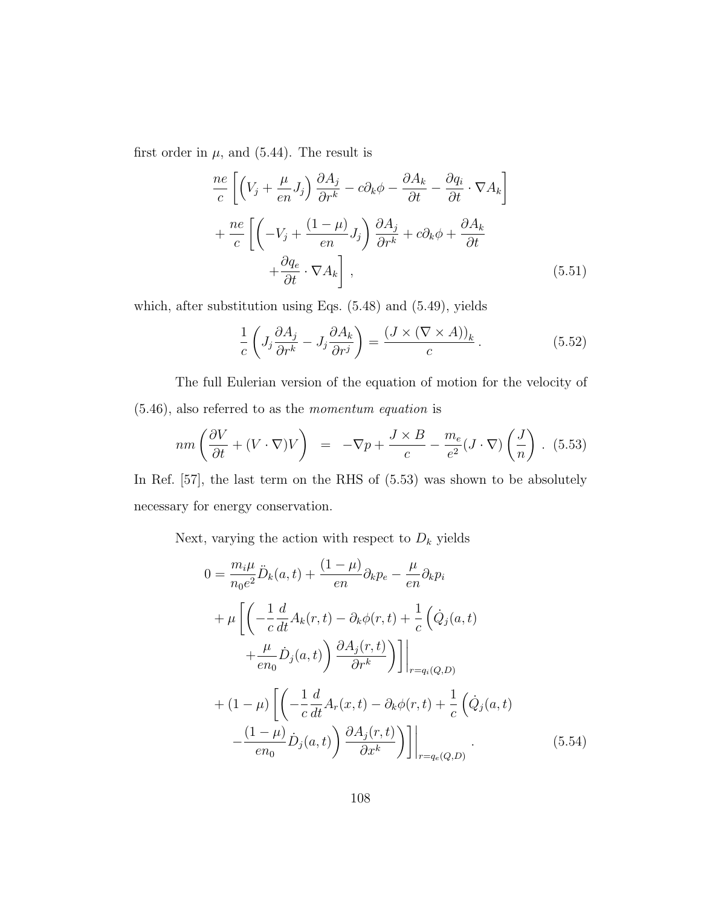first order in $\mu$, and (5.44). The result is

$$
\begin{aligned}
&\frac{ne}{c}\left[\left(V_j + \frac{\mu}{en}J_j\right)\frac{\partial A_j}{\partial r^k} - c\partial_k \phi - \frac{\partial A_k}{\partial t} - \frac{\partial q_i}{\partial t}\cdot \nabla A_k\right] \\
&+ \frac{ne}{c}\left[\left(-V_j + \frac{(1-\mu)}{en}J_j\right)\frac{\partial A_j}{\partial r^k} + c\partial_k \phi + \frac{\partial A_k}{\partial t} \right.\\
&\qquad \left. + \frac{\partial q_e}{\partial t}\cdot \nabla A_k\right] , \qquad (5.51)
\end{aligned}
$$

which, after substitution using Eqs. (5.48) and (5.49), yields

$$
\frac{1}{c}\left(J_j \frac{\partial A_j}{\partial r^k} - J_j \frac{\partial A_k}{\partial r^j}\right) = \frac{(J\times(\nabla\times A))_k}{c} . \qquad (5.52)
$$

The full Eulerian version of the equation of motion for the velocity of (5.46), also referred to as the *momentum equation* is

$$
nm\left(\frac{\partial V}{\partial t} + (V\cdot\nabla)V\right) \;=\; -\nabla p + \frac{J\times B}{c} - \frac{m_e}{e^2}(J\cdot\nabla)\left(\frac{J}{n}\right) . \quad (5.53)
$$

In Ref. [57], the last term on the RHS of (5.53) was shown to be absolutely necessary for energy conservation.

Next, varying the action with respect to $D_k$ yields

$$
\begin{aligned}
0 =\; & \frac{m_i\mu}{n_0 e^2}\ddot{D}_k(a,t) + \frac{(1-\mu)}{en}\partial_k p_e - \frac{\mu}{en}\partial_k p_i \\
&+ \mu\left[\left(-\frac{1}{c}\frac{d}{dt}A_k(r,t) - \partial_k\phi(r,t) + \frac{1}{c}\left(\dot{Q}_j(a,t)\right.\right.\right. \\
&\qquad \left.\left.\left. + \frac{\mu}{en_0}\dot{D}_j(a,t)\right)\frac{\partial A_j(r,t)}{\partial r^k}\right)\right]\Bigg|_{r=q_i(Q,D)} \\
&+ (1-\mu)\left[\left(-\frac{1}{c}\frac{d}{dt}A_r(x,t) - \partial_k\phi(r,t) + \frac{1}{c}\left(\dot{Q}_j(a,t)\right.\right.\right. \\
&\qquad \left.\left.\left. - \frac{(1-\mu)}{en_0}\dot{D}_j(a,t)\right)\frac{\partial A_j(r,t)}{\partial x^k}\right)\right]\Bigg|_{r=q_e(Q,D)} . \qquad (5.54)
\end{aligned}
$$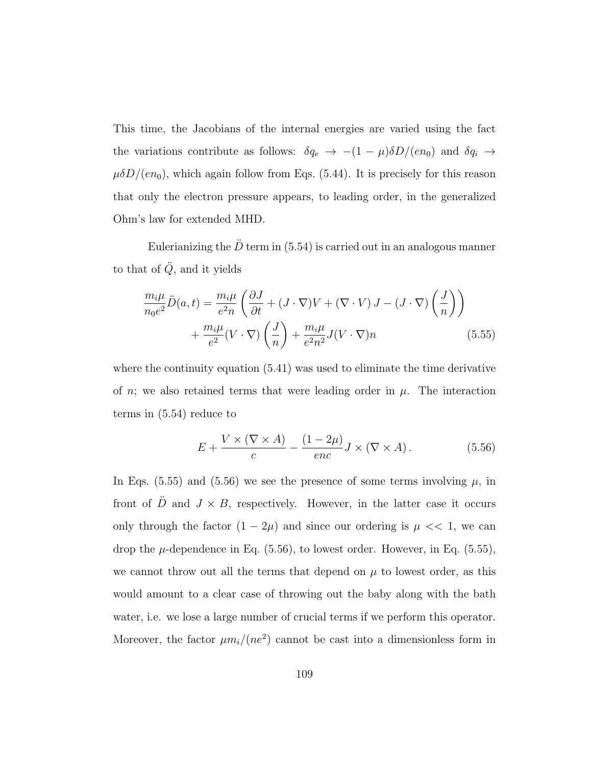This time, the Jacobians of the internal energies are varied using the fact the variations contribute as follows: $\delta q_e \rightarrow -(1-\mu)\delta D/(en_0)$ and $\delta q_i \rightarrow \mu \delta D/(en_0)$, which again follow from Eqs. (5.44). It is precisely for this reason that only the electron pressure appears, to leading order, in the generalized Ohm's law for extended MHD.

Eulerianizing the $\ddot{D}$ term in (5.54) is carried out in an analogous manner to that of $\ddot{Q}$, and it yields

$$
\begin{aligned}
\frac{m_i \mu}{n_0 e^2} \ddot{D}(a,t) = & \frac{m_i \mu}{e^2 n} \left( \frac{\partial J}{\partial t} + (J \cdot \nabla) V + (\nabla \cdot V) \, J - (J \cdot \nabla) \left( \frac{J}{n} \right) \right) \\
& + \frac{m_i \mu}{e^2} (V \cdot \nabla) \left( \frac{J}{n} \right) + \frac{m_i \mu}{e^2 n^2} J (V \cdot \nabla) n
\end{aligned}
\tag{5.55}
$$

where the continuity equation (5.41) was used to eliminate the time derivative of $n$; we also retained terms that were leading order in $\mu$. The interaction terms in (5.54) reduce to

$$
E + \frac{V \times (\nabla \times A)}{c} - \frac{(1-2\mu)}{enc} J \times (\nabla \times A) \, . \tag{5.56}
$$

In Eqs. (5.55) and (5.56) we see the presence of some terms involving $\mu$, in front of $\ddot{D}$ and $J \times B$, respectively. However, in the latter case it occurs only through the factor $(1-2\mu)$ and since our ordering is $\mu << 1$, we can drop the $\mu$-dependence in Eq. (5.56), to lowest order. However, in Eq. (5.55), we cannot throw out all the terms that depend on $\mu$ to lowest order, as this would amount to a clear case of throwing out the baby along with the bath water, i.e. we lose a large number of crucial terms if we perform this operator. Moreover, the factor $\mu m_i/(ne^2)$ cannot be cast into a dimensionless form in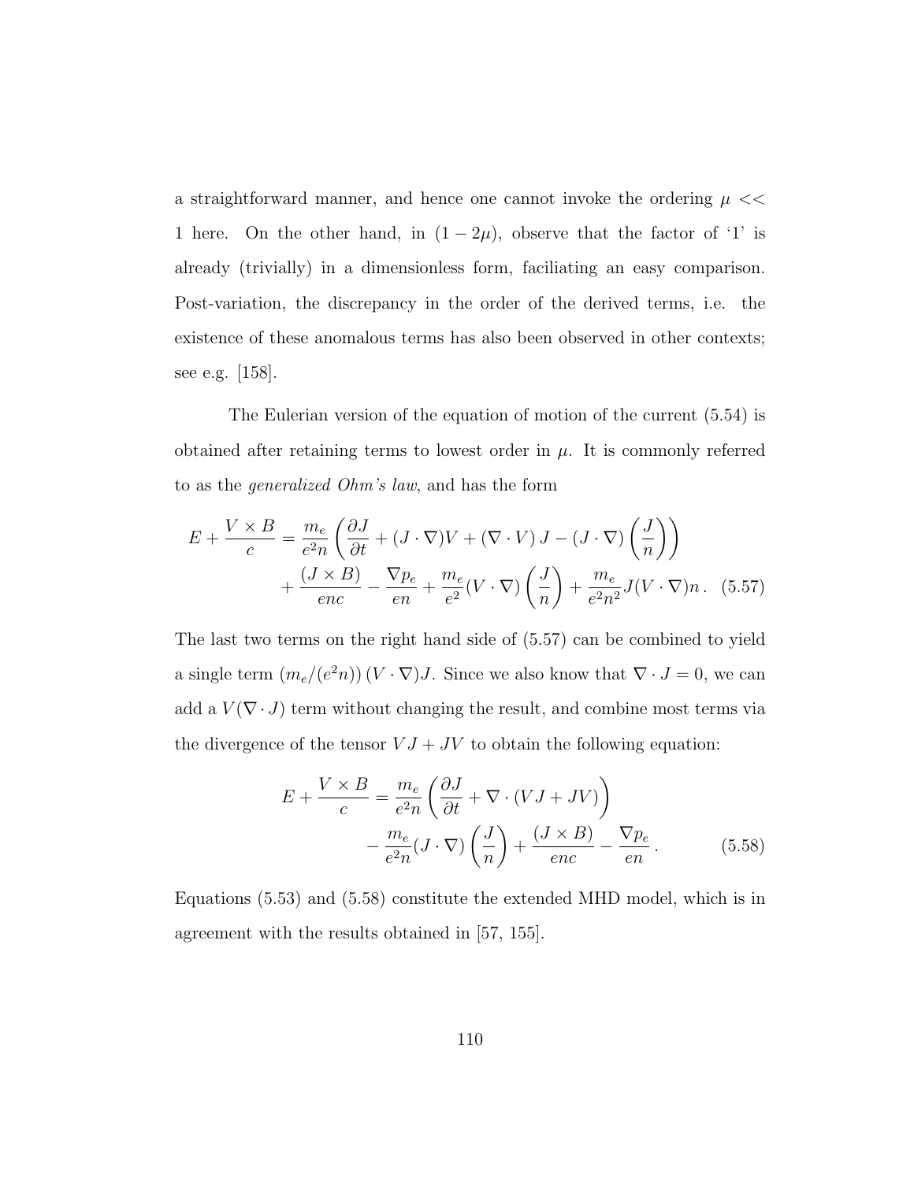a straightforward manner, and hence one cannot invoke the ordering $\mu << 1$ here. On the other hand, in $(1 - 2\mu)$, observe that the factor of '1' is already (trivially) in a dimensionless form, faciliating an easy comparison. Post-variation, the discrepancy in the order of the derived terms, i.e. the existence of these anomalous terms has also been observed in other contexts; see e.g. [158].

The Eulerian version of the equation of motion of the current (5.54) is obtained after retaining terms to lowest order in $\mu$. It is commonly referred to as the *generalized Ohm's law*, and has the form

$$E + \frac{V \times B}{c} = \frac{m_e}{e^2 n}\left(\frac{\partial J}{\partial t} + (J\cdot\nabla)V + (\nabla\cdot V)\,J - (J\cdot\nabla)\left(\frac{J}{n}\right)\right) + \frac{(J \times B)}{enc} - \frac{\nabla p_e}{en} + \frac{m_e}{e^2}(V\cdot\nabla)\left(\frac{J}{n}\right) + \frac{m_e}{e^2 n^2}J(V\cdot\nabla)n\,. \quad (5.57)$$

The last two terms on the right hand side of (5.57) can be combined to yield a single term $(m_e/(e^2 n))\,(V\cdot\nabla)J$. Since we also know that $\nabla\cdot J = 0$, we can add a $V(\nabla\cdot J)$ term without changing the result, and combine most terms via the divergence of the tensor $VJ + JV$ to obtain the following equation:

$$E + \frac{V \times B}{c} = \frac{m_e}{e^2 n}\left(\frac{\partial J}{\partial t} + \nabla\cdot(VJ + JV)\right) - \frac{m_e}{e^2 n}(J\cdot\nabla)\left(\frac{J}{n}\right) + \frac{(J \times B)}{enc} - \frac{\nabla p_e}{en}\,. \quad (5.58)$$

Equations (5.53) and (5.58) constitute the extended MHD model, which is in agreement with the results obtained in [57, 155].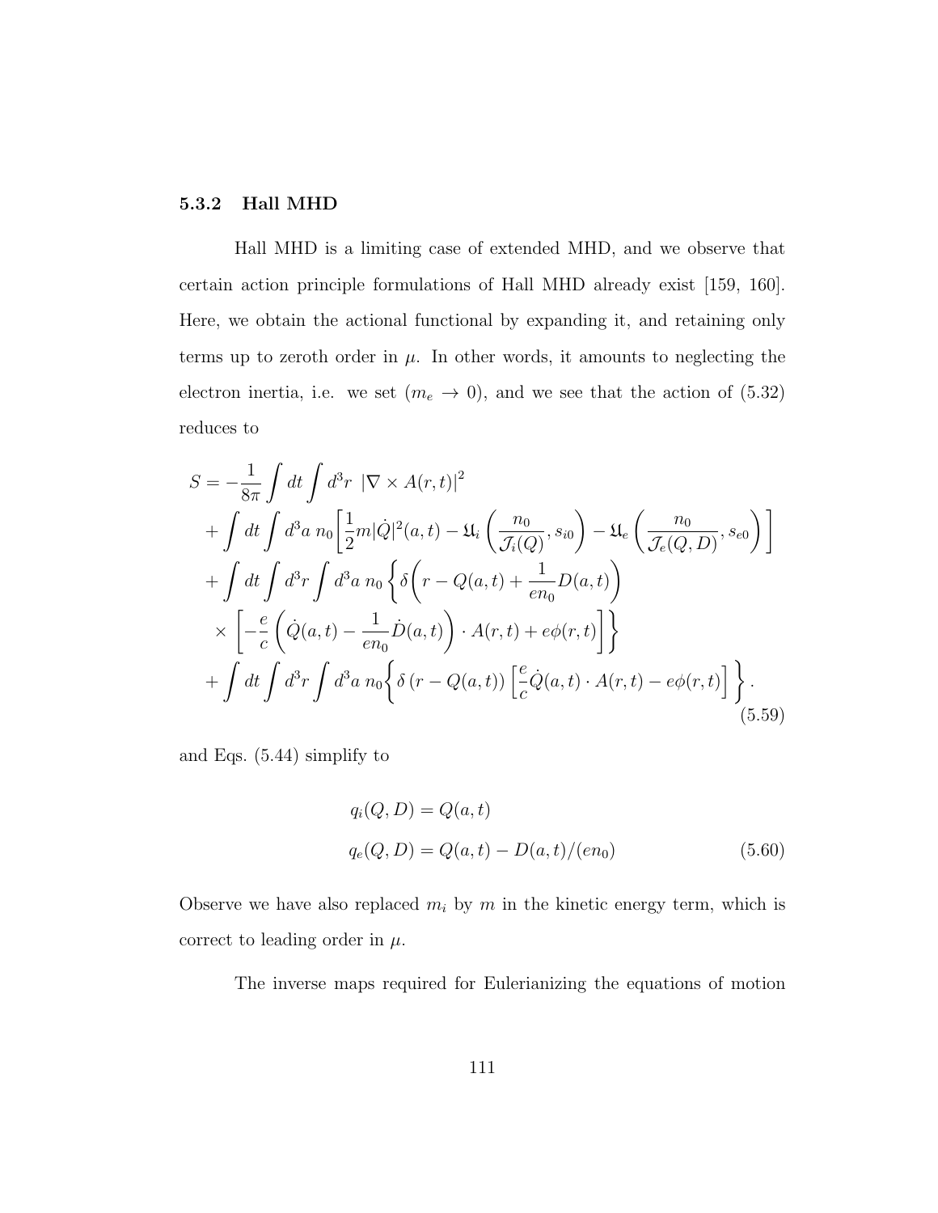### 5.3.2 Hall MHD

Hall MHD is a limiting case of extended MHD, and we observe that certain action principle formulations of Hall MHD already exist [159, 160]. Here, we obtain the actional functional by expanding it, and retaining only terms up to zeroth order in $\mu$. In other words, it amounts to neglecting the electron inertia, i.e. we set ($m_e \to 0$), and we see that the action of (5.32) reduces to

$$
\begin{aligned}
S = & -\frac{1}{8\pi}\int dt \int d^3r \ |\nabla \times A(r,t)|^2 \\
& + \int dt \int d^3a \ n_0 \bigg[\frac{1}{2} m |\dot{Q}|^2(a,t) - \mathfrak{U}_i\left(\frac{n_0}{\mathcal{J}_i(Q)}, s_{i0}\right) - \mathfrak{U}_e\left(\frac{n_0}{\mathcal{J}_e(Q,D)}, s_{e0}\right)\bigg] \\
& + \int dt \int d^3r \int d^3a \ n_0 \bigg\{ \delta\bigg(r - Q(a,t) + \frac{1}{en_0} D(a,t)\bigg) \\
& \times \left[ -\frac{e}{c}\left(\dot{Q}(a,t) - \frac{1}{en_0}\dot{D}(a,t)\right)\cdot A(r,t) + e\phi(r,t)\right]\bigg\} \\
& + \int dt \int d^3r \int d^3a \ n_0 \bigg\{ \delta\left(r - Q(a,t)\right)\left[\frac{e}{c}\dot{Q}(a,t)\cdot A(r,t) - e\phi(r,t)\right]\bigg\}.
\end{aligned} \tag{5.59}
$$

and Eqs. (5.44) simplify to

$$
\begin{aligned}
q_i(Q,D) &= Q(a,t) \\
q_e(Q,D) &= Q(a,t) - D(a,t)/(en_0)
\end{aligned} \tag{5.60}
$$

Observe we have also replaced $m_i$ by $m$ in the kinetic energy term, which is correct to leading order in $\mu$.

The inverse maps required for Eulerianizing the equations of motion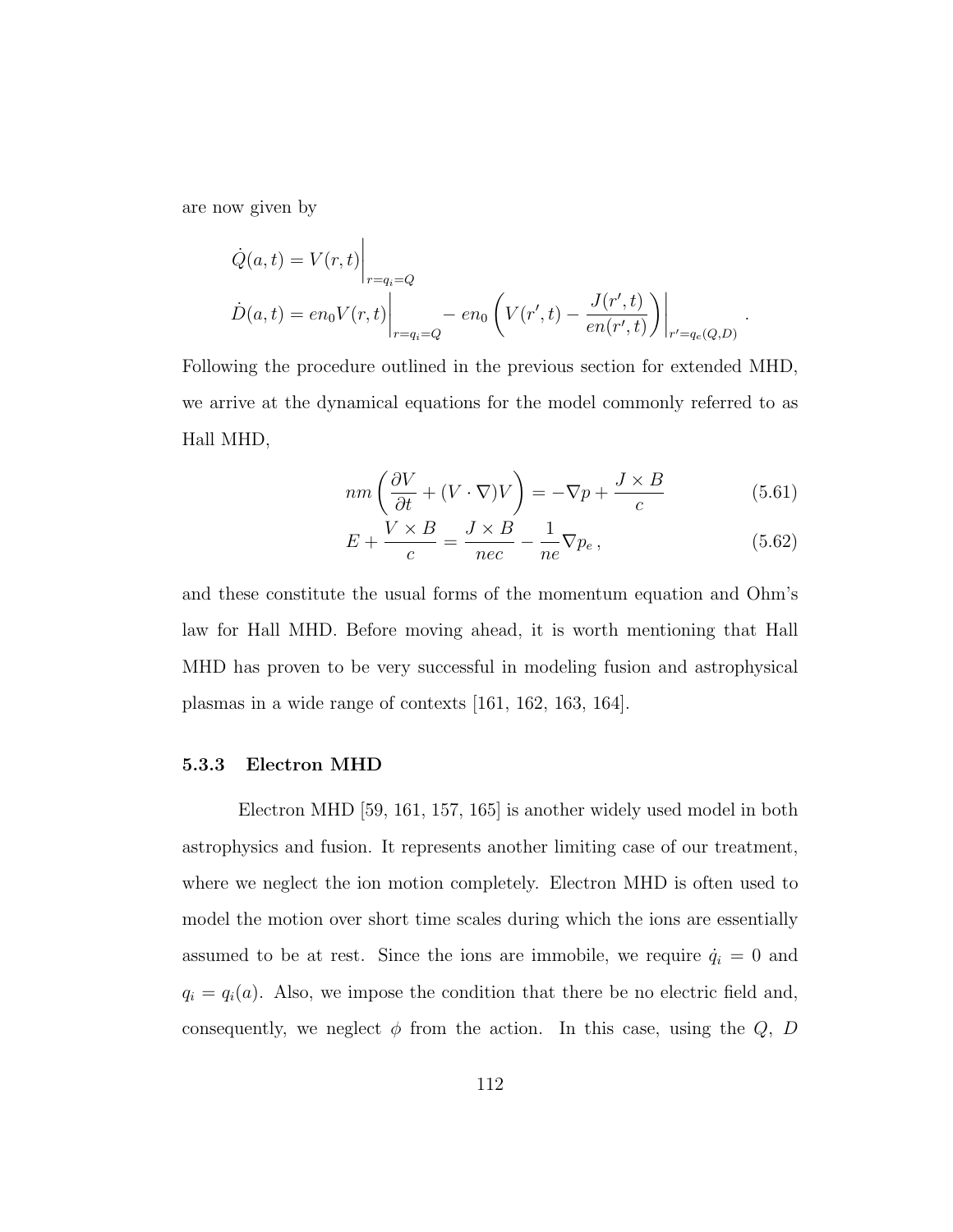are now given by

$$
\begin{aligned}
\dot{Q}(a,t) &= V(r,t)\Big|_{r=q_i=Q} \\
\dot{D}(a,t) &= en_0 V(r,t)\Big|_{r=q_i=Q} - en_0\left(V(r',t) - \frac{J(r',t)}{en(r',t)}\right)\Big|_{r'=q_e(Q,D)} .
\end{aligned}
$$

Following the procedure outlined in the previous section for extended MHD, we arrive at the dynamical equations for the model commonly referred to as Hall MHD,

$$
nm\left(\frac{\partial V}{\partial t} + (V\cdot\nabla)V\right) = -\nabla p + \frac{J\times B}{c} \tag{5.61}
$$

$$
E + \frac{V\times B}{c} = \frac{J\times B}{nec} - \frac{1}{ne}\nabla p_e\,, \tag{5.62}
$$

and these constitute the usual forms of the momentum equation and Ohm's law for Hall MHD. Before moving ahead, it is worth mentioning that Hall MHD has proven to be very successful in modeling fusion and astrophysical plasmas in a wide range of contexts [161, 162, 163, 164].

### 5.3.3 Electron MHD

Electron MHD [59, 161, 157, 165] is another widely used model in both astrophysics and fusion. It represents another limiting case of our treatment, where we neglect the ion motion completely. Electron MHD is often used to model the motion over short time scales during which the ions are essentially assumed to be at rest. Since the ions are immobile, we require $\dot{q}_i = 0$ and $q_i = q_i(a)$. Also, we impose the condition that there be no electric field and, consequently, we neglect $\phi$ from the action. In this case, using the $Q$, $D$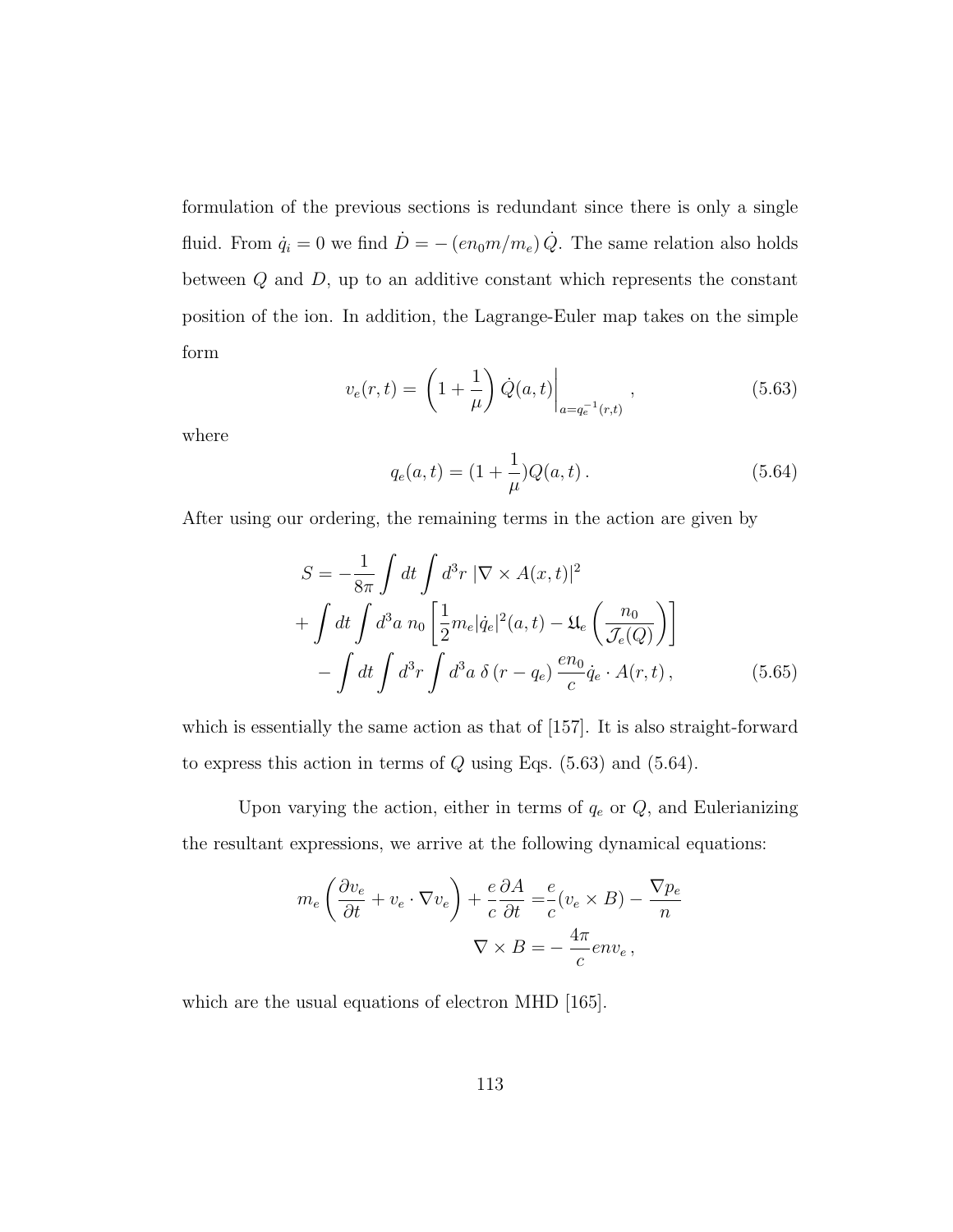formulation of the previous sections is redundant since there is only a single fluid. From $\dot{q}_i = 0$ we find $\dot{D} = -\left(en_0 m/m_e\right)\dot{Q}$. The same relation also holds between $Q$ and $D$, up to an additive constant which represents the constant position of the ion. In addition, the Lagrange-Euler map takes on the simple form

$$v_e(r,t) = \left(1 + \frac{1}{\mu}\right)\dot{Q}(a,t)\bigg|_{a=q_e^{-1}(r,t)}, \tag{5.63}$$

where

$$q_e(a,t) = (1 + \frac{1}{\mu})Q(a,t)\,. \tag{5.64}$$

After using our ordering, the remaining terms in the action are given by

$$\begin{aligned} S = &-\frac{1}{8\pi}\int dt \int d^3r\, |\nabla \times A(x,t)|^2 \\ &+ \int dt \int d^3a\, n_0 \left[\frac{1}{2}m_e|\dot{q}_e|^2(a,t) - \mathfrak{U}_e\left(\frac{n_0}{\mathcal{J}_e(Q)}\right)\right] \\ &- \int dt \int d^3r \int d^3a\, \delta\left(r - q_e\right) \frac{en_0}{c}\dot{q}_e \cdot A(r,t)\,, \end{aligned} \tag{5.65}$$

which is essentially the same action as that of [157]. It is also straight-forward to express this action in terms of $Q$ using Eqs. (5.63) and (5.64).

Upon varying the action, either in terms of $q_e$ or $Q$, and Eulerianizing the resultant expressions, we arrive at the following dynamical equations:

$$\begin{aligned} m_e\left(\frac{\partial v_e}{\partial t} + v_e \cdot \nabla v_e\right) + \frac{e}{c}\frac{\partial A}{\partial t} &= \frac{e}{c}(v_e \times B) - \frac{\nabla p_e}{n} \\ \nabla \times B &= -\frac{4\pi}{c}env_e\,, \end{aligned}$$

which are the usual equations of electron MHD [165].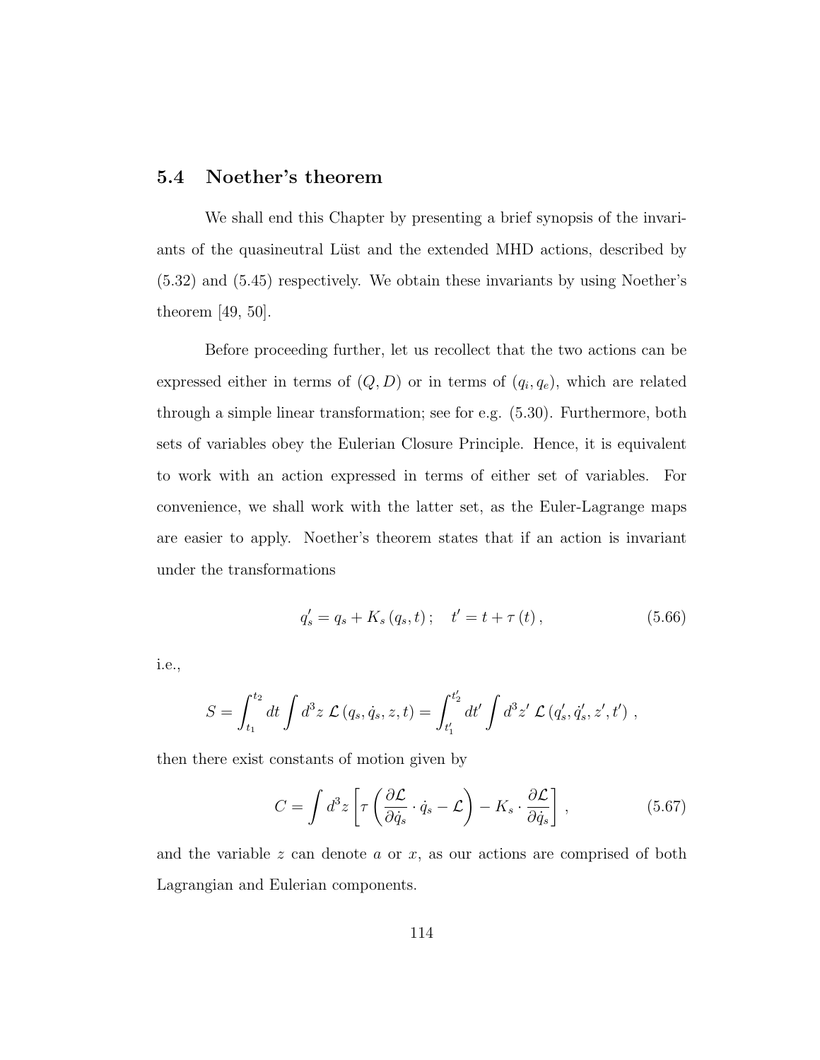## 5.4 Noether's theorem

We shall end this Chapter by presenting a brief synopsis of the invariants of the quasineutral Lüst and the extended MHD actions, described by (5.32) and (5.45) respectively. We obtain these invariants by using Noether's theorem [49, 50].

Before proceeding further, let us recollect that the two actions can be expressed either in terms of $(Q, D)$ or in terms of $(q_i, q_e)$, which are related through a simple linear transformation; see for e.g. (5.30). Furthermore, both sets of variables obey the Eulerian Closure Principle. Hence, it is equivalent to work with an action expressed in terms of either set of variables. For convenience, we shall work with the latter set, as the Euler-Lagrange maps are easier to apply. Noether's theorem states that if an action is invariant under the transformations

$$q_s' = q_s + K_s\left(q_s, t\right); \quad t' = t + \tau\left(t\right), \tag{5.66}$$

i.e.,

$$S = \int_{t_1}^{t_2} dt \int d^3z\, \mathcal{L}\left(q_s, \dot{q}_s, z, t\right) = \int_{t_1'}^{t_2'} dt' \int d^3z'\, \mathcal{L}\left(q_s', \dot{q}_s', z', t'\right)\,,$$

then there exist constants of motion given by

$$C = \int d^3z \left[\tau\left(\frac{\partial \mathcal{L}}{\partial \dot{q}_s}\cdot \dot{q}_s - \mathcal{L}\right) - K_s \cdot \frac{\partial \mathcal{L}}{\partial \dot{q}_s}\right]\,, \tag{5.67}$$

and the variable $z$ can denote $a$ or $x$, as our actions are comprised of both Lagrangian and Eulerian components.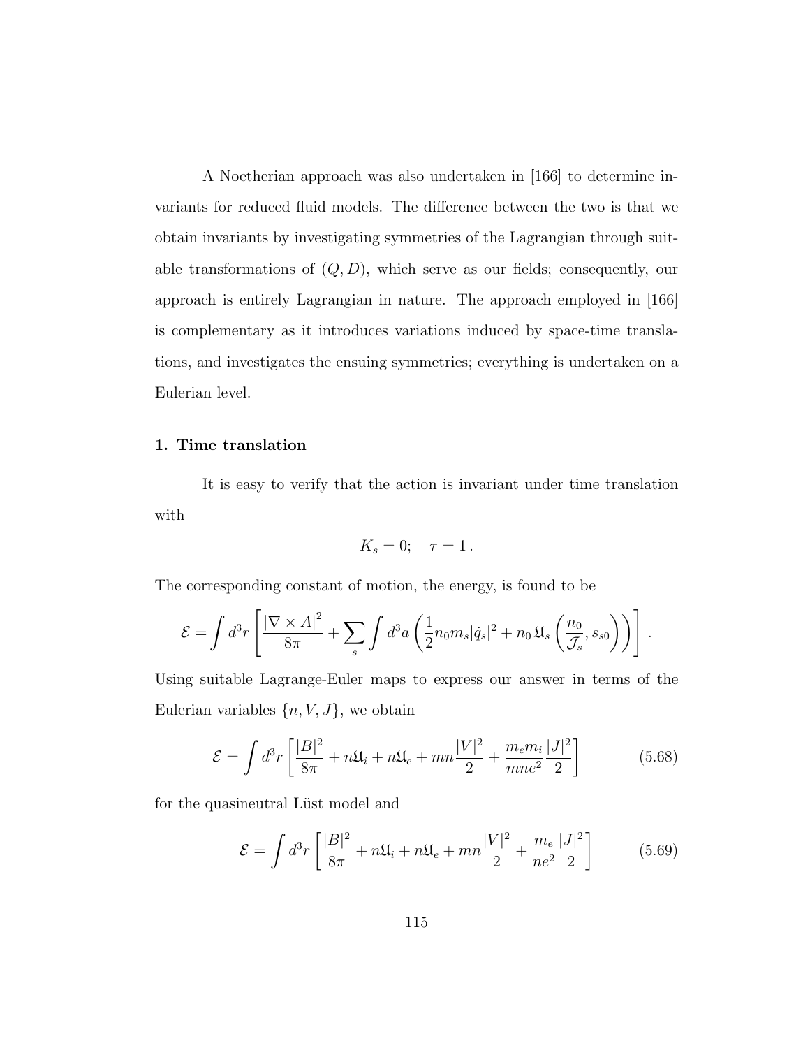A Noetherian approach was also undertaken in [166] to determine invariants for reduced fluid models. The difference between the two is that we obtain invariants by investigating symmetries of the Lagrangian through suitable transformations of $(Q, D)$, which serve as our fields; consequently, our approach is entirely Lagrangian in nature. The approach employed in [166] is complementary as it introduces variations induced by space-time translations, and investigates the ensuing symmetries; everything is undertaken on a Eulerian level.

### 1. Time translation

It is easy to verify that the action is invariant under time translation with

$$K_s = 0; \quad \tau = 1\,.$$

The corresponding constant of motion, the energy, is found to be

$$\mathcal{E} = \int d^3r \left[ \frac{|\nabla \times A|^2}{8\pi} + \sum_s \int d^3a \left( \frac{1}{2} n_0 m_s |\dot{q}_s|^2 + n_0\, \mathfrak{U}_s \left( \frac{n_0}{\mathcal{J}_s}, s_{s0} \right) \right) \right].$$

Using suitable Lagrange-Euler maps to express our answer in terms of the Eulerian variables $\{n, V, J\}$, we obtain

$$\mathcal{E} = \int d^3r \left[ \frac{|B|^2}{8\pi} + n\mathfrak{U}_i + n\mathfrak{U}_e + mn\frac{|V|^2}{2} + \frac{m_e m_i}{mne^2}\frac{|J|^2}{2} \right] \tag{5.68}$$

for the quasineutral Lüst model and

$$\mathcal{E} = \int d^3r \left[ \frac{|B|^2}{8\pi} + n\mathfrak{U}_i + n\mathfrak{U}_e + mn\frac{|V|^2}{2} + \frac{m_e}{ne^2}\frac{|J|^2}{2} \right] \tag{5.69}$$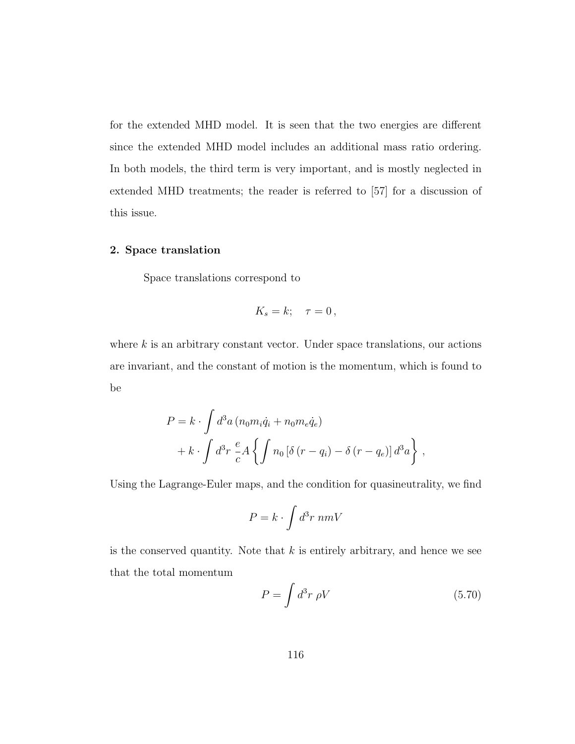for the extended MHD model. It is seen that the two energies are different since the extended MHD model includes an additional mass ratio ordering. In both models, the third term is very important, and is mostly neglected in extended MHD treatments; the reader is referred to [57] for a discussion of this issue.

#### 2. Space translation

Space translations correspond to

$$K_s = k; \quad \tau = 0\,,$$

where $k$ is an arbitrary constant vector. Under space translations, our actions are invariant, and the constant of motion is the momentum, which is found to be

$$\begin{aligned}
P &= k \cdot \int d^3a \left( n_0 m_i \dot{q}_i + n_0 m_e \dot{q}_e \right) \\
&\quad + k \cdot \int d^3r \; \frac{e}{c} A \left\{ \int n_0 \left[ \delta\left(r - q_i\right) - \delta\left(r - q_e\right) \right] d^3a \right\}\,,
\end{aligned}$$

Using the Lagrange-Euler maps, and the condition for quasineutrality, we find

$$P = k \cdot \int d^3r \; nmV$$

is the conserved quantity. Note that $k$ is entirely arbitrary, and hence we see that the total momentum

$$P = \int d^3r \; \rho V \tag{5.70}$$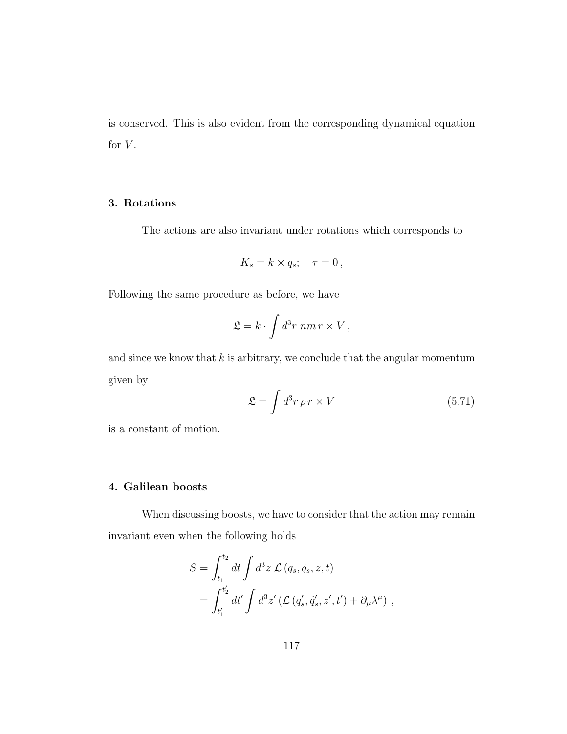is conserved. This is also evident from the corresponding dynamical equation for $V$.

### 3. Rotations

The actions are also invariant under rotations which corresponds to

$$K_s = k \times q_s; \quad \tau = 0\,,$$

Following the same procedure as before, we have

$$\mathfrak{L} = k \cdot \int d^3r \; nm\, r \times V\,,$$

and since we know that $k$ is arbitrary, we conclude that the angular momentum given by

$$\mathfrak{L} = \int d^3r\, \rho\, r \times V \tag{5.71}$$

is a constant of motion.

### 4. Galilean boosts

When discussing boosts, we have to consider that the action may remain invariant even when the following holds

$$\begin{aligned} S &= \int_{t_1}^{t_2} dt \int d^3z\; \mathcal{L}\left(q_s, \dot{q}_s, z, t\right) \\ &= \int_{t_1'}^{t_2'} dt' \int d^3z' \left(\mathcal{L}\left(q_s', \dot{q}_s', z', t'\right) + \partial_\mu \lambda^\mu\right)\,, \end{aligned}$$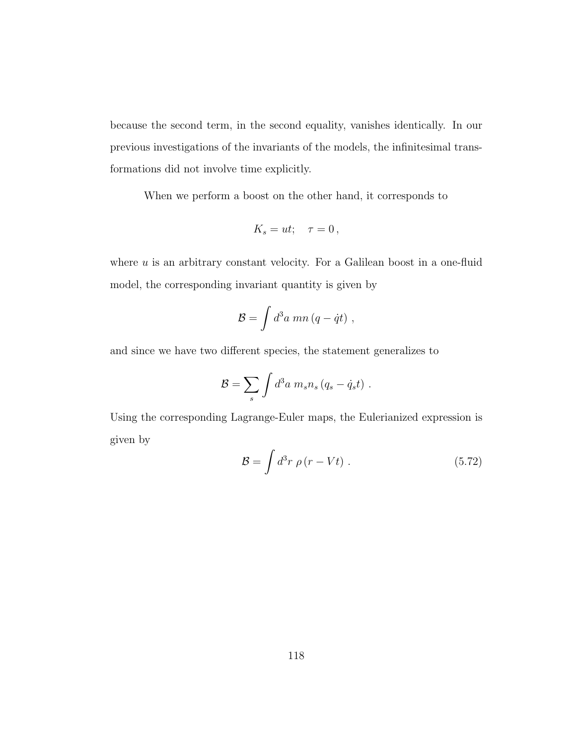because the second term, in the second equality, vanishes identically. In our previous investigations of the invariants of the models, the infinitesimal transformations did not involve time explicitly.

When we perform a boost on the other hand, it corresponds to

$$K_s = ut; \quad \tau = 0\,,$$

where $u$ is an arbitrary constant velocity. For a Galilean boost in a one-fluid model, the corresponding invariant quantity is given by

$$\mathcal{B} = \int d^3a \; mn\left(q - \dot{q}t\right)\,,$$

and since we have two different species, the statement generalizes to

$$\mathcal{B} = \sum_s \int d^3a \; m_s n_s \left(q_s - \dot{q}_s t\right)\,.$$

Using the corresponding Lagrange-Euler maps, the Eulerianized expression is given by

$$\mathcal{B} = \int d^3r \; \rho \left(r - Vt\right)\,. \tag{5.72}$$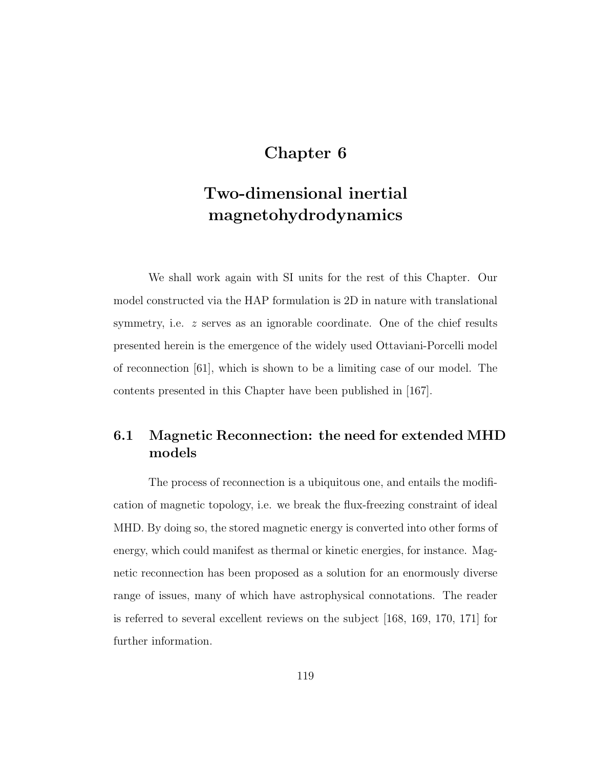# Chapter 6

# Two-dimensional inertial magnetohydrodynamics

We shall work again with SI units for the rest of this Chapter. Our model constructed via the HAP formulation is 2D in nature with translational symmetry, i.e. $z$ serves as an ignorable coordinate. One of the chief results presented herein is the emergence of the widely used Ottaviani-Porcelli model of reconnection [61], which is shown to be a limiting case of our model. The contents presented in this Chapter have been published in [167].

## 6.1 Magnetic Reconnection: the need for extended MHD models

The process of reconnection is a ubiquitous one, and entails the modification of magnetic topology, i.e. we break the flux-freezing constraint of ideal MHD. By doing so, the stored magnetic energy is converted into other forms of energy, which could manifest as thermal or kinetic energies, for instance. Magnetic reconnection has been proposed as a solution for an enormously diverse range of issues, many of which have astrophysical connotations. The reader is referred to several excellent reviews on the subject [168, 169, 170, 171] for further information.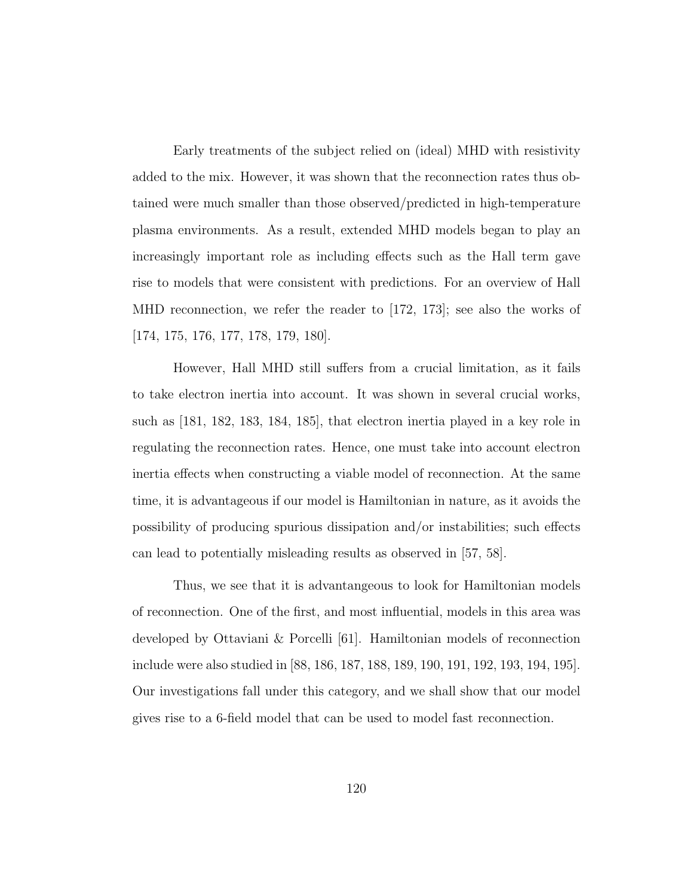Early treatments of the subject relied on (ideal) MHD with resistivity added to the mix. However, it was shown that the reconnection rates thus obtained were much smaller than those observed/predicted in high-temperature plasma environments. As a result, extended MHD models began to play an increasingly important role as including effects such as the Hall term gave rise to models that were consistent with predictions. For an overview of Hall MHD reconnection, we refer the reader to [172, 173]; see also the works of [174, 175, 176, 177, 178, 179, 180].

However, Hall MHD still suffers from a crucial limitation, as it fails to take electron inertia into account. It was shown in several crucial works, such as [181, 182, 183, 184, 185], that electron inertia played in a key role in regulating the reconnection rates. Hence, one must take into account electron inertia effects when constructing a viable model of reconnection. At the same time, it is advantageous if our model is Hamiltonian in nature, as it avoids the possibility of producing spurious dissipation and/or instabilities; such effects can lead to potentially misleading results as observed in [57, 58].

Thus, we see that it is advantangeous to look for Hamiltonian models of reconnection. One of the first, and most influential, models in this area was developed by Ottaviani & Porcelli [61]. Hamiltonian models of reconnection include were also studied in [88, 186, 187, 188, 189, 190, 191, 192, 193, 194, 195]. Our investigations fall under this category, and we shall show that our model gives rise to a 6-field model that can be used to model fast reconnection.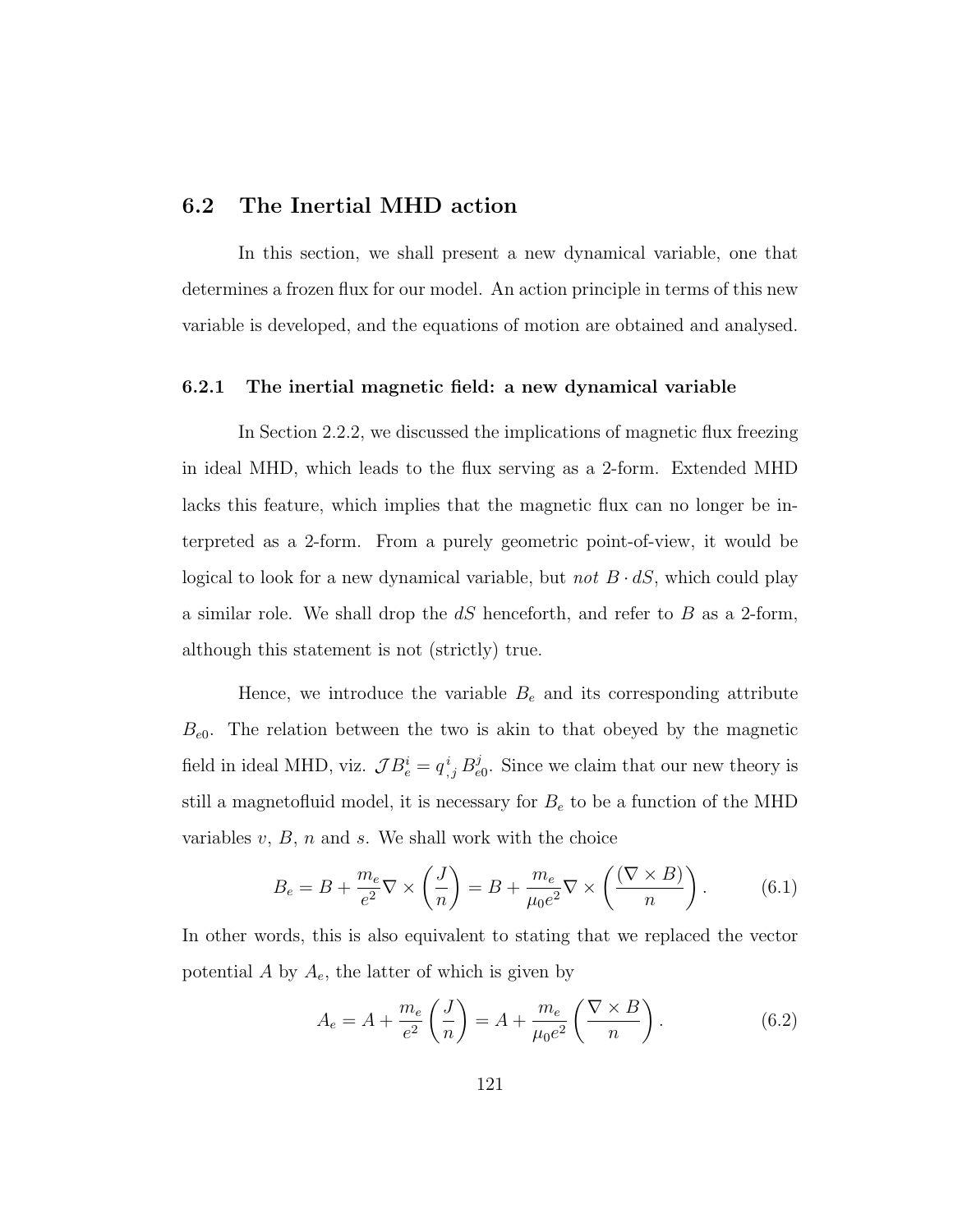## 6.2 The Inertial MHD action

In this section, we shall present a new dynamical variable, one that determines a frozen flux for our model. An action principle in terms of this new variable is developed, and the equations of motion are obtained and analysed.

### 6.2.1 The inertial magnetic field: a new dynamical variable

In Section 2.2.2, we discussed the implications of magnetic flux freezing in ideal MHD, which leads to the flux serving as a 2-form. Extended MHD lacks this feature, which implies that the magnetic flux can no longer be interpreted as a 2-form. From a purely geometric point-of-view, it would be logical to look for a new dynamical variable, but *not* $B \cdot dS$, which could play a similar role. We shall drop the $dS$ henceforth, and refer to $B$ as a 2-form, although this statement is not (strictly) true.

Hence, we introduce the variable $B_e$ and its corresponding attribute $B_{e0}$. The relation between the two is akin to that obeyed by the magnetic field in ideal MHD, viz. $\mathcal{J} B_e^i = q^i_{\ ,j} B_{e0}^j$. Since we claim that our new theory is still a magnetofluid model, it is necessary for $B_e$ to be a function of the MHD variables $v$, $B$, $n$ and $s$. We shall work with the choice

$$B_e = B + \frac{m_e}{e^2} \nabla \times \left( \frac{J}{n} \right) = B + \frac{m_e}{\mu_0 e^2} \nabla \times \left( \frac{(\nabla \times B)}{n} \right). \tag{6.1}$$

In other words, this is also equivalent to stating that we replaced the vector potential $A$ by $A_e$, the latter of which is given by

$$A_e = A + \frac{m_e}{e^2} \left( \frac{J}{n} \right) = A + \frac{m_e}{\mu_0 e^2} \left( \frac{\nabla \times B}{n} \right). \tag{6.2}$$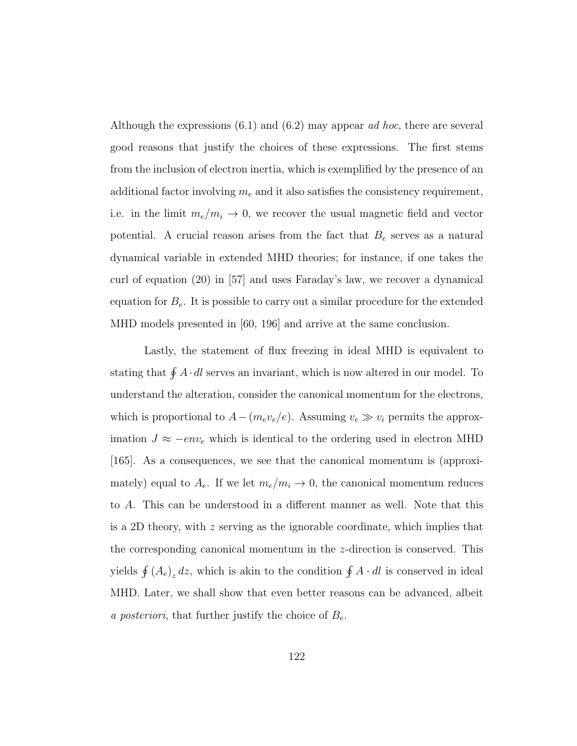Although the expressions (6.1) and (6.2) may appear *ad hoc*, there are several good reasons that justify the choices of these expressions. The first stems from the inclusion of electron inertia, which is exemplified by the presence of an additional factor involving $m_e$ and it also satisfies the consistency requirement, i.e. in the limit $m_e/m_i \to 0$, we recover the usual magnetic field and vector potential. A crucial reason arises from the fact that $B_e$ serves as a natural dynamical variable in extended MHD theories; for instance, if one takes the curl of equation (20) in [57] and uses Faraday's law, we recover a dynamical equation for $B_e$. It is possible to carry out a similar procedure for the extended MHD models presented in [60, 196] and arrive at the same conclusion.

Lastly, the statement of flux freezing in ideal MHD is equivalent to stating that $\oint A \cdot dl$ serves an invariant, which is now altered in our model. To understand the alteration, consider the canonical momentum for the electrons, which is proportional to $A - (m_e v_e/e)$. Assuming $v_e \gg v_i$ permits the approximation $J \approx -env_e$ which is identical to the ordering used in electron MHD [165]. As a consequences, we see that the canonical momentum is (approximately) equal to $A_e$. If we let $m_e/m_i \to 0$, the canonical momentum reduces to $A$. This can be understood in a different manner as well. Note that this is a 2D theory, with $z$ serving as the ignorable coordinate, which implies that the corresponding canonical momentum in the $z$-direction is conserved. This yields $\oint (A_e)_z \, dz$, which is akin to the condition $\oint A \cdot dl$ is conserved in ideal MHD. Later, we shall show that even better reasons can be advanced, albeit *a posteriori*, that further justify the choice of $B_e$.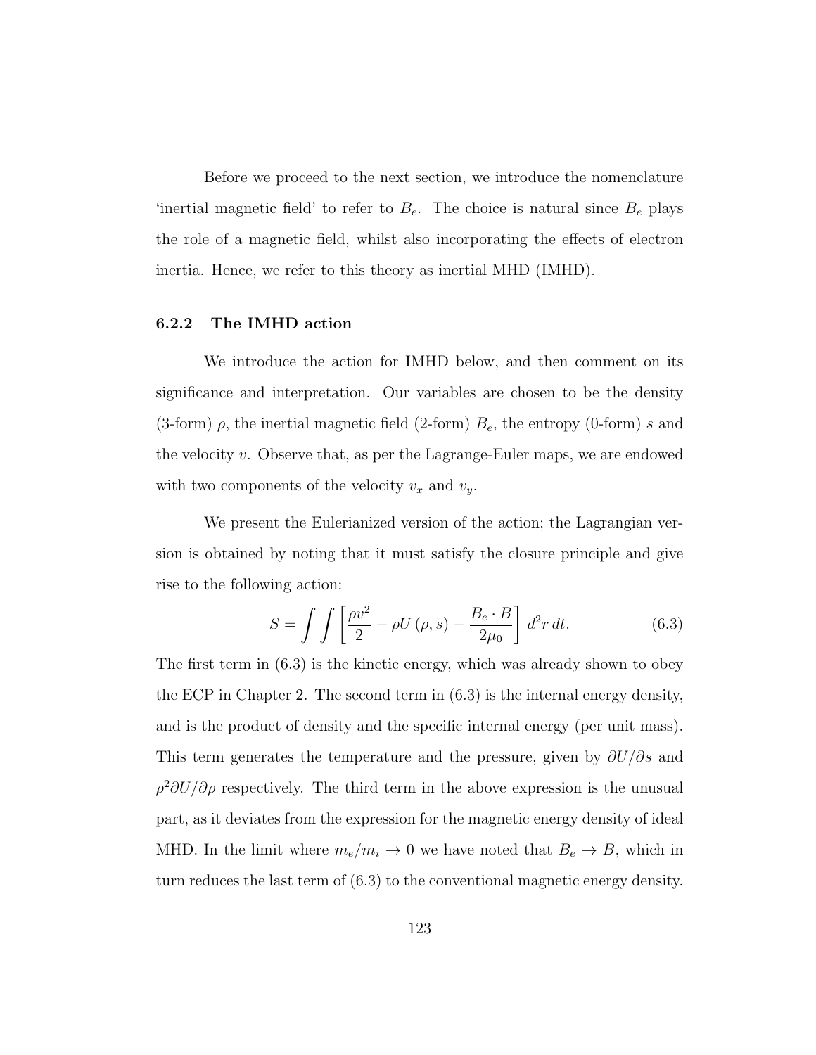Before we proceed to the next section, we introduce the nomenclature 'inertial magnetic field' to refer to $B_e$. The choice is natural since $B_e$ plays the role of a magnetic field, whilst also incorporating the effects of electron inertia. Hence, we refer to this theory as inertial MHD (IMHD).

### 6.2.2 The IMHD action

We introduce the action for IMHD below, and then comment on its significance and interpretation. Our variables are chosen to be the density (3-form) $\rho$, the inertial magnetic field (2-form) $B_e$, the entropy (0-form) $s$ and the velocity $v$. Observe that, as per the Lagrange-Euler maps, we are endowed with two components of the velocity $v_x$ and $v_y$.

We present the Eulerianized version of the action; the Lagrangian version is obtained by noting that it must satisfy the closure principle and give rise to the following action:

$$S = \int\int \left[\frac{\rho v^2}{2} - \rho U\left(\rho, s\right) - \frac{B_e \cdot B}{2\mu_0}\right] d^2r\, dt. \tag{6.3}$$

The first term in (6.3) is the kinetic energy, which was already shown to obey the ECP in Chapter 2. The second term in (6.3) is the internal energy density, and is the product of density and the specific internal energy (per unit mass). This term generates the temperature and the pressure, given by $\partial U/\partial s$ and $\rho^2 \partial U/\partial \rho$ respectively. The third term in the above expression is the unusual part, as it deviates from the expression for the magnetic energy density of ideal MHD. In the limit where $m_e/m_i \to 0$ we have noted that $B_e \to B$, which in turn reduces the last term of (6.3) to the conventional magnetic energy density.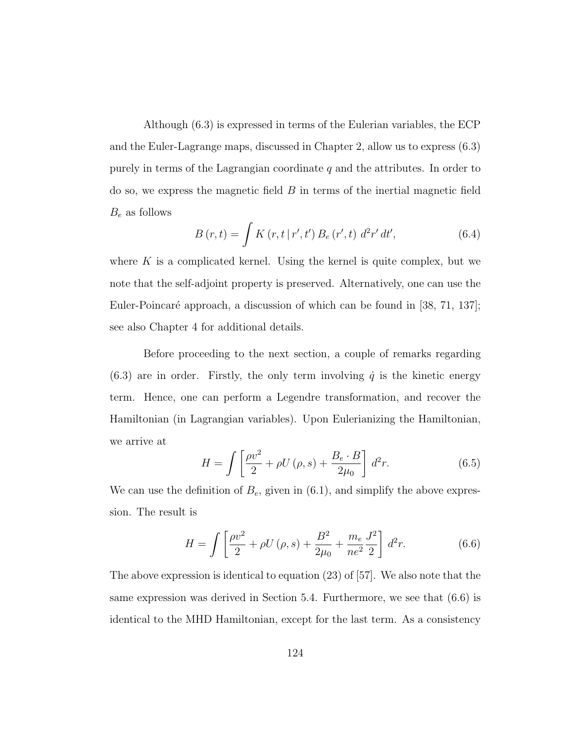Although (6.3) is expressed in terms of the Eulerian variables, the ECP and the Euler-Lagrange maps, discussed in Chapter 2, allow us to express (6.3) purely in terms of the Lagrangian coordinate $q$ and the attributes. In order to do so, we express the magnetic field $B$ in terms of the inertial magnetic field $B_e$ as follows

$$B\left(r,t\right) = \int K\left(r,t\,|\,r',t'\right) B_e\left(r',t\right)\, d^2r'\, dt', \tag{6.4}$$

where $K$ is a complicated kernel. Using the kernel is quite complex, but we note that the self-adjoint property is preserved. Alternatively, one can use the Euler-Poincaré approach, a discussion of which can be found in [38, 71, 137]; see also Chapter 4 for additional details.

Before proceeding to the next section, a couple of remarks regarding (6.3) are in order. Firstly, the only term involving $\dot{q}$ is the kinetic energy term. Hence, one can perform a Legendre transformation, and recover the Hamiltonian (in Lagrangian variables). Upon Eulerianizing the Hamiltonian, we arrive at

$$H = \int \left[\frac{\rho v^2}{2} + \rho U\left(\rho,s\right) + \frac{B_e \cdot B}{2\mu_0}\right] d^2r. \tag{6.5}$$

We can use the definition of $B_e$, given in (6.1), and simplify the above expression. The result is

$$H = \int \left[\frac{\rho v^2}{2} + \rho U\left(\rho,s\right) + \frac{B^2}{2\mu_0} + \frac{m_e}{ne^2}\frac{J^2}{2}\right] d^2r. \tag{6.6}$$

The above expression is identical to equation (23) of [57]. We also note that the same expression was derived in Section 5.4. Furthermore, we see that (6.6) is identical to the MHD Hamiltonian, except for the last term. As a consistency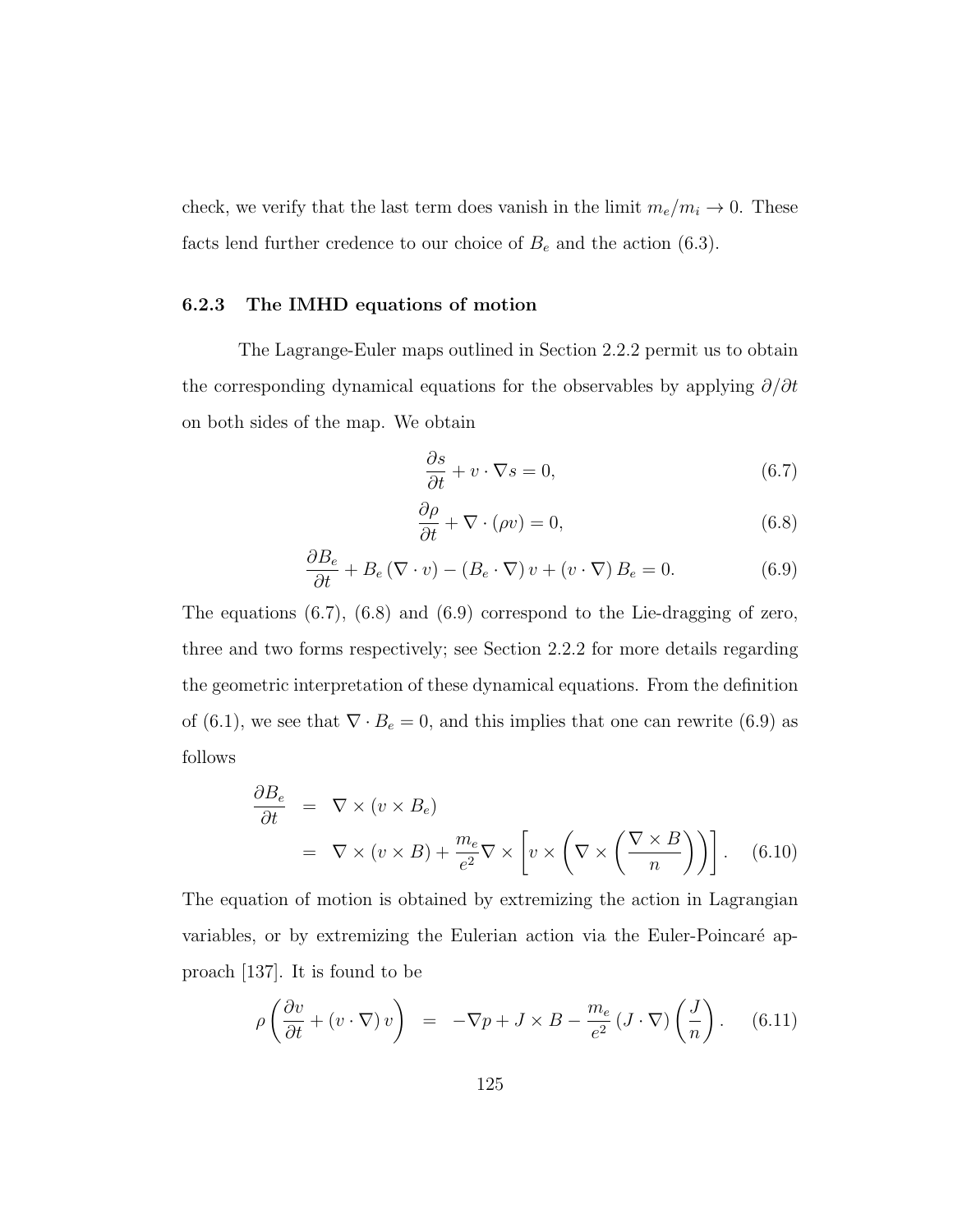check, we verify that the last term does vanish in the limit $m_e/m_i \to 0$. These facts lend further credence to our choice of $B_e$ and the action (6.3).

### 6.2.3 The IMHD equations of motion

The Lagrange-Euler maps outlined in Section 2.2.2 permit us to obtain the corresponding dynamical equations for the observables by applying $\partial/\partial t$ on both sides of the map. We obtain

$$\frac{\partial s}{\partial t} + v \cdot \nabla s = 0, \tag{6.7}$$

$$\frac{\partial \rho}{\partial t} + \nabla \cdot (\rho v) = 0, \tag{6.8}$$

$$\frac{\partial B_e}{\partial t} + B_e \left(\nabla \cdot v\right) - \left(B_e \cdot \nabla\right) v + \left(v \cdot \nabla\right) B_e = 0. \tag{6.9}$$

The equations (6.7), (6.8) and (6.9) correspond to the Lie-dragging of zero, three and two forms respectively; see Section 2.2.2 for more details regarding the geometric interpretation of these dynamical equations. From the definition of (6.1), we see that $\nabla \cdot B_e = 0$, and this implies that one can rewrite (6.9) as follows

$$\begin{aligned} \frac{\partial B_e}{\partial t} &= \nabla \times (v \times B_e) \\ &= \nabla \times (v \times B) + \frac{m_e}{e^2} \nabla \times \left[ v \times \left( \nabla \times \left( \frac{\nabla \times B}{n} \right) \right) \right]. \end{aligned} \tag{6.10}$$

The equation of motion is obtained by extremizing the action in Lagrangian variables, or by extremizing the Eulerian action via the Euler-Poincaré approach [137]. It is found to be

$$\rho \left( \frac{\partial v}{\partial t} + \left(v \cdot \nabla\right) v \right) = -\nabla p + J \times B - \frac{m_e}{e^2} \left(J \cdot \nabla\right) \left( \frac{J}{n} \right). \tag{6.11}$$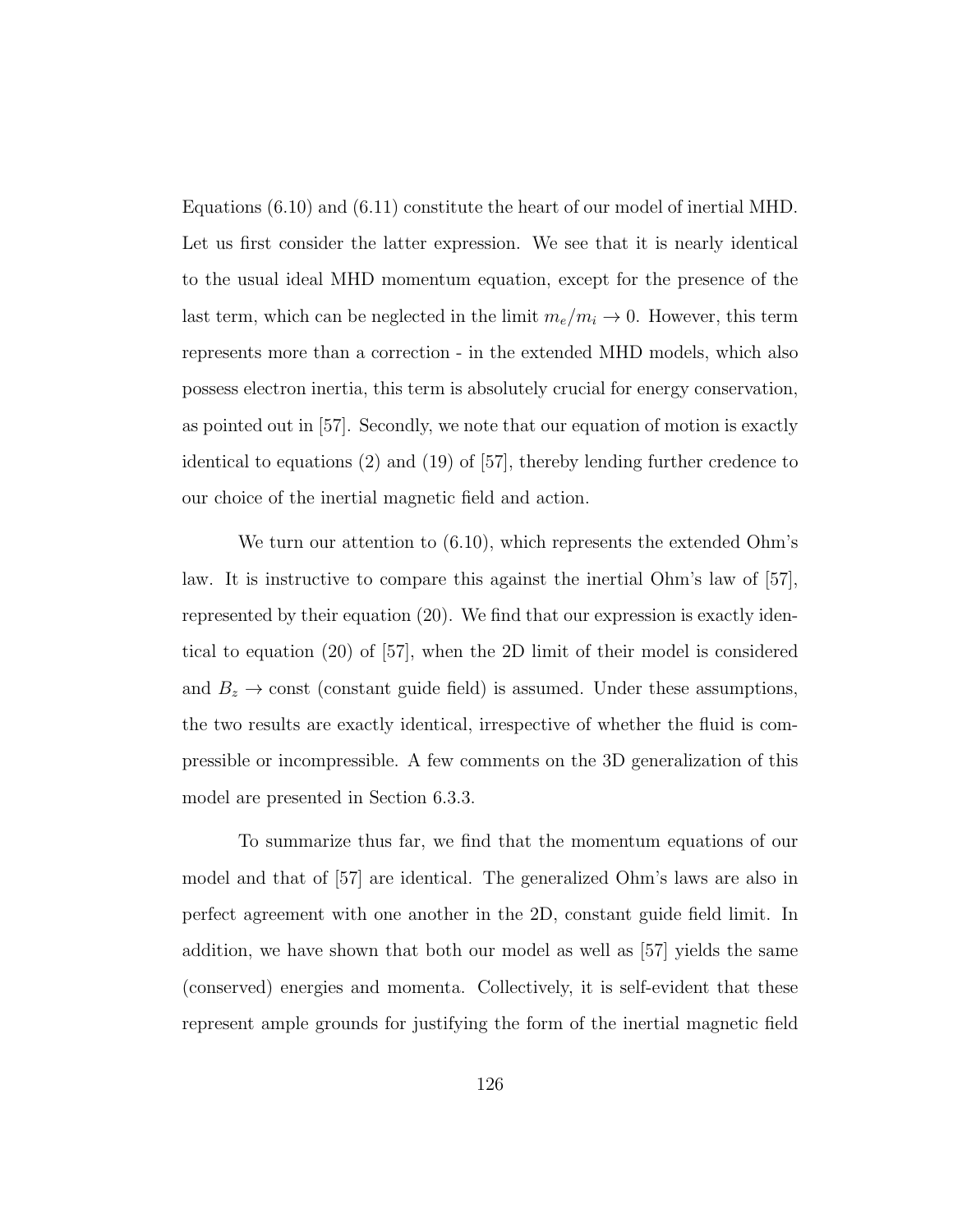Equations (6.10) and (6.11) constitute the heart of our model of inertial MHD. Let us first consider the latter expression. We see that it is nearly identical to the usual ideal MHD momentum equation, except for the presence of the last term, which can be neglected in the limit $m_e/m_i \to 0$. However, this term represents more than a correction - in the extended MHD models, which also possess electron inertia, this term is absolutely crucial for energy conservation, as pointed out in [57]. Secondly, we note that our equation of motion is exactly identical to equations (2) and (19) of [57], thereby lending further credence to our choice of the inertial magnetic field and action.

We turn our attention to (6.10), which represents the extended Ohm's law. It is instructive to compare this against the inertial Ohm's law of [57], represented by their equation (20). We find that our expression is exactly identical to equation (20) of [57], when the 2D limit of their model is considered and $B_z \to$ const (constant guide field) is assumed. Under these assumptions, the two results are exactly identical, irrespective of whether the fluid is compressible or incompressible. A few comments on the 3D generalization of this model are presented in Section 6.3.3.

To summarize thus far, we find that the momentum equations of our model and that of [57] are identical. The generalized Ohm's laws are also in perfect agreement with one another in the 2D, constant guide field limit. In addition, we have shown that both our model as well as [57] yields the same (conserved) energies and momenta. Collectively, it is self-evident that these represent ample grounds for justifying the form of the inertial magnetic field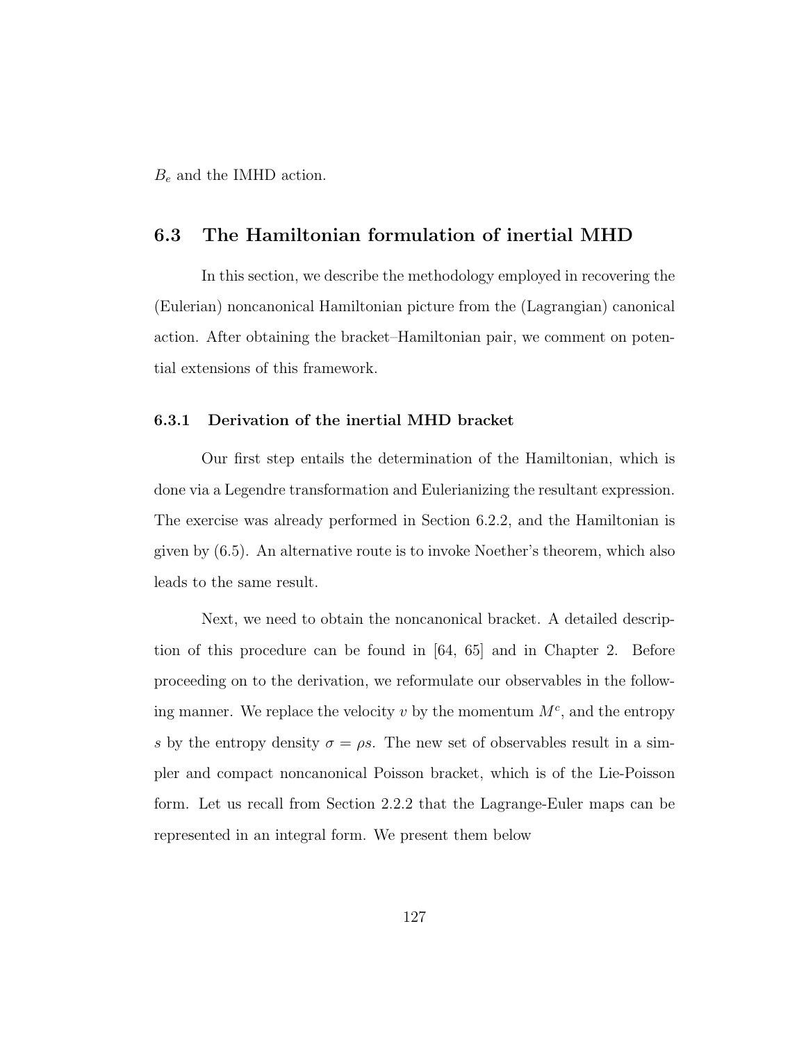$B_e$ and the IMHD action.

## 6.3 The Hamiltonian formulation of inertial MHD

In this section, we describe the methodology employed in recovering the (Eulerian) noncanonical Hamiltonian picture from the (Lagrangian) canonical action. After obtaining the bracket–Hamiltonian pair, we comment on potential extensions of this framework.

### 6.3.1 Derivation of the inertial MHD bracket

Our first step entails the determination of the Hamiltonian, which is done via a Legendre transformation and Eulerianizing the resultant expression. The exercise was already performed in Section 6.2.2, and the Hamiltonian is given by (6.5). An alternative route is to invoke Noether's theorem, which also leads to the same result.

Next, we need to obtain the noncanonical bracket. A detailed description of this procedure can be found in [64, 65] and in Chapter 2. Before proceeding on to the derivation, we reformulate our observables in the following manner. We replace the velocity $v$ by the momentum $M^c$, and the entropy $s$ by the entropy density $\sigma = \rho s$. The new set of observables result in a simpler and compact noncanonical Poisson bracket, which is of the Lie-Poisson form. Let us recall from Section 2.2.2 that the Lagrange-Euler maps can be represented in an integral form. We present them below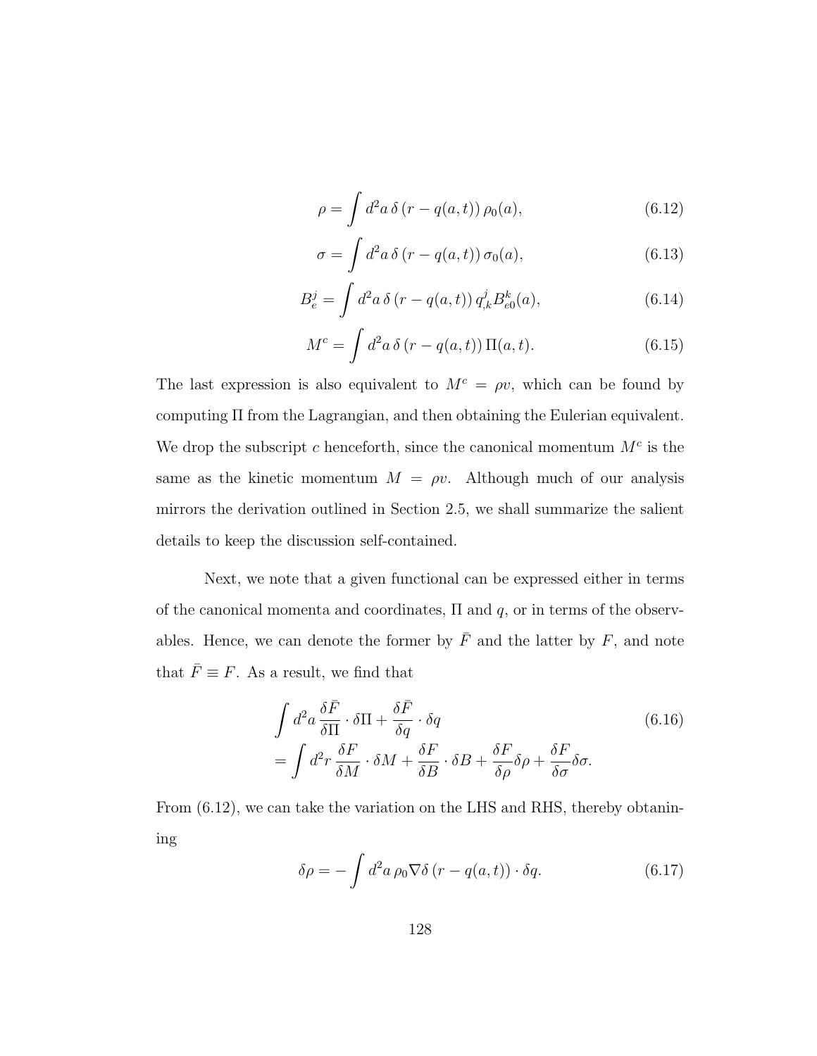$$\rho = \int d^2a \, \delta \left(r - q(a,t)\right) \rho_0(a), \tag{6.12}$$

$$\sigma = \int d^2a \, \delta \left(r - q(a,t)\right) \sigma_0(a), \tag{6.13}$$

$$B_e^j = \int d^2a \, \delta \left(r - q(a,t)\right) q^j_{,k} B^k_{e0}(a), \tag{6.14}$$

$$M^c = \int d^2a \, \delta \left(r - q(a,t)\right) \Pi(a,t). \tag{6.15}$$

The last expression is also equivalent to $M^c = \rho v$, which can be found by computing $\Pi$ from the Lagrangian, and then obtaining the Eulerian equivalent. We drop the subscript $c$ henceforth, since the canonical momentum $M^c$ is the same as the kinetic momentum $M = \rho v$. Although much of our analysis mirrors the derivation outlined in Section 2.5, we shall summarize the salient details to keep the discussion self-contained.

Next, we note that a given functional can be expressed either in terms of the canonical momenta and coordinates, $\Pi$ and $q$, or in terms of the observables. Hence, we can denote the former by $\bar{F}$ and the latter by $F$, and note that $\bar{F} \equiv F$. As a result, we find that

$$\begin{aligned}
&\int d^2a \, \frac{\delta \bar{F}}{\delta \Pi} \cdot \delta \Pi + \frac{\delta \bar{F}}{\delta q} \cdot \delta q \\
&= \int d^2r \, \frac{\delta F}{\delta M} \cdot \delta M + \frac{\delta F}{\delta B} \cdot \delta B + \frac{\delta F}{\delta \rho} \delta \rho + \frac{\delta F}{\delta \sigma} \delta \sigma.
\end{aligned} \tag{6.16}$$

From (6.12), we can take the variation on the LHS and RHS, thereby obtaining

$$\delta \rho = -\int d^2a \, \rho_0 \nabla \delta \left(r - q(a,t)\right) \cdot \delta q. \tag{6.17}$$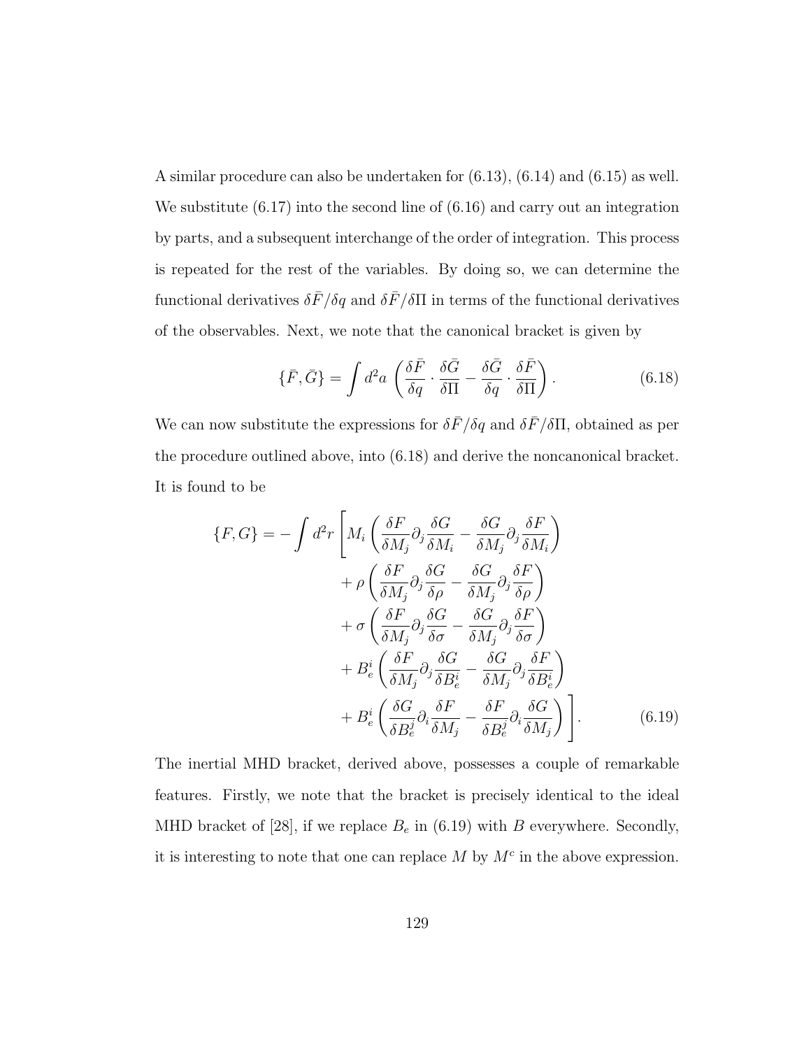A similar procedure can also be undertaken for (6.13), (6.14) and (6.15) as well. We substitute (6.17) into the second line of (6.16) and carry out an integration by parts, and a subsequent interchange of the order of integration. This process is repeated for the rest of the variables. By doing so, we can determine the functional derivatives $\delta\bar{F}/\delta q$ and $\delta\bar{F}/\delta\Pi$ in terms of the functional derivatives of the observables. Next, we note that the canonical bracket is given by

$$\{\bar{F},\bar{G}\} = \int d^2a\, \left(\frac{\delta\bar{F}}{\delta q}\cdot\frac{\delta\bar{G}}{\delta\Pi} - \frac{\delta\bar{G}}{\delta q}\cdot\frac{\delta\bar{F}}{\delta\Pi}\right). \tag{6.18}$$

We can now substitute the expressions for $\delta\bar{F}/\delta q$ and $\delta\bar{F}/\delta\Pi$, obtained as per the procedure outlined above, into (6.18) and derive the noncanonical bracket. It is found to be

$$\begin{aligned}
\{F,G\} = -\int d^2r \Bigg[ & M_i\left(\frac{\delta F}{\delta M_j}\partial_j\frac{\delta G}{\delta M_i} - \frac{\delta G}{\delta M_j}\partial_j\frac{\delta F}{\delta M_i}\right) \\
& + \rho\left(\frac{\delta F}{\delta M_j}\partial_j\frac{\delta G}{\delta \rho} - \frac{\delta G}{\delta M_j}\partial_j\frac{\delta F}{\delta \rho}\right) \\
& + \sigma\left(\frac{\delta F}{\delta M_j}\partial_j\frac{\delta G}{\delta \sigma} - \frac{\delta G}{\delta M_j}\partial_j\frac{\delta F}{\delta \sigma}\right) \\
& + B_e^i\left(\frac{\delta F}{\delta M_j}\partial_j\frac{\delta G}{\delta B_e^i} - \frac{\delta G}{\delta M_j}\partial_j\frac{\delta F}{\delta B_e^i}\right) \\
& + B_e^i\left(\frac{\delta G}{\delta B_e^j}\partial_i\frac{\delta F}{\delta M_j} - \frac{\delta F}{\delta B_e^j}\partial_i\frac{\delta G}{\delta M_j}\right)\Bigg].
\end{aligned} \tag{6.19}$$

The inertial MHD bracket, derived above, possesses a couple of remarkable features. Firstly, we note that the bracket is precisely identical to the ideal MHD bracket of [28], if we replace $B_e$ in (6.19) with $B$ everywhere. Secondly, it is interesting to note that one can replace $M$ by $M^c$ in the above expression.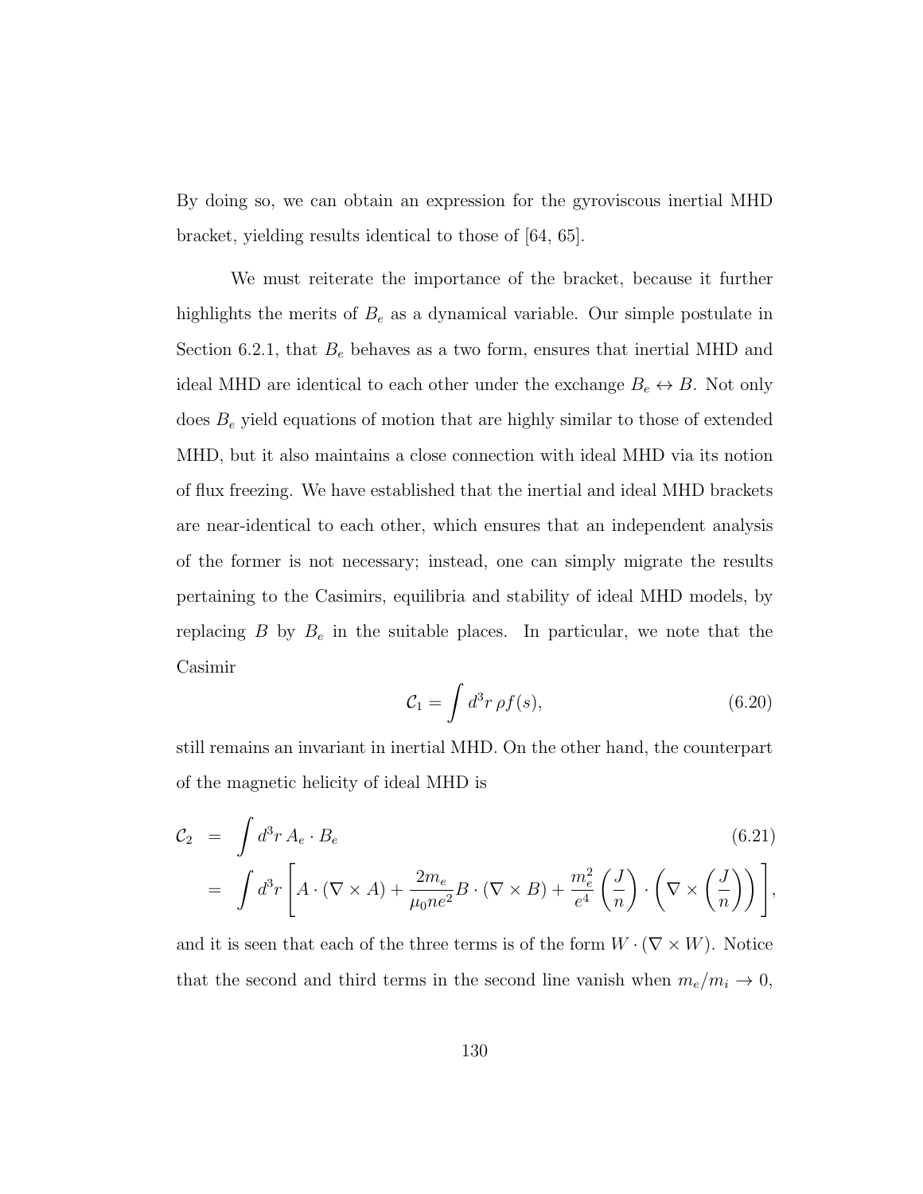By doing so, we can obtain an expression for the gyroviscous inertial MHD bracket, yielding results identical to those of [64, 65].

We must reiterate the importance of the bracket, because it further highlights the merits of $B_e$ as a dynamical variable. Our simple postulate in Section 6.2.1, that $B_e$ behaves as a two form, ensures that inertial MHD and ideal MHD are identical to each other under the exchange $B_e \leftrightarrow B$. Not only does $B_e$ yield equations of motion that are highly similar to those of extended MHD, but it also maintains a close connection with ideal MHD via its notion of flux freezing. We have established that the inertial and ideal MHD brackets are near-identical to each other, which ensures that an independent analysis of the former is not necessary; instead, one can simply migrate the results pertaining to the Casimirs, equilibria and stability of ideal MHD models, by replacing $B$ by $B_e$ in the suitable places. In particular, we note that the Casimir

$$\mathcal{C}_1 = \int d^3r\, \rho f(s), \tag{6.20}$$

still remains an invariant in inertial MHD. On the other hand, the counterpart of the magnetic helicity of ideal MHD is

$$\begin{aligned}
\mathcal{C}_2 &= \int d^3r\, A_e \cdot B_e \qquad (6.21)\\
&= \int d^3r \left[ A \cdot (\nabla \times A) + \frac{2m_e}{\mu_0 n e^2} B \cdot (\nabla \times B) + \frac{m_e^2}{e^4} \left(\frac{J}{n}\right) \cdot \left(\nabla \times \left(\frac{J}{n}\right)\right) \right],
\end{aligned}$$

and it is seen that each of the three terms is of the form $W \cdot (\nabla \times W)$. Notice that the second and third terms in the second line vanish when $m_e/m_i \to 0$,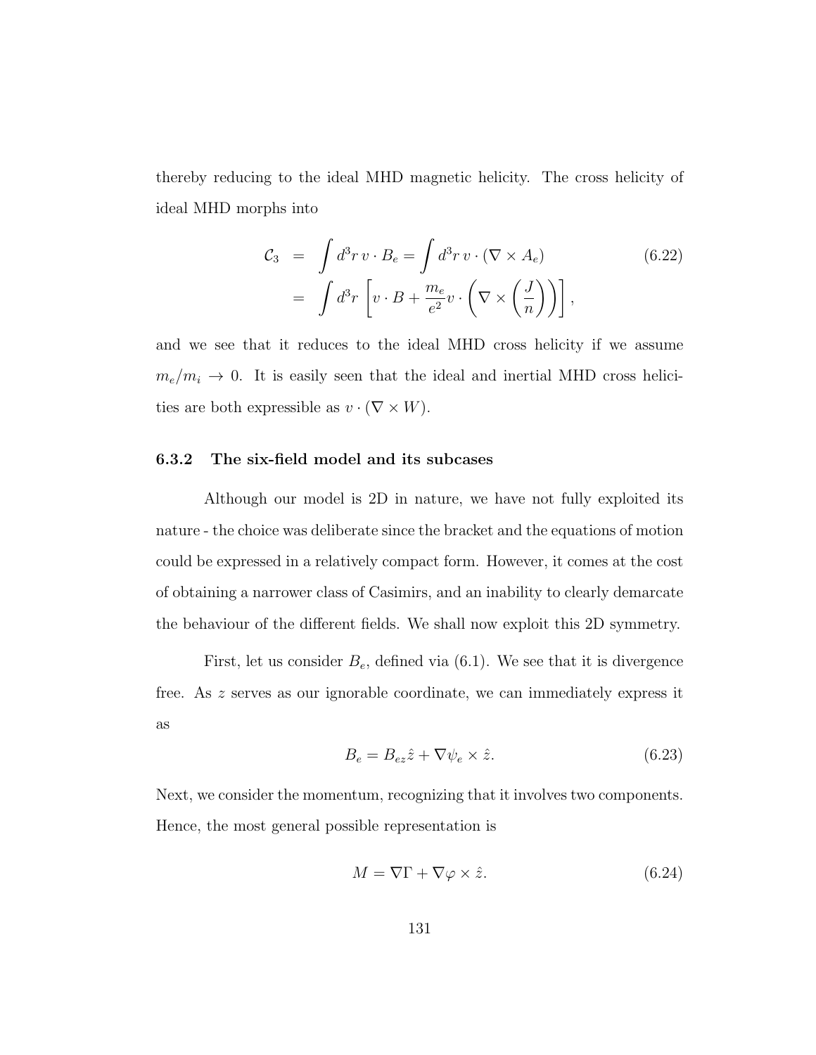thereby reducing to the ideal MHD magnetic helicity. The cross helicity of ideal MHD morphs into

$$
\begin{aligned}
\mathcal{C}_3 &= \int d^3r\, v \cdot B_e = \int d^3r\, v \cdot (\nabla \times A_e) \\
&= \int d^3r \left[ v \cdot B + \frac{m_e}{e^2} v \cdot \left( \nabla \times \left( \frac{J}{n} \right) \right) \right],
\end{aligned}
\tag{6.22}
$$

and we see that it reduces to the ideal MHD cross helicity if we assume $m_e/m_i \to 0$. It is easily seen that the ideal and inertial MHD cross helicities are both expressible as $v \cdot (\nabla \times W)$.

### 6.3.2 The six-field model and its subcases

Although our model is 2D in nature, we have not fully exploited its nature - the choice was deliberate since the bracket and the equations of motion could be expressed in a relatively compact form. However, it comes at the cost of obtaining a narrower class of Casimirs, and an inability to clearly demarcate the behaviour of the different fields. We shall now exploit this 2D symmetry.

First, let us consider $B_e$, defined via (6.1). We see that it is divergence free. As $z$ serves as our ignorable coordinate, we can immediately express it as

$$
B_e = B_{ez}\hat{z} + \nabla \psi_e \times \hat{z}. \tag{6.23}
$$

Next, we consider the momentum, recognizing that it involves two components. Hence, the most general possible representation is

$$
M = \nabla \Gamma + \nabla \varphi \times \hat{z}. \tag{6.24}
$$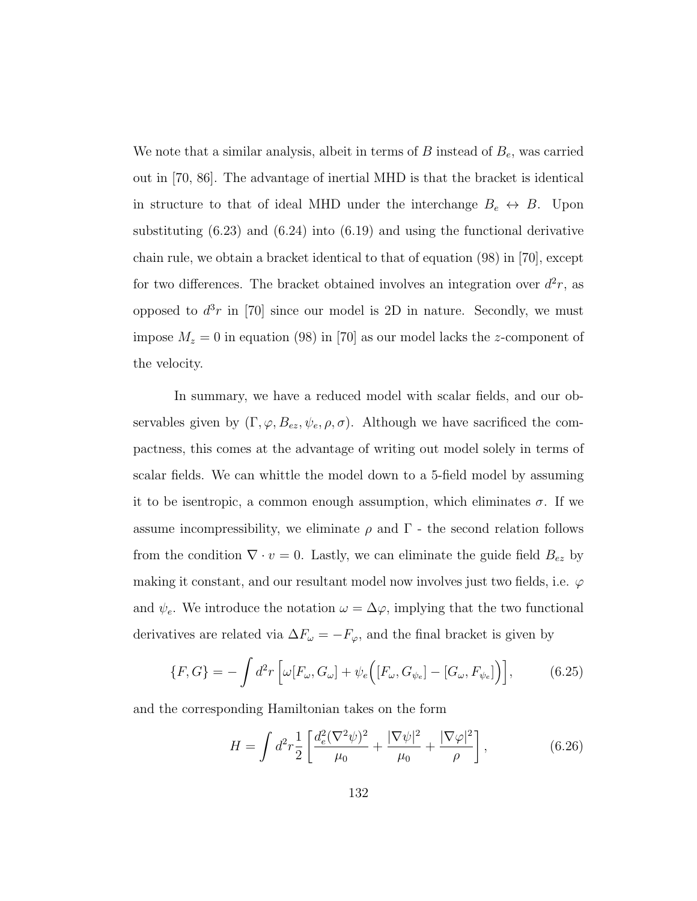We note that a similar analysis, albeit in terms of $B$ instead of $B_e$, was carried out in [70, 86]. The advantage of inertial MHD is that the bracket is identical in structure to that of ideal MHD under the interchange $B_e \leftrightarrow B$. Upon substituting (6.23) and (6.24) into (6.19) and using the functional derivative chain rule, we obtain a bracket identical to that of equation (98) in [70], except for two differences. The bracket obtained involves an integration over $d^2r$, as opposed to $d^3r$ in [70] since our model is 2D in nature. Secondly, we must impose $M_z = 0$ in equation (98) in [70] as our model lacks the $z$-component of the velocity.

In summary, we have a reduced model with scalar fields, and our observables given by $(\Gamma, \varphi, B_{ez}, \psi_e, \rho, \sigma)$. Although we have sacrificed the compactness, this comes at the advantage of writing out model solely in terms of scalar fields. We can whittle the model down to a 5-field model by assuming it to be isentropic, a common enough assumption, which eliminates $\sigma$. If we assume incompressibility, we eliminate $\rho$ and $\Gamma$ - the second relation follows from the condition $\nabla \cdot v = 0$. Lastly, we can eliminate the guide field $B_{ez}$ by making it constant, and our resultant model now involves just two fields, i.e. $\varphi$ and $\psi_e$. We introduce the notation $\omega = \Delta\varphi$, implying that the two functional derivatives are related via $\Delta F_\omega = -F_\varphi$, and the final bracket is given by

$$\{F, G\} = -\int d^2r \left[\omega[F_\omega, G_\omega] + \psi_e\Big([F_\omega, G_{\psi_e}] - [G_\omega, F_{\psi_e}]\Big)\right], \tag{6.25}$$

and the corresponding Hamiltonian takes on the form

$$H = \int d^2r \frac{1}{2}\left[\frac{d_e^2(\nabla^2\psi)^2}{\mu_0} + \frac{|\nabla\psi|^2}{\mu_0} + \frac{|\nabla\varphi|^2}{\rho}\right], \tag{6.26}$$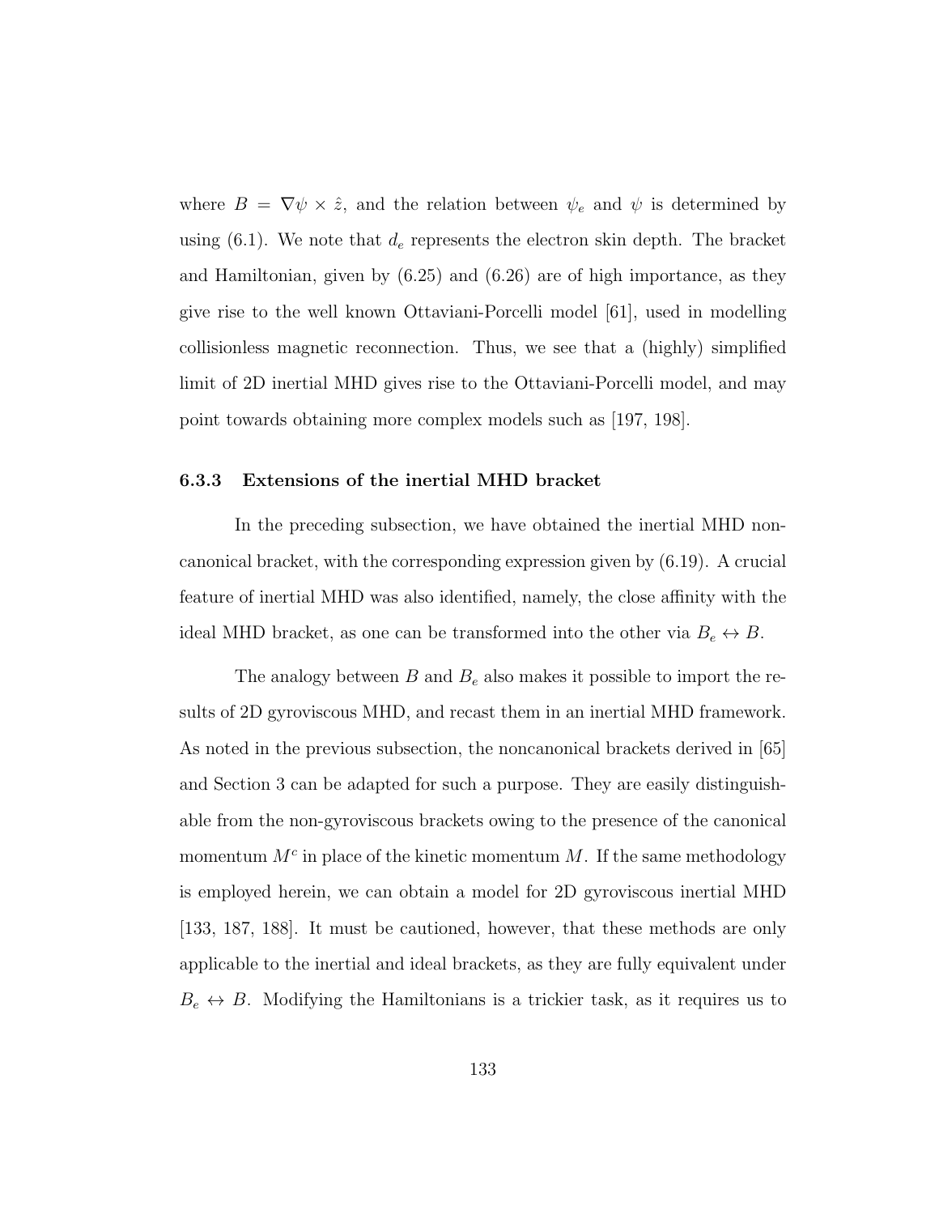where $B = \nabla\psi \times \hat{z}$, and the relation between $\psi_e$ and $\psi$ is determined by using (6.1). We note that $d_e$ represents the electron skin depth. The bracket and Hamiltonian, given by (6.25) and (6.26) are of high importance, as they give rise to the well known Ottaviani-Porcelli model [61], used in modelling collisionless magnetic reconnection. Thus, we see that a (highly) simplified limit of 2D inertial MHD gives rise to the Ottaviani-Porcelli model, and may point towards obtaining more complex models such as [197, 198].

### 6.3.3 Extensions of the inertial MHD bracket

In the preceding subsection, we have obtained the inertial MHD noncanonical bracket, with the corresponding expression given by (6.19). A crucial feature of inertial MHD was also identified, namely, the close affinity with the ideal MHD bracket, as one can be transformed into the other via $B_e \leftrightarrow B$.

The analogy between $B$ and $B_e$ also makes it possible to import the results of 2D gyroviscous MHD, and recast them in an inertial MHD framework. As noted in the previous subsection, the noncanonical brackets derived in [65] and Section 3 can be adapted for such a purpose. They are easily distinguishable from the non-gyroviscous brackets owing to the presence of the canonical momentum $M^c$ in place of the kinetic momentum $M$. If the same methodology is employed herein, we can obtain a model for 2D gyroviscous inertial MHD [133, 187, 188]. It must be cautioned, however, that these methods are only applicable to the inertial and ideal brackets, as they are fully equivalent under $B_e \leftrightarrow B$. Modifying the Hamiltonians is a trickier task, as it requires us to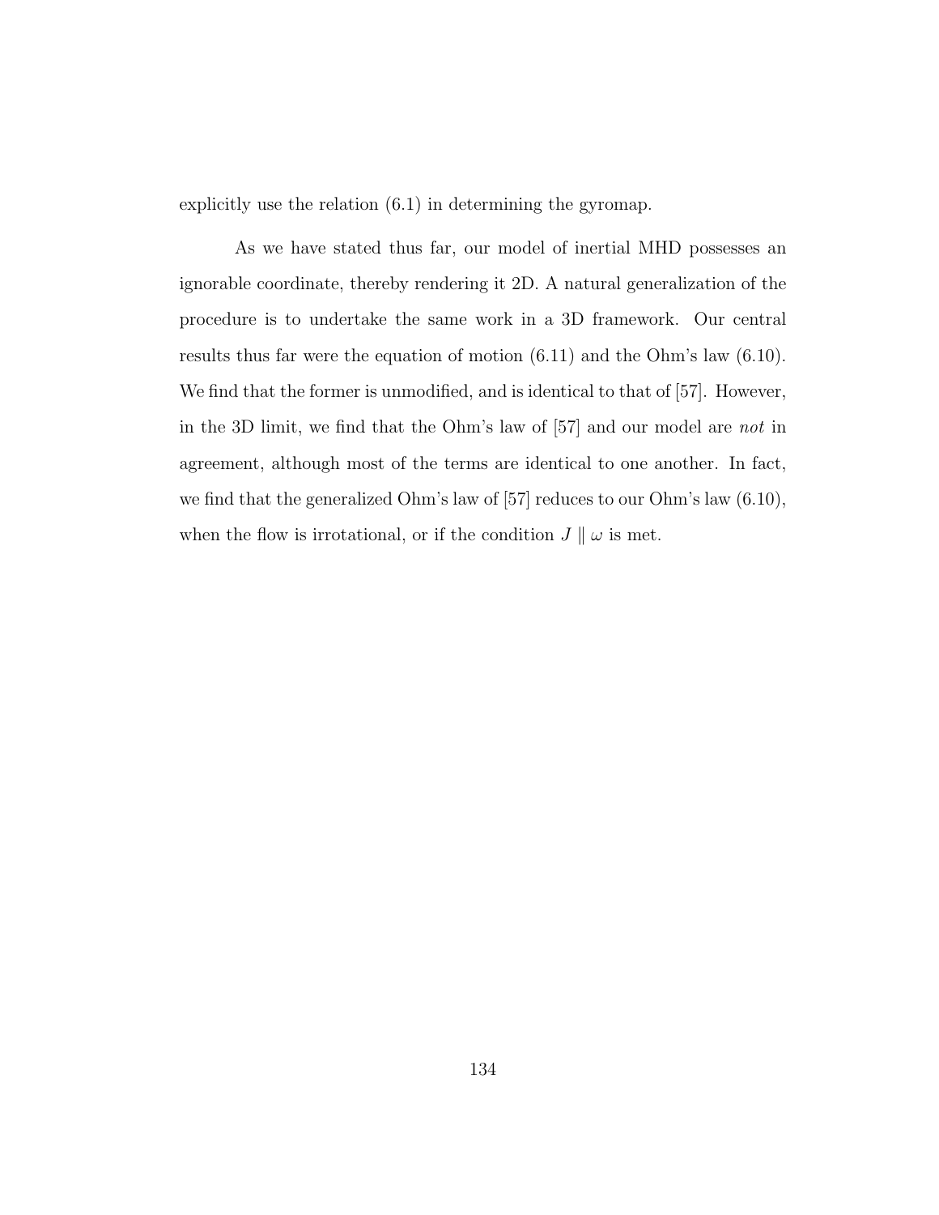explicitly use the relation (6.1) in determining the gyromap.

As we have stated thus far, our model of inertial MHD possesses an ignorable coordinate, thereby rendering it 2D. A natural generalization of the procedure is to undertake the same work in a 3D framework. Our central results thus far were the equation of motion (6.11) and the Ohm's law (6.10). We find that the former is unmodified, and is identical to that of [57]. However, in the 3D limit, we find that the Ohm's law of [57] and our model are *not* in agreement, although most of the terms are identical to one another. In fact, we find that the generalized Ohm's law of [57] reduces to our Ohm's law (6.10), when the flow is irrotational, or if the condition $J \parallel \omega$ is met.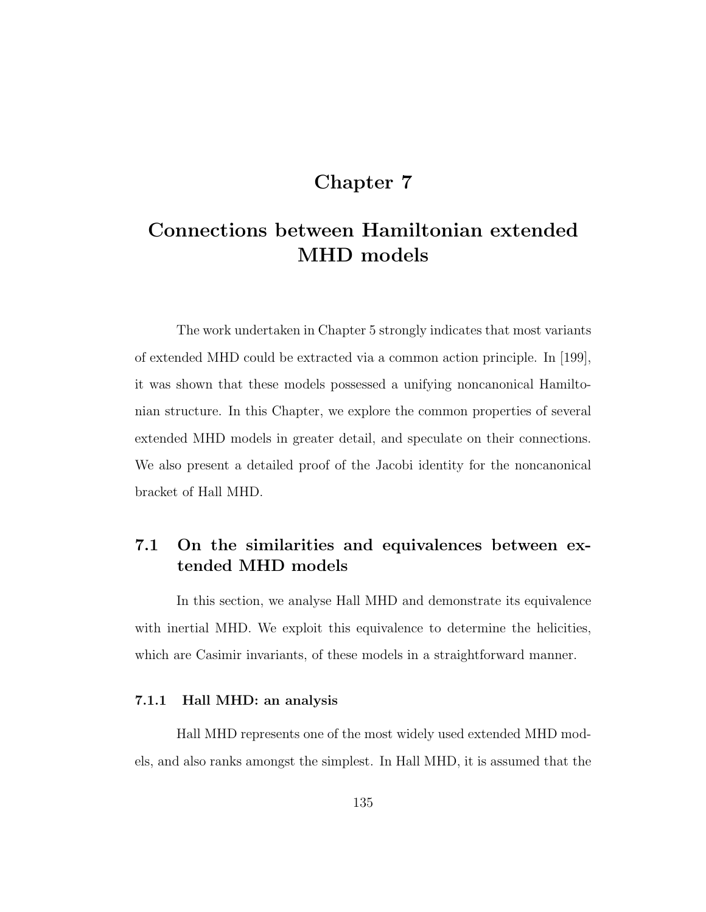// Chapter 7

# Connections between Hamiltonian extended MHD models

The work undertaken in Chapter 5 strongly indicates that most variants of extended MHD could be extracted via a common action principle. In [199], it was shown that these models possessed a unifying noncanonical Hamiltonian structure. In this Chapter, we explore the common properties of several extended MHD models in greater detail, and speculate on their connections. We also present a detailed proof of the Jacobi identity for the noncanonical bracket of Hall MHD.

## 7.1 On the similarities and equivalences between extended MHD models

In this section, we analyse Hall MHD and demonstrate its equivalence with inertial MHD. We exploit this equivalence to determine the helicities, which are Casimir invariants, of these models in a straightforward manner.

### 7.1.1 Hall MHD: an analysis

Hall MHD represents one of the most widely used extended MHD models, and also ranks amongst the simplest. In Hall MHD, it is assumed that the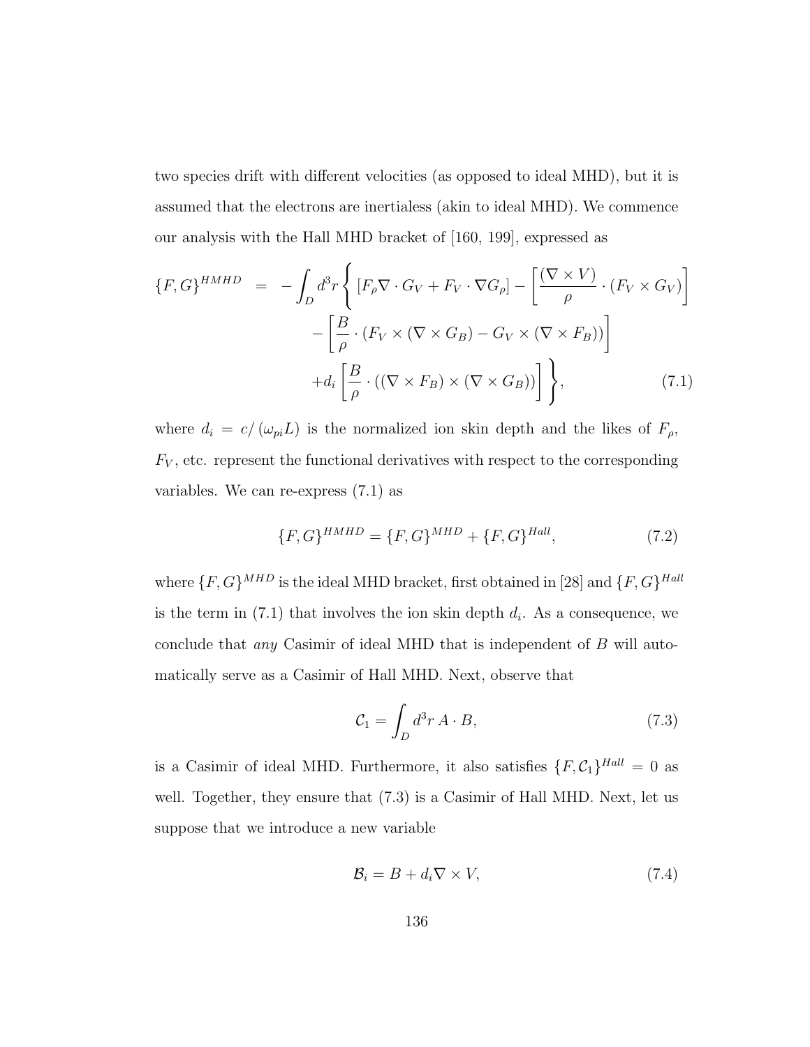two species drift with different velocities (as opposed to ideal MHD), but it is assumed that the electrons are inertialess (akin to ideal MHD). We commence our analysis with the Hall MHD bracket of [160, 199], expressed as

$$
\begin{aligned}
\{F,G\}^{HMHD} \;=\; -\int_D d^3r \Bigg\{ & \left[F_\rho \nabla\cdot G_V + F_V \cdot \nabla G_\rho\right] - \left[\frac{(\nabla\times V)}{\rho}\cdot (F_V \times G_V)\right] \\
& - \left[\frac{B}{\rho}\cdot \left(F_V \times (\nabla\times G_B) - G_V \times (\nabla \times F_B)\right)\right] \\
& + d_i \left[\frac{B}{\rho}\cdot \left((\nabla\times F_B)\times(\nabla\times G_B)\right)\right]\Bigg\}, \qquad (7.1)
\end{aligned}
$$

where $d_i = c/(\omega_{pi}L)$ is the normalized ion skin depth and the likes of $F_\rho$, $F_V$, etc. represent the functional derivatives with respect to the corresponding variables. We can re-express (7.1) as

$$
\{F,G\}^{HMHD} = \{F,G\}^{MHD} + \{F,G\}^{Hall}, \qquad (7.2)
$$

where $\{F,G\}^{MHD}$ is the ideal MHD bracket, first obtained in [28] and $\{F,G\}^{Hall}$ is the term in (7.1) that involves the ion skin depth $d_i$. As a consequence, we conclude that *any* Casimir of ideal MHD that is independent of $B$ will automatically serve as a Casimir of Hall MHD. Next, observe that

$$
\mathcal{C}_1 = \int_D d^3r\, A\cdot B, \qquad (7.3)
$$

is a Casimir of ideal MHD. Furthermore, it also satisfies $\{F,\mathcal{C}_1\}^{Hall} = 0$ as well. Together, they ensure that (7.3) is a Casimir of Hall MHD. Next, let us suppose that we introduce a new variable

$$
\mathcal{B}_i = B + d_i \nabla\times V, \qquad (7.4)
$$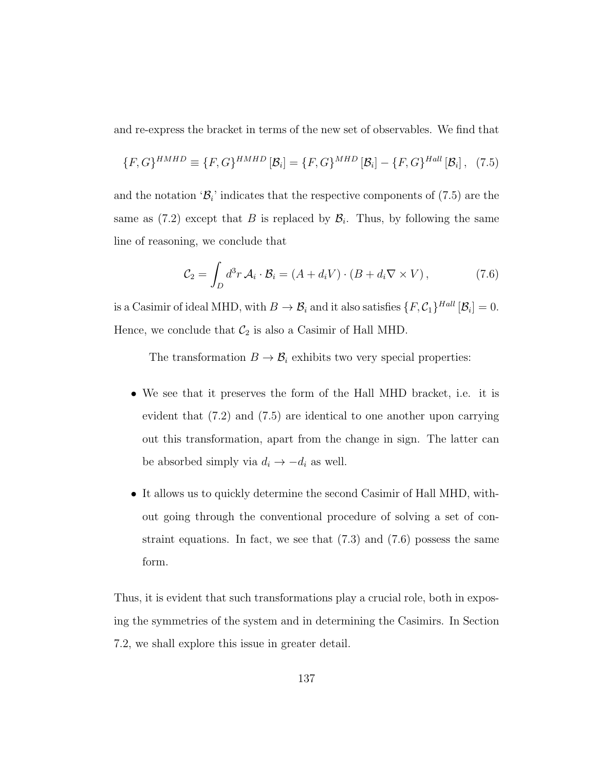and re-express the bracket in terms of the new set of observables. We find that

$$\{F, G\}^{HMHD} \equiv \{F, G\}^{HMHD} [\mathcal{B}_i] = \{F, G\}^{MHD} [\mathcal{B}_i] - \{F, G\}^{Hall} [\mathcal{B}_i] \, , \quad (7.5)$$

and the notation '$\mathcal{B}_i$' indicates that the respective components of (7.5) are the same as (7.2) except that $B$ is replaced by $\mathcal{B}_i$. Thus, by following the same line of reasoning, we conclude that

$$\mathcal{C}_2 = \int_D d^3r \, \mathcal{A}_i \cdot \mathcal{B}_i = (A + d_i V) \cdot (B + d_i \nabla \times V) \, , \quad (7.6)$$

is a Casimir of ideal MHD, with $B \to \mathcal{B}_i$ and it also satisfies $\{F, \mathcal{C}_1\}^{Hall} [\mathcal{B}_i] = 0$. Hence, we conclude that $\mathcal{C}_2$ is also a Casimir of Hall MHD.

The transformation $B \to \mathcal{B}_i$ exhibits two very special properties:

- We see that it preserves the form of the Hall MHD bracket, i.e. it is evident that (7.2) and (7.5) are identical to one another upon carrying out this transformation, apart from the change in sign. The latter can be absorbed simply via $d_i \to -d_i$ as well.
- It allows us to quickly determine the second Casimir of Hall MHD, without going through the conventional procedure of solving a set of constraint equations. In fact, we see that (7.3) and (7.6) possess the same form.

Thus, it is evident that such transformations play a crucial role, both in exposing the symmetries of the system and in determining the Casimirs. In Section 7.2, we shall explore this issue in greater detail.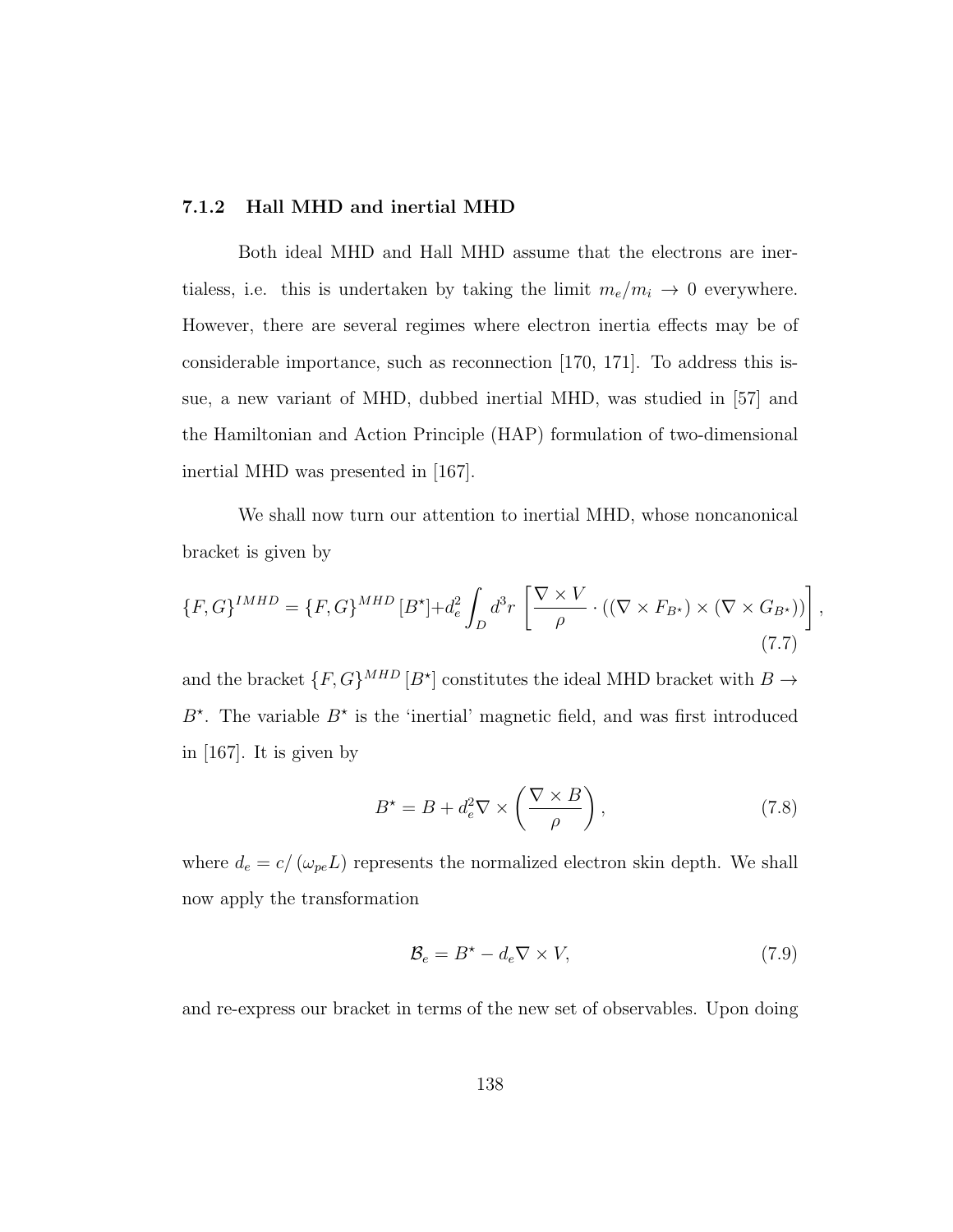### 7.1.2 Hall MHD and inertial MHD

Both ideal MHD and Hall MHD assume that the electrons are inertialess, i.e. this is undertaken by taking the limit $m_e/m_i \to 0$ everywhere. However, there are several regimes where electron inertia effects may be of considerable importance, such as reconnection [170, 171]. To address this issue, a new variant of MHD, dubbed inertial MHD, was studied in [57] and the Hamiltonian and Action Principle (HAP) formulation of two-dimensional inertial MHD was presented in [167].

We shall now turn our attention to inertial MHD, whose noncanonical bracket is given by

$$\{F,G\}^{IMHD} = \{F,G\}^{MHD}[B^\star] + d_e^2 \int_D d^3r \, \left[\frac{\nabla \times V}{\rho} \cdot \left((\nabla \times F_{B^\star}) \times (\nabla \times G_{B^\star})\right)\right], \tag{7.7}$$

and the bracket $\{F,G\}^{MHD}[B^\star]$ constitutes the ideal MHD bracket with $B \to B^\star$. The variable $B^\star$ is the 'inertial' magnetic field, and was first introduced in [167]. It is given by

$$B^\star = B + d_e^2 \nabla \times \left(\frac{\nabla \times B}{\rho}\right), \tag{7.8}$$

where $d_e = c/(\omega_{pe} L)$ represents the normalized electron skin depth. We shall now apply the transformation

$$\mathcal{B}_e = B^\star - d_e \nabla \times V, \tag{7.9}$$

and re-express our bracket in terms of the new set of observables. Upon doing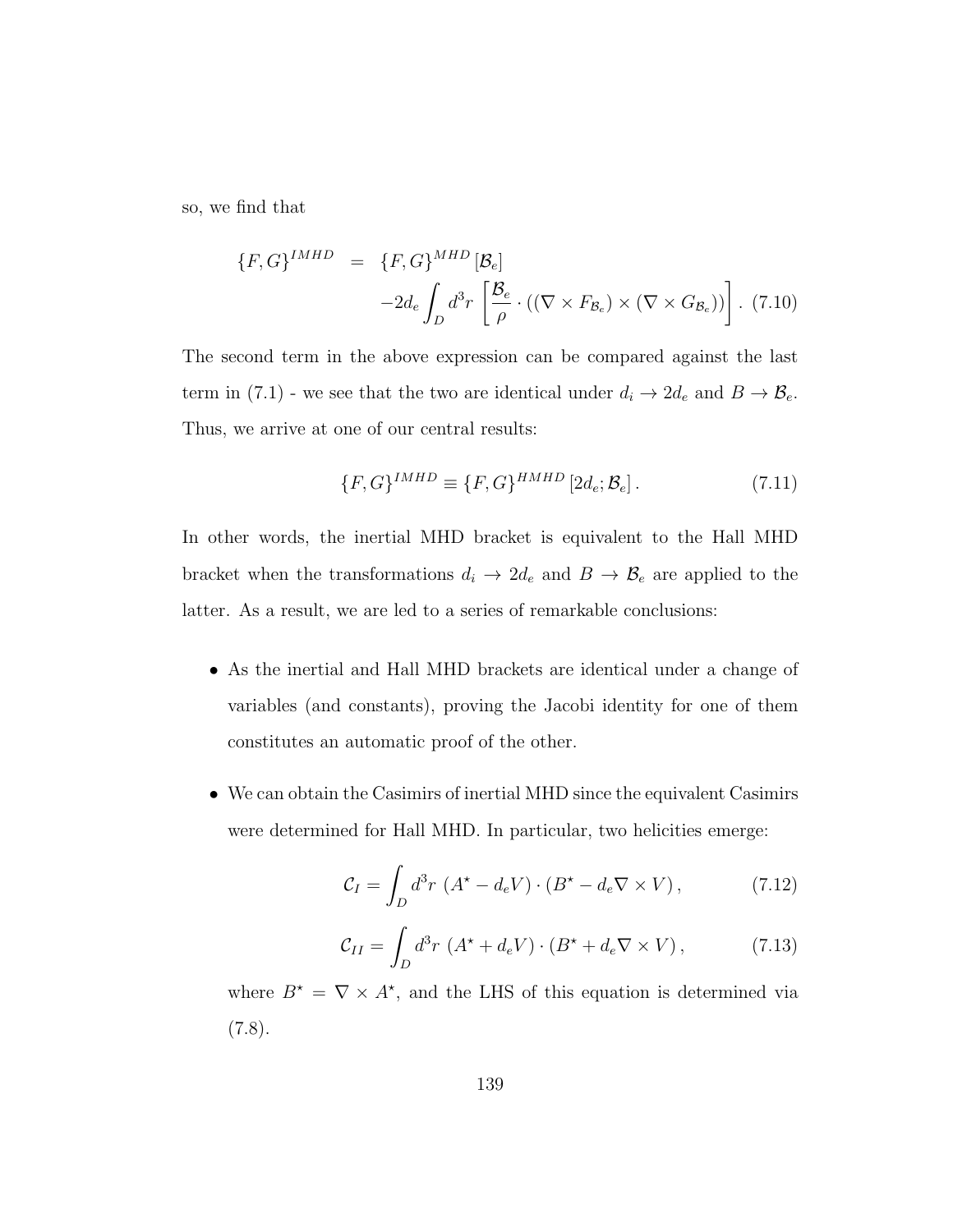so, we find that

$$
\begin{aligned}
\{F,G\}^{IMHD} \;=\;& \{F,G\}^{MHD}\left[\mathcal{B}_e\right] \\
&-2d_e \int_D d^3r \left[\frac{\mathcal{B}_e}{\rho}\cdot\left(\left(\nabla\times F_{\mathcal{B}_e}\right)\times\left(\nabla\times G_{\mathcal{B}_e}\right)\right)\right]. \quad (7.10)
\end{aligned}
$$

The second term in the above expression can be compared against the last term in (7.1) - we see that the two are identical under $d_i \to 2d_e$ and $B \to \mathcal{B}_e$. Thus, we arrive at one of our central results:

$$
\{F,G\}^{IMHD} \equiv \{F,G\}^{HMHD}\left[2d_e;\mathcal{B}_e\right]. \quad (7.11)
$$

In other words, the inertial MHD bracket is equivalent to the Hall MHD bracket when the transformations $d_i \to 2d_e$ and $B \to \mathcal{B}_e$ are applied to the latter. As a result, we are led to a series of remarkable conclusions:

- As the inertial and Hall MHD brackets are identical under a change of variables (and constants), proving the Jacobi identity for one of them constitutes an automatic proof of the other.

- We can obtain the Casimirs of inertial MHD since the equivalent Casimirs were determined for Hall MHD. In particular, two helicities emerge:

$$
\mathcal{C}_I = \int_D d^3r\,\left(A^\star - d_e V\right)\cdot\left(B^\star - d_e\nabla\times V\right), \quad (7.12)
$$

$$
\mathcal{C}_{II} = \int_D d^3r\,\left(A^\star + d_e V\right)\cdot\left(B^\star + d_e\nabla\times V\right), \quad (7.13)
$$

  where $B^\star = \nabla\times A^\star$, and the LHS of this equation is determined via (7.8).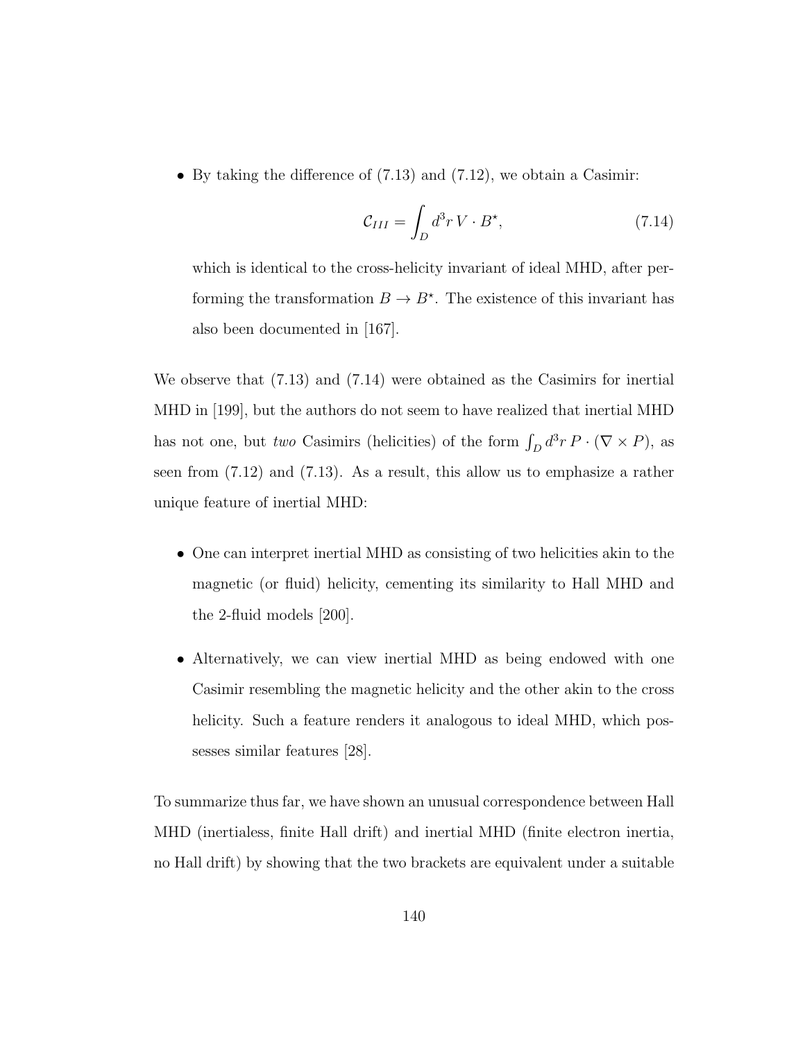- By taking the difference of (7.13) and (7.12), we obtain a Casimir:

$$\mathcal{C}_{III} = \int_D d^3r\, V \cdot B^\star, \tag{7.14}$$

  which is identical to the cross-helicity invariant of ideal MHD, after performing the transformation $B \to B^\star$. The existence of this invariant has also been documented in [167].

We observe that (7.13) and (7.14) were obtained as the Casimirs for inertial MHD in [199], but the authors do not seem to have realized that inertial MHD has not one, but *two* Casimirs (helicities) of the form $\int_D d^3r\, P \cdot (\nabla \times P)$, as seen from (7.12) and (7.13). As a result, this allow us to emphasize a rather unique feature of inertial MHD:

- One can interpret inertial MHD as consisting of two helicities akin to the magnetic (or fluid) helicity, cementing its similarity to Hall MHD and the 2-fluid models [200].

- Alternatively, we can view inertial MHD as being endowed with one Casimir resembling the magnetic helicity and the other akin to the cross helicity. Such a feature renders it analogous to ideal MHD, which possesses similar features [28].

To summarize thus far, we have shown an unusual correspondence between Hall MHD (inertialess, finite Hall drift) and inertial MHD (finite electron inertia, no Hall drift) by showing that the two brackets are equivalent under a suitable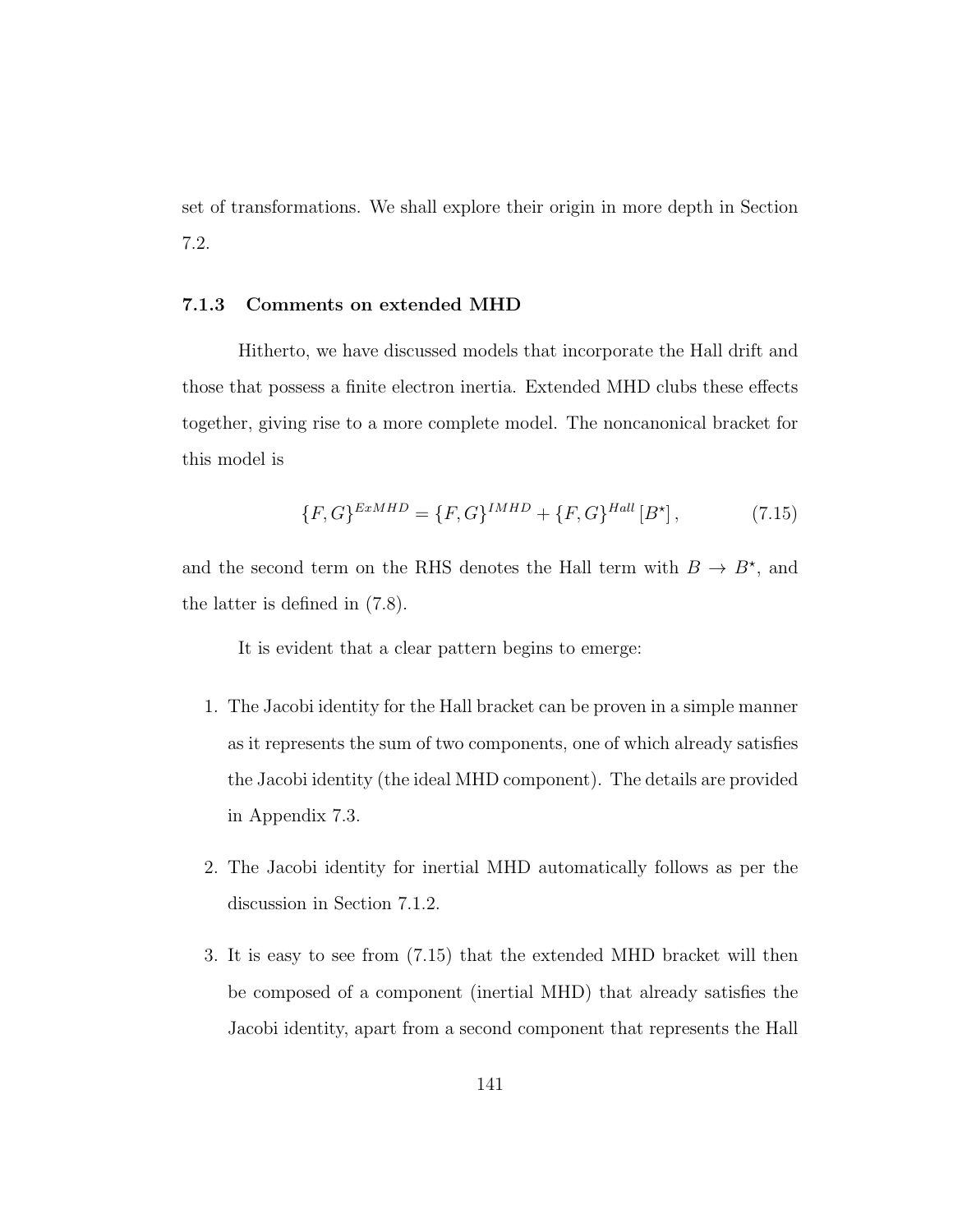set of transformations. We shall explore their origin in more depth in Section 7.2.

### 7.1.3 Comments on extended MHD

Hitherto, we have discussed models that incorporate the Hall drift and those that possess a finite electron inertia. Extended MHD clubs these effects together, giving rise to a more complete model. The noncanonical bracket for this model is

$$\{F, G\}^{ExMHD} = \{F, G\}^{IMHD} + \{F, G\}^{Hall} [B^\star] , \tag{7.15}$$

and the second term on the RHS denotes the Hall term with $B \to B^\star$, and the latter is defined in (7.8).

It is evident that a clear pattern begins to emerge:

1. The Jacobi identity for the Hall bracket can be proven in a simple manner as it represents the sum of two components, one of which already satisfies the Jacobi identity (the ideal MHD component). The details are provided in Appendix 7.3.

2. The Jacobi identity for inertial MHD automatically follows as per the discussion in Section 7.1.2.

3. It is easy to see from (7.15) that the extended MHD bracket will then be composed of a component (inertial MHD) that already satisfies the Jacobi identity, apart from a second component that represents the Hall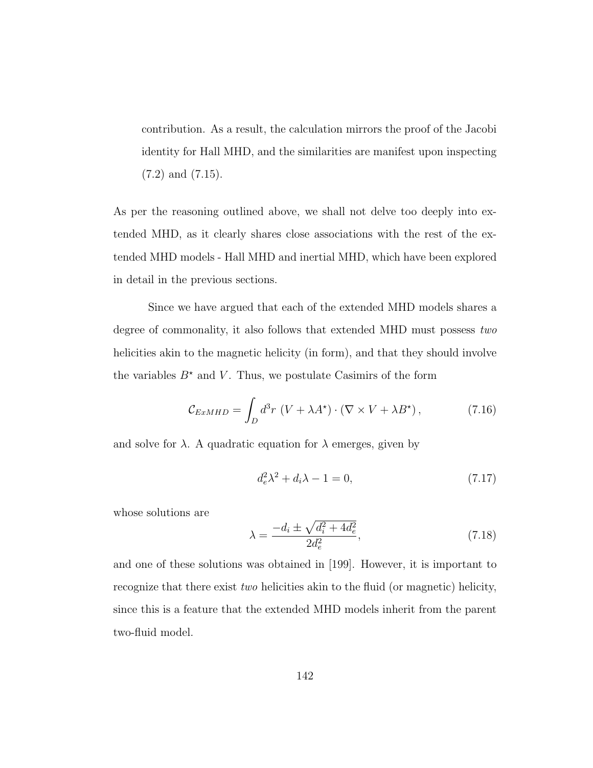contribution. As a result, the calculation mirrors the proof of the Jacobi identity for Hall MHD, and the similarities are manifest upon inspecting (7.2) and (7.15).

As per the reasoning outlined above, we shall not delve too deeply into extended MHD, as it clearly shares close associations with the rest of the extended MHD models - Hall MHD and inertial MHD, which have been explored in detail in the previous sections.

Since we have argued that each of the extended MHD models shares a degree of commonality, it also follows that extended MHD must possess *two* helicities akin to the magnetic helicity (in form), and that they should involve the variables $B^\star$ and $V$. Thus, we postulate Casimirs of the form

$$\mathcal{C}_{ExMHD} = \int_D d^3r \; (V + \lambda A^\star) \cdot (\nabla \times V + \lambda B^\star), \tag{7.16}$$

and solve for $\lambda$. A quadratic equation for $\lambda$ emerges, given by

$$d_e^2 \lambda^2 + d_i \lambda - 1 = 0, \tag{7.17}$$

whose solutions are

$$\lambda = \frac{-d_i \pm \sqrt{d_i^2 + 4d_e^2}}{2d_e^2}, \tag{7.18}$$

and one of these solutions was obtained in [199]. However, it is important to recognize that there exist *two* helicities akin to the fluid (or magnetic) helicity, since this is a feature that the extended MHD models inherit from the parent two-fluid model.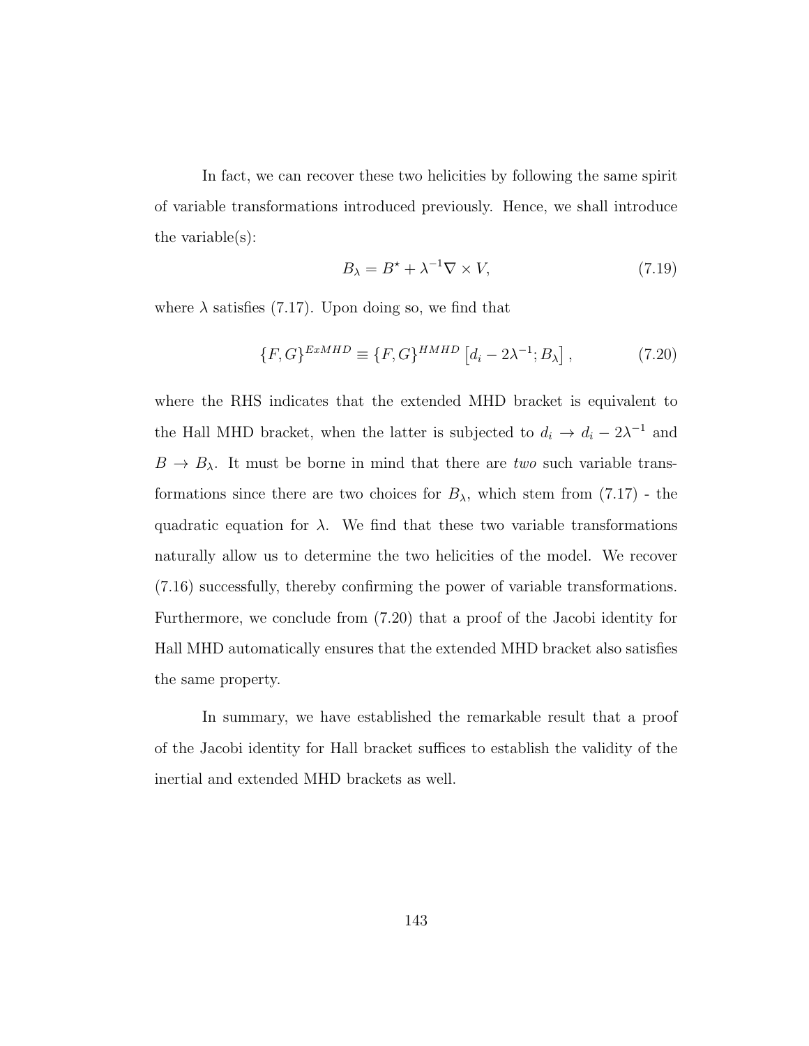In fact, we can recover these two helicities by following the same spirit of variable transformations introduced previously. Hence, we shall introduce the variable(s):

$$B_\lambda = B^\star + \lambda^{-1} \nabla \times V, \tag{7.19}$$

where $\lambda$ satisfies (7.17). Upon doing so, we find that

$$\{F,G\}^{ExMHD} \equiv \{F,G\}^{HMHD}\left[d_i - 2\lambda^{-1}; B_\lambda\right], \tag{7.20}$$

where the RHS indicates that the extended MHD bracket is equivalent to the Hall MHD bracket, when the latter is subjected to $d_i \to d_i - 2\lambda^{-1}$ and $B \to B_\lambda$. It must be borne in mind that there are *two* such variable transformations since there are two choices for $B_\lambda$, which stem from (7.17) - the quadratic equation for $\lambda$. We find that these two variable transformations naturally allow us to determine the two helicities of the model. We recover (7.16) successfully, thereby confirming the power of variable transformations. Furthermore, we conclude from (7.20) that a proof of the Jacobi identity for Hall MHD automatically ensures that the extended MHD bracket also satisfies the same property.

In summary, we have established the remarkable result that a proof of the Jacobi identity for Hall bracket suffices to establish the validity of the inertial and extended MHD brackets as well.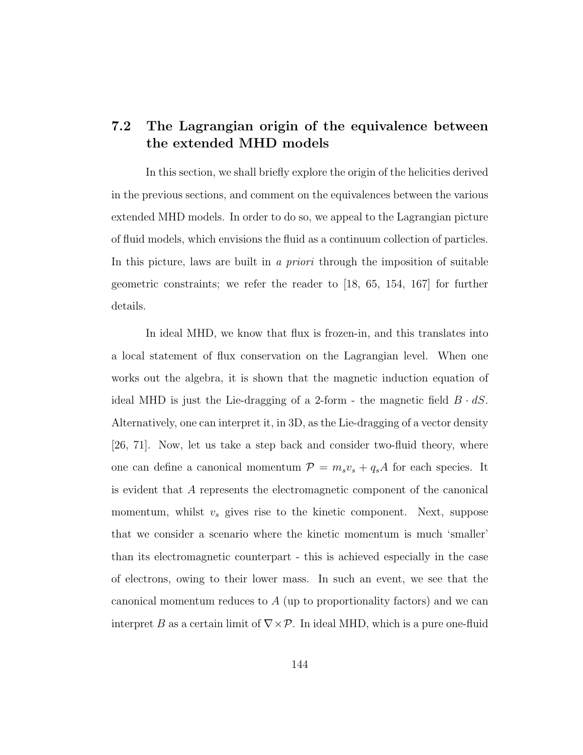## 7.2 The Lagrangian origin of the equivalence between the extended MHD models

In this section, we shall briefly explore the origin of the helicities derived in the previous sections, and comment on the equivalences between the various extended MHD models. In order to do so, we appeal to the Lagrangian picture of fluid models, which envisions the fluid as a continuum collection of particles. In this picture, laws are built in *a priori* through the imposition of suitable geometric constraints; we refer the reader to [18, 65, 154, 167] for further details.

In ideal MHD, we know that flux is frozen-in, and this translates into a local statement of flux conservation on the Lagrangian level. When one works out the algebra, it is shown that the magnetic induction equation of ideal MHD is just the Lie-dragging of a 2-form - the magnetic field $B \cdot dS$. Alternatively, one can interpret it, in 3D, as the Lie-dragging of a vector density [26, 71]. Now, let us take a step back and consider two-fluid theory, where one can define a canonical momentum $\mathcal{P} = m_s v_s + q_s A$ for each species. It is evident that $A$ represents the electromagnetic component of the canonical momentum, whilst $v_s$ gives rise to the kinetic component. Next, suppose that we consider a scenario where the kinetic momentum is much 'smaller' than its electromagnetic counterpart - this is achieved especially in the case of electrons, owing to their lower mass. In such an event, we see that the canonical momentum reduces to $A$ (up to proportionality factors) and we can interpret $B$ as a certain limit of $\nabla \times \mathcal{P}$. In ideal MHD, which is a pure one-fluid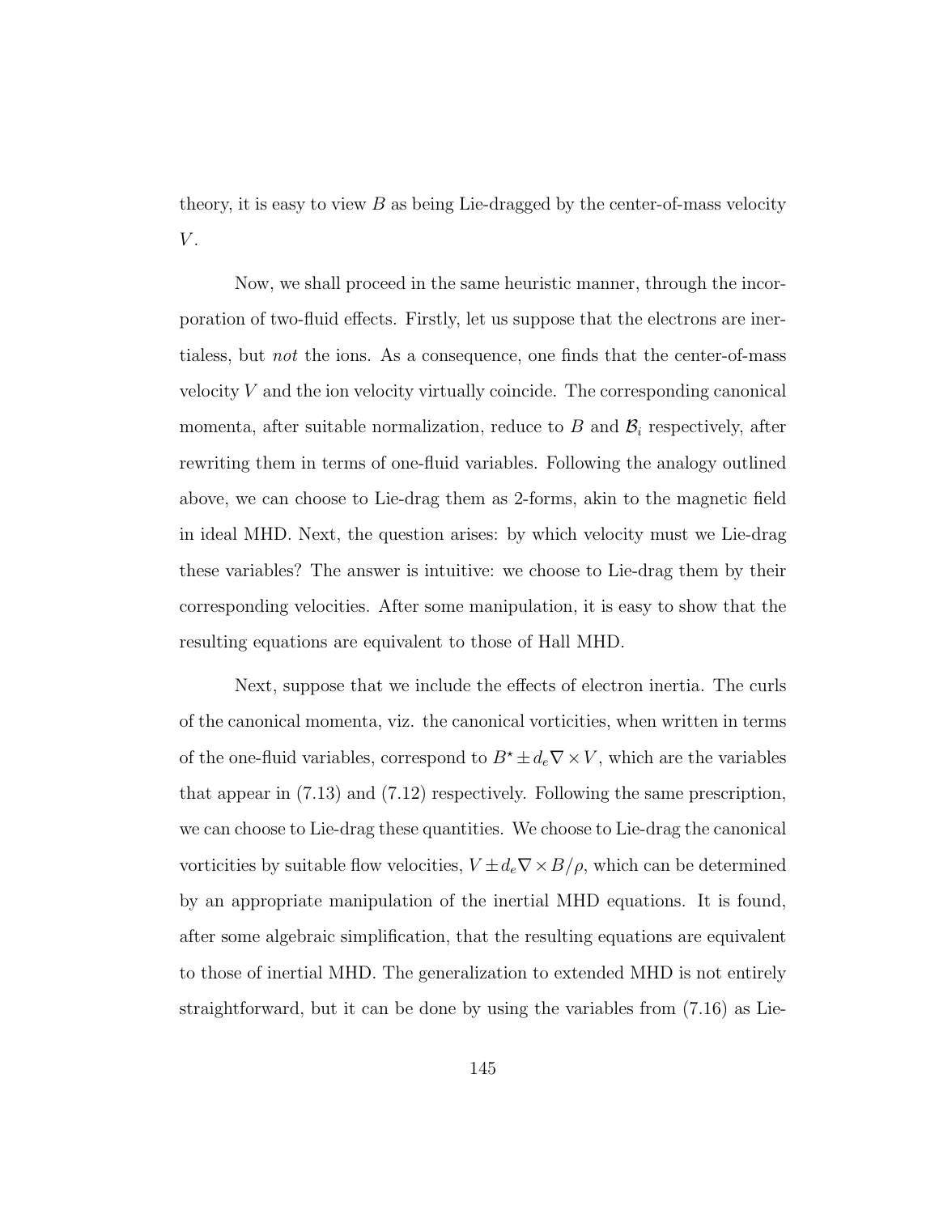theory, it is easy to view $B$ as being Lie-dragged by the center-of-mass velocity $V$.

Now, we shall proceed in the same heuristic manner, through the incorporation of two-fluid effects. Firstly, let us suppose that the electrons are inertialess, but *not* the ions. As a consequence, one finds that the center-of-mass velocity $V$ and the ion velocity virtually coincide. The corresponding canonical momenta, after suitable normalization, reduce to $B$ and $\mathcal{B}_i$ respectively, after rewriting them in terms of one-fluid variables. Following the analogy outlined above, we can choose to Lie-drag them as 2-forms, akin to the magnetic field in ideal MHD. Next, the question arises: by which velocity must we Lie-drag these variables? The answer is intuitive: we choose to Lie-drag them by their corresponding velocities. After some manipulation, it is easy to show that the resulting equations are equivalent to those of Hall MHD.

Next, suppose that we include the effects of electron inertia. The curls of the canonical momenta, viz. the canonical vorticities, when written in terms of the one-fluid variables, correspond to $B^\star \pm d_e \nabla \times V$, which are the variables that appear in (7.13) and (7.12) respectively. Following the same prescription, we can choose to Lie-drag these quantities. We choose to Lie-drag the canonical vorticities by suitable flow velocities, $V \pm d_e \nabla \times B/\rho$, which can be determined by an appropriate manipulation of the inertial MHD equations. It is found, after some algebraic simplification, that the resulting equations are equivalent to those of inertial MHD. The generalization to extended MHD is not entirely straightforward, but it can be done by using the variables from (7.16) as Lie-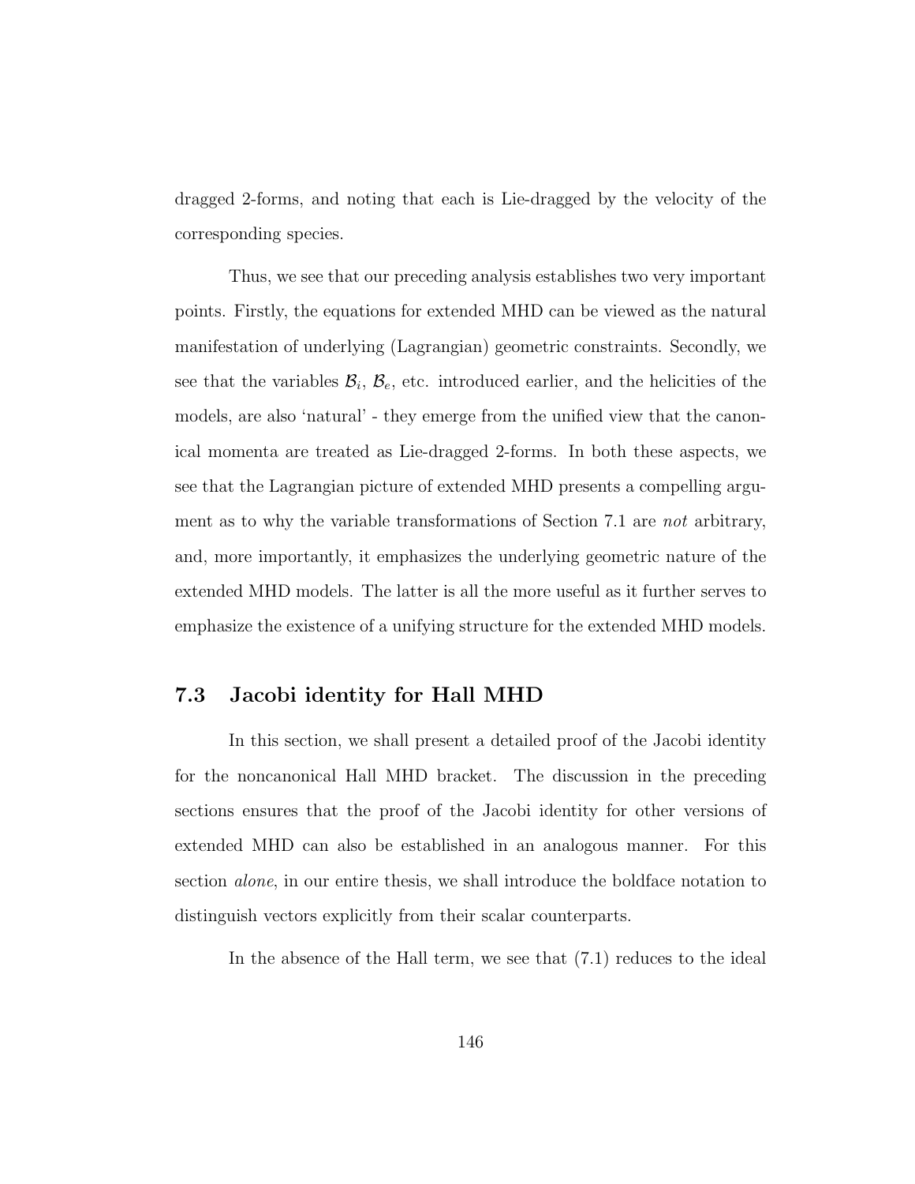dragged 2-forms, and noting that each is Lie-dragged by the velocity of the corresponding species.

Thus, we see that our preceding analysis establishes two very important points. Firstly, the equations for extended MHD can be viewed as the natural manifestation of underlying (Lagrangian) geometric constraints. Secondly, we see that the variables $\mathcal{B}_i$, $\mathcal{B}_e$, etc. introduced earlier, and the helicities of the models, are also 'natural' - they emerge from the unified view that the canonical momenta are treated as Lie-dragged 2-forms. In both these aspects, we see that the Lagrangian picture of extended MHD presents a compelling argument as to why the variable transformations of Section 7.1 are *not* arbitrary, and, more importantly, it emphasizes the underlying geometric nature of the extended MHD models. The latter is all the more useful as it further serves to emphasize the existence of a unifying structure for the extended MHD models.

## 7.3 Jacobi identity for Hall MHD

In this section, we shall present a detailed proof of the Jacobi identity for the noncanonical Hall MHD bracket. The discussion in the preceding sections ensures that the proof of the Jacobi identity for other versions of extended MHD can also be established in an analogous manner. For this section *alone*, in our entire thesis, we shall introduce the boldface notation to distinguish vectors explicitly from their scalar counterparts.

In the absence of the Hall term, we see that (7.1) reduces to the ideal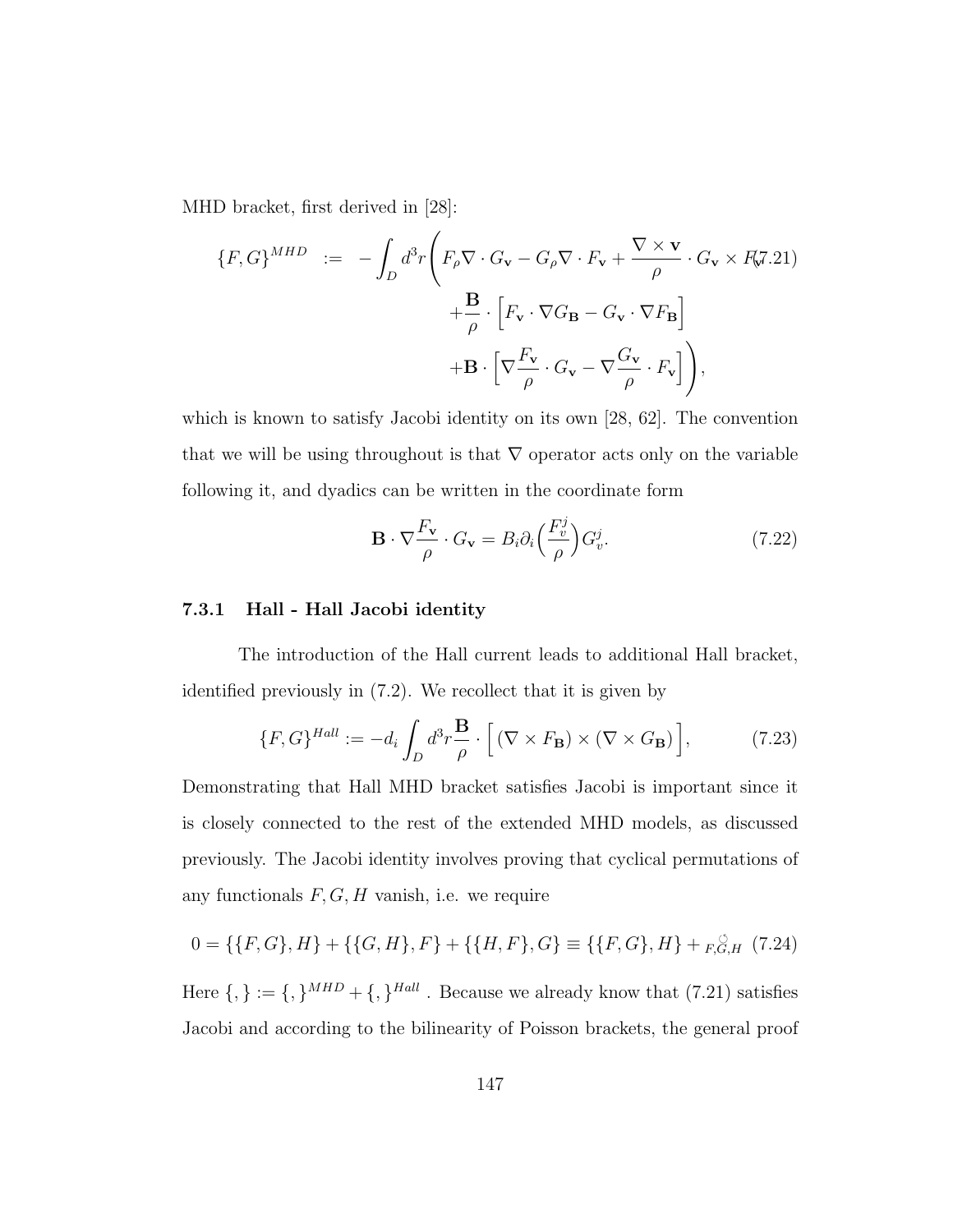MHD bracket, first derived in [28]:

$$
\begin{aligned}
\{F, G\}^{MHD} \;:=\; -\int_D d^3r \Bigg( & F_\rho \nabla \cdot G_{\mathbf{v}} - G_\rho \nabla \cdot F_{\mathbf{v}} + \frac{\nabla \times \mathbf{v}}{\rho} \cdot G_{\mathbf{v}} \times F_{\mathbf{v}} \\
& + \frac{\mathbf{B}}{\rho} \cdot \Big[ F_{\mathbf{v}} \cdot \nabla G_{\mathbf{B}} - G_{\mathbf{v}} \cdot \nabla F_{\mathbf{B}} \Big] \\
& + \mathbf{B} \cdot \Big[ \nabla \frac{F_{\mathbf{v}}}{\rho} \cdot G_{\mathbf{v}} - \nabla \frac{G_{\mathbf{v}}}{\rho} \cdot F_{\mathbf{v}} \Big] \Bigg),
\end{aligned} \tag{7.21}
$$

which is known to satisfy Jacobi identity on its own [28, 62]. The convention that we will be using throughout is that $\nabla$ operator acts only on the variable following it, and dyadics can be written in the coordinate form

$$
\mathbf{B} \cdot \nabla \frac{F_{\mathbf{v}}}{\rho} \cdot G_{\mathbf{v}} = B_i \partial_i \Big( \frac{F_v^j}{\rho} \Big) G_v^j. \tag{7.22}
$$

### 7.3.1 Hall - Hall Jacobi identity

The introduction of the Hall current leads to additional Hall bracket, identified previously in (7.2). We recollect that it is given by

$$
\{F, G\}^{Hall} := -d_i \int_D d^3r \frac{\mathbf{B}}{\rho} \cdot \Big[ (\nabla \times F_{\mathbf{B}}) \times (\nabla \times G_{\mathbf{B}}) \Big], \tag{7.23}
$$

Demonstrating that Hall MHD bracket satisfies Jacobi is important since it is closely connected to the rest of the extended MHD models, as discussed previously. The Jacobi identity involves proving that cyclical permutations of any functionals $F, G, H$ vanish, i.e. we require

$$
0 = \{\{F, G\}, H\} + \{\{G, H\}, F\} + \{\{H, F\}, G\} \equiv \{\{F, G\}, H\} + \circlearrowleft_{F,G,H} \tag{7.24}
$$

Here $\{,\} := \{,\}^{MHD} + \{,\}^{Hall}$ . Because we already know that (7.21) satisfies Jacobi and according to the bilinearity of Poisson brackets, the general proof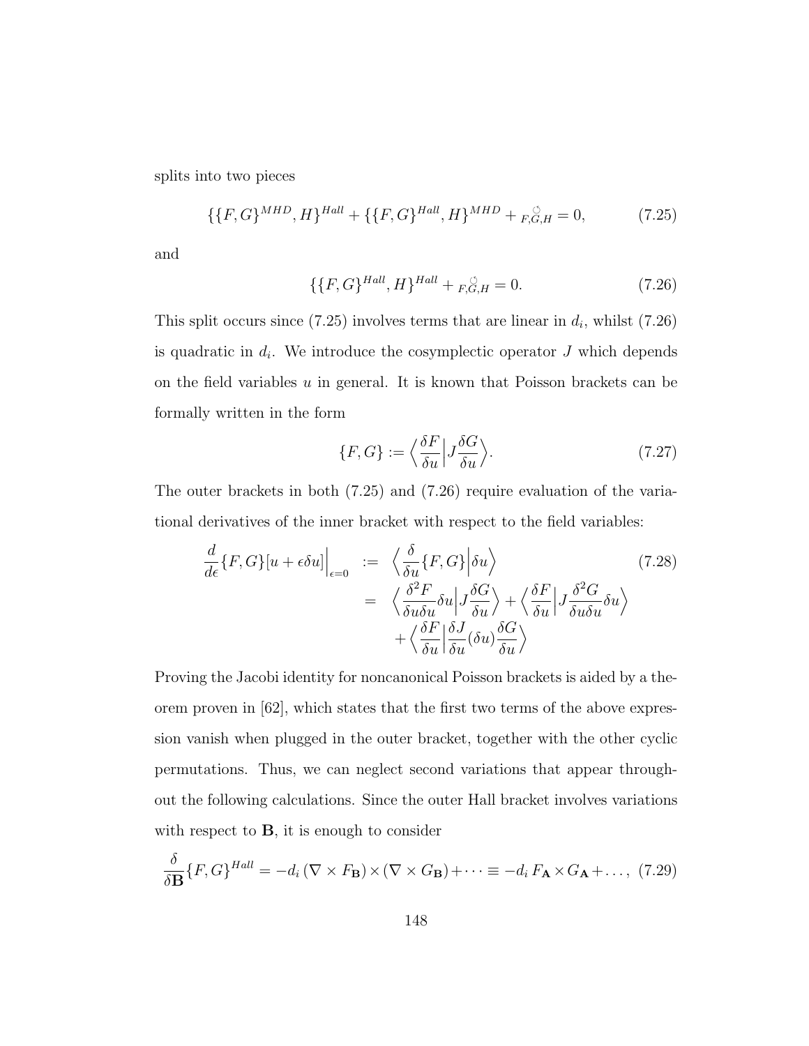splits into two pieces

$$\{\{F,G\}^{MHD},H\}^{Hall}+\{\{F,G\}^{Hall},H\}^{MHD}+\underset{F,G,H}{\circlearrowleft}=0, \tag{7.25}$$

and

$$\{\{F,G\}^{Hall},H\}^{Hall}+\underset{F,G,H}{\circlearrowleft}=0. \tag{7.26}$$

This split occurs since (7.25) involves terms that are linear in $d_i$, whilst (7.26) is quadratic in $d_i$. We introduce the cosymplectic operator $J$ which depends on the field variables $u$ in general. It is known that Poisson brackets can be formally written in the form

$$\{F,G\}:=\Big\langle\frac{\delta F}{\delta u}\Big|J\frac{\delta G}{\delta u}\Big\rangle. \tag{7.27}$$

The outer brackets in both (7.25) and (7.26) require evaluation of the variational derivatives of the inner bracket with respect to the field variables:

$$\begin{aligned}\frac{d}{d\epsilon}\{F,G\}[u+\epsilon\delta u]\Big|_{\epsilon=0} &:= \Big\langle\frac{\delta}{\delta u}\{F,G\}\Big|\delta u\Big\rangle \\ &= \Big\langle\frac{\delta^2 F}{\delta u\delta u}\delta u\Big|J\frac{\delta G}{\delta u}\Big\rangle+\Big\langle\frac{\delta F}{\delta u}\Big|J\frac{\delta^2 G}{\delta u\delta u}\delta u\Big\rangle \\ &\quad +\Big\langle\frac{\delta F}{\delta u}\Big|\frac{\delta J}{\delta u}(\delta u)\frac{\delta G}{\delta u}\Big\rangle\end{aligned} \tag{7.28}$$

Proving the Jacobi identity for noncanonical Poisson brackets is aided by a theorem proven in [62], which states that the first two terms of the above expression vanish when plugged in the outer bracket, together with the other cyclic permutations. Thus, we can neglect second variations that appear throughout the following calculations. Since the outer Hall bracket involves variations with respect to $\mathbf{B}$, it is enough to consider

$$\frac{\delta}{\delta\mathbf{B}}\{F,G\}^{Hall}=-d_i\,(\nabla\times F_{\mathbf{B}})\times(\nabla\times G_{\mathbf{B}})+\cdots\equiv -d_i\,F_{\mathbf{A}}\times G_{\mathbf{A}}+\ldots, \tag{7.29}$$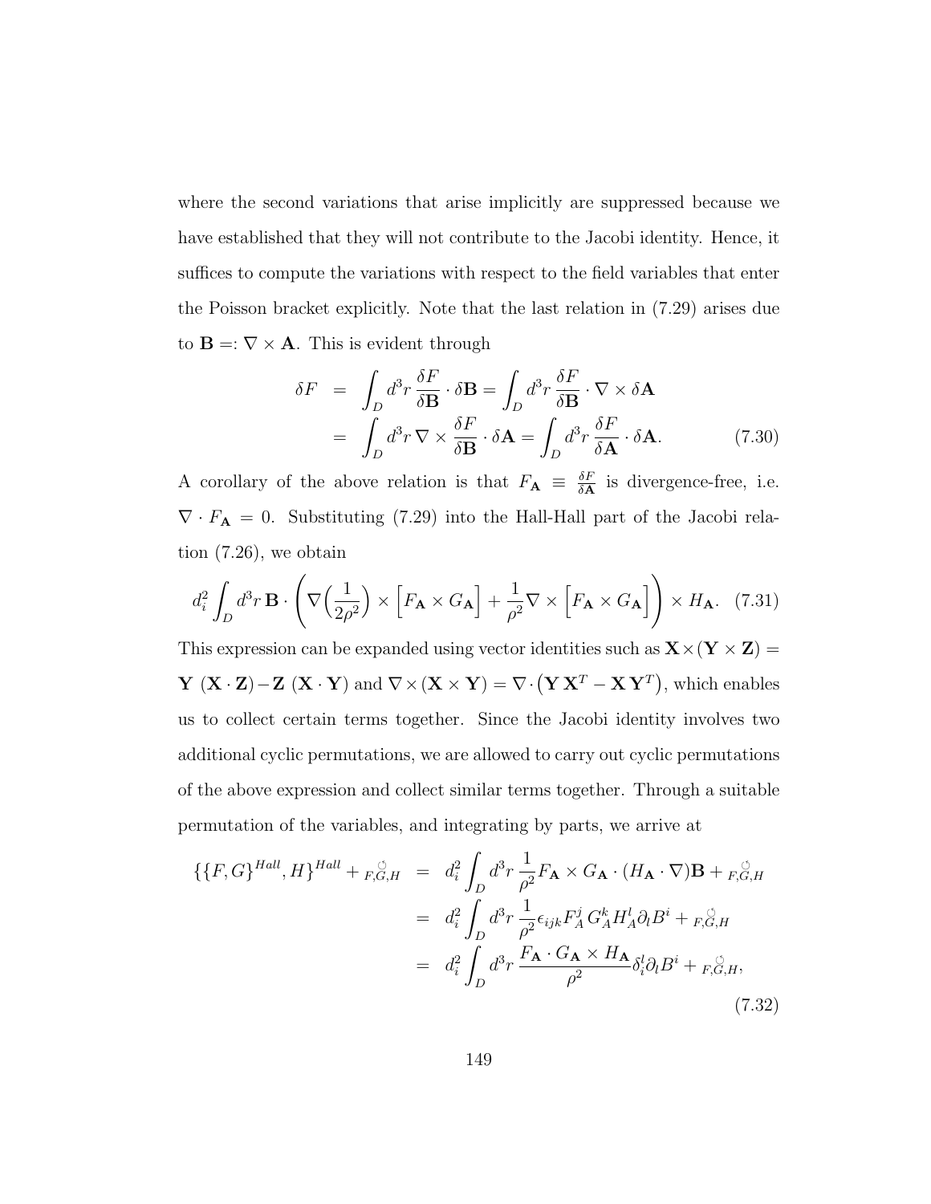where the second variations that arise implicitly are suppressed because we have established that they will not contribute to the Jacobi identity. Hence, it suffices to compute the variations with respect to the field variables that enter the Poisson bracket explicitly. Note that the last relation in (7.29) arises due to $\mathbf{B} =: \nabla \times \mathbf{A}$. This is evident through

$$
\begin{aligned}
\delta F &= \int_D d^3r \, \frac{\delta F}{\delta \mathbf{B}} \cdot \delta \mathbf{B} = \int_D d^3r \, \frac{\delta F}{\delta \mathbf{B}} \cdot \nabla \times \delta \mathbf{A} \\
&= \int_D d^3r \, \nabla \times \frac{\delta F}{\delta \mathbf{B}} \cdot \delta \mathbf{A} = \int_D d^3r \, \frac{\delta F}{\delta \mathbf{A}} \cdot \delta \mathbf{A}. \qquad (7.30)
\end{aligned}
$$

A corollary of the above relation is that $F_{\mathbf{A}} \equiv \frac{\delta F}{\delta \mathbf{A}}$ is divergence-free, i.e. $\nabla \cdot F_{\mathbf{A}} = 0$. Substituting (7.29) into the Hall-Hall part of the Jacobi relation (7.26), we obtain

$$
d_i^2 \int_D d^3r \, \mathbf{B} \cdot \left( \nabla\Big(\frac{1}{2\rho^2}\Big) \times \Big[F_{\mathbf{A}} \times G_{\mathbf{A}}\Big] + \frac{1}{\rho^2} \nabla \times \Big[F_{\mathbf{A}} \times G_{\mathbf{A}}\Big] \right) \times H_{\mathbf{A}}. \quad (7.31)
$$

This expression can be expanded using vector identities such as $\mathbf{X} \times (\mathbf{Y} \times \mathbf{Z}) = \mathbf{Y}\,(\mathbf{X} \cdot \mathbf{Z}) - \mathbf{Z}\,(\mathbf{X} \cdot \mathbf{Y})$ and $\nabla \times (\mathbf{X} \times \mathbf{Y}) = \nabla \cdot \big(\mathbf{Y}\,\mathbf{X}^T - \mathbf{X}\,\mathbf{Y}^T\big)$, which enables us to collect certain terms together. Since the Jacobi identity involves two additional cyclic permutations, we are allowed to carry out cyclic permutations of the above expression and collect similar terms together. Through a suitable permutation of the variables, and integrating by parts, we arrive at

$$
\begin{aligned}
\{\{F, G\}^{Hall}, H\}^{Hall} + \circlearrowleft_{F,G,H} &= d_i^2 \int_D d^3r \, \frac{1}{\rho^2} F_{\mathbf{A}} \times G_{\mathbf{A}} \cdot (H_{\mathbf{A}} \cdot \nabla) \mathbf{B} + \circlearrowleft_{F,G,H} \\
&= d_i^2 \int_D d^3r \, \frac{1}{\rho^2} \epsilon_{ijk} F_A^j \, G_A^k H_A^l \partial_l B^i + \circlearrowleft_{F,G,H} \\
&= d_i^2 \int_D d^3r \, \frac{F_{\mathbf{A}} \cdot G_{\mathbf{A}} \times H_{\mathbf{A}}}{\rho^2} \delta_i^l \partial_l B^i + \circlearrowleft_{F,G,H},
\end{aligned}
\qquad (7.32)
$$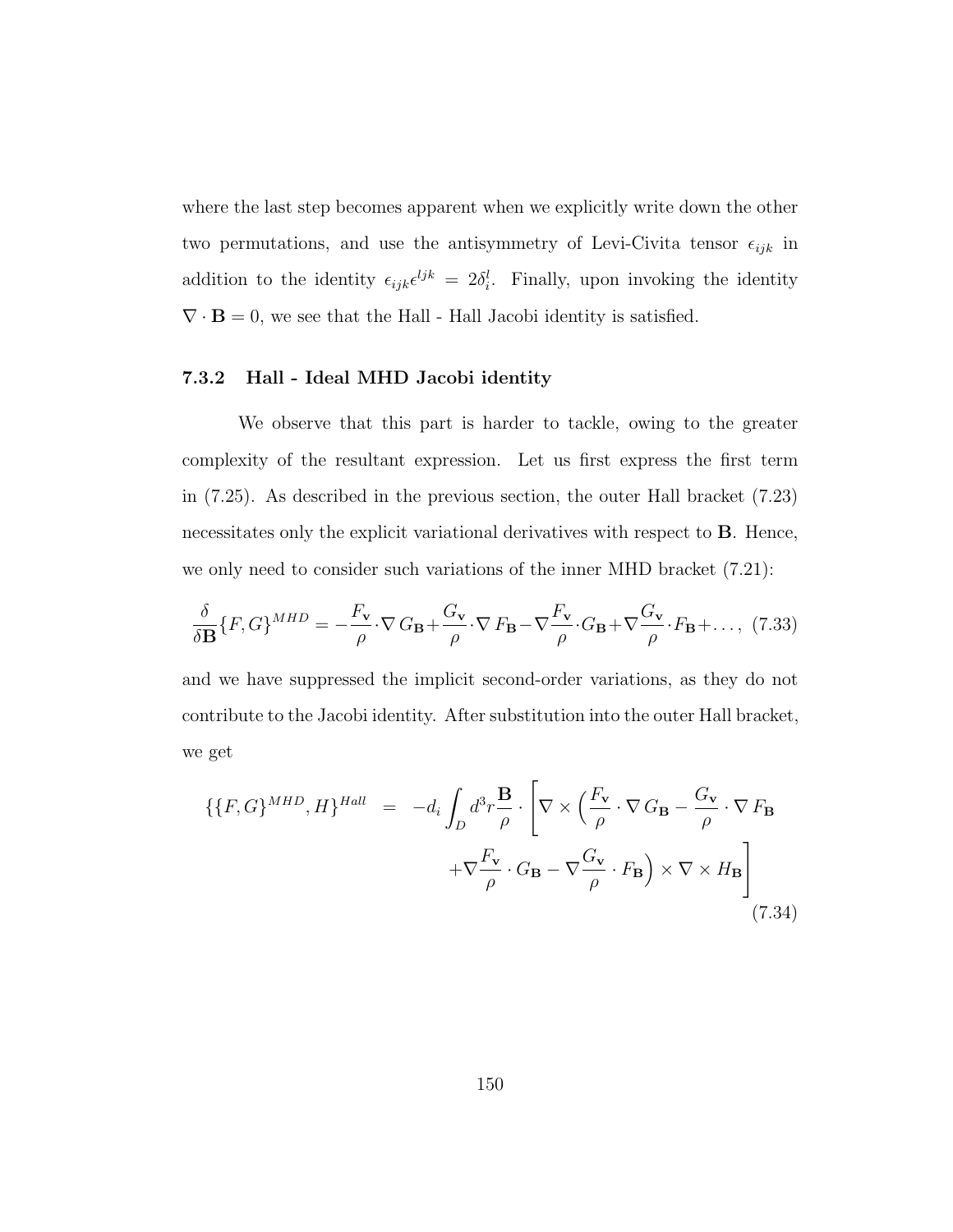where the last step becomes apparent when we explicitly write down the other two permutations, and use the antisymmetry of Levi-Civita tensor $\epsilon_{ijk}$ in addition to the identity $\epsilon_{ijk}\epsilon^{ljk} = 2\delta_i^l$. Finally, upon invoking the identity $\nabla \cdot \mathbf{B} = 0$, we see that the Hall - Hall Jacobi identity is satisfied.

### 7.3.2 Hall - Ideal MHD Jacobi identity

We observe that this part is harder to tackle, owing to the greater complexity of the resultant expression. Let us first express the first term in (7.25). As described in the previous section, the outer Hall bracket (7.23) necessitates only the explicit variational derivatives with respect to $\mathbf{B}$. Hence, we only need to consider such variations of the inner MHD bracket (7.21):

$$\frac{\delta}{\delta \mathbf{B}}\{F, G\}^{MHD} = -\frac{F_{\mathbf{v}}}{\rho} \cdot \nabla G_{\mathbf{B}} + \frac{G_{\mathbf{v}}}{\rho} \cdot \nabla F_{\mathbf{B}} - \nabla \frac{F_{\mathbf{v}}}{\rho} \cdot G_{\mathbf{B}} + \nabla \frac{G_{\mathbf{v}}}{\rho} \cdot F_{\mathbf{B}} + \ldots, \quad (7.33)$$

and we have suppressed the implicit second-order variations, as they do not contribute to the Jacobi identity. After substitution into the outer Hall bracket, we get

$$\begin{aligned} \{\{F, G\}^{MHD}, H\}^{Hall} \;=\; -d_i \int_D d^3r \frac{\mathbf{B}}{\rho} \cdot \Bigg[ \nabla \times \Big( \frac{F_{\mathbf{v}}}{\rho} \cdot \nabla G_{\mathbf{B}} - \frac{G_{\mathbf{v}}}{\rho} \cdot \nabla F_{\mathbf{B}} \\ + \nabla \frac{F_{\mathbf{v}}}{\rho} \cdot G_{\mathbf{B}} - \nabla \frac{G_{\mathbf{v}}}{\rho} \cdot F_{\mathbf{B}} \Big) \times \nabla \times H_{\mathbf{B}} \Bigg] \end{aligned} \quad (7.34)$$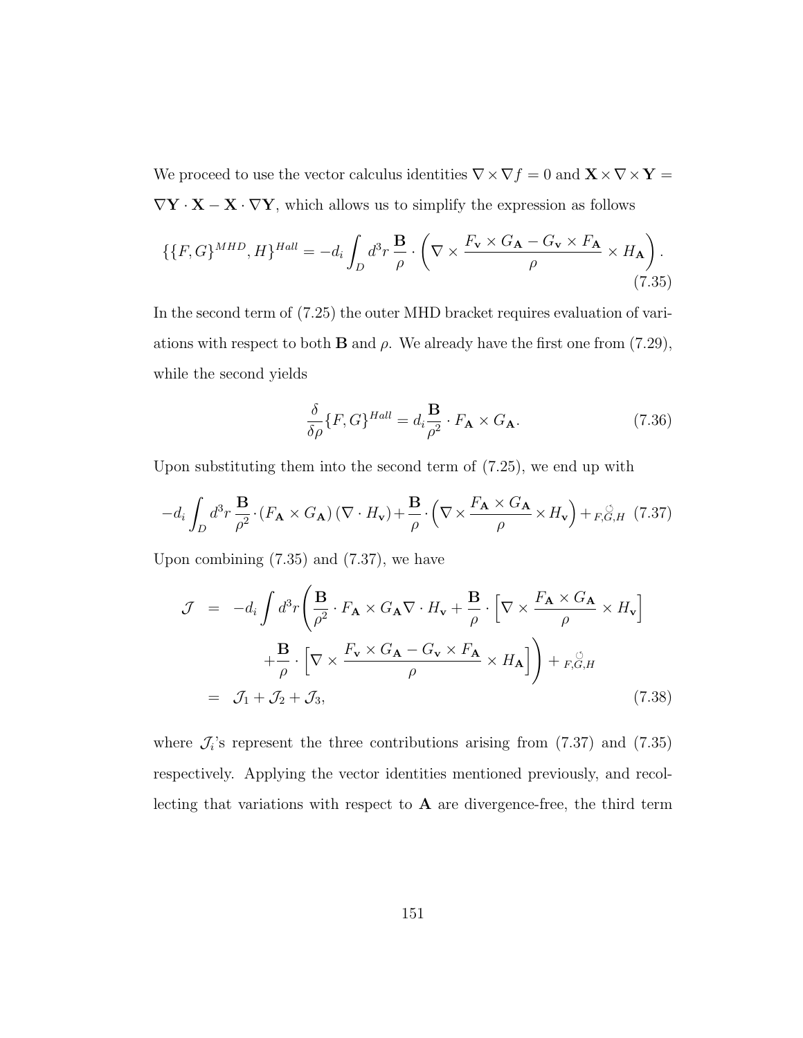We proceed to use the vector calculus identities $\nabla \times \nabla f = 0$ and $\mathbf{X} \times \nabla \times \mathbf{Y} = \nabla \mathbf{Y} \cdot \mathbf{X} - \mathbf{X} \cdot \nabla \mathbf{Y}$, which allows us to simplify the expression as follows

$$
\{\{F,G\}^{MHD}, H\}^{Hall} = -d_i \int_D d^3r \, \frac{\mathbf{B}}{\rho} \cdot \left( \nabla \times \frac{F_{\mathbf{v}} \times G_{\mathbf{A}} - G_{\mathbf{v}} \times F_{\mathbf{A}}}{\rho} \times H_{\mathbf{A}} \right). \tag{7.35}
$$

In the second term of (7.25) the outer MHD bracket requires evaluation of variations with respect to both $\mathbf{B}$ and $\rho$. We already have the first one from (7.29), while the second yields

$$
\frac{\delta}{\delta \rho}\{F,G\}^{Hall} = d_i \frac{\mathbf{B}}{\rho^2} \cdot F_{\mathbf{A}} \times G_{\mathbf{A}}. \tag{7.36}
$$

Upon substituting them into the second term of (7.25), we end up with

$$
-d_i \int_D d^3r \, \frac{\mathbf{B}}{\rho^2} \cdot (F_{\mathbf{A}} \times G_{\mathbf{A}}) \, (\nabla \cdot H_{\mathbf{v}}) + \frac{\mathbf{B}}{\rho} \cdot \left( \nabla \times \frac{F_{\mathbf{A}} \times G_{\mathbf{A}}}{\rho} \times H_{\mathbf{v}} \right) + _{\circlearrowleft F,G,H} \tag{7.37}
$$

Upon combining (7.35) and (7.37), we have

$$
\begin{aligned}
\mathcal{J} &= -d_i \int d^3r \Bigg( \frac{\mathbf{B}}{\rho^2} \cdot F_{\mathbf{A}} \times G_{\mathbf{A}} \nabla \cdot H_{\mathbf{v}} + \frac{\mathbf{B}}{\rho} \cdot \left[ \nabla \times \frac{F_{\mathbf{A}} \times G_{\mathbf{A}}}{\rho} \times H_{\mathbf{v}} \right] \\
&\qquad + \frac{\mathbf{B}}{\rho} \cdot \left[ \nabla \times \frac{F_{\mathbf{v}} \times G_{\mathbf{A}} - G_{\mathbf{v}} \times F_{\mathbf{A}}}{\rho} \times H_{\mathbf{A}} \right] \Bigg) + _{\circlearrowleft F,G,H} \\
&= \mathcal{J}_1 + \mathcal{J}_2 + \mathcal{J}_3,
\end{aligned} \tag{7.38}
$$

where $\mathcal{J}_i$'s represent the three contributions arising from (7.37) and (7.35) respectively. Applying the vector identities mentioned previously, and recollecting that variations with respect to $\mathbf{A}$ are divergence-free, the third term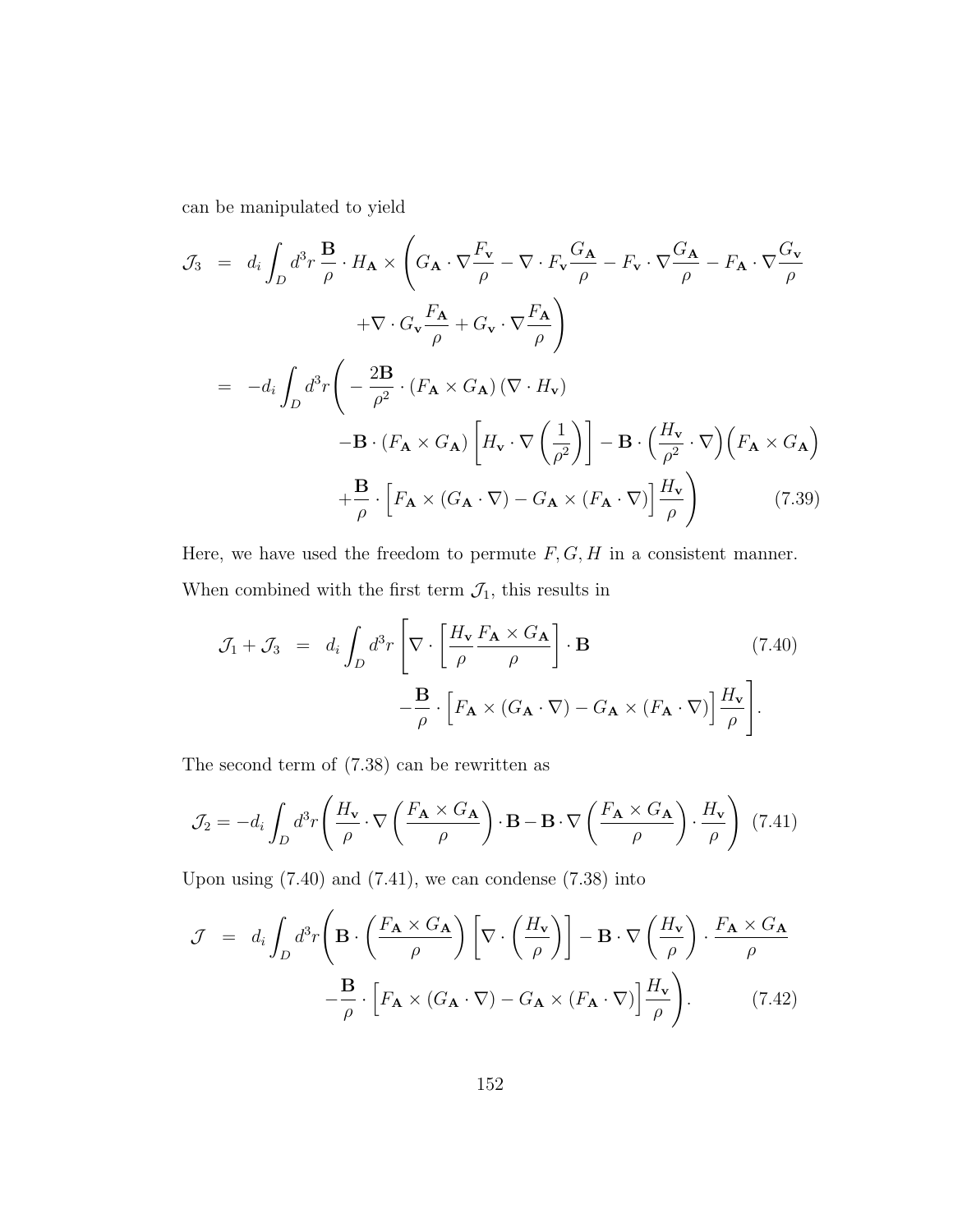can be manipulated to yield

$$
\begin{aligned}
\mathcal{J}_3 &= d_i \int_D d^3r \, \frac{\mathbf{B}}{\rho} \cdot H_{\mathbf{A}} \times \Bigg( G_{\mathbf{A}} \cdot \nabla \frac{F_{\mathbf{v}}}{\rho} - \nabla \cdot F_{\mathbf{v}} \frac{G_{\mathbf{A}}}{\rho} - F_{\mathbf{v}} \cdot \nabla \frac{G_{\mathbf{A}}}{\rho} - F_{\mathbf{A}} \cdot \nabla \frac{G_{\mathbf{v}}}{\rho} \\
&\qquad + \nabla \cdot G_{\mathbf{v}} \frac{F_{\mathbf{A}}}{\rho} + G_{\mathbf{v}} \cdot \nabla \frac{F_{\mathbf{A}}}{\rho} \Bigg) \\
&= -d_i \int_D d^3r \Bigg( -\frac{2\mathbf{B}}{\rho^2} \cdot (F_{\mathbf{A}} \times G_{\mathbf{A}}) \left( \nabla \cdot H_{\mathbf{v}} \right) \\
&\qquad - \mathbf{B} \cdot (F_{\mathbf{A}} \times G_{\mathbf{A}}) \left[ H_{\mathbf{v}} \cdot \nabla \left( \frac{1}{\rho^2} \right) \right] - \mathbf{B} \cdot \left( \frac{H_{\mathbf{v}}}{\rho^2} \cdot \nabla \right) \Big( F_{\mathbf{A}} \times G_{\mathbf{A}} \Big) \\
&\qquad + \frac{\mathbf{B}}{\rho} \cdot \Big[ F_{\mathbf{A}} \times (G_{\mathbf{A}} \cdot \nabla) - G_{\mathbf{A}} \times (F_{\mathbf{A}} \cdot \nabla) \Big] \frac{H_{\mathbf{v}}}{\rho} \Bigg) \qquad (7.39)
\end{aligned}
$$

Here, we have used the freedom to permute $F, G, H$ in a consistent manner. When combined with the first term $\mathcal{J}_1$, this results in

$$
\begin{aligned}
\mathcal{J}_1 + \mathcal{J}_3 &= d_i \int_D d^3r \left[ \nabla \cdot \left[ \frac{H_{\mathbf{v}}}{\rho} \frac{F_{\mathbf{A}} \times G_{\mathbf{A}}}{\rho} \right] \cdot \mathbf{B} \right. \qquad (7.40) \\
&\qquad \left. - \frac{\mathbf{B}}{\rho} \cdot \Big[ F_{\mathbf{A}} \times (G_{\mathbf{A}} \cdot \nabla) - G_{\mathbf{A}} \times (F_{\mathbf{A}} \cdot \nabla) \Big] \frac{H_{\mathbf{v}}}{\rho} \right].
\end{aligned}
$$

The second term of (7.38) can be rewritten as

$$
\mathcal{J}_2 = -d_i \int_D d^3r \left( \frac{H_{\mathbf{v}}}{\rho} \cdot \nabla \left( \frac{F_{\mathbf{A}} \times G_{\mathbf{A}}}{\rho} \right) \cdot \mathbf{B} - \mathbf{B} \cdot \nabla \left( \frac{F_{\mathbf{A}} \times G_{\mathbf{A}}}{\rho} \right) \cdot \frac{H_{\mathbf{v}}}{\rho} \right) \quad (7.41)
$$

Upon using (7.40) and (7.41), we can condense (7.38) into

$$
\begin{aligned}
\mathcal{J} &= d_i \int_D d^3r \Bigg( \mathbf{B} \cdot \left( \frac{F_{\mathbf{A}} \times G_{\mathbf{A}}}{\rho} \right) \left[ \nabla \cdot \left( \frac{H_{\mathbf{v}}}{\rho} \right) \right] - \mathbf{B} \cdot \nabla \left( \frac{H_{\mathbf{v}}}{\rho} \right) \cdot \frac{F_{\mathbf{A}} \times G_{\mathbf{A}}}{\rho} \\
&\qquad - \frac{\mathbf{B}}{\rho} \cdot \Big[ F_{\mathbf{A}} \times (G_{\mathbf{A}} \cdot \nabla) - G_{\mathbf{A}} \times (F_{\mathbf{A}} \cdot \nabla) \Big] \frac{H_{\mathbf{v}}}{\rho} \Bigg). \qquad (7.42)
\end{aligned}
$$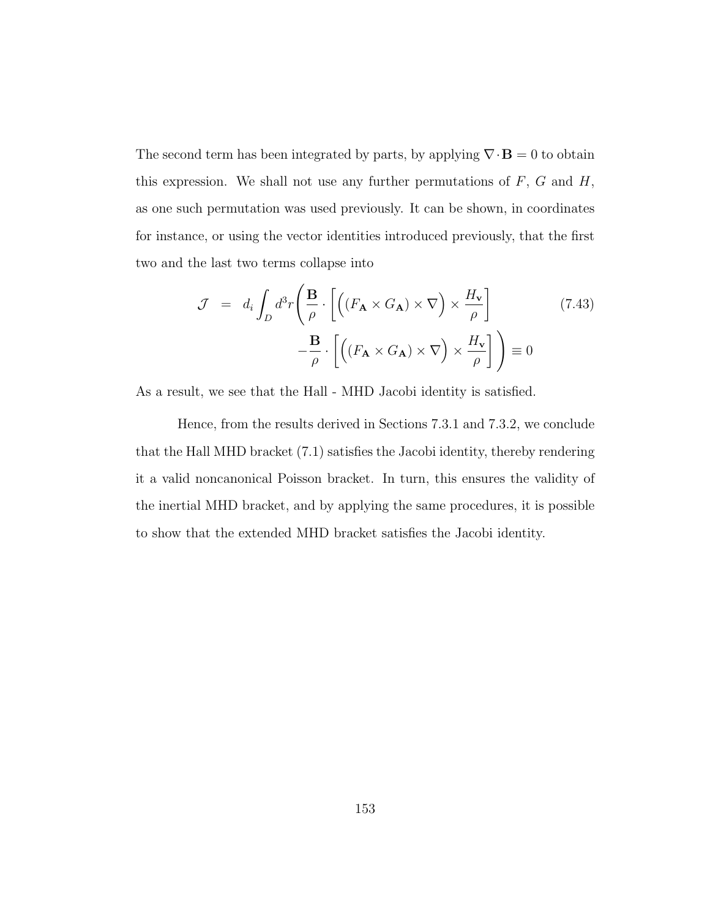The second term has been integrated by parts, by applying $\nabla\cdot\mathbf{B}=0$ to obtain this expression. We shall not use any further permutations of $F$, $G$ and $H$, as one such permutation was used previously. It can be shown, in coordinates for instance, or using the vector identities introduced previously, that the first two and the last two terms collapse into

$$
\begin{aligned}
\mathcal{J} \;=\; d_i\int_D d^3r\Bigg(&\frac{\mathbf{B}}{\rho}\cdot\left[\Big((F_{\mathbf{A}}\times G_{\mathbf{A}})\times\nabla\Big)\times\frac{H_{\mathbf{v}}}{\rho}\right] \\
&-\frac{\mathbf{B}}{\rho}\cdot\left[\Big((F_{\mathbf{A}}\times G_{\mathbf{A}})\times\nabla\Big)\times\frac{H_{\mathbf{v}}}{\rho}\right]\Bigg)\equiv 0
\end{aligned}
\tag{7.43}
$$

As a result, we see that the Hall - MHD Jacobi identity is satisfied.

Hence, from the results derived in Sections 7.3.1 and 7.3.2, we conclude that the Hall MHD bracket (7.1) satisfies the Jacobi identity, thereby rendering it a valid noncanonical Poisson bracket. In turn, this ensures the validity of the inertial MHD bracket, and by applying the same procedures, it is possible to show that the extended MHD bracket satisfies the Jacobi identity.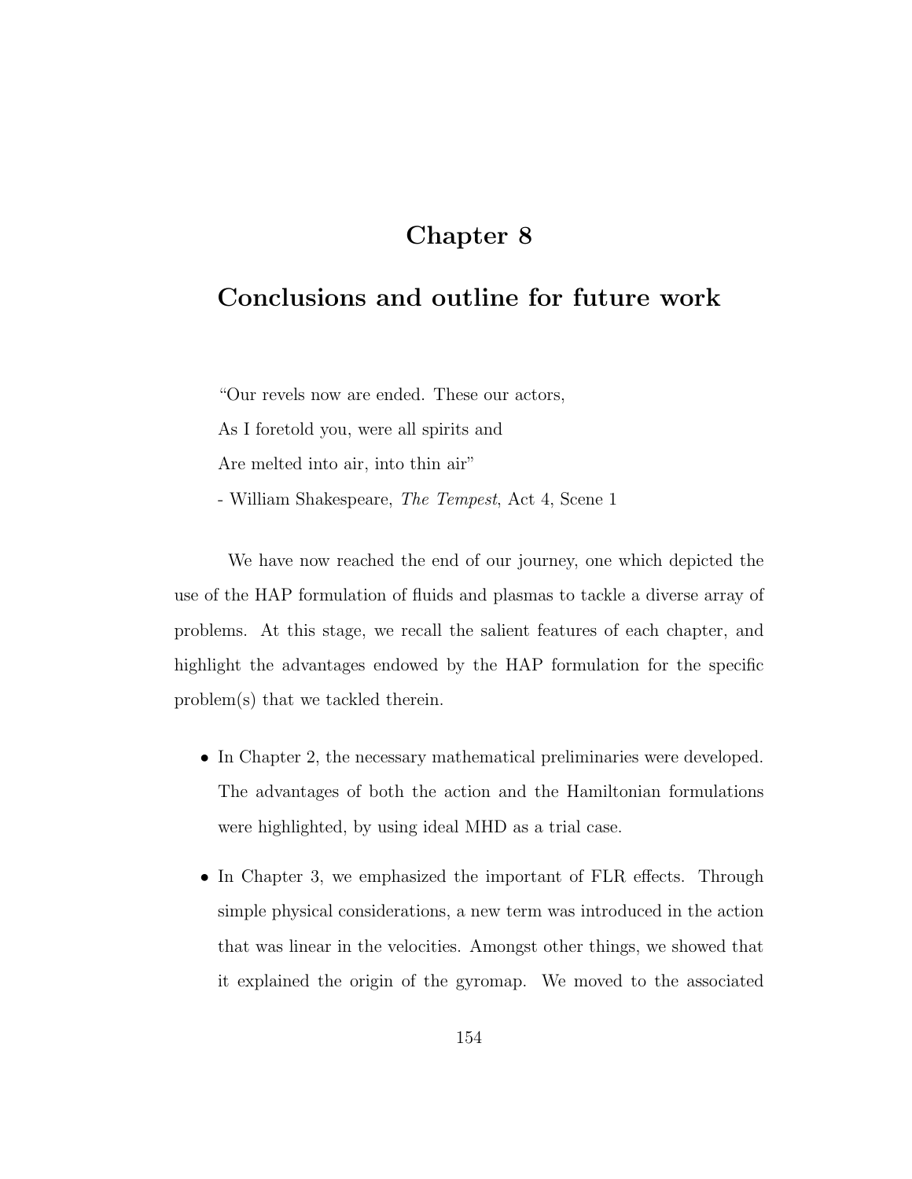# Chapter 8

# Conclusions and outline for future work

"Our revels now are ended. These our actors,

As I foretold you, were all spirits and

Are melted into air, into thin air"

- William Shakespeare, *The Tempest*, Act 4, Scene 1

We have now reached the end of our journey, one which depicted the use of the HAP formulation of fluids and plasmas to tackle a diverse array of problems. At this stage, we recall the salient features of each chapter, and highlight the advantages endowed by the HAP formulation for the specific problem(s) that we tackled therein.

- In Chapter 2, the necessary mathematical preliminaries were developed. The advantages of both the action and the Hamiltonian formulations were highlighted, by using ideal MHD as a trial case.
- In Chapter 3, we emphasized the important of FLR effects. Through simple physical considerations, a new term was introduced in the action that was linear in the velocities. Amongst other things, we showed that it explained the origin of the gyromap. We moved to the associated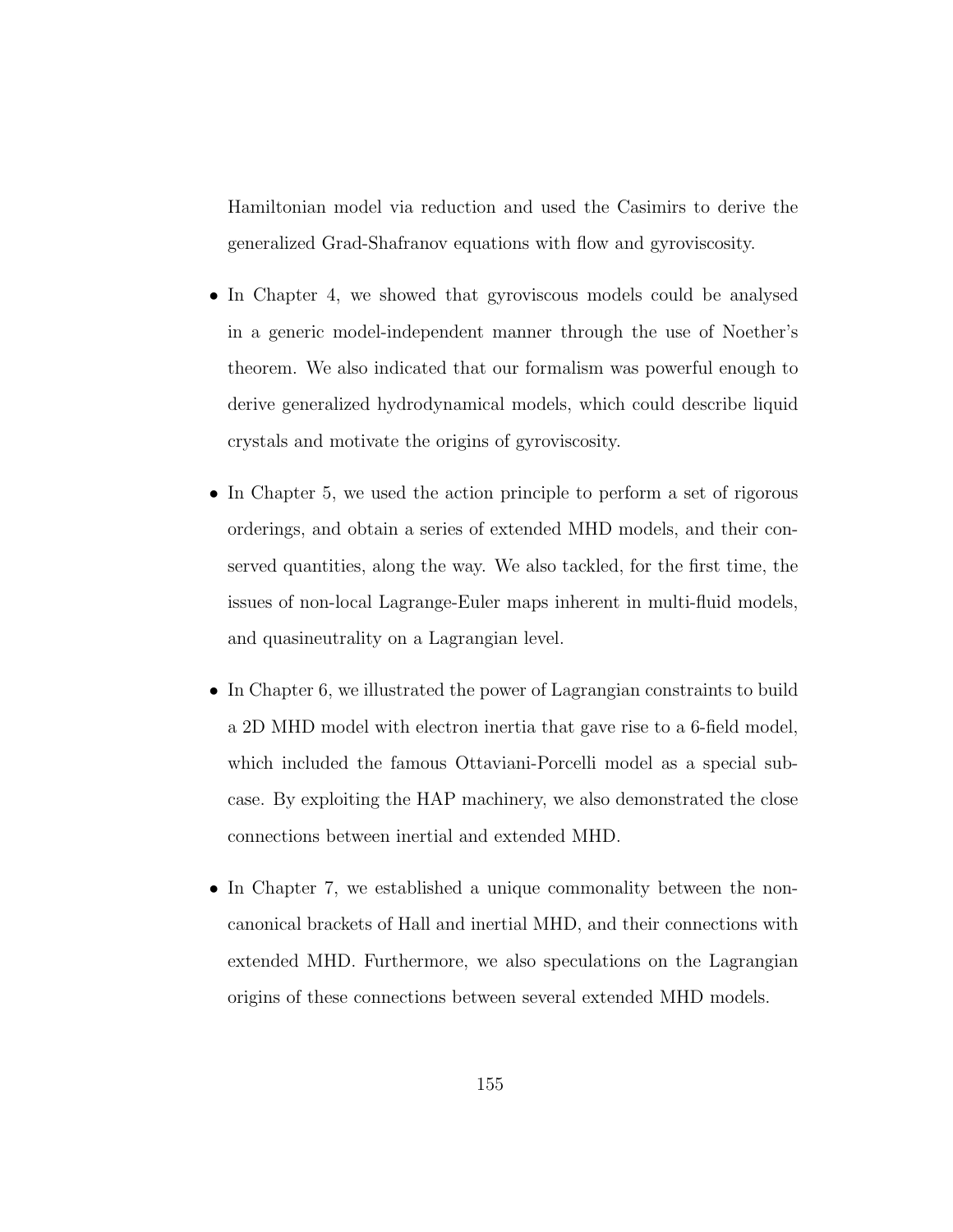Hamiltonian model via reduction and used the Casimirs to derive the generalized Grad-Shafranov equations with flow and gyroviscosity.

- In Chapter 4, we showed that gyroviscous models could be analysed in a generic model-independent manner through the use of Noether's theorem. We also indicated that our formalism was powerful enough to derive generalized hydrodynamical models, which could describe liquid crystals and motivate the origins of gyroviscosity.

- In Chapter 5, we used the action principle to perform a set of rigorous orderings, and obtain a series of extended MHD models, and their conserved quantities, along the way. We also tackled, for the first time, the issues of non-local Lagrange-Euler maps inherent in multi-fluid models, and quasineutrality on a Lagrangian level.

- In Chapter 6, we illustrated the power of Lagrangian constraints to build a 2D MHD model with electron inertia that gave rise to a 6-field model, which included the famous Ottaviani-Porcelli model as a special subcase. By exploiting the HAP machinery, we also demonstrated the close connections between inertial and extended MHD.

- In Chapter 7, we established a unique commonality between the noncanonical brackets of Hall and inertial MHD, and their connections with extended MHD. Furthermore, we also speculations on the Lagrangian origins of these connections between several extended MHD models.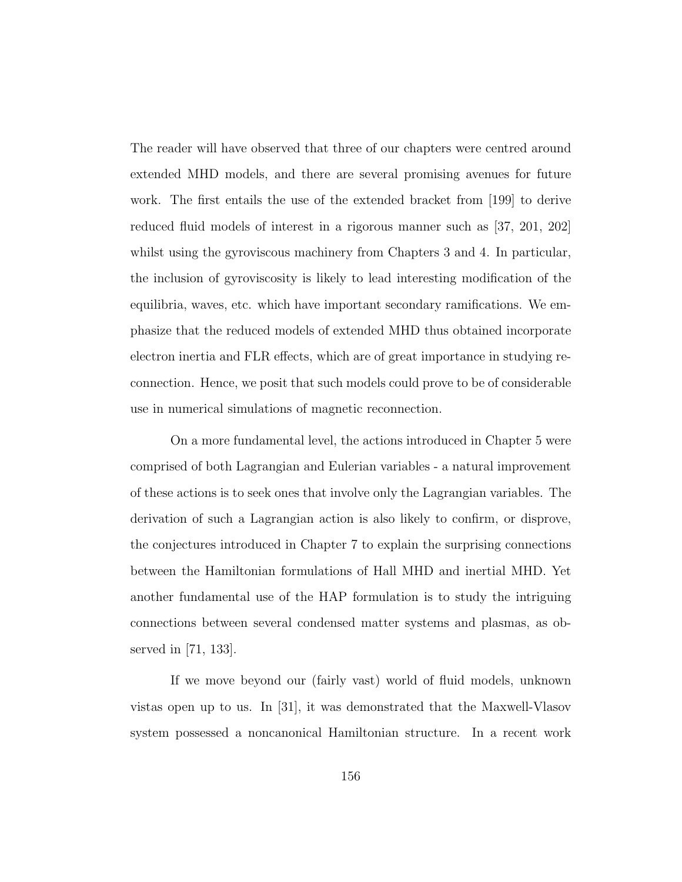The reader will have observed that three of our chapters were centred around extended MHD models, and there are several promising avenues for future work. The first entails the use of the extended bracket from [199] to derive reduced fluid models of interest in a rigorous manner such as [37, 201, 202] whilst using the gyroviscous machinery from Chapters 3 and 4. In particular, the inclusion of gyroviscosity is likely to lead interesting modification of the equilibria, waves, etc. which have important secondary ramifications. We emphasize that the reduced models of extended MHD thus obtained incorporate electron inertia and FLR effects, which are of great importance in studying reconnection. Hence, we posit that such models could prove to be of considerable use in numerical simulations of magnetic reconnection.

On a more fundamental level, the actions introduced in Chapter 5 were comprised of both Lagrangian and Eulerian variables - a natural improvement of these actions is to seek ones that involve only the Lagrangian variables. The derivation of such a Lagrangian action is also likely to confirm, or disprove, the conjectures introduced in Chapter 7 to explain the surprising connections between the Hamiltonian formulations of Hall MHD and inertial MHD. Yet another fundamental use of the HAP formulation is to study the intriguing connections between several condensed matter systems and plasmas, as observed in [71, 133].

If we move beyond our (fairly vast) world of fluid models, unknown vistas open up to us. In [31], it was demonstrated that the Maxwell-Vlasov system possessed a noncanonical Hamiltonian structure. In a recent work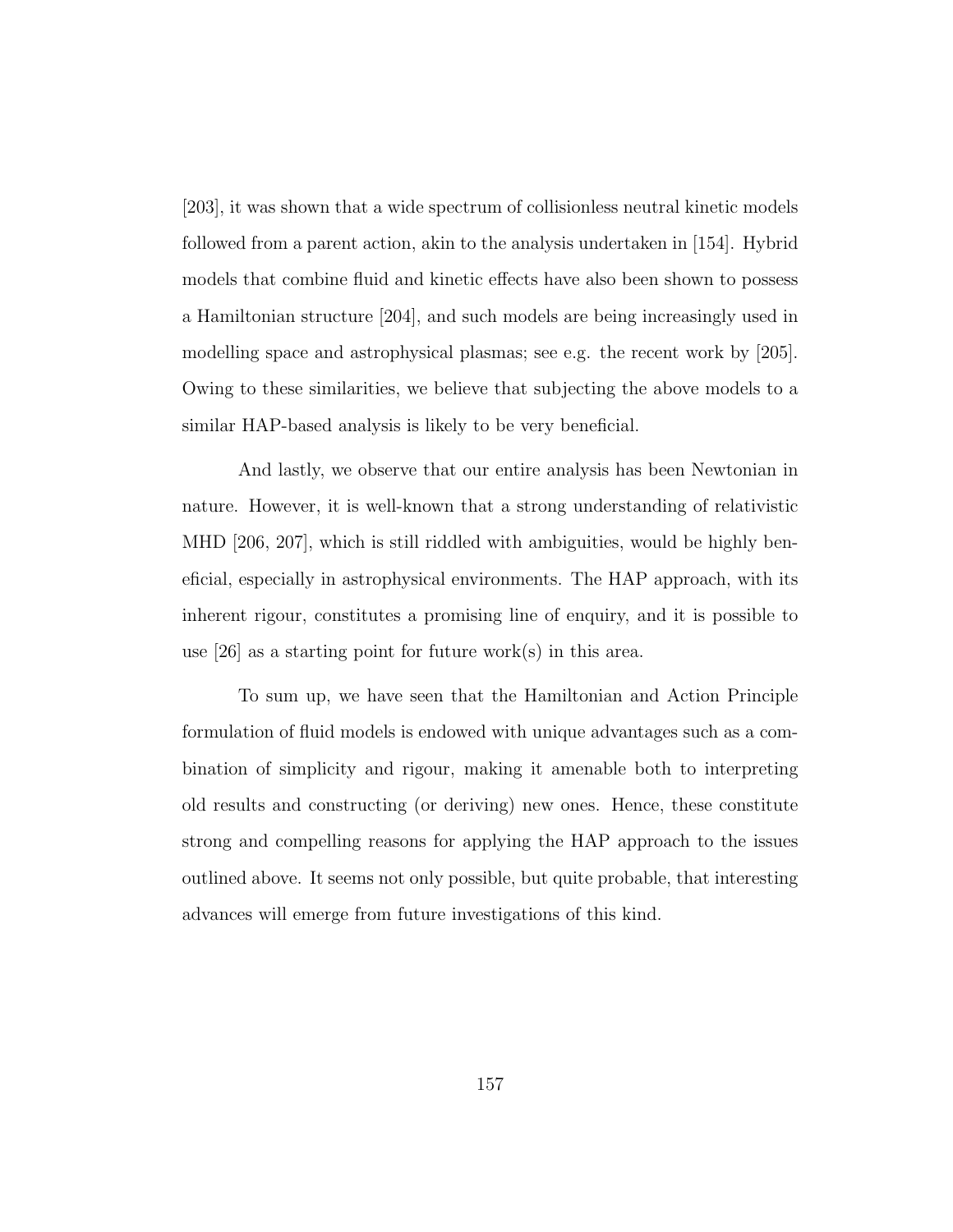[203], it was shown that a wide spectrum of collisionless neutral kinetic models followed from a parent action, akin to the analysis undertaken in [154]. Hybrid models that combine fluid and kinetic effects have also been shown to possess a Hamiltonian structure [204], and such models are being increasingly used in modelling space and astrophysical plasmas; see e.g. the recent work by [205]. Owing to these similarities, we believe that subjecting the above models to a similar HAP-based analysis is likely to be very beneficial.

And lastly, we observe that our entire analysis has been Newtonian in nature. However, it is well-known that a strong understanding of relativistic MHD [206, 207], which is still riddled with ambiguities, would be highly beneficial, especially in astrophysical environments. The HAP approach, with its inherent rigour, constitutes a promising line of enquiry, and it is possible to use [26] as a starting point for future work(s) in this area.

To sum up, we have seen that the Hamiltonian and Action Principle formulation of fluid models is endowed with unique advantages such as a combination of simplicity and rigour, making it amenable both to interpreting old results and constructing (or deriving) new ones. Hence, these constitute strong and compelling reasons for applying the HAP approach to the issues outlined above. It seems not only possible, but quite probable, that interesting advances will emerge from future investigations of this kind.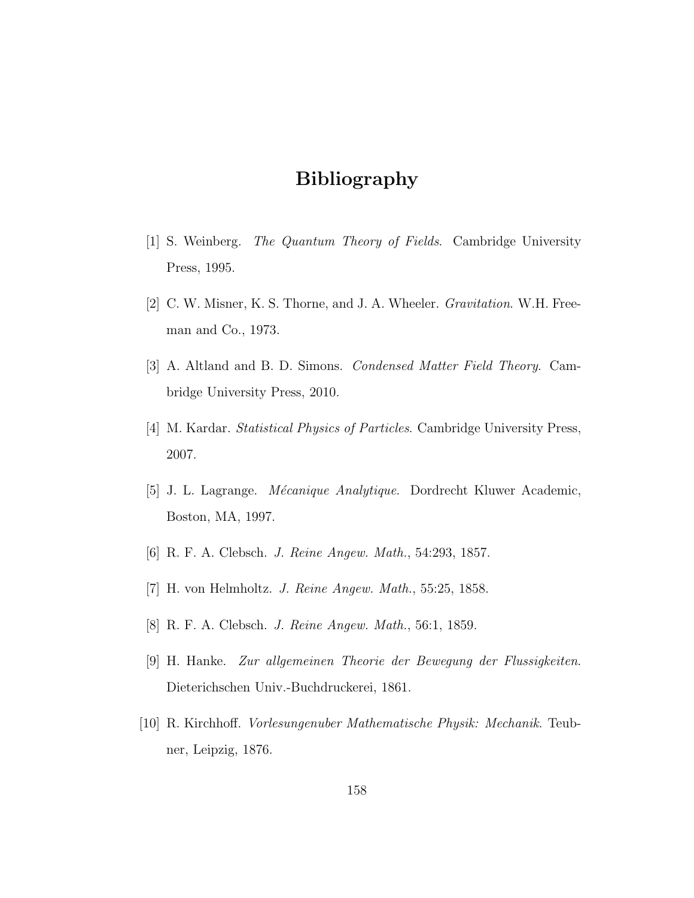# Bibliography

[1] S. Weinberg. *The Quantum Theory of Fields*. Cambridge University Press, 1995.

[2] C. W. Misner, K. S. Thorne, and J. A. Wheeler. *Gravitation*. W.H. Freeman and Co., 1973.

[3] A. Altland and B. D. Simons. *Condensed Matter Field Theory*. Cambridge University Press, 2010.

[4] M. Kardar. *Statistical Physics of Particles*. Cambridge University Press, 2007.

[5] J. L. Lagrange. *Mécanique Analytique*. Dordrecht Kluwer Academic, Boston, MA, 1997.

[6] R. F. A. Clebsch. *J. Reine Angew. Math.*, 54:293, 1857.

[7] H. von Helmholtz. *J. Reine Angew. Math.*, 55:25, 1858.

[8] R. F. A. Clebsch. *J. Reine Angew. Math.*, 56:1, 1859.

[9] H. Hanke. *Zur allgemeinen Theorie der Bewegung der Flussigkeiten*. Dieterichschen Univ.-Buchdruckerei, 1861.

[10] R. Kirchhoff. *Vorlesungenuber Mathematische Physik: Mechanik*. Teubner, Leipzig, 1876.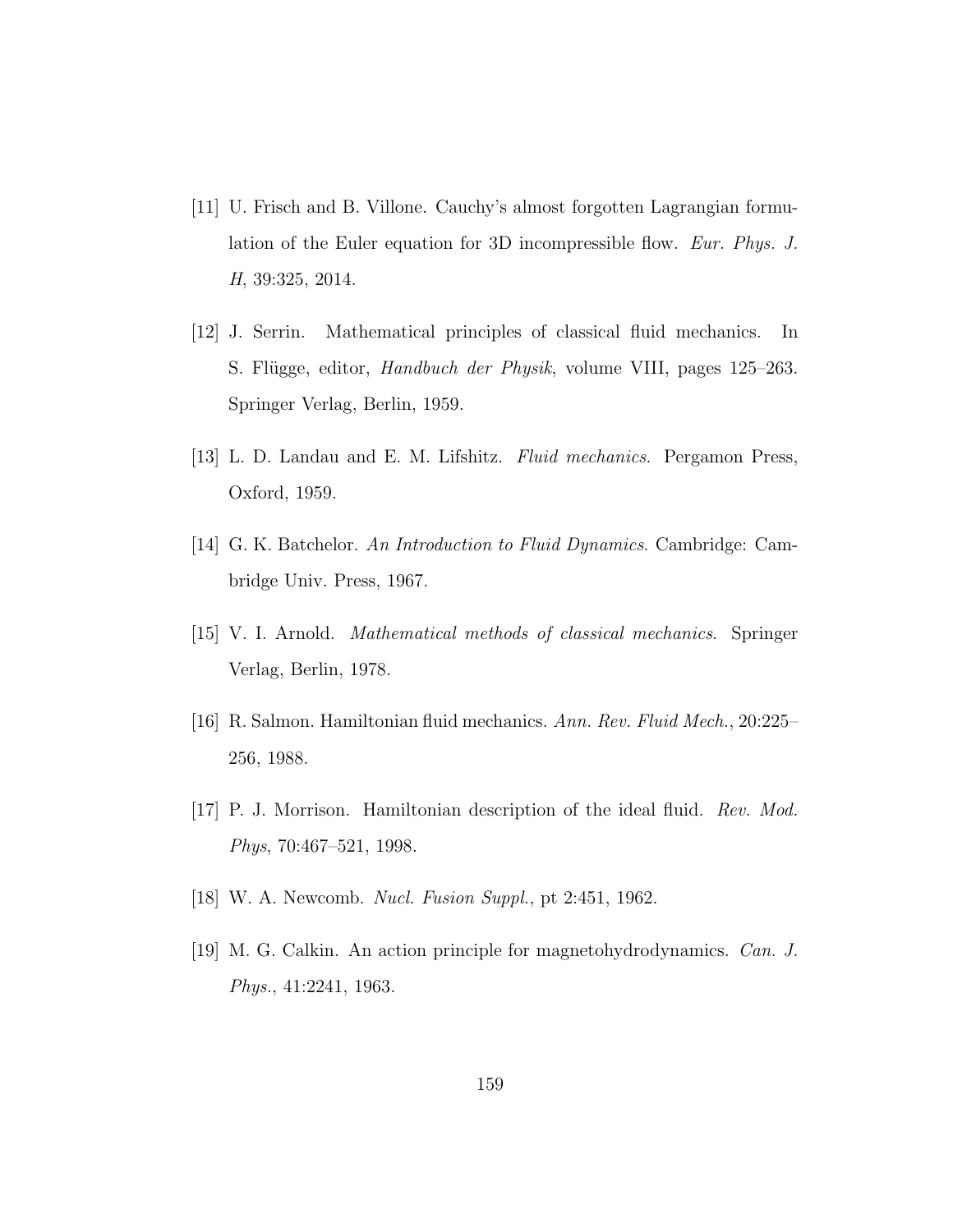[11] U. Frisch and B. Villone. Cauchy's almost forgotten Lagrangian formulation of the Euler equation for 3D incompressible flow. *Eur. Phys. J. H*, 39:325, 2014.

[12] J. Serrin. Mathematical principles of classical fluid mechanics. In S. Flügge, editor, *Handbuch der Physik*, volume VIII, pages 125–263. Springer Verlag, Berlin, 1959.

[13] L. D. Landau and E. M. Lifshitz. *Fluid mechanics*. Pergamon Press, Oxford, 1959.

[14] G. K. Batchelor. *An Introduction to Fluid Dynamics*. Cambridge: Cambridge Univ. Press, 1967.

[15] V. I. Arnold. *Mathematical methods of classical mechanics*. Springer Verlag, Berlin, 1978.

[16] R. Salmon. Hamiltonian fluid mechanics. *Ann. Rev. Fluid Mech.*, 20:225–256, 1988.

[17] P. J. Morrison. Hamiltonian description of the ideal fluid. *Rev. Mod. Phys*, 70:467–521, 1998.

[18] W. A. Newcomb. *Nucl. Fusion Suppl.*, pt 2:451, 1962.

[19] M. G. Calkin. An action principle for magnetohydrodynamics. *Can. J. Phys.*, 41:2241, 1963.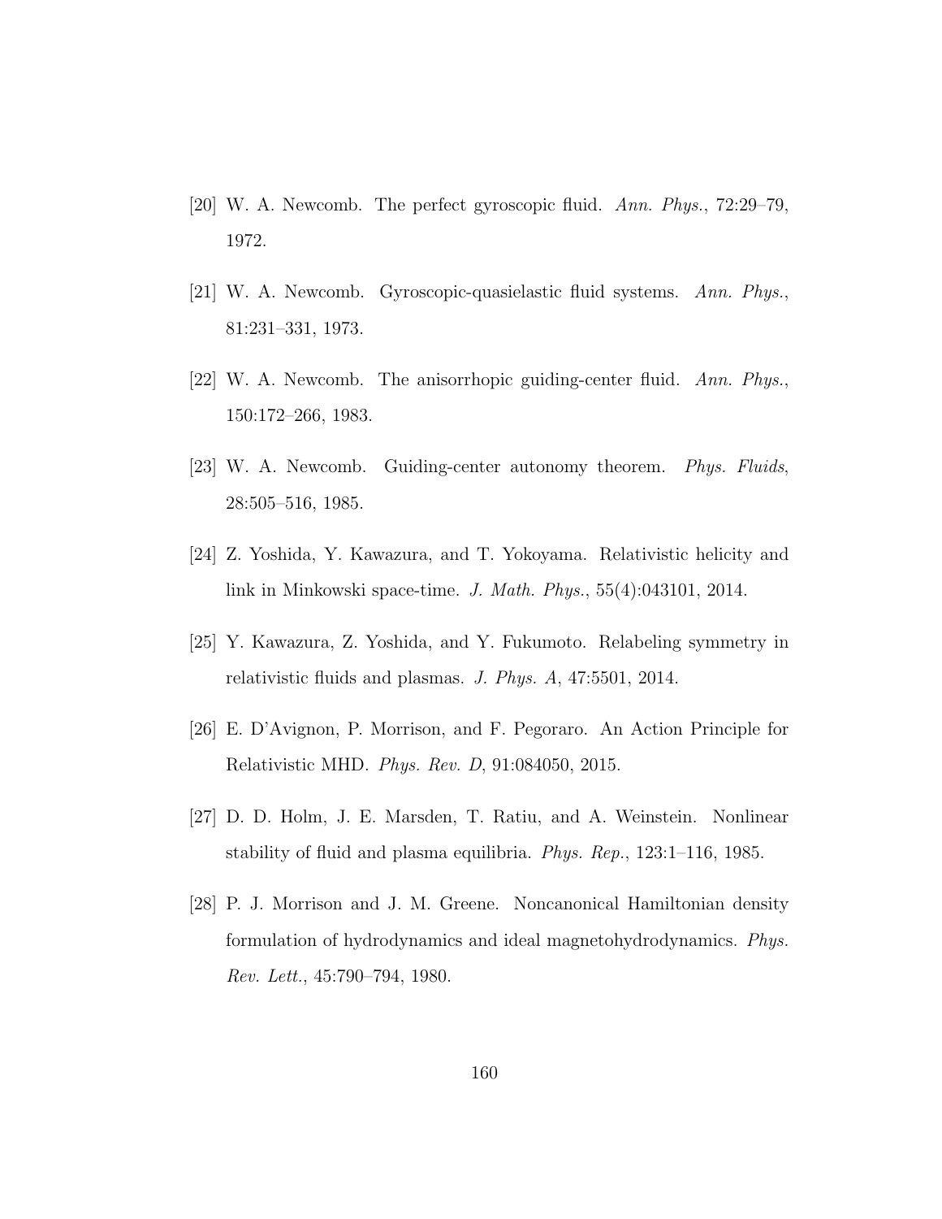[20] W. A. Newcomb. The perfect gyroscopic fluid. *Ann. Phys.*, 72:29–79, 1972.

[21] W. A. Newcomb. Gyroscopic-quasielastic fluid systems. *Ann. Phys.*, 81:231–331, 1973.

[22] W. A. Newcomb. The anisorrhopic guiding-center fluid. *Ann. Phys.*, 150:172–266, 1983.

[23] W. A. Newcomb. Guiding-center autonomy theorem. *Phys. Fluids*, 28:505–516, 1985.

[24] Z. Yoshida, Y. Kawazura, and T. Yokoyama. Relativistic helicity and link in Minkowski space-time. *J. Math. Phys.*, 55(4):043101, 2014.

[25] Y. Kawazura, Z. Yoshida, and Y. Fukumoto. Relabeling symmetry in relativistic fluids and plasmas. *J. Phys. A*, 47:5501, 2014.

[26] E. D'Avignon, P. Morrison, and F. Pegoraro. An Action Principle for Relativistic MHD. *Phys. Rev. D*, 91:084050, 2015.

[27] D. D. Holm, J. E. Marsden, T. Ratiu, and A. Weinstein. Nonlinear stability of fluid and plasma equilibria. *Phys. Rep.*, 123:1–116, 1985.

[28] P. J. Morrison and J. M. Greene. Noncanonical Hamiltonian density formulation of hydrodynamics and ideal magnetohydrodynamics. *Phys. Rev. Lett.*, 45:790–794, 1980.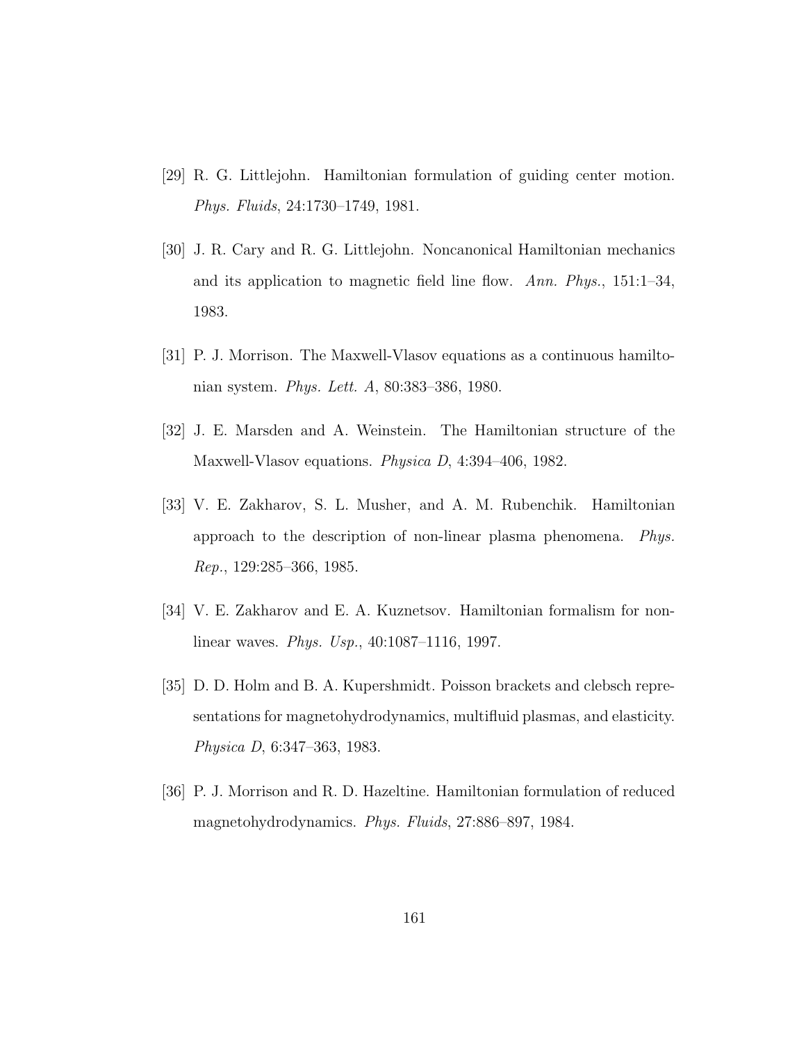[29] R. G. Littlejohn. Hamiltonian formulation of guiding center motion. *Phys. Fluids*, 24:1730–1749, 1981.

[30] J. R. Cary and R. G. Littlejohn. Noncanonical Hamiltonian mechanics and its application to magnetic field line flow. *Ann. Phys.*, 151:1–34, 1983.

[31] P. J. Morrison. The Maxwell-Vlasov equations as a continuous hamiltonian system. *Phys. Lett. A*, 80:383–386, 1980.

[32] J. E. Marsden and A. Weinstein. The Hamiltonian structure of the Maxwell-Vlasov equations. *Physica D*, 4:394–406, 1982.

[33] V. E. Zakharov, S. L. Musher, and A. M. Rubenchik. Hamiltonian approach to the description of non-linear plasma phenomena. *Phys. Rep.*, 129:285–366, 1985.

[34] V. E. Zakharov and E. A. Kuznetsov. Hamiltonian formalism for nonlinear waves. *Phys. Usp.*, 40:1087–1116, 1997.

[35] D. D. Holm and B. A. Kupershmidt. Poisson brackets and clebsch representations for magnetohydrodynamics, multifluid plasmas, and elasticity. *Physica D*, 6:347–363, 1983.

[36] P. J. Morrison and R. D. Hazeltine. Hamiltonian formulation of reduced magnetohydrodynamics. *Phys. Fluids*, 27:886–897, 1984.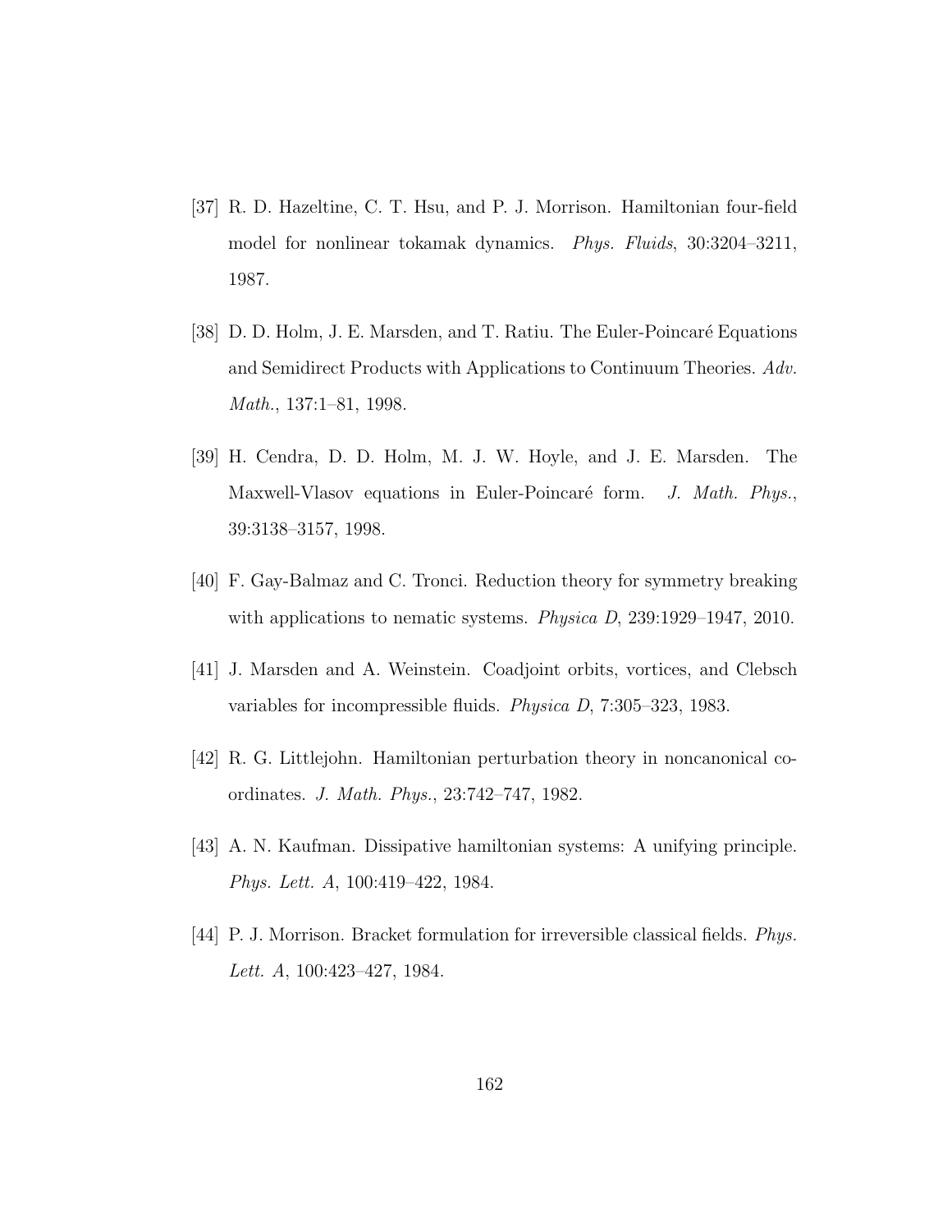[37] R. D. Hazeltine, C. T. Hsu, and P. J. Morrison. Hamiltonian four-field model for nonlinear tokamak dynamics. *Phys. Fluids*, 30:3204–3211, 1987.

[38] D. D. Holm, J. E. Marsden, and T. Ratiu. The Euler-Poincaré Equations and Semidirect Products with Applications to Continuum Theories. *Adv. Math.*, 137:1–81, 1998.

[39] H. Cendra, D. D. Holm, M. J. W. Hoyle, and J. E. Marsden. The Maxwell-Vlasov equations in Euler-Poincaré form. *J. Math. Phys.*, 39:3138–3157, 1998.

[40] F. Gay-Balmaz and C. Tronci. Reduction theory for symmetry breaking with applications to nematic systems. *Physica D*, 239:1929–1947, 2010.

[41] J. Marsden and A. Weinstein. Coadjoint orbits, vortices, and Clebsch variables for incompressible fluids. *Physica D*, 7:305–323, 1983.

[42] R. G. Littlejohn. Hamiltonian perturbation theory in noncanonical coordinates. *J. Math. Phys.*, 23:742–747, 1982.

[43] A. N. Kaufman. Dissipative hamiltonian systems: A unifying principle. *Phys. Lett. A*, 100:419–422, 1984.

[44] P. J. Morrison. Bracket formulation for irreversible classical fields. *Phys. Lett. A*, 100:423–427, 1984.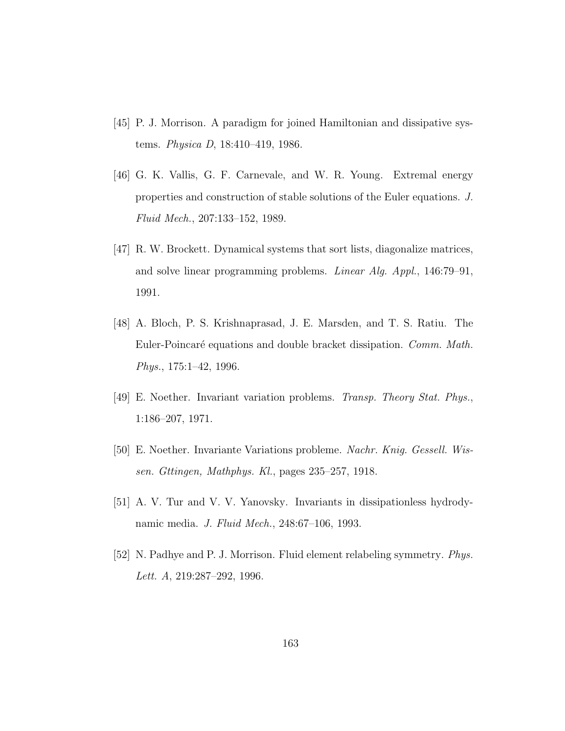[45] P. J. Morrison. A paradigm for joined Hamiltonian and dissipative systems. *Physica D*, 18:410–419, 1986.

[46] G. K. Vallis, G. F. Carnevale, and W. R. Young. Extremal energy properties and construction of stable solutions of the Euler equations. *J. Fluid Mech.*, 207:133–152, 1989.

[47] R. W. Brockett. Dynamical systems that sort lists, diagonalize matrices, and solve linear programming problems. *Linear Alg. Appl.*, 146:79–91, 1991.

[48] A. Bloch, P. S. Krishnaprasad, J. E. Marsden, and T. S. Ratiu. The Euler-Poincaré equations and double bracket dissipation. *Comm. Math. Phys.*, 175:1–42, 1996.

[49] E. Noether. Invariant variation problems. *Transp. Theory Stat. Phys.*, 1:186–207, 1971.

[50] E. Noether. Invariante Variations probleme. *Nachr. Knig. Gessell. Wissen. Gttingen, Mathphys. Kl.*, pages 235–257, 1918.

[51] A. V. Tur and V. V. Yanovsky. Invariants in dissipationless hydrodynamic media. *J. Fluid Mech.*, 248:67–106, 1993.

[52] N. Padhye and P. J. Morrison. Fluid element relabeling symmetry. *Phys. Lett. A*, 219:287–292, 1996.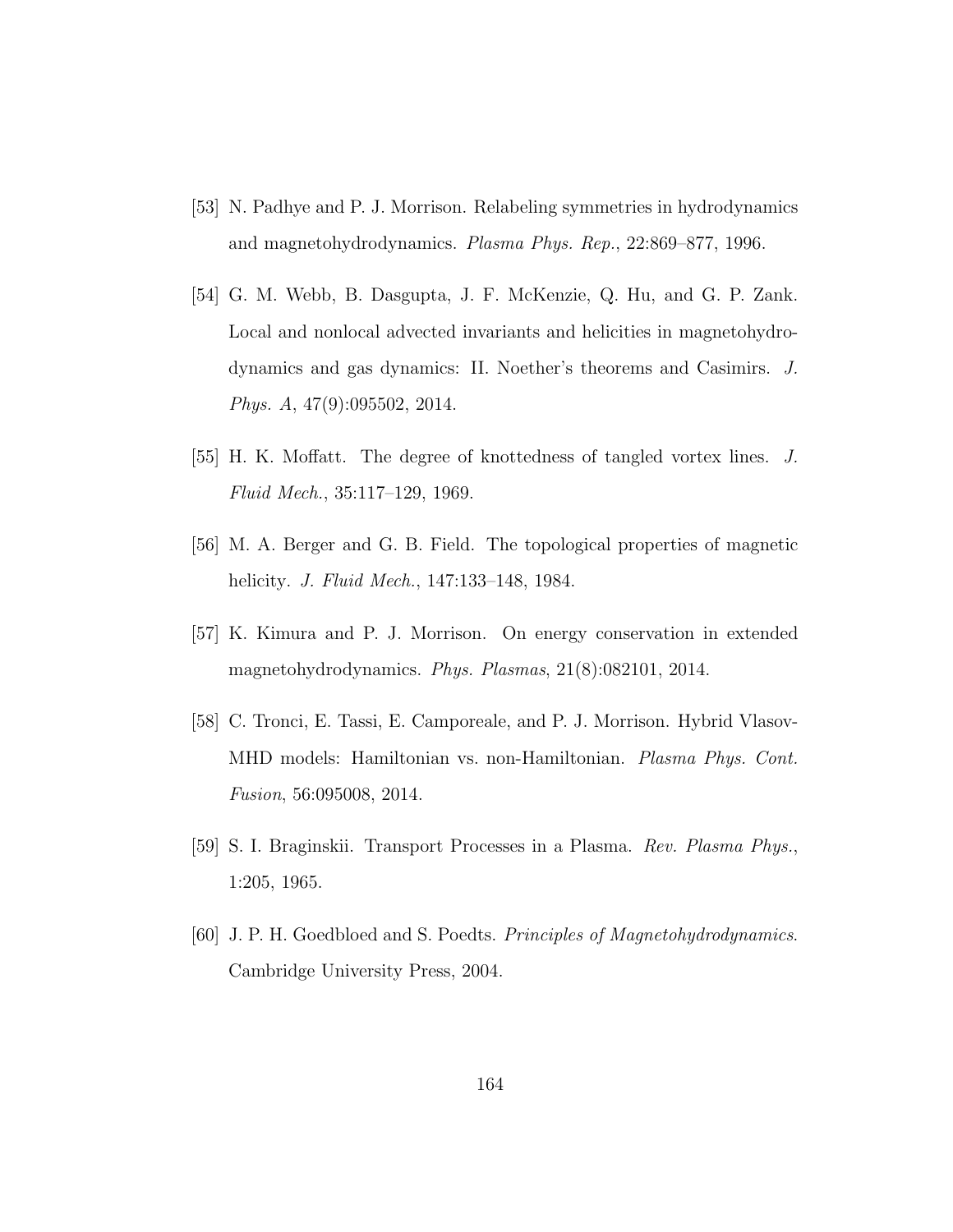[53] N. Padhye and P. J. Morrison. Relabeling symmetries in hydrodynamics and magnetohydrodynamics. *Plasma Phys. Rep.*, 22:869–877, 1996.

[54] G. M. Webb, B. Dasgupta, J. F. McKenzie, Q. Hu, and G. P. Zank. Local and nonlocal advected invariants and helicities in magnetohydrodynamics and gas dynamics: II. Noether's theorems and Casimirs. *J. Phys. A*, 47(9):095502, 2014.

[55] H. K. Moffatt. The degree of knottedness of tangled vortex lines. *J. Fluid Mech.*, 35:117–129, 1969.

[56] M. A. Berger and G. B. Field. The topological properties of magnetic helicity. *J. Fluid Mech.*, 147:133–148, 1984.

[57] K. Kimura and P. J. Morrison. On energy conservation in extended magnetohydrodynamics. *Phys. Plasmas*, 21(8):082101, 2014.

[58] C. Tronci, E. Tassi, E. Camporeale, and P. J. Morrison. Hybrid Vlasov-MHD models: Hamiltonian vs. non-Hamiltonian. *Plasma Phys. Cont. Fusion*, 56:095008, 2014.

[59] S. I. Braginskii. Transport Processes in a Plasma. *Rev. Plasma Phys.*, 1:205, 1965.

[60] J. P. H. Goedbloed and S. Poedts. *Principles of Magnetohydrodynamics*. Cambridge University Press, 2004.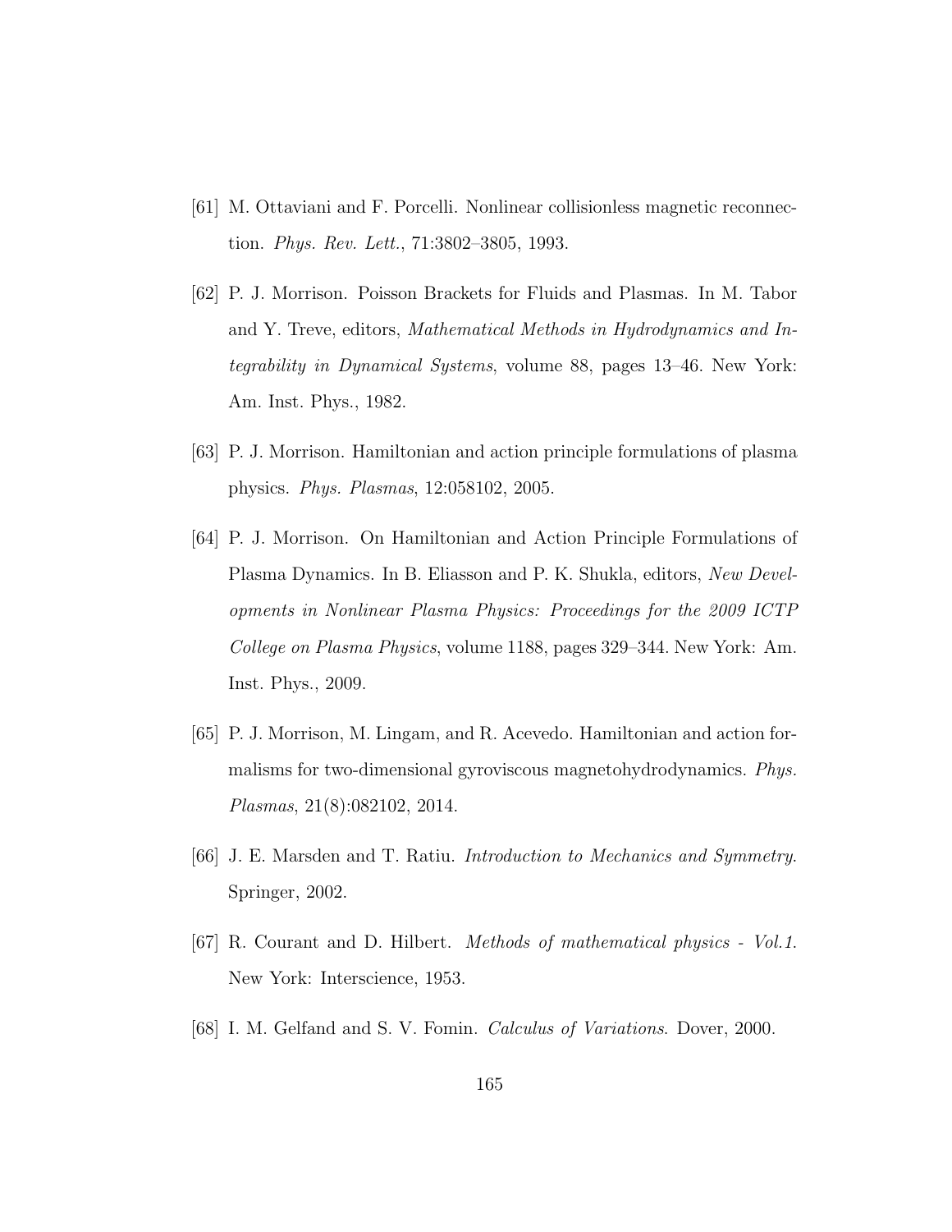[61] M. Ottaviani and F. Porcelli. Nonlinear collisionless magnetic reconnection. *Phys. Rev. Lett.*, 71:3802–3805, 1993.

[62] P. J. Morrison. Poisson Brackets for Fluids and Plasmas. In M. Tabor and Y. Treve, editors, *Mathematical Methods in Hydrodynamics and Integrability in Dynamical Systems*, volume 88, pages 13–46. New York: Am. Inst. Phys., 1982.

[63] P. J. Morrison. Hamiltonian and action principle formulations of plasma physics. *Phys. Plasmas*, 12:058102, 2005.

[64] P. J. Morrison. On Hamiltonian and Action Principle Formulations of Plasma Dynamics. In B. Eliasson and P. K. Shukla, editors, *New Developments in Nonlinear Plasma Physics: Proceedings for the 2009 ICTP College on Plasma Physics*, volume 1188, pages 329–344. New York: Am. Inst. Phys., 2009.

[65] P. J. Morrison, M. Lingam, and R. Acevedo. Hamiltonian and action formalisms for two-dimensional gyroviscous magnetohydrodynamics. *Phys. Plasmas*, 21(8):082102, 2014.

[66] J. E. Marsden and T. Ratiu. *Introduction to Mechanics and Symmetry*. Springer, 2002.

[67] R. Courant and D. Hilbert. *Methods of mathematical physics - Vol.1*. New York: Interscience, 1953.

[68] I. M. Gelfand and S. V. Fomin. *Calculus of Variations*. Dover, 2000.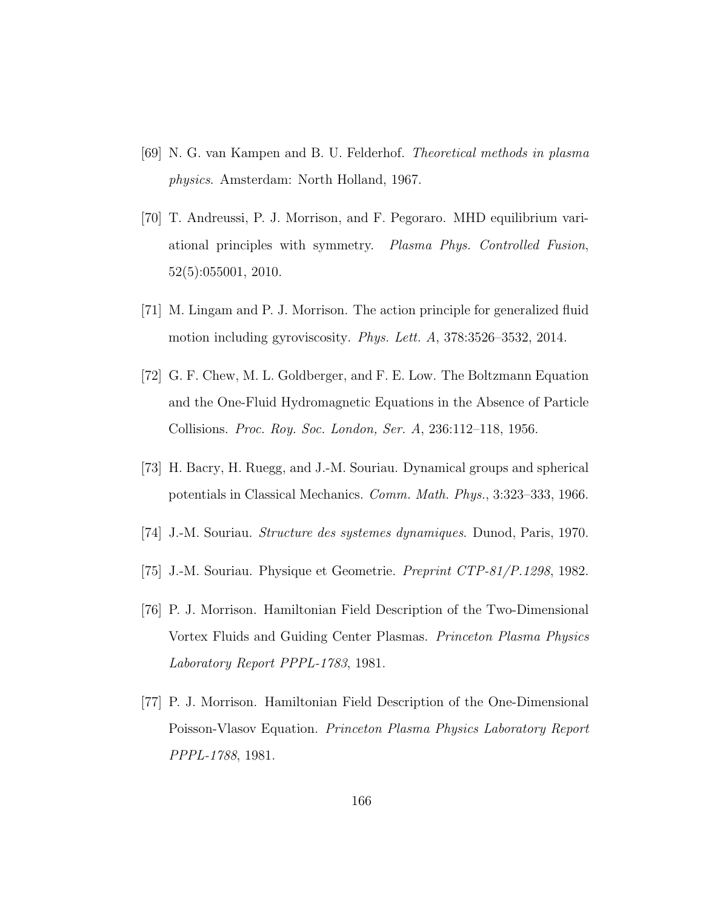[69] N. G. van Kampen and B. U. Felderhof. *Theoretical methods in plasma physics*. Amsterdam: North Holland, 1967.

[70] T. Andreussi, P. J. Morrison, and F. Pegoraro. MHD equilibrium variational principles with symmetry. *Plasma Phys. Controlled Fusion*, 52(5):055001, 2010.

[71] M. Lingam and P. J. Morrison. The action principle for generalized fluid motion including gyroviscosity. *Phys. Lett. A*, 378:3526–3532, 2014.

[72] G. F. Chew, M. L. Goldberger, and F. E. Low. The Boltzmann Equation and the One-Fluid Hydromagnetic Equations in the Absence of Particle Collisions. *Proc. Roy. Soc. London, Ser. A*, 236:112–118, 1956.

[73] H. Bacry, H. Ruegg, and J.-M. Souriau. Dynamical groups and spherical potentials in Classical Mechanics. *Comm. Math. Phys.*, 3:323–333, 1966.

[74] J.-M. Souriau. *Structure des systemes dynamiques*. Dunod, Paris, 1970.

[75] J.-M. Souriau. Physique et Geometrie. *Preprint CTP-81/P.1298*, 1982.

[76] P. J. Morrison. Hamiltonian Field Description of the Two-Dimensional Vortex Fluids and Guiding Center Plasmas. *Princeton Plasma Physics Laboratory Report PPPL-1783*, 1981.

[77] P. J. Morrison. Hamiltonian Field Description of the One-Dimensional Poisson-Vlasov Equation. *Princeton Plasma Physics Laboratory Report PPPL-1788*, 1981.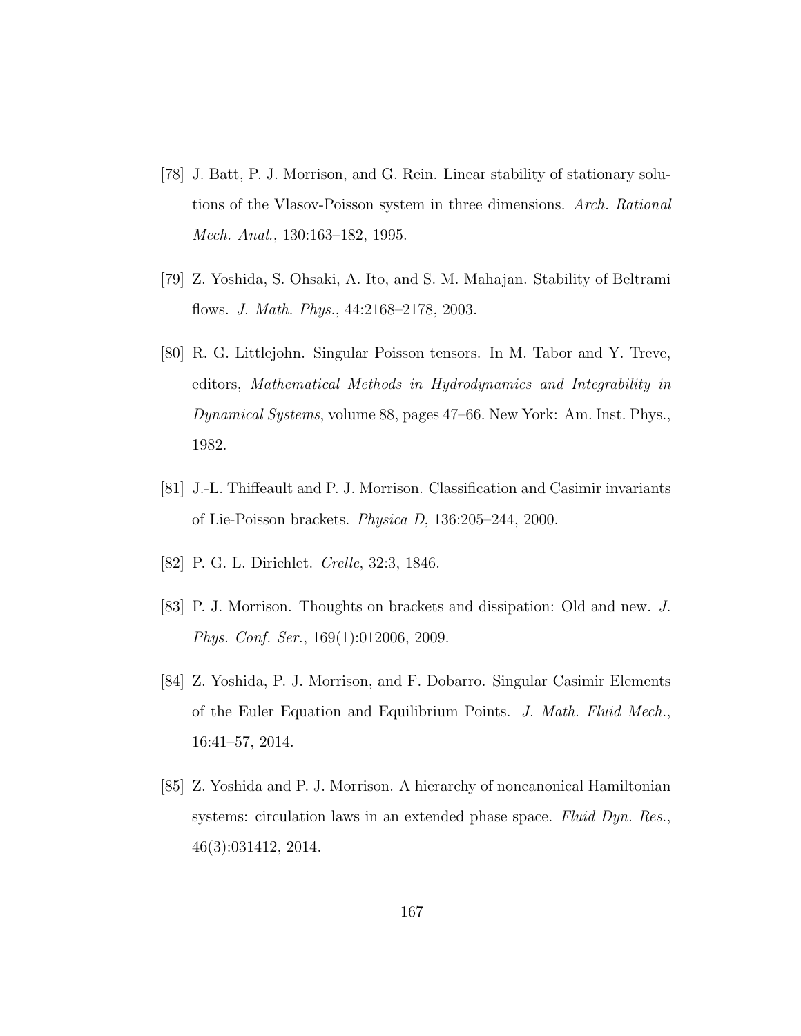[78] J. Batt, P. J. Morrison, and G. Rein. Linear stability of stationary solutions of the Vlasov-Poisson system in three dimensions. *Arch. Rational Mech. Anal.*, 130:163–182, 1995.

[79] Z. Yoshida, S. Ohsaki, A. Ito, and S. M. Mahajan. Stability of Beltrami flows. *J. Math. Phys.*, 44:2168–2178, 2003.

[80] R. G. Littlejohn. Singular Poisson tensors. In M. Tabor and Y. Treve, editors, *Mathematical Methods in Hydrodynamics and Integrability in Dynamical Systems*, volume 88, pages 47–66. New York: Am. Inst. Phys., 1982.

[81] J.-L. Thiffeault and P. J. Morrison. Classification and Casimir invariants of Lie-Poisson brackets. *Physica D*, 136:205–244, 2000.

[82] P. G. L. Dirichlet. *Crelle*, 32:3, 1846.

[83] P. J. Morrison. Thoughts on brackets and dissipation: Old and new. *J. Phys. Conf. Ser.*, 169(1):012006, 2009.

[84] Z. Yoshida, P. J. Morrison, and F. Dobarro. Singular Casimir Elements of the Euler Equation and Equilibrium Points. *J. Math. Fluid Mech.*, 16:41–57, 2014.

[85] Z. Yoshida and P. J. Morrison. A hierarchy of noncanonical Hamiltonian systems: circulation laws in an extended phase space. *Fluid Dyn. Res.*, 46(3):031412, 2014.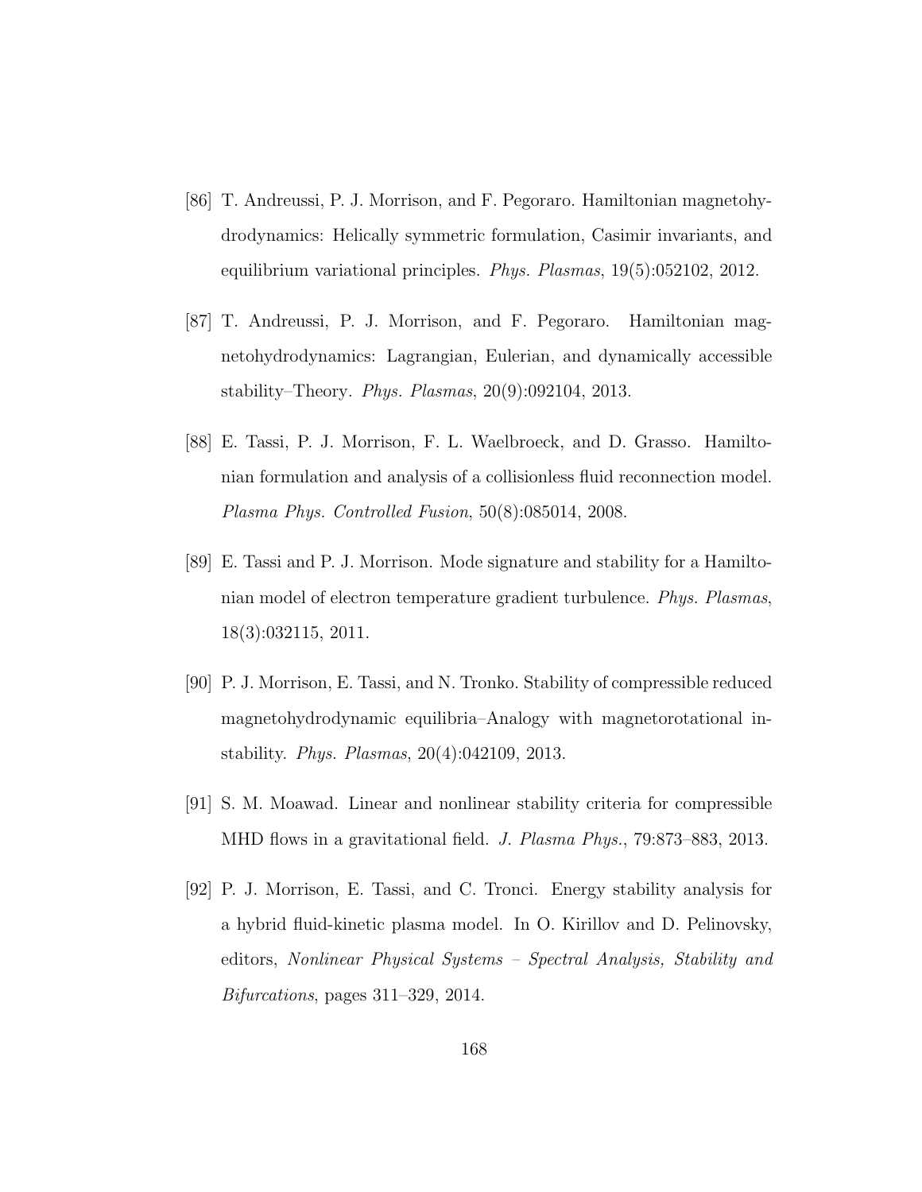[86] T. Andreussi, P. J. Morrison, and F. Pegoraro. Hamiltonian magnetohydrodynamics: Helically symmetric formulation, Casimir invariants, and equilibrium variational principles. *Phys. Plasmas*, 19(5):052102, 2012.

[87] T. Andreussi, P. J. Morrison, and F. Pegoraro. Hamiltonian magnetohydrodynamics: Lagrangian, Eulerian, and dynamically accessible stability–Theory. *Phys. Plasmas*, 20(9):092104, 2013.

[88] E. Tassi, P. J. Morrison, F. L. Waelbroeck, and D. Grasso. Hamiltonian formulation and analysis of a collisionless fluid reconnection model. *Plasma Phys. Controlled Fusion*, 50(8):085014, 2008.

[89] E. Tassi and P. J. Morrison. Mode signature and stability for a Hamiltonian model of electron temperature gradient turbulence. *Phys. Plasmas*, 18(3):032115, 2011.

[90] P. J. Morrison, E. Tassi, and N. Tronko. Stability of compressible reduced magnetohydrodynamic equilibria–Analogy with magnetorotational instability. *Phys. Plasmas*, 20(4):042109, 2013.

[91] S. M. Moawad. Linear and nonlinear stability criteria for compressible MHD flows in a gravitational field. *J. Plasma Phys.*, 79:873–883, 2013.

[92] P. J. Morrison, E. Tassi, and C. Tronci. Energy stability analysis for a hybrid fluid-kinetic plasma model. In O. Kirillov and D. Pelinovsky, editors, *Nonlinear Physical Systems – Spectral Analysis, Stability and Bifurcations*, pages 311–329, 2014.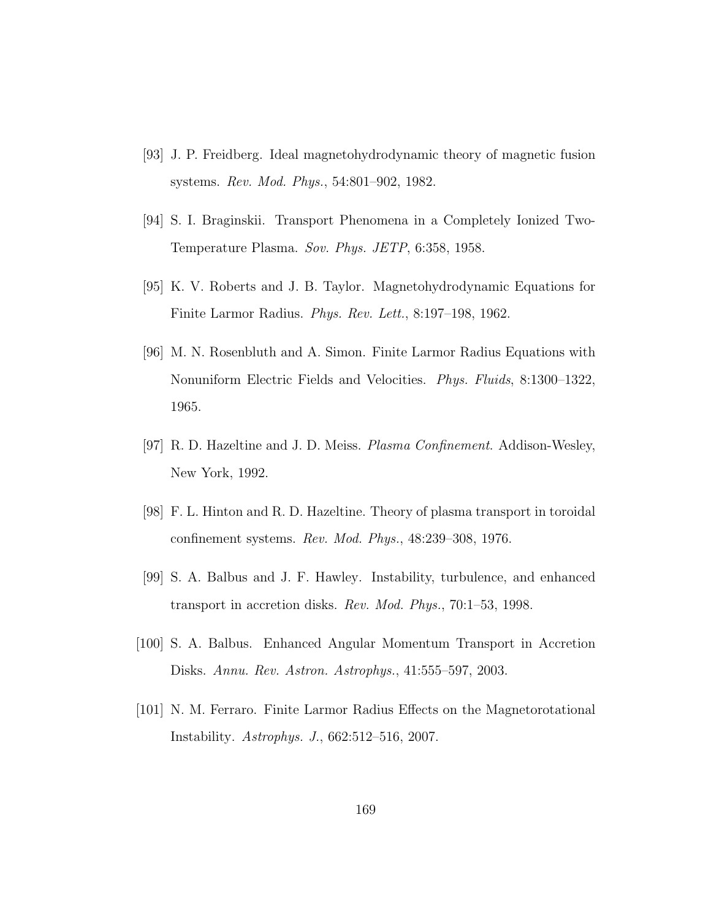[93] J. P. Freidberg. Ideal magnetohydrodynamic theory of magnetic fusion systems. *Rev. Mod. Phys.*, 54:801–902, 1982.

[94] S. I. Braginskii. Transport Phenomena in a Completely Ionized Two-Temperature Plasma. *Sov. Phys. JETP*, 6:358, 1958.

[95] K. V. Roberts and J. B. Taylor. Magnetohydrodynamic Equations for Finite Larmor Radius. *Phys. Rev. Lett.*, 8:197–198, 1962.

[96] M. N. Rosenbluth and A. Simon. Finite Larmor Radius Equations with Nonuniform Electric Fields and Velocities. *Phys. Fluids*, 8:1300–1322, 1965.

[97] R. D. Hazeltine and J. D. Meiss. *Plasma Confinement*. Addison-Wesley, New York, 1992.

[98] F. L. Hinton and R. D. Hazeltine. Theory of plasma transport in toroidal confinement systems. *Rev. Mod. Phys.*, 48:239–308, 1976.

[99] S. A. Balbus and J. F. Hawley. Instability, turbulence, and enhanced transport in accretion disks. *Rev. Mod. Phys.*, 70:1–53, 1998.

[100] S. A. Balbus. Enhanced Angular Momentum Transport in Accretion Disks. *Annu. Rev. Astron. Astrophys.*, 41:555–597, 2003.

[101] N. M. Ferraro. Finite Larmor Radius Effects on the Magnetorotational Instability. *Astrophys. J.*, 662:512–516, 2007.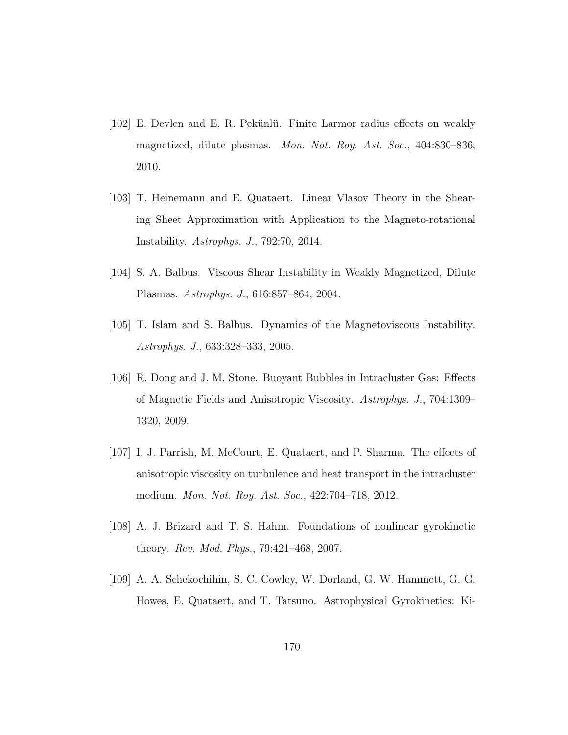[102] E. Devlen and E. R. Pekünlü. Finite Larmor radius effects on weakly magnetized, dilute plasmas. *Mon. Not. Roy. Ast. Soc.*, 404:830–836, 2010.

[103] T. Heinemann and E. Quataert. Linear Vlasov Theory in the Shearing Sheet Approximation with Application to the Magneto-rotational Instability. *Astrophys. J.*, 792:70, 2014.

[104] S. A. Balbus. Viscous Shear Instability in Weakly Magnetized, Dilute Plasmas. *Astrophys. J.*, 616:857–864, 2004.

[105] T. Islam and S. Balbus. Dynamics of the Magnetoviscous Instability. *Astrophys. J.*, 633:328–333, 2005.

[106] R. Dong and J. M. Stone. Buoyant Bubbles in Intracluster Gas: Effects of Magnetic Fields and Anisotropic Viscosity. *Astrophys. J.*, 704:1309–1320, 2009.

[107] I. J. Parrish, M. McCourt, E. Quataert, and P. Sharma. The effects of anisotropic viscosity on turbulence and heat transport in the intracluster medium. *Mon. Not. Roy. Ast. Soc.*, 422:704–718, 2012.

[108] A. J. Brizard and T. S. Hahm. Foundations of nonlinear gyrokinetic theory. *Rev. Mod. Phys.*, 79:421–468, 2007.

[109] A. A. Schekochihin, S. C. Cowley, W. Dorland, G. W. Hammett, G. G. Howes, E. Quataert, and T. Tatsuno. Astrophysical Gyrokinetics: Ki-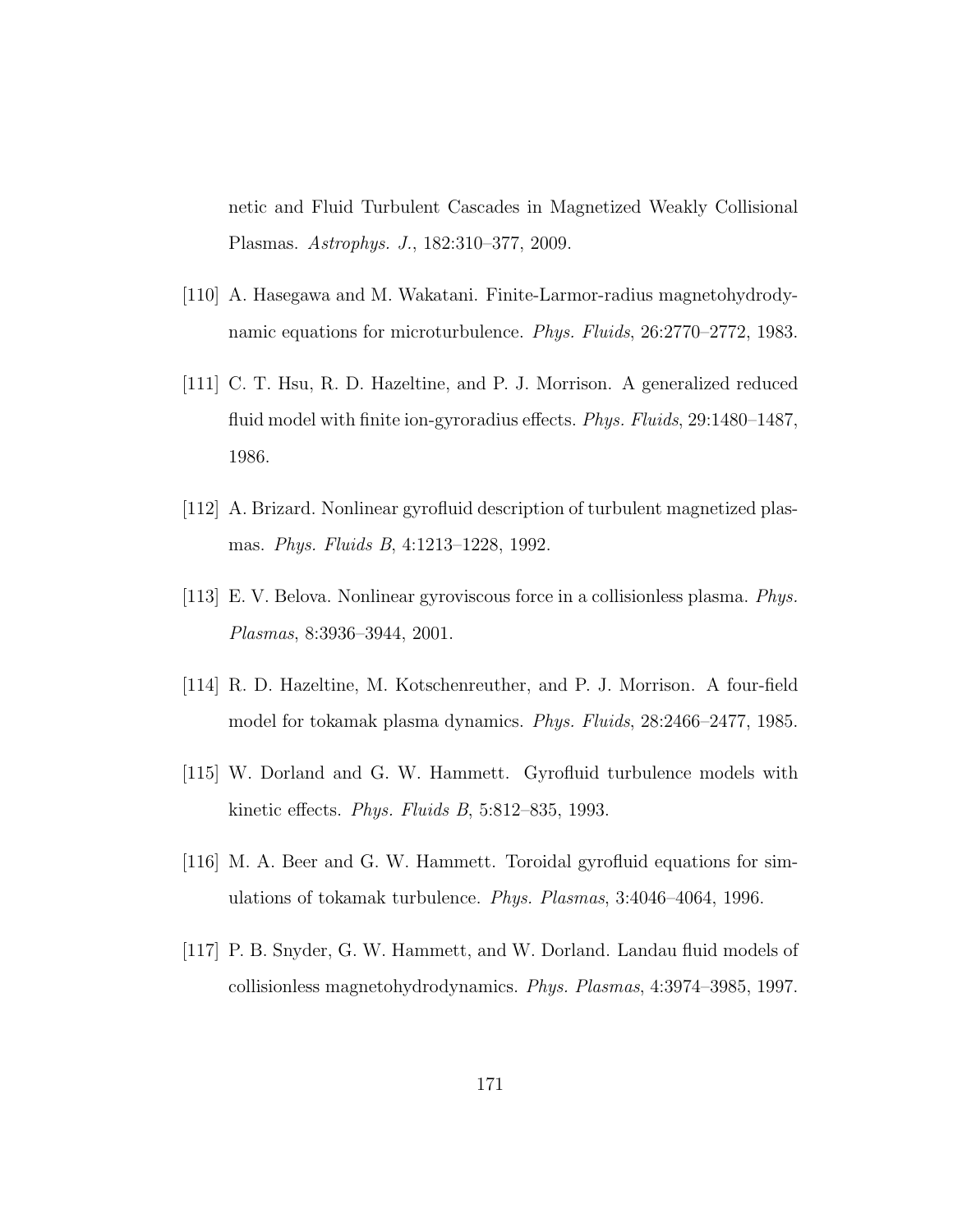netic and Fluid Turbulent Cascades in Magnetized Weakly Collisional Plasmas. *Astrophys. J.*, 182:310–377, 2009.

[110] A. Hasegawa and M. Wakatani. Finite-Larmor-radius magnetohydrodynamic equations for microturbulence. *Phys. Fluids*, 26:2770–2772, 1983.

[111] C. T. Hsu, R. D. Hazeltine, and P. J. Morrison. A generalized reduced fluid model with finite ion-gyroradius effects. *Phys. Fluids*, 29:1480–1487, 1986.

[112] A. Brizard. Nonlinear gyrofluid description of turbulent magnetized plasmas. *Phys. Fluids B*, 4:1213–1228, 1992.

[113] E. V. Belova. Nonlinear gyroviscous force in a collisionless plasma. *Phys. Plasmas*, 8:3936–3944, 2001.

[114] R. D. Hazeltine, M. Kotschenreuther, and P. J. Morrison. A four-field model for tokamak plasma dynamics. *Phys. Fluids*, 28:2466–2477, 1985.

[115] W. Dorland and G. W. Hammett. Gyrofluid turbulence models with kinetic effects. *Phys. Fluids B*, 5:812–835, 1993.

[116] M. A. Beer and G. W. Hammett. Toroidal gyrofluid equations for simulations of tokamak turbulence. *Phys. Plasmas*, 3:4046–4064, 1996.

[117] P. B. Snyder, G. W. Hammett, and W. Dorland. Landau fluid models of collisionless magnetohydrodynamics. *Phys. Plasmas*, 4:3974–3985, 1997.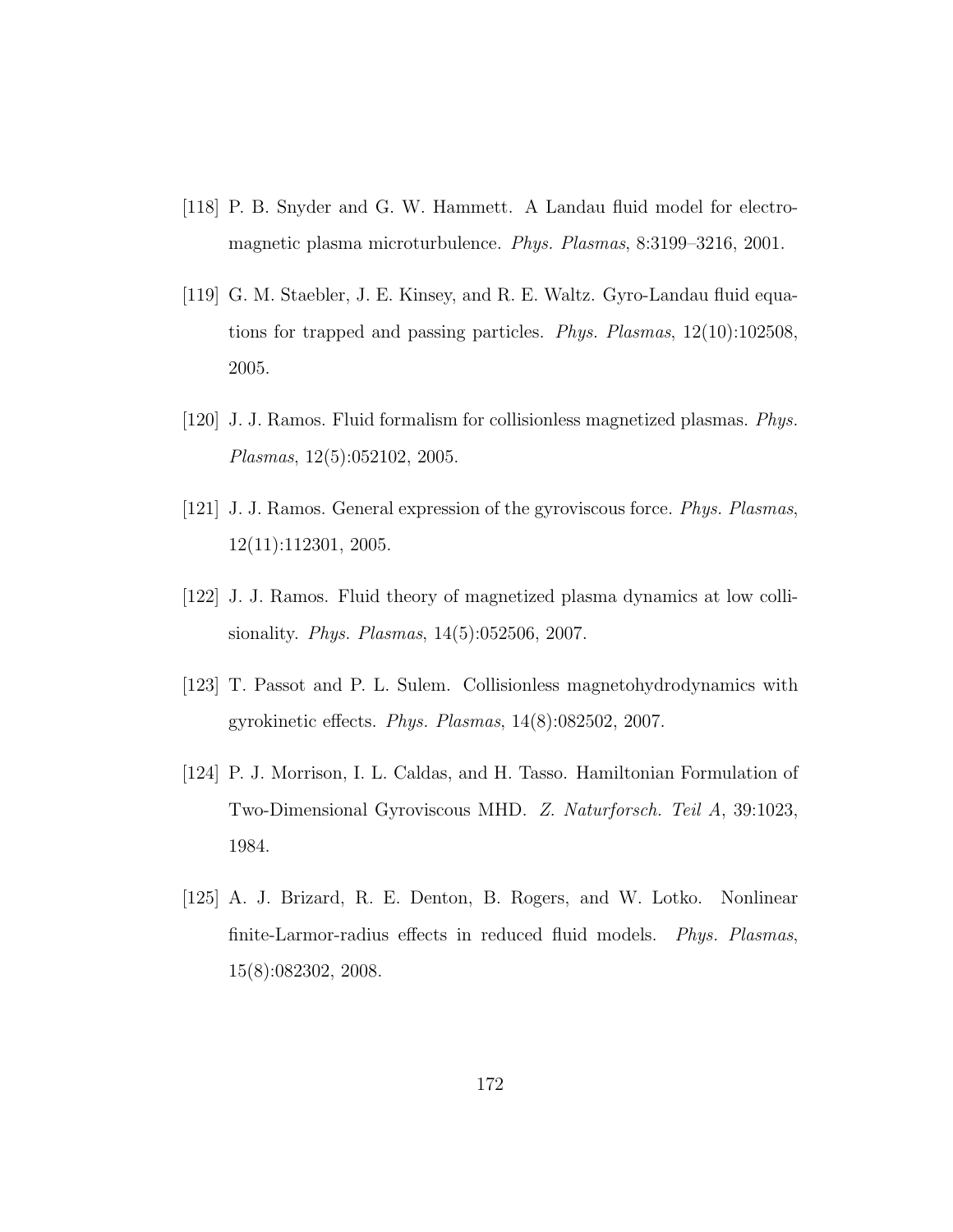[118] P. B. Snyder and G. W. Hammett. A Landau fluid model for electromagnetic plasma microturbulence. *Phys. Plasmas*, 8:3199–3216, 2001.

[119] G. M. Staebler, J. E. Kinsey, and R. E. Waltz. Gyro-Landau fluid equations for trapped and passing particles. *Phys. Plasmas*, 12(10):102508, 2005.

[120] J. J. Ramos. Fluid formalism for collisionless magnetized plasmas. *Phys. Plasmas*, 12(5):052102, 2005.

[121] J. J. Ramos. General expression of the gyroviscous force. *Phys. Plasmas*, 12(11):112301, 2005.

[122] J. J. Ramos. Fluid theory of magnetized plasma dynamics at low collisionality. *Phys. Plasmas*, 14(5):052506, 2007.

[123] T. Passot and P. L. Sulem. Collisionless magnetohydrodynamics with gyrokinetic effects. *Phys. Plasmas*, 14(8):082502, 2007.

[124] P. J. Morrison, I. L. Caldas, and H. Tasso. Hamiltonian Formulation of Two-Dimensional Gyroviscous MHD. *Z. Naturforsch. Teil A*, 39:1023, 1984.

[125] A. J. Brizard, R. E. Denton, B. Rogers, and W. Lotko. Nonlinear finite-Larmor-radius effects in reduced fluid models. *Phys. Plasmas*, 15(8):082302, 2008.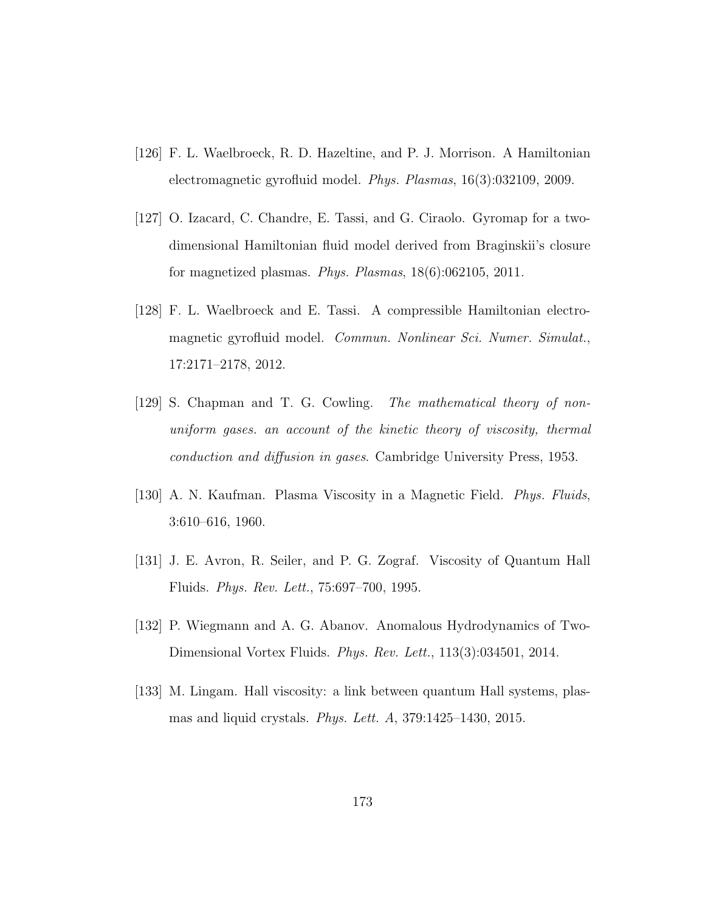[126] F. L. Waelbroeck, R. D. Hazeltine, and P. J. Morrison. A Hamiltonian electromagnetic gyrofluid model. *Phys. Plasmas*, 16(3):032109, 2009.

[127] O. Izacard, C. Chandre, E. Tassi, and G. Ciraolo. Gyromap for a two-dimensional Hamiltonian fluid model derived from Braginskii's closure for magnetized plasmas. *Phys. Plasmas*, 18(6):062105, 2011.

[128] F. L. Waelbroeck and E. Tassi. A compressible Hamiltonian electromagnetic gyrofluid model. *Commun. Nonlinear Sci. Numer. Simulat.*, 17:2171–2178, 2012.

[129] S. Chapman and T. G. Cowling. *The mathematical theory of non-uniform gases. an account of the kinetic theory of viscosity, thermal conduction and diffusion in gases*. Cambridge University Press, 1953.

[130] A. N. Kaufman. Plasma Viscosity in a Magnetic Field. *Phys. Fluids*, 3:610–616, 1960.

[131] J. E. Avron, R. Seiler, and P. G. Zograf. Viscosity of Quantum Hall Fluids. *Phys. Rev. Lett.*, 75:697–700, 1995.

[132] P. Wiegmann and A. G. Abanov. Anomalous Hydrodynamics of Two-Dimensional Vortex Fluids. *Phys. Rev. Lett.*, 113(3):034501, 2014.

[133] M. Lingam. Hall viscosity: a link between quantum Hall systems, plasmas and liquid crystals. *Phys. Lett. A*, 379:1425–1430, 2015.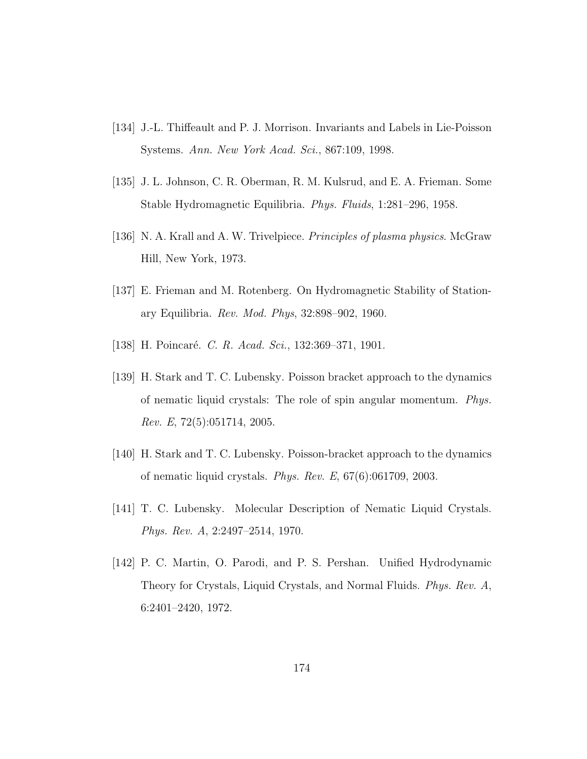[134] J.-L. Thiffeault and P. J. Morrison. Invariants and Labels in Lie-Poisson Systems. *Ann. New York Acad. Sci.*, 867:109, 1998.

[135] J. L. Johnson, C. R. Oberman, R. M. Kulsrud, and E. A. Frieman. Some Stable Hydromagnetic Equilibria. *Phys. Fluids*, 1:281–296, 1958.

[136] N. A. Krall and A. W. Trivelpiece. *Principles of plasma physics*. McGraw Hill, New York, 1973.

[137] E. Frieman and M. Rotenberg. On Hydromagnetic Stability of Stationary Equilibria. *Rev. Mod. Phys*, 32:898–902, 1960.

[138] H. Poincaré. *C. R. Acad. Sci.*, 132:369–371, 1901.

[139] H. Stark and T. C. Lubensky. Poisson bracket approach to the dynamics of nematic liquid crystals: The role of spin angular momentum. *Phys. Rev. E*, 72(5):051714, 2005.

[140] H. Stark and T. C. Lubensky. Poisson-bracket approach to the dynamics of nematic liquid crystals. *Phys. Rev. E*, 67(6):061709, 2003.

[141] T. C. Lubensky. Molecular Description of Nematic Liquid Crystals. *Phys. Rev. A*, 2:2497–2514, 1970.

[142] P. C. Martin, O. Parodi, and P. S. Pershan. Unified Hydrodynamic Theory for Crystals, Liquid Crystals, and Normal Fluids. *Phys. Rev. A*, 6:2401–2420, 1972.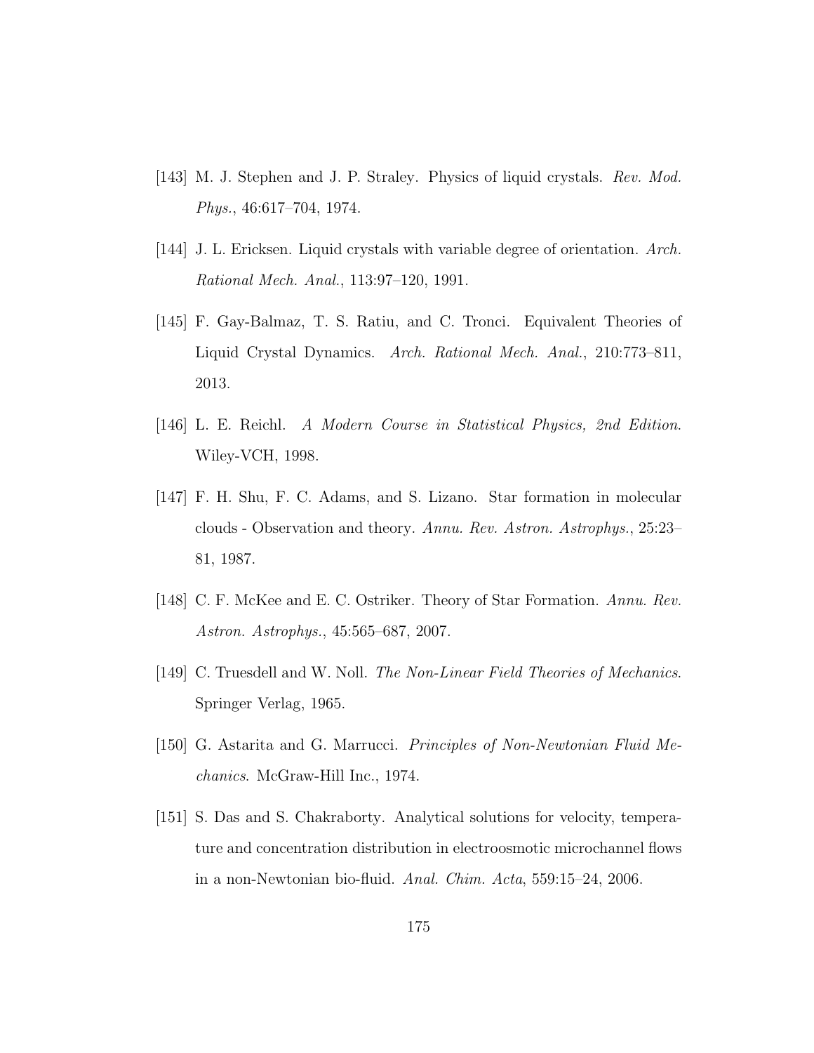[143] M. J. Stephen and J. P. Straley. Physics of liquid crystals. *Rev. Mod. Phys.*, 46:617–704, 1974.

[144] J. L. Ericksen. Liquid crystals with variable degree of orientation. *Arch. Rational Mech. Anal.*, 113:97–120, 1991.

[145] F. Gay-Balmaz, T. S. Ratiu, and C. Tronci. Equivalent Theories of Liquid Crystal Dynamics. *Arch. Rational Mech. Anal.*, 210:773–811, 2013.

[146] L. E. Reichl. *A Modern Course in Statistical Physics, 2nd Edition*. Wiley-VCH, 1998.

[147] F. H. Shu, F. C. Adams, and S. Lizano. Star formation in molecular clouds - Observation and theory. *Annu. Rev. Astron. Astrophys.*, 25:23–81, 1987.

[148] C. F. McKee and E. C. Ostriker. Theory of Star Formation. *Annu. Rev. Astron. Astrophys.*, 45:565–687, 2007.

[149] C. Truesdell and W. Noll. *The Non-Linear Field Theories of Mechanics*. Springer Verlag, 1965.

[150] G. Astarita and G. Marrucci. *Principles of Non-Newtonian Fluid Mechanics*. McGraw-Hill Inc., 1974.

[151] S. Das and S. Chakraborty. Analytical solutions for velocity, temperature and concentration distribution in electroosmotic microchannel flows in a non-Newtonian bio-fluid. *Anal. Chim. Acta*, 559:15–24, 2006.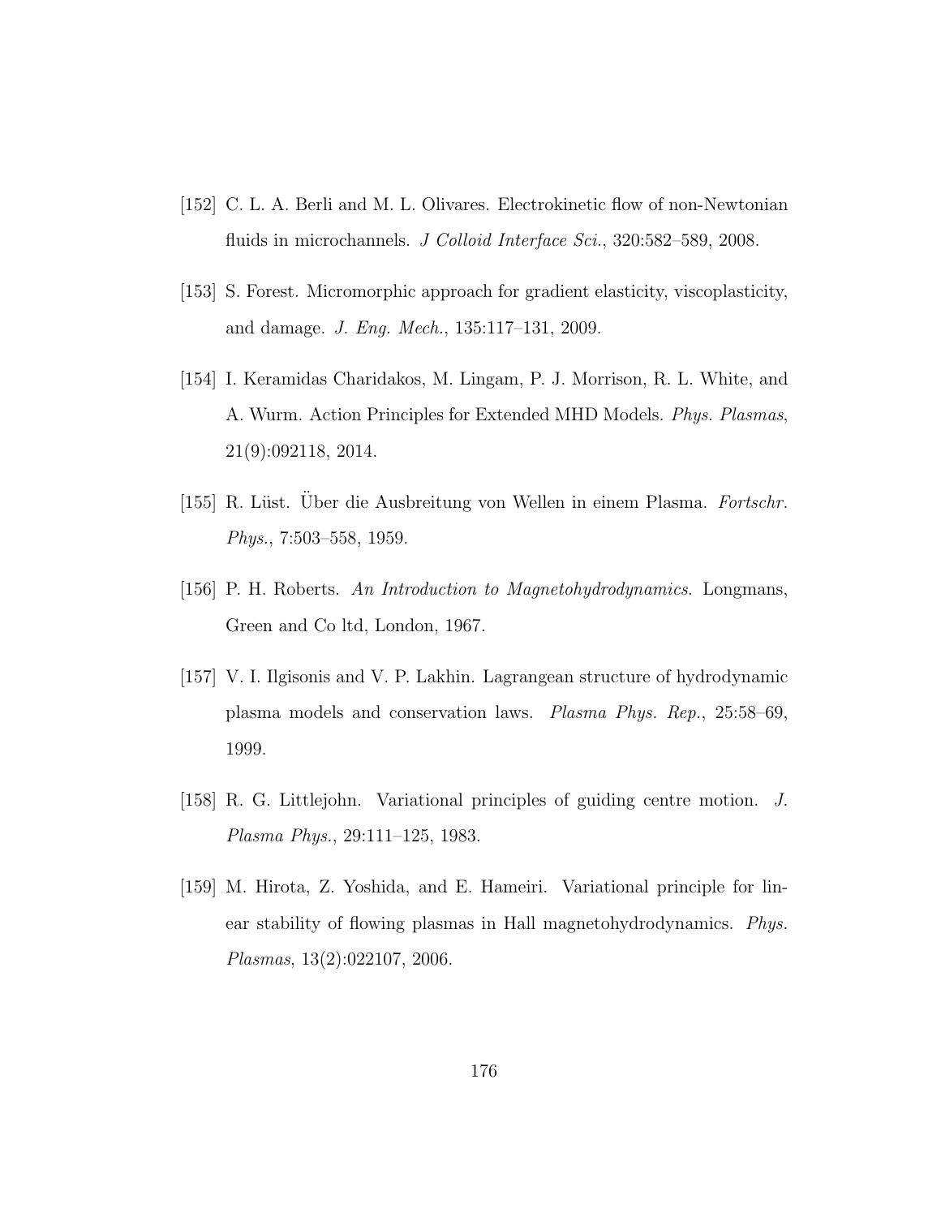[152] C. L. A. Berli and M. L. Olivares. Electrokinetic flow of non-Newtonian fluids in microchannels. *J Colloid Interface Sci.*, 320:582–589, 2008.

[153] S. Forest. Micromorphic approach for gradient elasticity, viscoplasticity, and damage. *J. Eng. Mech.*, 135:117–131, 2009.

[154] I. Keramidas Charidakos, M. Lingam, P. J. Morrison, R. L. White, and A. Wurm. Action Principles for Extended MHD Models. *Phys. Plasmas*, 21(9):092118, 2014.

[155] R. Lüst. Über die Ausbreitung von Wellen in einem Plasma. *Fortschr. Phys.*, 7:503–558, 1959.

[156] P. H. Roberts. *An Introduction to Magnetohydrodynamics*. Longmans, Green and Co ltd, London, 1967.

[157] V. I. Ilgisonis and V. P. Lakhin. Lagrangean structure of hydrodynamic plasma models and conservation laws. *Plasma Phys. Rep.*, 25:58–69, 1999.

[158] R. G. Littlejohn. Variational principles of guiding centre motion. *J. Plasma Phys.*, 29:111–125, 1983.

[159] M. Hirota, Z. Yoshida, and E. Hameiri. Variational principle for linear stability of flowing plasmas in Hall magnetohydrodynamics. *Phys. Plasmas*, 13(2):022107, 2006.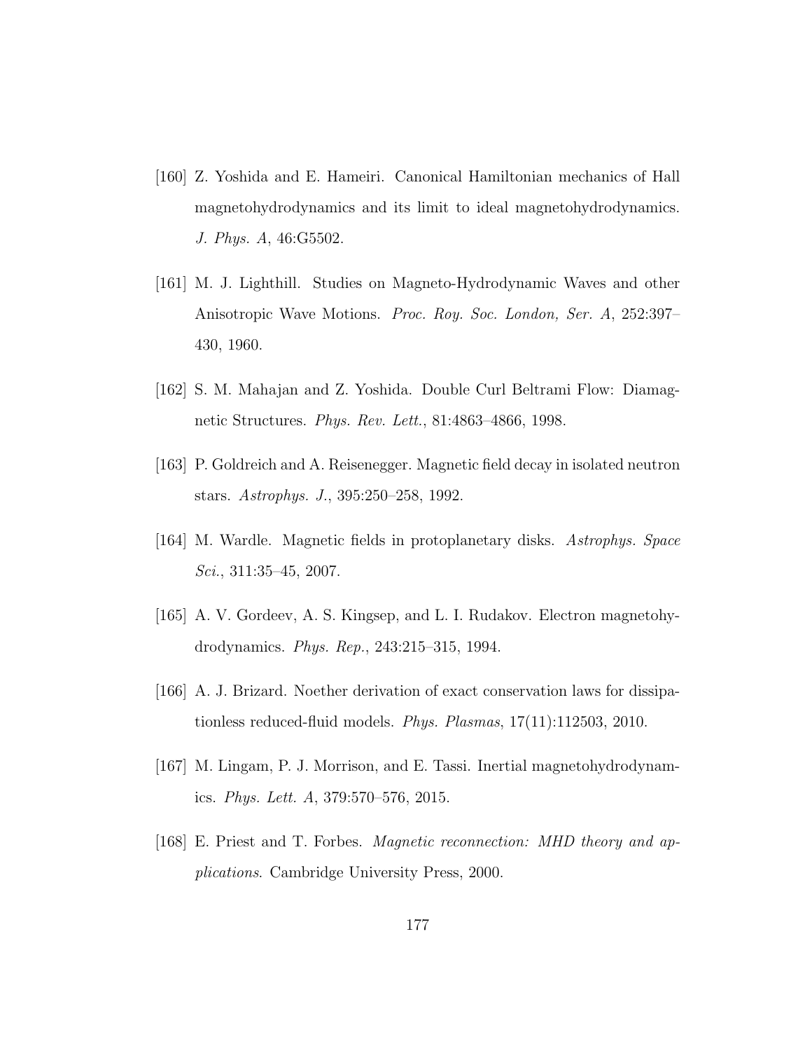[160] Z. Yoshida and E. Hameiri. Canonical Hamiltonian mechanics of Hall magnetohydrodynamics and its limit to ideal magnetohydrodynamics. *J. Phys. A*, 46:G5502.

[161] M. J. Lighthill. Studies on Magneto-Hydrodynamic Waves and other Anisotropic Wave Motions. *Proc. Roy. Soc. London, Ser. A*, 252:397–430, 1960.

[162] S. M. Mahajan and Z. Yoshida. Double Curl Beltrami Flow: Diamagnetic Structures. *Phys. Rev. Lett.*, 81:4863–4866, 1998.

[163] P. Goldreich and A. Reisenegger. Magnetic field decay in isolated neutron stars. *Astrophys. J.*, 395:250–258, 1992.

[164] M. Wardle. Magnetic fields in protoplanetary disks. *Astrophys. Space Sci.*, 311:35–45, 2007.

[165] A. V. Gordeev, A. S. Kingsep, and L. I. Rudakov. Electron magnetohydrodynamics. *Phys. Rep.*, 243:215–315, 1994.

[166] A. J. Brizard. Noether derivation of exact conservation laws for dissipationless reduced-fluid models. *Phys. Plasmas*, 17(11):112503, 2010.

[167] M. Lingam, P. J. Morrison, and E. Tassi. Inertial magnetohydrodynamics. *Phys. Lett. A*, 379:570–576, 2015.

[168] E. Priest and T. Forbes. *Magnetic reconnection: MHD theory and applications*. Cambridge University Press, 2000.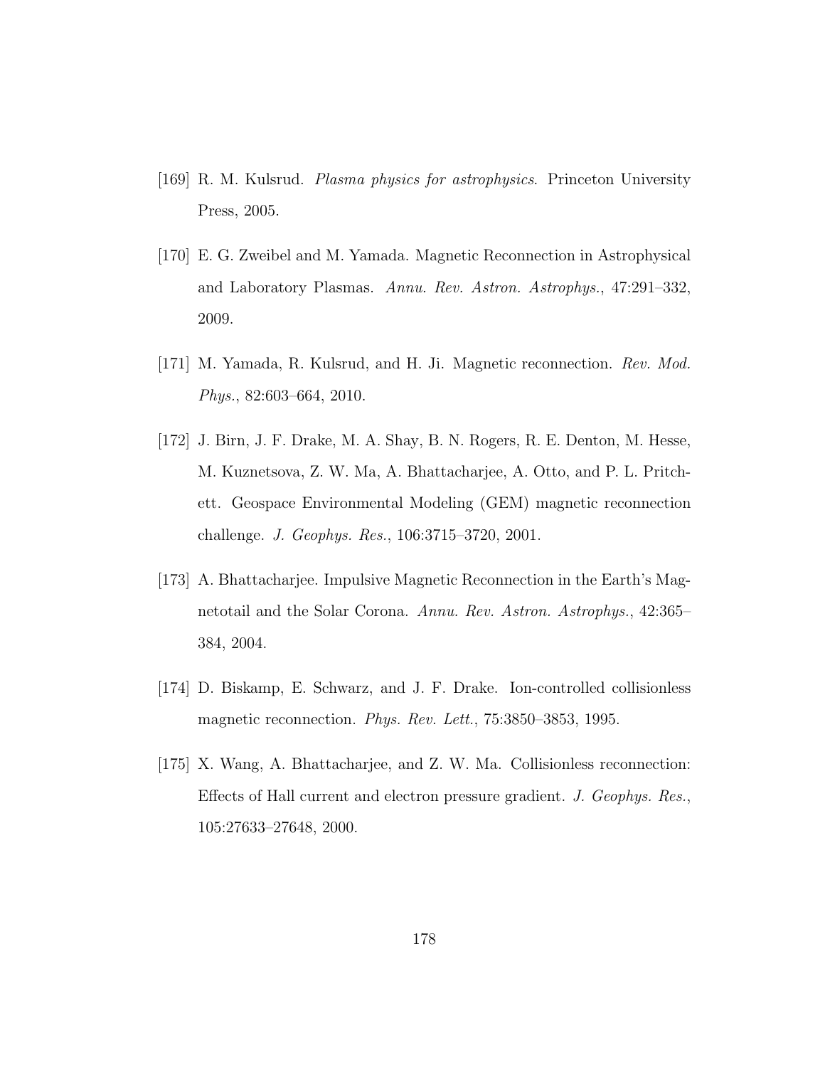[169] R. M. Kulsrud. *Plasma physics for astrophysics*. Princeton University Press, 2005.

[170] E. G. Zweibel and M. Yamada. Magnetic Reconnection in Astrophysical and Laboratory Plasmas. *Annu. Rev. Astron. Astrophys.*, 47:291–332, 2009.

[171] M. Yamada, R. Kulsrud, and H. Ji. Magnetic reconnection. *Rev. Mod. Phys.*, 82:603–664, 2010.

[172] J. Birn, J. F. Drake, M. A. Shay, B. N. Rogers, R. E. Denton, M. Hesse, M. Kuznetsova, Z. W. Ma, A. Bhattacharjee, A. Otto, and P. L. Pritchett. Geospace Environmental Modeling (GEM) magnetic reconnection challenge. *J. Geophys. Res.*, 106:3715–3720, 2001.

[173] A. Bhattacharjee. Impulsive Magnetic Reconnection in the Earth's Magnetotail and the Solar Corona. *Annu. Rev. Astron. Astrophys.*, 42:365–384, 2004.

[174] D. Biskamp, E. Schwarz, and J. F. Drake. Ion-controlled collisionless magnetic reconnection. *Phys. Rev. Lett.*, 75:3850–3853, 1995.

[175] X. Wang, A. Bhattacharjee, and Z. W. Ma. Collisionless reconnection: Effects of Hall current and electron pressure gradient. *J. Geophys. Res.*, 105:27633–27648, 2000.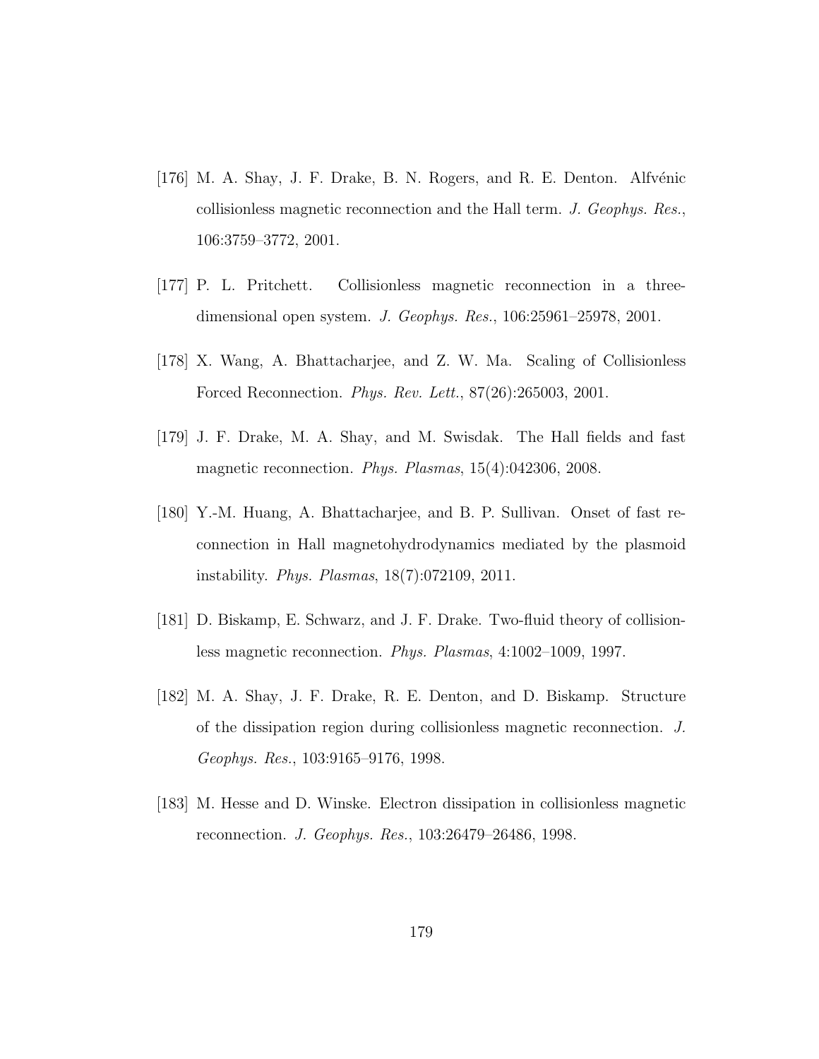[176] M. A. Shay, J. F. Drake, B. N. Rogers, and R. E. Denton. Alfvénic collisionless magnetic reconnection and the Hall term. *J. Geophys. Res.*, 106:3759–3772, 2001.

[177] P. L. Pritchett. Collisionless magnetic reconnection in a three-dimensional open system. *J. Geophys. Res.*, 106:25961–25978, 2001.

[178] X. Wang, A. Bhattacharjee, and Z. W. Ma. Scaling of Collisionless Forced Reconnection. *Phys. Rev. Lett.*, 87(26):265003, 2001.

[179] J. F. Drake, M. A. Shay, and M. Swisdak. The Hall fields and fast magnetic reconnection. *Phys. Plasmas*, 15(4):042306, 2008.

[180] Y.-M. Huang, A. Bhattacharjee, and B. P. Sullivan. Onset of fast reconnection in Hall magnetohydrodynamics mediated by the plasmoid instability. *Phys. Plasmas*, 18(7):072109, 2011.

[181] D. Biskamp, E. Schwarz, and J. F. Drake. Two-fluid theory of collisionless magnetic reconnection. *Phys. Plasmas*, 4:1002–1009, 1997.

[182] M. A. Shay, J. F. Drake, R. E. Denton, and D. Biskamp. Structure of the dissipation region during collisionless magnetic reconnection. *J. Geophys. Res.*, 103:9165–9176, 1998.

[183] M. Hesse and D. Winske. Electron dissipation in collisionless magnetic reconnection. *J. Geophys. Res.*, 103:26479–26486, 1998.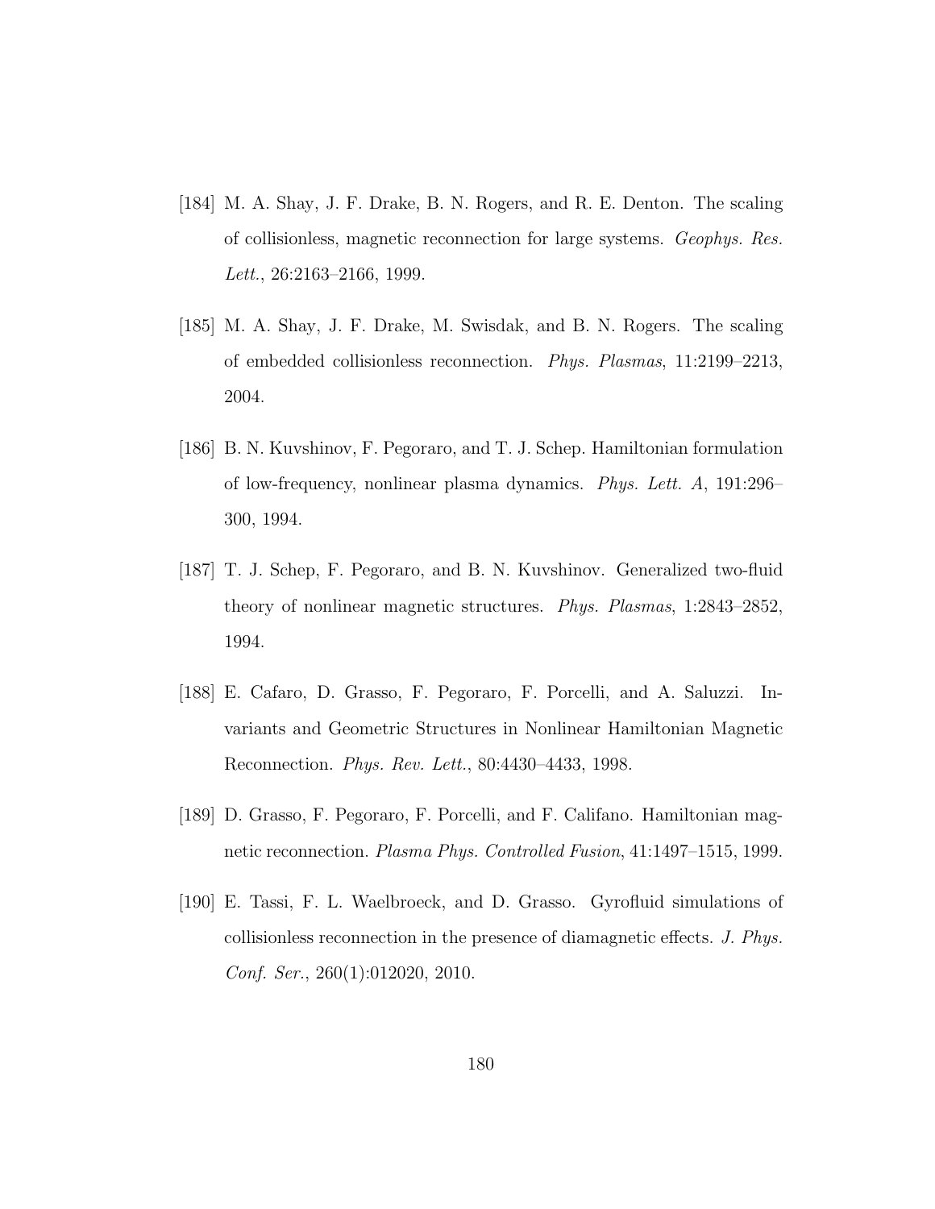[184] M. A. Shay, J. F. Drake, B. N. Rogers, and R. E. Denton. The scaling of collisionless, magnetic reconnection for large systems. *Geophys. Res. Lett.*, 26:2163–2166, 1999.

[185] M. A. Shay, J. F. Drake, M. Swisdak, and B. N. Rogers. The scaling of embedded collisionless reconnection. *Phys. Plasmas*, 11:2199–2213, 2004.

[186] B. N. Kuvshinov, F. Pegoraro, and T. J. Schep. Hamiltonian formulation of low-frequency, nonlinear plasma dynamics. *Phys. Lett. A*, 191:296–300, 1994.

[187] T. J. Schep, F. Pegoraro, and B. N. Kuvshinov. Generalized two-fluid theory of nonlinear magnetic structures. *Phys. Plasmas*, 1:2843–2852, 1994.

[188] E. Cafaro, D. Grasso, F. Pegoraro, F. Porcelli, and A. Saluzzi. Invariants and Geometric Structures in Nonlinear Hamiltonian Magnetic Reconnection. *Phys. Rev. Lett.*, 80:4430–4433, 1998.

[189] D. Grasso, F. Pegoraro, F. Porcelli, and F. Califano. Hamiltonian magnetic reconnection. *Plasma Phys. Controlled Fusion*, 41:1497–1515, 1999.

[190] E. Tassi, F. L. Waelbroeck, and D. Grasso. Gyrofluid simulations of collisionless reconnection in the presence of diamagnetic effects. *J. Phys. Conf. Ser.*, 260(1):012020, 2010.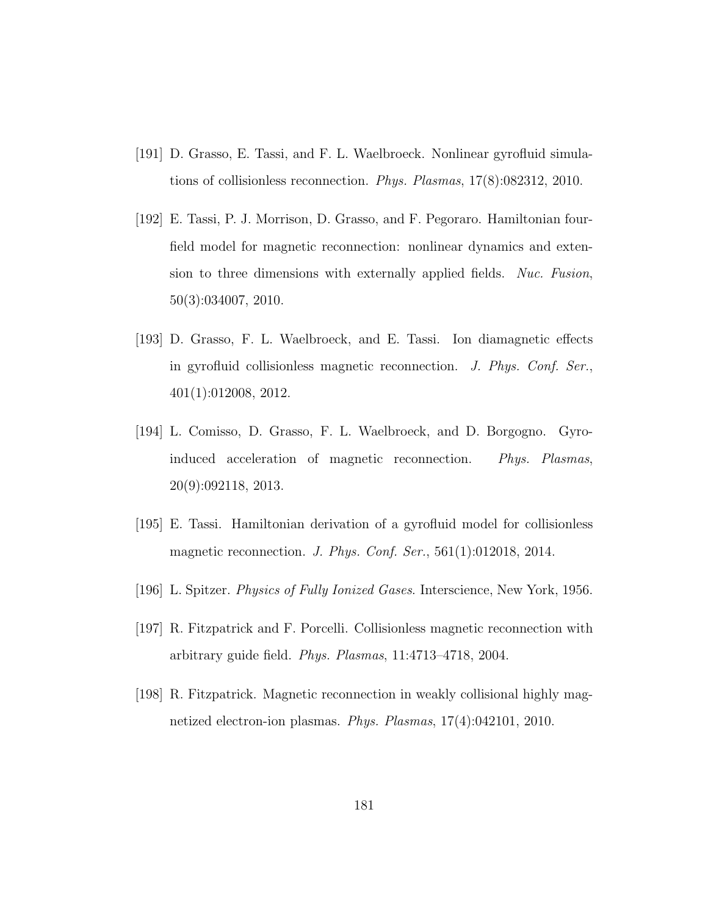[191] D. Grasso, E. Tassi, and F. L. Waelbroeck. Nonlinear gyrofluid simulations of collisionless reconnection. *Phys. Plasmas*, 17(8):082312, 2010.

[192] E. Tassi, P. J. Morrison, D. Grasso, and F. Pegoraro. Hamiltonian four-field model for magnetic reconnection: nonlinear dynamics and extension to three dimensions with externally applied fields. *Nuc. Fusion*, 50(3):034007, 2010.

[193] D. Grasso, F. L. Waelbroeck, and E. Tassi. Ion diamagnetic effects in gyrofluid collisionless magnetic reconnection. *J. Phys. Conf. Ser.*, 401(1):012008, 2012.

[194] L. Comisso, D. Grasso, F. L. Waelbroeck, and D. Borgogno. Gyro-induced acceleration of magnetic reconnection. *Phys. Plasmas*, 20(9):092118, 2013.

[195] E. Tassi. Hamiltonian derivation of a gyrofluid model for collisionless magnetic reconnection. *J. Phys. Conf. Ser.*, 561(1):012018, 2014.

[196] L. Spitzer. *Physics of Fully Ionized Gases*. Interscience, New York, 1956.

[197] R. Fitzpatrick and F. Porcelli. Collisionless magnetic reconnection with arbitrary guide field. *Phys. Plasmas*, 11:4713–4718, 2004.

[198] R. Fitzpatrick. Magnetic reconnection in weakly collisional highly magnetized electron-ion plasmas. *Phys. Plasmas*, 17(4):042101, 2010.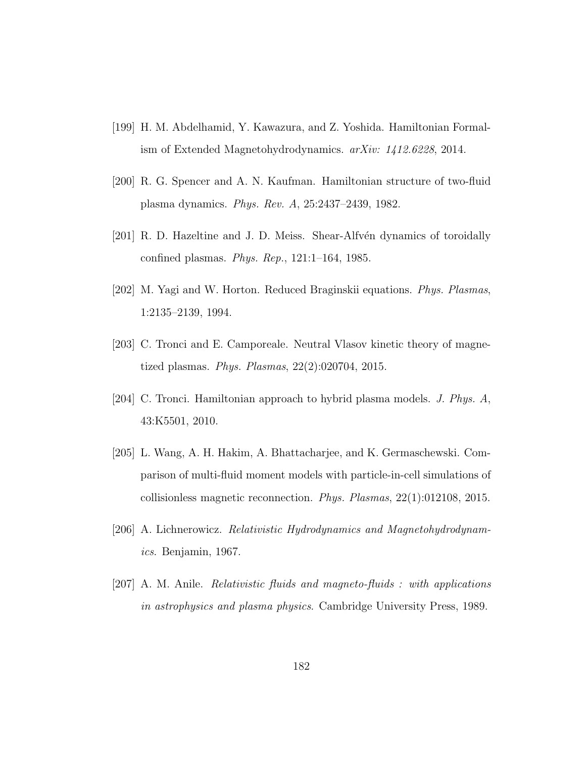[199] H. M. Abdelhamid, Y. Kawazura, and Z. Yoshida. Hamiltonian Formalism of Extended Magnetohydrodynamics. *arXiv: 1412.6228*, 2014.

[200] R. G. Spencer and A. N. Kaufman. Hamiltonian structure of two-fluid plasma dynamics. *Phys. Rev. A*, 25:2437–2439, 1982.

[201] R. D. Hazeltine and J. D. Meiss. Shear-Alfvén dynamics of toroidally confined plasmas. *Phys. Rep.*, 121:1–164, 1985.

[202] M. Yagi and W. Horton. Reduced Braginskii equations. *Phys. Plasmas*, 1:2135–2139, 1994.

[203] C. Tronci and E. Camporeale. Neutral Vlasov kinetic theory of magnetized plasmas. *Phys. Plasmas*, 22(2):020704, 2015.

[204] C. Tronci. Hamiltonian approach to hybrid plasma models. *J. Phys. A*, 43:K5501, 2010.

[205] L. Wang, A. H. Hakim, A. Bhattacharjee, and K. Germaschewski. Comparison of multi-fluid moment models with particle-in-cell simulations of collisionless magnetic reconnection. *Phys. Plasmas*, 22(1):012108, 2015.

[206] A. Lichnerowicz. *Relativistic Hydrodynamics and Magnetohydrodynamics*. Benjamin, 1967.

[207] A. M. Anile. *Relativistic fluids and magneto-fluids : with applications in astrophysics and plasma physics*. Cambridge University Press, 1989.